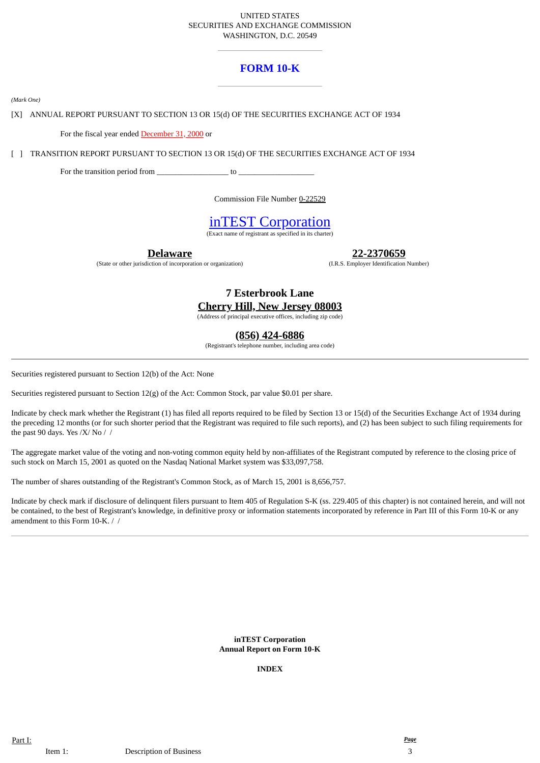UNITED STATES
SECURITIES AND EXCHANGE COMMISSION
WASHINGTON, D.C. 20549

---

# FORM 10-K

---

*(Mark One)*

[X] ANNUAL REPORT PURSUANT TO SECTION 13 OR 15(d) OF THE SECURITIES EXCHANGE ACT OF 1934

For the fiscal year ended December 31, 2000 or

[ ] TRANSITION REPORT PURSUANT TO SECTION 13 OR 15(d) OF THE SECURITIES EXCHANGE ACT OF 1934

For the transition period from _________________ to __________________

Commission File Number 0-22529

## inTEST Corporation

(Exact name of registrant as specified in its charter)

| **Delaware** | **22-2370659** |
|---|---|
| (State or other jurisdiction of incorporation or organization) | (I.R.S. Employer Identification Number) |

**7 Esterbrook Lane**
**Cherry Hill, New Jersey 08003**
(Address of principal executive offices, including zip code)

**(856) 424-6886**
(Registrant's telephone number, including area code)

---

Securities registered pursuant to Section 12(b) of the Act: None

Securities registered pursuant to Section 12(g) of the Act: Common Stock, par value $0.01 per share.

Indicate by check mark whether the Registrant (1) has filed all reports required to be filed by Section 13 or 15(d) of the Securities Exchange Act of 1934 during the preceding 12 months (or for such shorter period that the Registrant was required to file such reports), and (2) has been subject to such filing requirements for the past 90 days. Yes /X/ No / /

The aggregate market value of the voting and non-voting common equity held by non-affiliates of the Registrant computed by reference to the closing price of such stock on March 15, 2001 as quoted on the Nasdaq National Market system was $33,097,758.

The number of shares outstanding of the Registrant's Common Stock, as of March 15, 2001 is 8,656,757.

Indicate by check mark if disclosure of delinquent filers pursuant to Item 405 of Regulation S-K (ss. 229.405 of this chapter) is not contained herein, and will not be contained, to the best of Registrant's knowledge, in definitive proxy or information statements incorporated by reference in Part III of this Form 10-K or any amendment to this Form 10-K. / /

---

**inTEST Corporation**
**Annual Report on Form 10-K**

**INDEX**

| Part I: | | | ***Page*** |
|---|---|---|---|
| | Item 1: | Description of Business | 3 |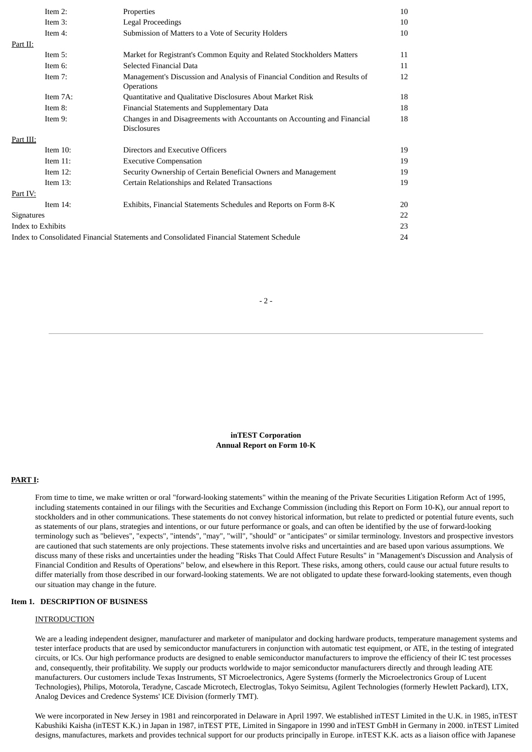| | | | |
|---|---|---|---|
| | Item 2: | Properties | 10 |
| | Item 3: | Legal Proceedings | 10 |
| | Item 4: | Submission of Matters to a Vote of Security Holders | 10 |
| Part II: | | | |
| | Item 5: | Market for Registrant's Common Equity and Related Stockholders Matters | 11 |
| | Item 6: | Selected Financial Data | 11 |
| | Item 7: | Management's Discussion and Analysis of Financial Condition and Results of Operations | 12 |
| | Item 7A: | Quantitative and Qualitative Disclosures About Market Risk | 18 |
| | Item 8: | Financial Statements and Supplementary Data | 18 |
| | Item 9: | Changes in and Disagreements with Accountants on Accounting and Financial Disclosures | 18 |
| Part III: | | | |
| | Item 10: | Directors and Executive Officers | 19 |
| | Item 11: | Executive Compensation | 19 |
| | Item 12: | Security Ownership of Certain Beneficial Owners and Management | 19 |
| | Item 13: | Certain Relationships and Related Transactions | 19 |
| Part IV: | | | |
| | Item 14: | Exhibits, Financial Statements Schedules and Reports on Form 8-K | 20 |
| Signatures | | | 22 |
| Index to Exhibits | | | 23 |
| Index to Consolidated Financial Statements and Consolidated Financial Statement Schedule | | | 24 |

**inTEST Corporation**
**Annual Report on Form 10-K**

**PART I:**

From time to time, we make written or oral "forward-looking statements" within the meaning of the Private Securities Litigation Reform Act of 1995, including statements contained in our filings with the Securities and Exchange Commission (including this Report on Form 10-K), our annual report to stockholders and in other communications. These statements do not convey historical information, but relate to predicted or potential future events, such as statements of our plans, strategies and intentions, or our future performance or goals, and can often be identified by the use of forward-looking terminology such as "believes", "expects", "intends", "may", "will", "should" or "anticipates" or similar terminology. Investors and prospective investors are cautioned that such statements are only projections. These statements involve risks and uncertainties and are based upon various assumptions. We discuss many of these risks and uncertainties under the heading "Risks That Could Affect Future Results" in "Management's Discussion and Analysis of Financial Condition and Results of Operations" below, and elsewhere in this Report. These risks, among others, could cause our actual future results to differ materially from those described in our forward-looking statements. We are not obligated to update these forward-looking statements, even though our situation may change in the future.

**Item 1. DESCRIPTION OF BUSINESS**

INTRODUCTION

We are a leading independent designer, manufacturer and marketer of manipulator and docking hardware products, temperature management systems and tester interface products that are used by semiconductor manufacturers in conjunction with automatic test equipment, or ATE, in the testing of integrated circuits, or ICs. Our high performance products are designed to enable semiconductor manufacturers to improve the efficiency of their IC test processes and, consequently, their profitability. We supply our products worldwide to major semiconductor manufacturers directly and through leading ATE manufacturers. Our customers include Texas Instruments, ST Microelectronics, Agere Systems (formerly the Microelectronics Group of Lucent Technologies), Philips, Motorola, Teradyne, Cascade Microtech, Electroglas, Tokyo Seimitsu, Agilent Technologies (formerly Hewlett Packard), LTX, Analog Devices and Credence Systems' ICE Division (formerly TMT).

We were incorporated in New Jersey in 1981 and reincorporated in Delaware in April 1997. We established inTEST Limited in the U.K. in 1985, inTEST Kabushiki Kaisha (inTEST K.K.) in Japan in 1987, inTEST PTE, Limited in Singapore in 1990 and inTEST GmbH in Germany in 2000. inTEST Limited designs, manufactures, markets and provides technical support for our products principally in Europe. inTEST K.K. acts as a liaison office with Japanese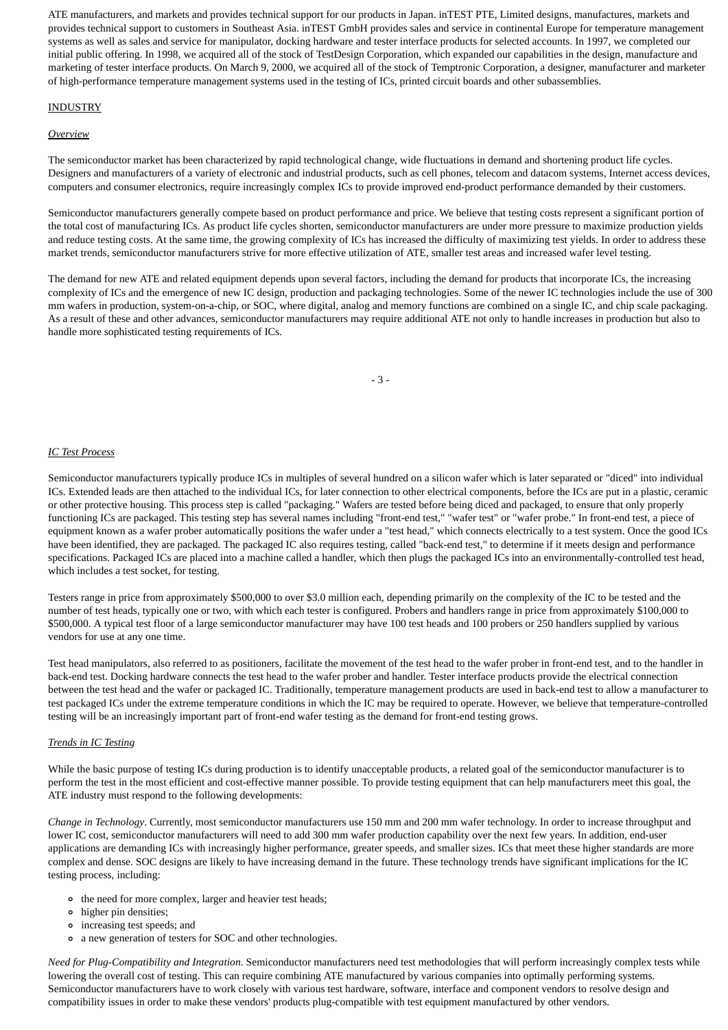ATE manufacturers, and markets and provides technical support for our products in Japan. inTEST PTE, Limited designs, manufactures, markets and provides technical support to customers in Southeast Asia. inTEST GmbH provides sales and service in continental Europe for temperature management systems as well as sales and service for manipulator, docking hardware and tester interface products for selected accounts. In 1997, we completed our initial public offering. In 1998, we acquired all of the stock of TestDesign Corporation, which expanded our capabilities in the design, manufacture and marketing of tester interface products. On March 9, 2000, we acquired all of the stock of Temptronic Corporation, a designer, manufacturer and marketer of high-performance temperature management systems used in the testing of ICs, printed circuit boards and other subassemblies.

## INDUSTRY

### *Overview*

The semiconductor market has been characterized by rapid technological change, wide fluctuations in demand and shortening product life cycles. Designers and manufacturers of a variety of electronic and industrial products, such as cell phones, telecom and datacom systems, Internet access devices, computers and consumer electronics, require increasingly complex ICs to provide improved end-product performance demanded by their customers.

Semiconductor manufacturers generally compete based on product performance and price. We believe that testing costs represent a significant portion of the total cost of manufacturing ICs. As product life cycles shorten, semiconductor manufacturers are under more pressure to maximize production yields and reduce testing costs. At the same time, the growing complexity of ICs has increased the difficulty of maximizing test yields. In order to address these market trends, semiconductor manufacturers strive for more effective utilization of ATE, smaller test areas and increased wafer level testing.

The demand for new ATE and related equipment depends upon several factors, including the demand for products that incorporate ICs, the increasing complexity of ICs and the emergence of new IC design, production and packaging technologies. Some of the newer IC technologies include the use of 300 mm wafers in production, system-on-a-chip, or SOC, where digital, analog and memory functions are combined on a single IC, and chip scale packaging. As a result of these and other advances, semiconductor manufacturers may require additional ATE not only to handle increases in production but also to handle more sophisticated testing requirements of ICs.

### *IC Test Process*

Semiconductor manufacturers typically produce ICs in multiples of several hundred on a silicon wafer which is later separated or "diced" into individual ICs. Extended leads are then attached to the individual ICs, for later connection to other electrical components, before the ICs are put in a plastic, ceramic or other protective housing. This process step is called "packaging." Wafers are tested before being diced and packaged, to ensure that only properly functioning ICs are packaged. This testing step has several names including "front-end test," "wafer test" or "wafer probe." In front-end test, a piece of equipment known as a wafer prober automatically positions the wafer under a "test head," which connects electrically to a test system. Once the good ICs have been identified, they are packaged. The packaged IC also requires testing, called "back-end test," to determine if it meets design and performance specifications. Packaged ICs are placed into a machine called a handler, which then plugs the packaged ICs into an environmentally-controlled test head, which includes a test socket, for testing.

Testers range in price from approximately $500,000 to over $3.0 million each, depending primarily on the complexity of the IC to be tested and the number of test heads, typically one or two, with which each tester is configured. Probers and handlers range in price from approximately $100,000 to $500,000. A typical test floor of a large semiconductor manufacturer may have 100 test heads and 100 probers or 250 handlers supplied by various vendors for use at any one time.

Test head manipulators, also referred to as positioners, facilitate the movement of the test head to the wafer prober in front-end test, and to the handler in back-end test. Docking hardware connects the test head to the wafer prober and handler. Tester interface products provide the electrical connection between the test head and the wafer or packaged IC. Traditionally, temperature management products are used in back-end test to allow a manufacturer to test packaged ICs under the extreme temperature conditions in which the IC may be required to operate. However, we believe that temperature-controlled testing will be an increasingly important part of front-end wafer testing as the demand for front-end testing grows.

### *Trends in IC Testing*

While the basic purpose of testing ICs during production is to identify unacceptable products, a related goal of the semiconductor manufacturer is to perform the test in the most efficient and cost-effective manner possible. To provide testing equipment that can help manufacturers meet this goal, the ATE industry must respond to the following developments:

*Change in Technology*. Currently, most semiconductor manufacturers use 150 mm and 200 mm wafer technology. In order to increase throughput and lower IC cost, semiconductor manufacturers will need to add 300 mm wafer production capability over the next few years. In addition, end-user applications are demanding ICs with increasingly higher performance, greater speeds, and smaller sizes. ICs that meet these higher standards are more complex and dense. SOC designs are likely to have increasing demand in the future. These technology trends have significant implications for the IC testing process, including:

- the need for more complex, larger and heavier test heads;
- higher pin densities;
- increasing test speeds; and
- a new generation of testers for SOC and other technologies.

*Need for Plug-Compatibility and Integration*. Semiconductor manufacturers need test methodologies that will perform increasingly complex tests while lowering the overall cost of testing. This can require combining ATE manufactured by various companies into optimally performing systems. Semiconductor manufacturers have to work closely with various test hardware, software, interface and component vendors to resolve design and compatibility issues in order to make these vendors' products plug-compatible with test equipment manufactured by other vendors.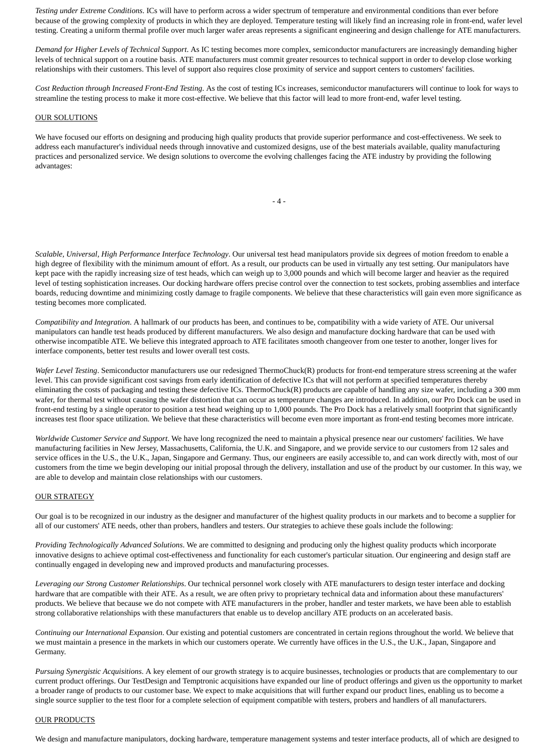*Testing under Extreme Conditions*. ICs will have to perform across a wider spectrum of temperature and environmental conditions than ever before because of the growing complexity of products in which they are deployed. Temperature testing will likely find an increasing role in front-end, wafer level testing. Creating a uniform thermal profile over much larger wafer areas represents a significant engineering and design challenge for ATE manufacturers.

*Demand for Higher Levels of Technical Support*. As IC testing becomes more complex, semiconductor manufacturers are increasingly demanding higher levels of technical support on a routine basis. ATE manufacturers must commit greater resources to technical support in order to develop close working relationships with their customers. This level of support also requires close proximity of service and support centers to customers' facilities.

*Cost Reduction through Increased Front-End Testing*. As the cost of testing ICs increases, semiconductor manufacturers will continue to look for ways to streamline the testing process to make it more cost-effective. We believe that this factor will lead to more front-end, wafer level testing.

## OUR SOLUTIONS

We have focused our efforts on designing and producing high quality products that provide superior performance and cost-effectiveness. We seek to address each manufacturer's individual needs through innovative and customized designs, use of the best materials available, quality manufacturing practices and personalized service. We design solutions to overcome the evolving challenges facing the ATE industry by providing the following advantages:

*Scalable, Universal, High Performance Interface Technology*. Our universal test head manipulators provide six degrees of motion freedom to enable a high degree of flexibility with the minimum amount of effort. As a result, our products can be used in virtually any test setting. Our manipulators have kept pace with the rapidly increasing size of test heads, which can weigh up to 3,000 pounds and which will become larger and heavier as the required level of testing sophistication increases. Our docking hardware offers precise control over the connection to test sockets, probing assemblies and interface boards, reducing downtime and minimizing costly damage to fragile components. We believe that these characteristics will gain even more significance as testing becomes more complicated.

*Compatibility and Integration*. A hallmark of our products has been, and continues to be, compatibility with a wide variety of ATE. Our universal manipulators can handle test heads produced by different manufacturers. We also design and manufacture docking hardware that can be used with otherwise incompatible ATE. We believe this integrated approach to ATE facilitates smooth changeover from one tester to another, longer lives for interface components, better test results and lower overall test costs.

*Wafer Level Testing*. Semiconductor manufacturers use our redesigned ThermoChuck(R) products for front-end temperature stress screening at the wafer level. This can provide significant cost savings from early identification of defective ICs that will not perform at specified temperatures thereby eliminating the costs of packaging and testing these defective ICs. ThermoChuck(R) products are capable of handling any size wafer, including a 300 mm wafer, for thermal test without causing the wafer distortion that can occur as temperature changes are introduced. In addition, our Pro Dock can be used in front-end testing by a single operator to position a test head weighing up to 1,000 pounds. The Pro Dock has a relatively small footprint that significantly increases test floor space utilization. We believe that these characteristics will become even more important as front-end testing becomes more intricate.

*Worldwide Customer Service and Support*. We have long recognized the need to maintain a physical presence near our customers' facilities. We have manufacturing facilities in New Jersey, Massachusetts, California, the U.K. and Singapore, and we provide service to our customers from 12 sales and service offices in the U.S., the U.K., Japan, Singapore and Germany. Thus, our engineers are easily accessible to, and can work directly with, most of our customers from the time we begin developing our initial proposal through the delivery, installation and use of the product by our customer. In this way, we are able to develop and maintain close relationships with our customers.

## OUR STRATEGY

Our goal is to be recognized in our industry as the designer and manufacturer of the highest quality products in our markets and to become a supplier for all of our customers' ATE needs, other than probers, handlers and testers. Our strategies to achieve these goals include the following:

*Providing Technologically Advanced Solutions*. We are committed to designing and producing only the highest quality products which incorporate innovative designs to achieve optimal cost-effectiveness and functionality for each customer's particular situation. Our engineering and design staff are continually engaged in developing new and improved products and manufacturing processes.

*Leveraging our Strong Customer Relationships*. Our technical personnel work closely with ATE manufacturers to design tester interface and docking hardware that are compatible with their ATE. As a result, we are often privy to proprietary technical data and information about these manufacturers' products. We believe that because we do not compete with ATE manufacturers in the prober, handler and tester markets, we have been able to establish strong collaborative relationships with these manufacturers that enable us to develop ancillary ATE products on an accelerated basis.

*Continuing our International Expansion*. Our existing and potential customers are concentrated in certain regions throughout the world. We believe that we must maintain a presence in the markets in which our customers operate. We currently have offices in the U.S., the U.K., Japan, Singapore and Germany.

*Pursuing Synergistic Acquisitions*. A key element of our growth strategy is to acquire businesses, technologies or products that are complementary to our current product offerings. Our TestDesign and Temptronic acquisitions have expanded our line of product offerings and given us the opportunity to market a broader range of products to our customer base. We expect to make acquisitions that will further expand our product lines, enabling us to become a single source supplier to the test floor for a complete selection of equipment compatible with testers, probers and handlers of all manufacturers.

## OUR PRODUCTS

We design and manufacture manipulators, docking hardware, temperature management systems and tester interface products, all of which are designed to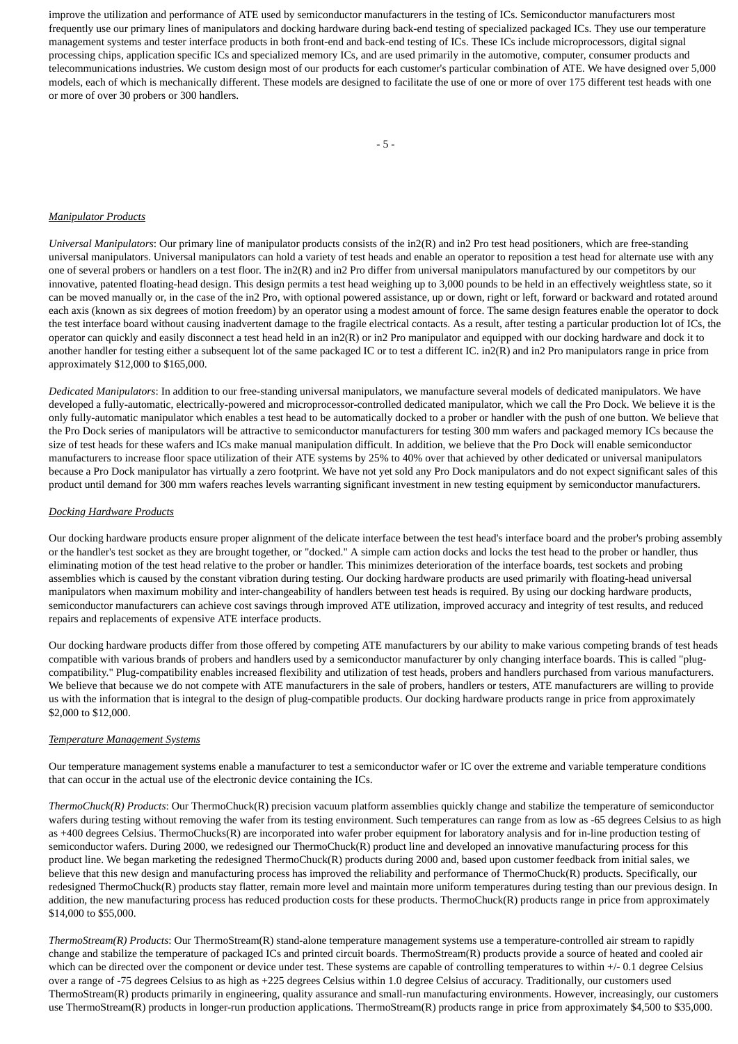improve the utilization and performance of ATE used by semiconductor manufacturers in the testing of ICs. Semiconductor manufacturers most frequently use our primary lines of manipulators and docking hardware during back-end testing of specialized packaged ICs. They use our temperature management systems and tester interface products in both front-end and back-end testing of ICs. These ICs include microprocessors, digital signal processing chips, application specific ICs and specialized memory ICs, and are used primarily in the automotive, computer, consumer products and telecommunications industries. We custom design most of our products for each customer's particular combination of ATE. We have designed over 5,000 models, each of which is mechanically different. These models are designed to facilitate the use of one or more of over 175 different test heads with one or more of over 30 probers or 300 handlers.

_Manipulator Products_

*Universal Manipulators*: Our primary line of manipulator products consists of the in2(R) and in2 Pro test head positioners, which are free-standing universal manipulators. Universal manipulators can hold a variety of test heads and enable an operator to reposition a test head for alternate use with any one of several probers or handlers on a test floor. The in2(R) and in2 Pro differ from universal manipulators manufactured by our competitors by our innovative, patented floating-head design. This design permits a test head weighing up to 3,000 pounds to be held in an effectively weightless state, so it can be moved manually or, in the case of the in2 Pro, with optional powered assistance, up or down, right or left, forward or backward and rotated around each axis (known as six degrees of motion freedom) by an operator using a modest amount of force. The same design features enable the operator to dock the test interface board without causing inadvertent damage to the fragile electrical contacts. As a result, after testing a particular production lot of ICs, the operator can quickly and easily disconnect a test head held in an in2(R) or in2 Pro manipulator and equipped with our docking hardware and dock it to another handler for testing either a subsequent lot of the same packaged IC or to test a different IC. in2(R) and in2 Pro manipulators range in price from approximately $12,000 to $165,000.

*Dedicated Manipulators*: In addition to our free-standing universal manipulators, we manufacture several models of dedicated manipulators. We have developed a fully-automatic, electrically-powered and microprocessor-controlled dedicated manipulator, which we call the Pro Dock. We believe it is the only fully-automatic manipulator which enables a test head to be automatically docked to a prober or handler with the push of one button. We believe that the Pro Dock series of manipulators will be attractive to semiconductor manufacturers for testing 300 mm wafers and packaged memory ICs because the size of test heads for these wafers and ICs make manual manipulation difficult. In addition, we believe that the Pro Dock will enable semiconductor manufacturers to increase floor space utilization of their ATE systems by 25% to 40% over that achieved by other dedicated or universal manipulators because a Pro Dock manipulator has virtually a zero footprint. We have not yet sold any Pro Dock manipulators and do not expect significant sales of this product until demand for 300 mm wafers reaches levels warranting significant investment in new testing equipment by semiconductor manufacturers.

_Docking Hardware Products_

Our docking hardware products ensure proper alignment of the delicate interface between the test head's interface board and the prober's probing assembly or the handler's test socket as they are brought together, or "docked." A simple cam action docks and locks the test head to the prober or handler, thus eliminating motion of the test head relative to the prober or handler. This minimizes deterioration of the interface boards, test sockets and probing assemblies which is caused by the constant vibration during testing. Our docking hardware products are used primarily with floating-head universal manipulators when maximum mobility and inter-changeability of handlers between test heads is required. By using our docking hardware products, semiconductor manufacturers can achieve cost savings through improved ATE utilization, improved accuracy and integrity of test results, and reduced repairs and replacements of expensive ATE interface products.

Our docking hardware products differ from those offered by competing ATE manufacturers by our ability to make various competing brands of test heads compatible with various brands of probers and handlers used by a semiconductor manufacturer by only changing interface boards. This is called "plug-compatibility." Plug-compatibility enables increased flexibility and utilization of test heads, probers and handlers purchased from various manufacturers. We believe that because we do not compete with ATE manufacturers in the sale of probers, handlers or testers, ATE manufacturers are willing to provide us with the information that is integral to the design of plug-compatible products. Our docking hardware products range in price from approximately $2,000 to $12,000.

_Temperature Management Systems_

Our temperature management systems enable a manufacturer to test a semiconductor wafer or IC over the extreme and variable temperature conditions that can occur in the actual use of the electronic device containing the ICs.

*ThermoChuck(R) Products*: Our ThermoChuck(R) precision vacuum platform assemblies quickly change and stabilize the temperature of semiconductor wafers during testing without removing the wafer from its testing environment. Such temperatures can range from as low as -65 degrees Celsius to as high as +400 degrees Celsius. ThermoChucks(R) are incorporated into wafer prober equipment for laboratory analysis and for in-line production testing of semiconductor wafers. During 2000, we redesigned our ThermoChuck(R) product line and developed an innovative manufacturing process for this product line. We began marketing the redesigned ThermoChuck(R) products during 2000 and, based upon customer feedback from initial sales, we believe that this new design and manufacturing process has improved the reliability and performance of ThermoChuck(R) products. Specifically, our redesigned ThermoChuck(R) products stay flatter, remain more level and maintain more uniform temperatures during testing than our previous design. In addition, the new manufacturing process has reduced production costs for these products. ThermoChuck(R) products range in price from approximately $14,000 to $55,000.

*ThermoStream(R) Products*: Our ThermoStream(R) stand-alone temperature management systems use a temperature-controlled air stream to rapidly change and stabilize the temperature of packaged ICs and printed circuit boards. ThermoStream(R) products provide a source of heated and cooled air which can be directed over the component or device under test. These systems are capable of controlling temperatures to within +/- 0.1 degree Celsius over a range of -75 degrees Celsius to as high as +225 degrees Celsius within 1.0 degree Celsius of accuracy. Traditionally, our customers used ThermoStream(R) products primarily in engineering, quality assurance and small-run manufacturing environments. However, increasingly, our customers use ThermoStream(R) products in longer-run production applications. ThermoStream(R) products range in price from approximately $4,500 to $35,000.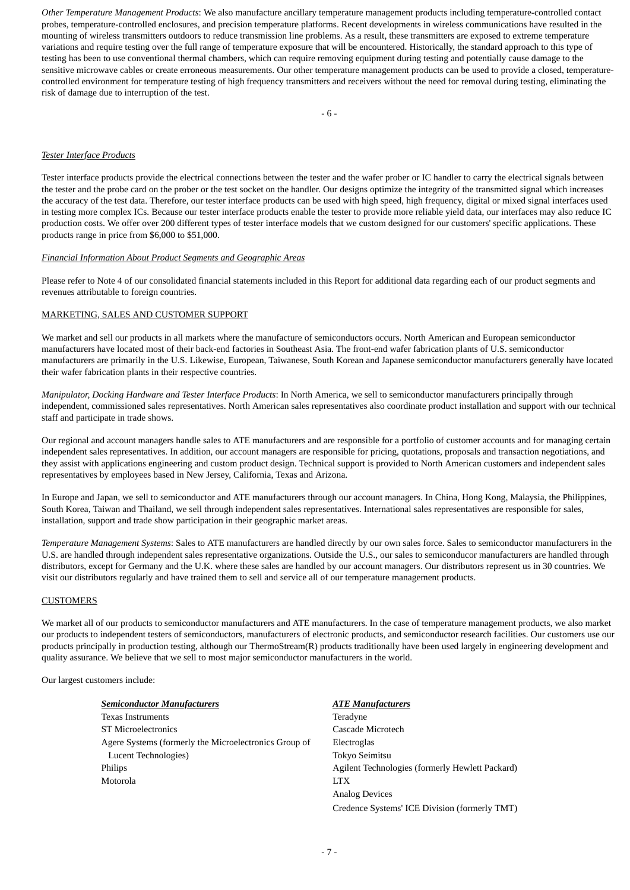*Other Temperature Management Products*: We also manufacture ancillary temperature management products including temperature-controlled contact probes, temperature-controlled enclosures, and precision temperature platforms. Recent developments in wireless communications have resulted in the mounting of wireless transmitters outdoors to reduce transmission line problems. As a result, these transmitters are exposed to extreme temperature variations and require testing over the full range of temperature exposure that will be encountered. Historically, the standard approach to this type of testing has been to use conventional thermal chambers, which can require removing equipment during testing and potentially cause damage to the sensitive microwave cables or create erroneous measurements. Our other temperature management products can be used to provide a closed, temperature-controlled environment for temperature testing of high frequency transmitters and receivers without the need for removal during testing, eliminating the risk of damage due to interruption of the test.

*Tester Interface Products*

Tester interface products provide the electrical connections between the tester and the wafer prober or IC handler to carry the electrical signals between the tester and the probe card on the prober or the test socket on the handler. Our designs optimize the integrity of the transmitted signal which increases the accuracy of the test data. Therefore, our tester interface products can be used with high speed, high frequency, digital or mixed signal interfaces used in testing more complex ICs. Because our tester interface products enable the tester to provide more reliable yield data, our interfaces may also reduce IC production costs. We offer over 200 different types of tester interface models that we custom designed for our customers' specific applications. These products range in price from $6,000 to $51,000.

*Financial Information About Product Segments and Geographic Areas*

Please refer to Note 4 of our consolidated financial statements included in this Report for additional data regarding each of our product segments and revenues attributable to foreign countries.

## MARKETING, SALES AND CUSTOMER SUPPORT

We market and sell our products in all markets where the manufacture of semiconductors occurs. North American and European semiconductor manufacturers have located most of their back-end factories in Southeast Asia. The front-end wafer fabrication plants of U.S. semiconductor manufacturers are primarily in the U.S. Likewise, European, Taiwanese, South Korean and Japanese semiconductor manufacturers generally have located their wafer fabrication plants in their respective countries.

*Manipulator, Docking Hardware and Tester Interface Products*: In North America, we sell to semiconductor manufacturers principally through independent, commissioned sales representatives. North American sales representatives also coordinate product installation and support with our technical staff and participate in trade shows.

Our regional and account managers handle sales to ATE manufacturers and are responsible for a portfolio of customer accounts and for managing certain independent sales representatives. In addition, our account managers are responsible for pricing, quotations, proposals and transaction negotiations, and they assist with applications engineering and custom product design. Technical support is provided to North American customers and independent sales representatives by employees based in New Jersey, California, Texas and Arizona.

In Europe and Japan, we sell to semiconductor and ATE manufacturers through our account managers. In China, Hong Kong, Malaysia, the Philippines, South Korea, Taiwan and Thailand, we sell through independent sales representatives. International sales representatives are responsible for sales, installation, support and trade show participation in their geographic market areas.

*Temperature Management Systems*: Sales to ATE manufacturers are handled directly by our own sales force. Sales to semiconductor manufacturers in the U.S. are handled through independent sales representative organizations. Outside the U.S., our sales to semiconducor manufacturers are handled through distributors, except for Germany and the U.K. where these sales are handled by our account managers. Our distributors represent us in 30 countries. We visit our distributors regularly and have trained them to sell and service all of our temperature management products.

## CUSTOMERS

We market all of our products to semiconductor manufacturers and ATE manufacturers. In the case of temperature management products, we also market our products to independent testers of semiconductors, manufacturers of electronic products, and semiconductor research facilities. Our customers use our products principally in production testing, although our ThermoStream(R) products traditionally have been used largely in engineering development and quality assurance. We believe that we sell to most major semiconductor manufacturers in the world.

Our largest customers include:

| ***Semiconductor Manufacturers*** | ***ATE Manufacturers*** |
|---|---|
| Texas Instruments | Teradyne |
| ST Microelectronics | Cascade Microtech |
| Agere Systems (formerly the Microelectronics Group of Lucent Technologies) | Electroglas |
| | Tokyo Seimitsu |
| Philips | Agilent Technologies (formerly Hewlett Packard) |
| Motorola | LTX |
| | Analog Devices |
| | Credence Systems' ICE Division (formerly TMT) |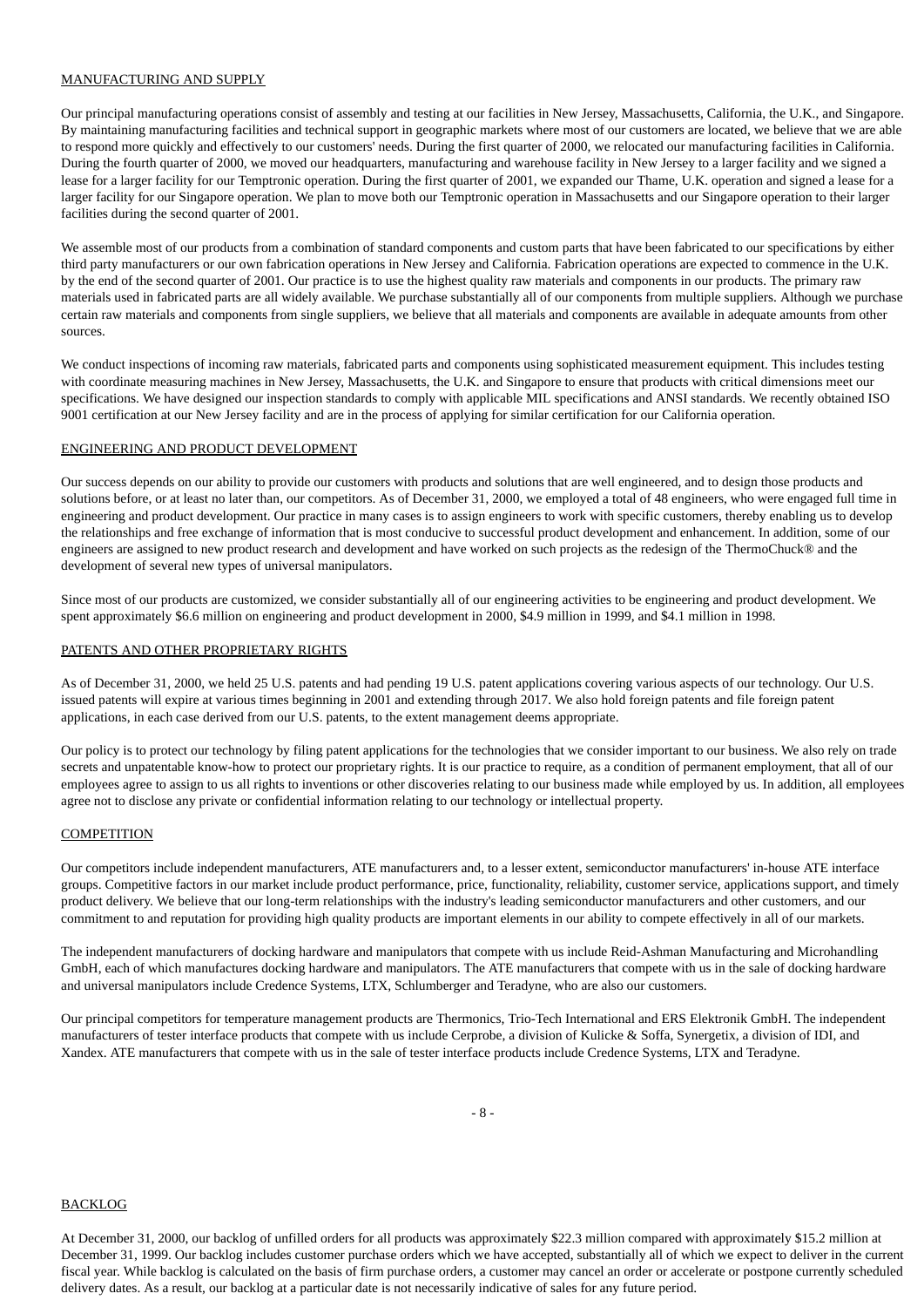## MANUFACTURING AND SUPPLY

Our principal manufacturing operations consist of assembly and testing at our facilities in New Jersey, Massachusetts, California, the U.K., and Singapore. By maintaining manufacturing facilities and technical support in geographic markets where most of our customers are located, we believe that we are able to respond more quickly and effectively to our customers' needs. During the first quarter of 2000, we relocated our manufacturing facilities in California. During the fourth quarter of 2000, we moved our headquarters, manufacturing and warehouse facility in New Jersey to a larger facility and we signed a lease for a larger facility for our Temptronic operation. During the first quarter of 2001, we expanded our Thame, U.K. operation and signed a lease for a larger facility for our Singapore operation. We plan to move both our Temptronic operation in Massachusetts and our Singapore operation to their larger facilities during the second quarter of 2001.

We assemble most of our products from a combination of standard components and custom parts that have been fabricated to our specifications by either third party manufacturers or our own fabrication operations in New Jersey and California. Fabrication operations are expected to commence in the U.K. by the end of the second quarter of 2001. Our practice is to use the highest quality raw materials and components in our products. The primary raw materials used in fabricated parts are all widely available. We purchase substantially all of our components from multiple suppliers. Although we purchase certain raw materials and components from single suppliers, we believe that all materials and components are available in adequate amounts from other sources.

We conduct inspections of incoming raw materials, fabricated parts and components using sophisticated measurement equipment. This includes testing with coordinate measuring machines in New Jersey, Massachusetts, the U.K. and Singapore to ensure that products with critical dimensions meet our specifications. We have designed our inspection standards to comply with applicable MIL specifications and ANSI standards. We recently obtained ISO 9001 certification at our New Jersey facility and are in the process of applying for similar certification for our California operation.

## ENGINEERING AND PRODUCT DEVELOPMENT

Our success depends on our ability to provide our customers with products and solutions that are well engineered, and to design those products and solutions before, or at least no later than, our competitors. As of December 31, 2000, we employed a total of 48 engineers, who were engaged full time in engineering and product development. Our practice in many cases is to assign engineers to work with specific customers, thereby enabling us to develop the relationships and free exchange of information that is most conducive to successful product development and enhancement. In addition, some of our engineers are assigned to new product research and development and have worked on such projects as the redesign of the ThermoChuck® and the development of several new types of universal manipulators.

Since most of our products are customized, we consider substantially all of our engineering activities to be engineering and product development. We spent approximately $6.6 million on engineering and product development in 2000, $4.9 million in 1999, and $4.1 million in 1998.

## PATENTS AND OTHER PROPRIETARY RIGHTS

As of December 31, 2000, we held 25 U.S. patents and had pending 19 U.S. patent applications covering various aspects of our technology. Our U.S. issued patents will expire at various times beginning in 2001 and extending through 2017. We also hold foreign patents and file foreign patent applications, in each case derived from our U.S. patents, to the extent management deems appropriate.

Our policy is to protect our technology by filing patent applications for the technologies that we consider important to our business. We also rely on trade secrets and unpatentable know-how to protect our proprietary rights. It is our practice to require, as a condition of permanent employment, that all of our employees agree to assign to us all rights to inventions or other discoveries relating to our business made while employed by us. In addition, all employees agree not to disclose any private or confidential information relating to our technology or intellectual property.

## COMPETITION

Our competitors include independent manufacturers, ATE manufacturers and, to a lesser extent, semiconductor manufacturers' in-house ATE interface groups. Competitive factors in our market include product performance, price, functionality, reliability, customer service, applications support, and timely product delivery. We believe that our long-term relationships with the industry's leading semiconductor manufacturers and other customers, and our commitment to and reputation for providing high quality products are important elements in our ability to compete effectively in all of our markets.

The independent manufacturers of docking hardware and manipulators that compete with us include Reid-Ashman Manufacturing and Microhandling GmbH, each of which manufactures docking hardware and manipulators. The ATE manufacturers that compete with us in the sale of docking hardware and universal manipulators include Credence Systems, LTX, Schlumberger and Teradyne, who are also our customers.

Our principal competitors for temperature management products are Thermonics, Trio-Tech International and ERS Elektronik GmbH. The independent manufacturers of tester interface products that compete with us include Cerprobe, a division of Kulicke & Soffa, Synergetix, a division of IDI, and Xandex. ATE manufacturers that compete with us in the sale of tester interface products include Credence Systems, LTX and Teradyne.

## BACKLOG

At December 31, 2000, our backlog of unfilled orders for all products was approximately $22.3 million compared with approximately $15.2 million at December 31, 1999. Our backlog includes customer purchase orders which we have accepted, substantially all of which we expect to deliver in the current fiscal year. While backlog is calculated on the basis of firm purchase orders, a customer may cancel an order or accelerate or postpone currently scheduled delivery dates. As a result, our backlog at a particular date is not necessarily indicative of sales for any future period.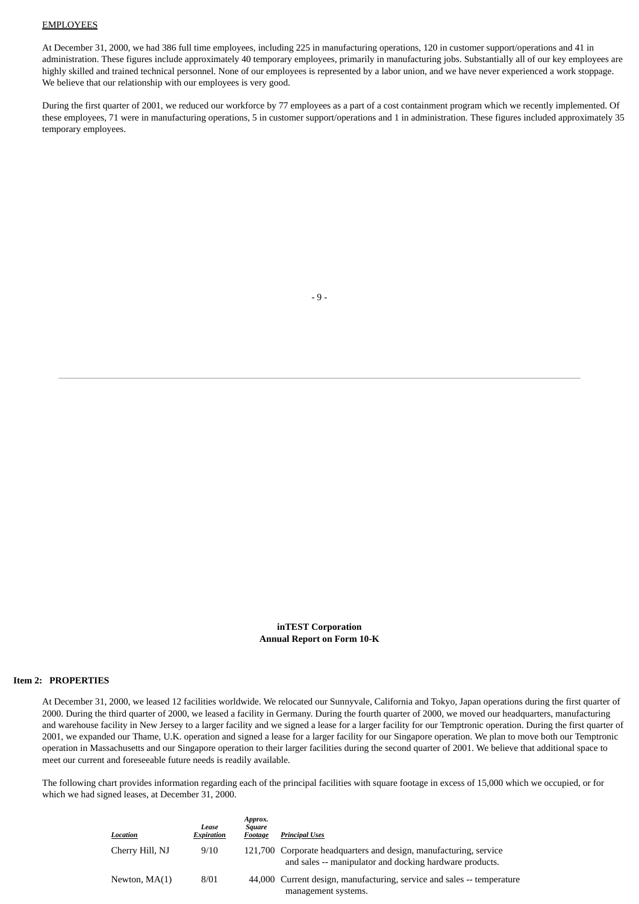EMPLOYEES

At December 31, 2000, we had 386 full time employees, including 225 in manufacturing operations, 120 in customer support/operations and 41 in administration. These figures include approximately 40 temporary employees, primarily in manufacturing jobs. Substantially all of our key employees are highly skilled and trained technical personnel. None of our employees is represented by a labor union, and we have never experienced a work stoppage. We believe that our relationship with our employees is very good.

During the first quarter of 2001, we reduced our workforce by 77 employees as a part of a cost containment program which we recently implemented. Of these employees, 71 were in manufacturing operations, 5 in customer support/operations and 1 in administration. These figures included approximately 35 temporary employees.

## Item 2: PROPERTIES

At December 31, 2000, we leased 12 facilities worldwide. We relocated our Sunnyvale, California and Tokyo, Japan operations during the first quarter of 2000. During the third quarter of 2000, we leased a facility in Germany. During the fourth quarter of 2000, we moved our headquarters, manufacturing and warehouse facility in New Jersey to a larger facility and we signed a lease for a larger facility for our Temptronic operation. During the first quarter of 2001, we expanded our Thame, U.K. operation and signed a lease for a larger facility for our Singapore operation. We plan to move both our Temptronic operation in Massachusetts and our Singapore operation to their larger facilities during the second quarter of 2001. We believe that additional space to meet our current and foreseeable future needs is readily available.

The following chart provides information regarding each of the principal facilities with square footage in excess of 15,000 which we occupied, or for which we had signed leases, at December 31, 2000.

| *Location* | *Lease Expiration* | *Approx. Square Footage* | *Principal Uses* |
|---|---|---|---|
| Cherry Hill, NJ | 9/10 | 121,700 | Corporate headquarters and design, manufacturing, service and sales -- manipulator and docking hardware products. |
| Newton, MA(1) | 8/01 | 44,000 | Current design, manufacturing, service and sales -- temperature management systems. |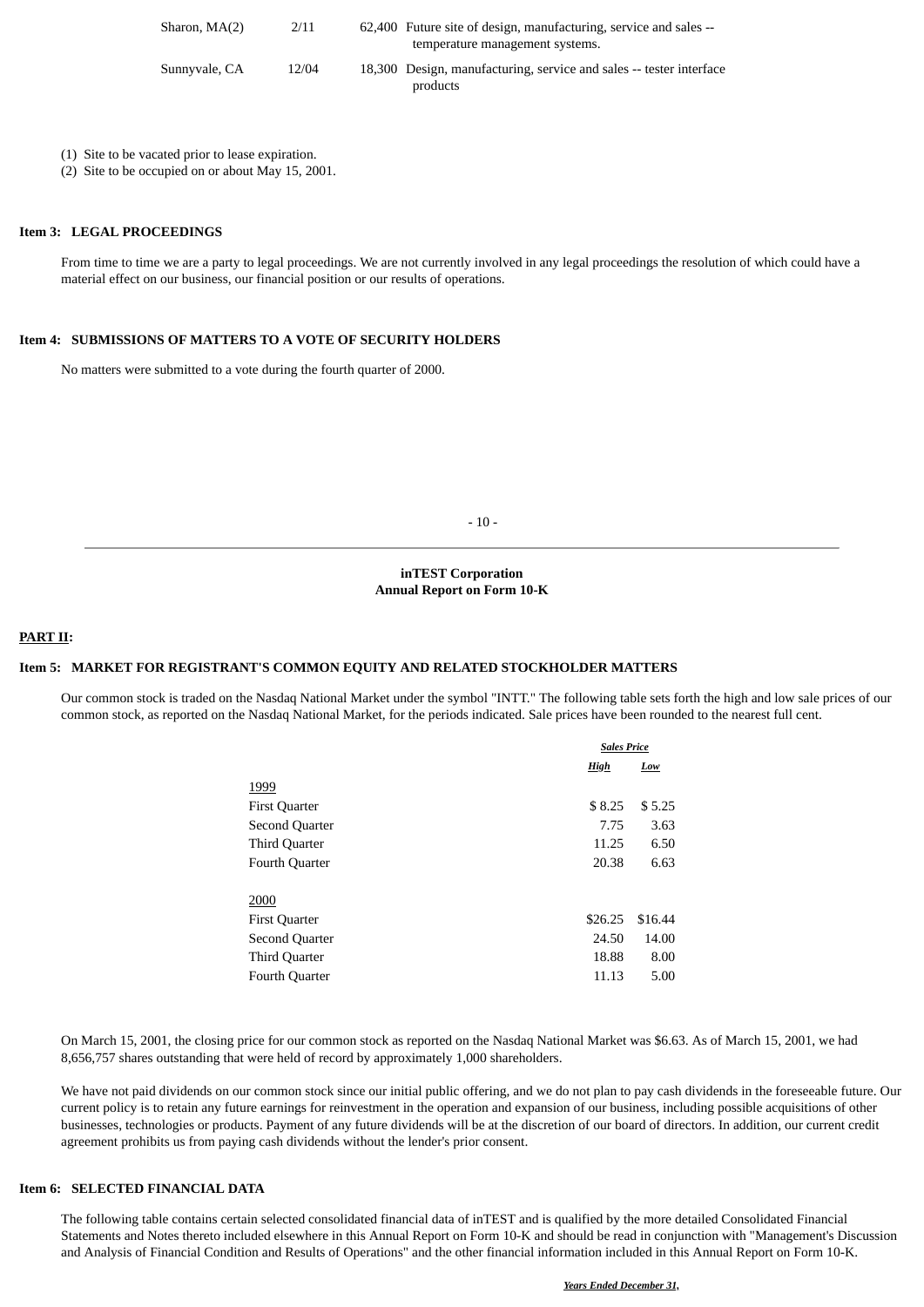| Sharon, MA(2) | 2/11 | 62,400 | Future site of design, manufacturing, service and sales -- temperature management systems. |
|---|---|---|---|
| Sunnyvale, CA | 12/04 | 18,300 | Design, manufacturing, service and sales -- tester interface products |

(1) Site to be vacated prior to lease expiration.
(2) Site to be occupied on or about May 15, 2001.

### Item 3: LEGAL PROCEEDINGS

From time to time we are a party to legal proceedings. We are not currently involved in any legal proceedings the resolution of which could have a material effect on our business, our financial position or our results of operations.

### Item 4: SUBMISSIONS OF MATTERS TO A VOTE OF SECURITY HOLDERS

No matters were submitted to a vote during the fourth quarter of 2000.

## PART II:

### Item 5: MARKET FOR REGISTRANT'S COMMON EQUITY AND RELATED STOCKHOLDER MATTERS

Our common stock is traded on the Nasdaq National Market under the symbol "INTT." The following table sets forth the high and low sale prices of our common stock, as reported on the Nasdaq National Market, for the periods indicated. Sale prices have been rounded to the nearest full cent.

| | Sales Price | |
|---|---|---|
| | ***High*** | ***Low*** |
| 1999 | | |
| First Quarter | $ 8.25 | $ 5.25 |
| Second Quarter | 7.75 | 3.63 |
| Third Quarter | 11.25 | 6.50 |
| Fourth Quarter | 20.38 | 6.63 |
| 2000 | | |
| First Quarter | $26.25 | $16.44 |
| Second Quarter | 24.50 | 14.00 |
| Third Quarter | 18.88 | 8.00 |
| Fourth Quarter | 11.13 | 5.00 |

On March 15, 2001, the closing price for our common stock as reported on the Nasdaq National Market was $6.63. As of March 15, 2001, we had 8,656,757 shares outstanding that were held of record by approximately 1,000 shareholders.

We have not paid dividends on our common stock since our initial public offering, and we do not plan to pay cash dividends in the foreseeable future. Our current policy is to retain any future earnings for reinvestment in the operation and expansion of our business, including possible acquisitions of other businesses, technologies or products. Payment of any future dividends will be at the discretion of our board of directors. In addition, our current credit agreement prohibits us from paying cash dividends without the lender's prior consent.

### Item 6: SELECTED FINANCIAL DATA

The following table contains certain selected consolidated financial data of inTEST and is qualified by the more detailed Consolidated Financial Statements and Notes thereto included elsewhere in this Annual Report on Form 10-K and should be read in conjunction with "Management's Discussion and Analysis of Financial Condition and Results of Operations" and the other financial information included in this Annual Report on Form 10-K.

***Years Ended December 31,***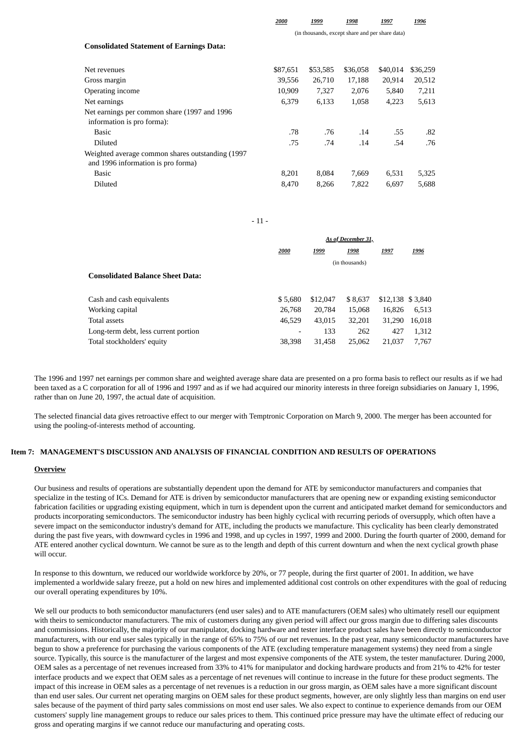| | 2000 | 1999 | 1998 | 1997 | 1996 |
|---|---|---|---|---|---|
| | (in thousands, except share and per share data) | | | | |
| **Consolidated Statement of Earnings Data:** | | | | | |
| Net revenues | $87,651 | $53,585 | $36,058 | $40,014 | $36,259 |
| Gross margin | 39,556 | 26,710 | 17,188 | 20,914 | 20,512 |
| Operating income | 10,909 | 7,327 | 2,076 | 5,840 | 7,211 |
| Net earnings | 6,379 | 6,133 | 1,058 | 4,223 | 5,613 |
| Net earnings per common share (1997 and 1996 information is pro forma): | | | | | |
| Basic | .78 | .76 | .14 | .55 | .82 |
| Diluted | .75 | .74 | .14 | .54 | .76 |
| Weighted average common shares outstanding (1997 and 1996 information is pro forma) | | | | | |
| Basic | 8,201 | 8,084 | 7,669 | 6,531 | 5,325 |
| Diluted | 8,470 | 8,266 | 7,822 | 6,697 | 5,688 |

| | As of December 31, | | | | |
|---|---|---|---|---|---|
| | 2000 | 1999 | 1998 | 1997 | 1996 |
| | (in thousands) | | | | |
| **Consolidated Balance Sheet Data:** | | | | | |
| Cash and cash equivalents | $ 5,680 | $12,047 | $ 8,637 | $12,138 | $ 3,840 |
| Working capital | 26,768 | 20,784 | 15,068 | 16,826 | 6,513 |
| Total assets | 46,529 | 43,015 | 32,201 | 31,290 | 16,018 |
| Long-term debt, less current portion | - | 133 | 262 | 427 | 1,312 |
| Total stockholders' equity | 38,398 | 31,458 | 25,062 | 21,037 | 7,767 |

The 1996 and 1997 net earnings per common share and weighted average share data are presented on a pro forma basis to reflect our results as if we had been taxed as a C corporation for all of 1996 and 1997 and as if we had acquired our minority interests in three foreign subsidiaries on January 1, 1996, rather than on June 20, 1997, the actual date of acquisition.

The selected financial data gives retroactive effect to our merger with Temptronic Corporation on March 9, 2000. The merger has been accounted for using the pooling-of-interests method of accounting.

## Item 7: MANAGEMENT'S DISCUSSION AND ANALYSIS OF FINANCIAL CONDITION AND RESULTS OF OPERATIONS

### Overview

Our business and results of operations are substantially dependent upon the demand for ATE by semiconductor manufacturers and companies that specialize in the testing of ICs. Demand for ATE is driven by semiconductor manufacturers that are opening new or expanding existing semiconductor fabrication facilities or upgrading existing equipment, which in turn is dependent upon the current and anticipated market demand for semiconductors and products incorporating semiconductors. The semiconductor industry has been highly cyclical with recurring periods of oversupply, which often have a severe impact on the semiconductor industry's demand for ATE, including the products we manufacture. This cyclicality has been clearly demonstrated during the past five years, with downward cycles in 1996 and 1998, and up cycles in 1997, 1999 and 2000. During the fourth quarter of 2000, demand for ATE entered another cyclical downturn. We cannot be sure as to the length and depth of this current downturn and when the next cyclical growth phase will occur.

In response to this downturn, we reduced our worldwide workforce by 20%, or 77 people, during the first quarter of 2001. In addition, we have implemented a worldwide salary freeze, put a hold on new hires and implemented additional cost controls on other expenditures with the goal of reducing our overall operating expenditures by 10%.

We sell our products to both semiconductor manufacturers (end user sales) and to ATE manufacturers (OEM sales) who ultimately resell our equipment with theirs to semiconductor manufacturers. The mix of customers during any given period will affect our gross margin due to differing sales discounts and commissions. Historically, the majority of our manipulator, docking hardware and tester interface product sales have been directly to semiconductor manufacturers, with our end user sales typically in the range of 65% to 75% of our net revenues. In the past year, many semiconductor manufacturers have begun to show a preference for purchasing the various components of the ATE (excluding temperature management systems) they need from a single source. Typically, this source is the manufacturer of the largest and most expensive components of the ATE system, the tester manufacturer. During 2000, OEM sales as a percentage of net revenues increased from 33% to 41% for manipulator and docking hardware products and from 21% to 42% for tester interface products and we expect that OEM sales as a percentage of net revenues will continue to increase in the future for these product segments. The impact of this increase in OEM sales as a percentage of net revenues is a reduction in our gross margin, as OEM sales have a more significant discount than end user sales. Our current net operating margins on OEM sales for these product segments, however, are only slightly less than margins on end user sales because of the payment of third party sales commissions on most end user sales. We also expect to continue to experience demands from our OEM customers' supply line management groups to reduce our sales prices to them. This continued price pressure may have the ultimate effect of reducing our gross and operating margins if we cannot reduce our manufacturing and operating costs.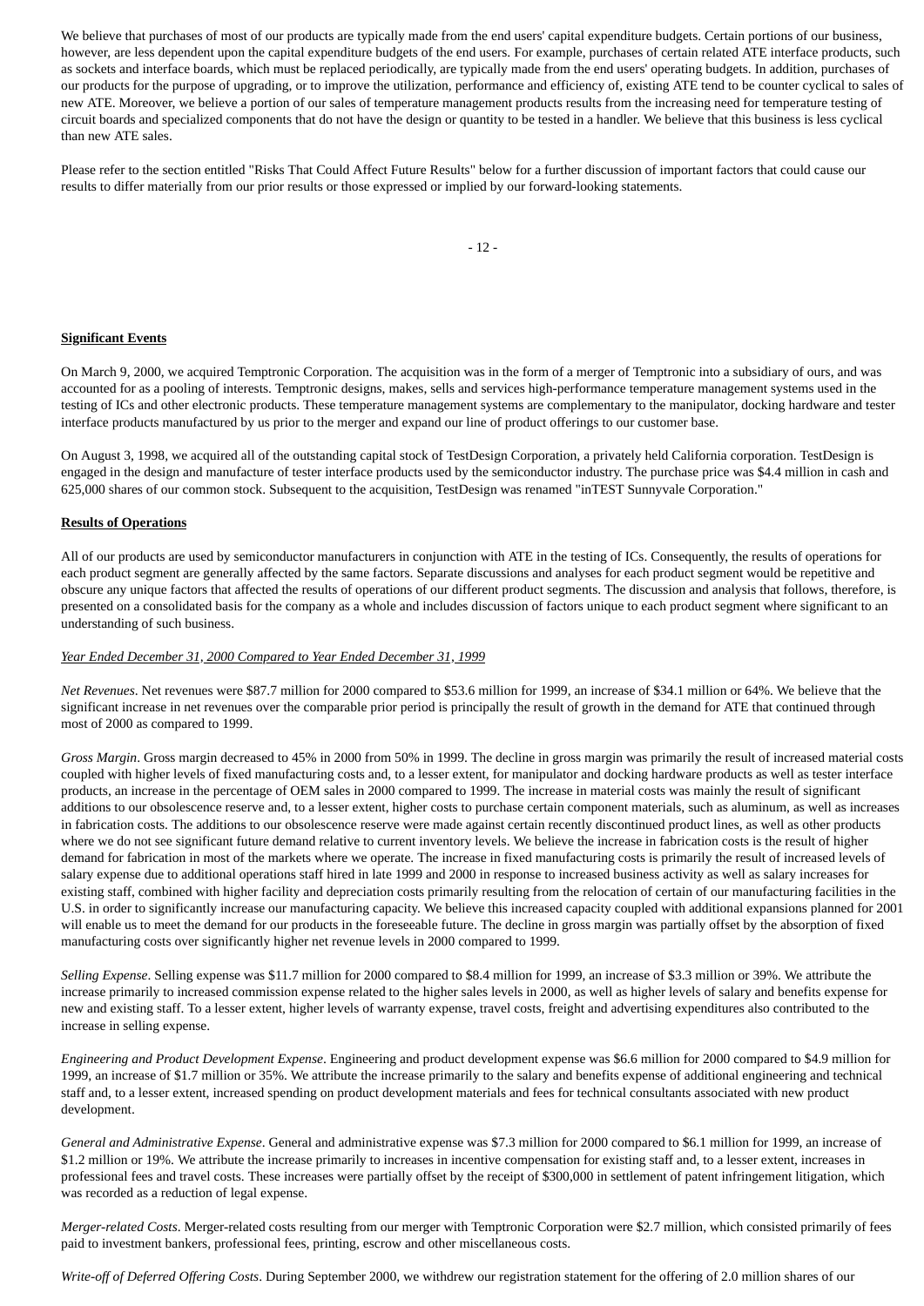We believe that purchases of most of our products are typically made from the end users' capital expenditure budgets. Certain portions of our business, however, are less dependent upon the capital expenditure budgets of the end users. For example, purchases of certain related ATE interface products, such as sockets and interface boards, which must be replaced periodically, are typically made from the end users' operating budgets. In addition, purchases of our products for the purpose of upgrading, or to improve the utilization, performance and efficiency of, existing ATE tend to be counter cyclical to sales of new ATE. Moreover, we believe a portion of our sales of temperature management products results from the increasing need for temperature testing of circuit boards and specialized components that do not have the design or quantity to be tested in a handler. We believe that this business is less cyclical than new ATE sales.

Please refer to the section entitled "Risks That Could Affect Future Results" below for a further discussion of important factors that could cause our results to differ materially from our prior results or those expressed or implied by our forward-looking statements.

**Significant Events**

On March 9, 2000, we acquired Temptronic Corporation. The acquisition was in the form of a merger of Temptronic into a subsidiary of ours, and was accounted for as a pooling of interests. Temptronic designs, makes, sells and services high-performance temperature management systems used in the testing of ICs and other electronic products. These temperature management systems are complementary to the manipulator, docking hardware and tester interface products manufactured by us prior to the merger and expand our line of product offerings to our customer base.

On August 3, 1998, we acquired all of the outstanding capital stock of TestDesign Corporation, a privately held California corporation. TestDesign is engaged in the design and manufacture of tester interface products used by the semiconductor industry. The purchase price was $4.4 million in cash and 625,000 shares of our common stock. Subsequent to the acquisition, TestDesign was renamed "inTEST Sunnyvale Corporation."

**Results of Operations**

All of our products are used by semiconductor manufacturers in conjunction with ATE in the testing of ICs. Consequently, the results of operations for each product segment are generally affected by the same factors. Separate discussions and analyses for each product segment would be repetitive and obscure any unique factors that affected the results of operations of our different product segments. The discussion and analysis that follows, therefore, is presented on a consolidated basis for the company as a whole and includes discussion of factors unique to each product segment where significant to an understanding of such business.

*Year Ended December 31, 2000 Compared to Year Ended December 31, 1999*

*Net Revenues*. Net revenues were $87.7 million for 2000 compared to $53.6 million for 1999, an increase of $34.1 million or 64%. We believe that the significant increase in net revenues over the comparable prior period is principally the result of growth in the demand for ATE that continued through most of 2000 as compared to 1999.

*Gross Margin*. Gross margin decreased to 45% in 2000 from 50% in 1999. The decline in gross margin was primarily the result of increased material costs coupled with higher levels of fixed manufacturing costs and, to a lesser extent, for manipulator and docking hardware products as well as tester interface products, an increase in the percentage of OEM sales in 2000 compared to 1999. The increase in material costs was mainly the result of significant additions to our obsolescence reserve and, to a lesser extent, higher costs to purchase certain component materials, such as aluminum, as well as increases in fabrication costs. The additions to our obsolescence reserve were made against certain recently discontinued product lines, as well as other products where we do not see significant future demand relative to current inventory levels. We believe the increase in fabrication costs is the result of higher demand for fabrication in most of the markets where we operate. The increase in fixed manufacturing costs is primarily the result of increased levels of salary expense due to additional operations staff hired in late 1999 and 2000 in response to increased business activity as well as salary increases for existing staff, combined with higher facility and depreciation costs primarily resulting from the relocation of certain of our manufacturing facilities in the U.S. in order to significantly increase our manufacturing capacity. We believe this increased capacity coupled with additional expansions planned for 2001 will enable us to meet the demand for our products in the foreseeable future. The decline in gross margin was partially offset by the absorption of fixed manufacturing costs over significantly higher net revenue levels in 2000 compared to 1999.

*Selling Expense*. Selling expense was $11.7 million for 2000 compared to $8.4 million for 1999, an increase of $3.3 million or 39%. We attribute the increase primarily to increased commission expense related to the higher sales levels in 2000, as well as higher levels of salary and benefits expense for new and existing staff. To a lesser extent, higher levels of warranty expense, travel costs, freight and advertising expenditures also contributed to the increase in selling expense.

*Engineering and Product Development Expense*. Engineering and product development expense was $6.6 million for 2000 compared to $4.9 million for 1999, an increase of $1.7 million or 35%. We attribute the increase primarily to the salary and benefits expense of additional engineering and technical staff and, to a lesser extent, increased spending on product development materials and fees for technical consultants associated with new product development.

*General and Administrative Expense*. General and administrative expense was $7.3 million for 2000 compared to $6.1 million for 1999, an increase of $1.2 million or 19%. We attribute the increase primarily to increases in incentive compensation for existing staff and, to a lesser extent, increases in professional fees and travel costs. These increases were partially offset by the receipt of $300,000 in settlement of patent infringement litigation, which was recorded as a reduction of legal expense.

*Merger-related Costs*. Merger-related costs resulting from our merger with Temptronic Corporation were $2.7 million, which consisted primarily of fees paid to investment bankers, professional fees, printing, escrow and other miscellaneous costs.

*Write-off of Deferred Offering Costs*. During September 2000, we withdrew our registration statement for the offering of 2.0 million shares of our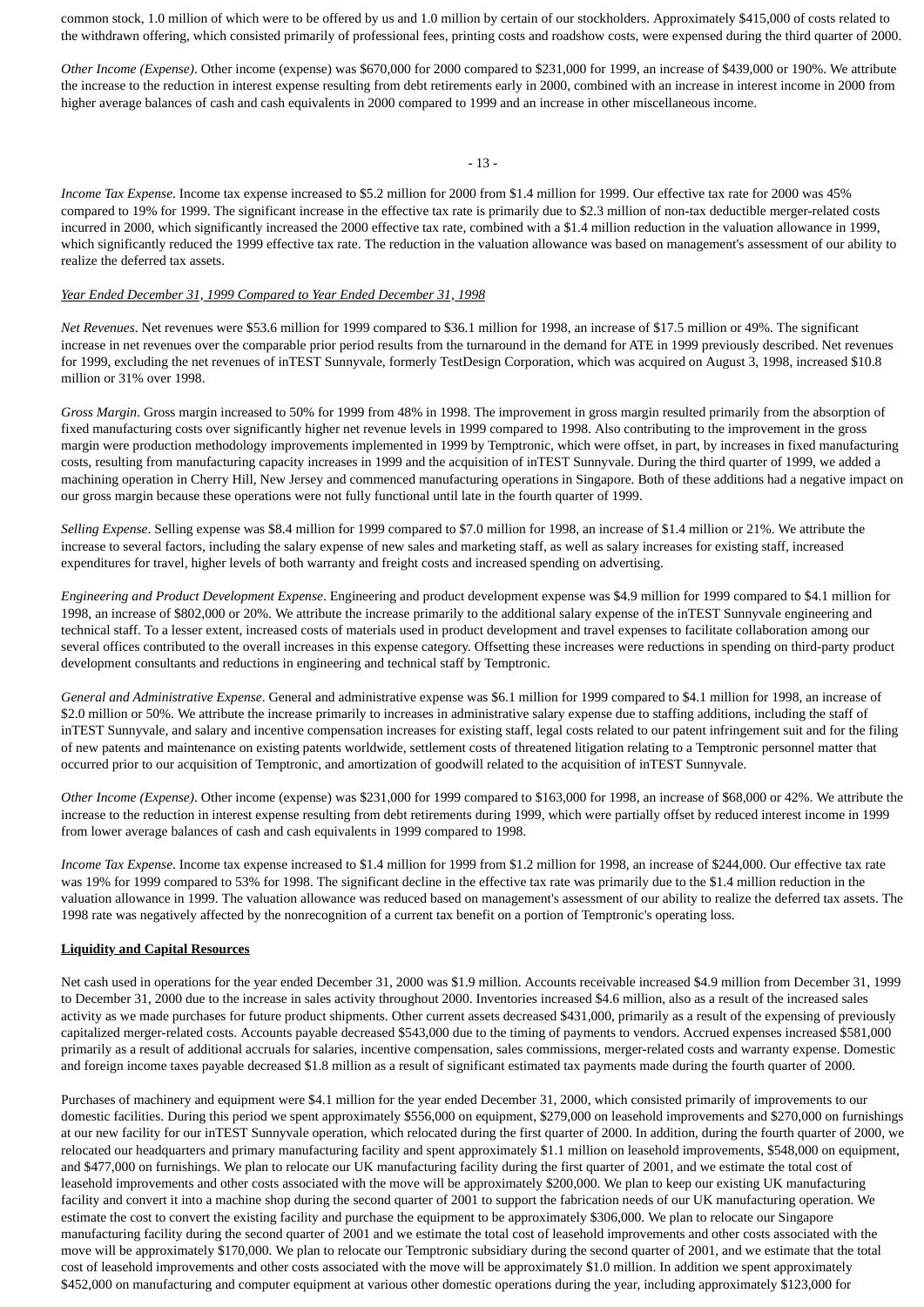common stock, 1.0 million of which were to be offered by us and 1.0 million by certain of our stockholders. Approximately $415,000 of costs related to the withdrawn offering, which consisted primarily of professional fees, printing costs and roadshow costs, were expensed during the third quarter of 2000.

*Other Income (Expense)*. Other income (expense) was $670,000 for 2000 compared to $231,000 for 1999, an increase of $439,000 or 190%. We attribute the increase to the reduction in interest expense resulting from debt retirements early in 2000, combined with an increase in interest income in 2000 from higher average balances of cash and cash equivalents in 2000 compared to 1999 and an increase in other miscellaneous income.

*Income Tax Expense*. Income tax expense increased to $5.2 million for 2000 from $1.4 million for 1999. Our effective tax rate for 2000 was 45% compared to 19% for 1999. The significant increase in the effective tax rate is primarily due to $2.3 million of non-tax deductible merger-related costs incurred in 2000, which significantly increased the 2000 effective tax rate, combined with a $1.4 million reduction in the valuation allowance in 1999, which significantly reduced the 1999 effective tax rate. The reduction in the valuation allowance was based on management's assessment of our ability to realize the deferred tax assets.

*Year Ended December 31, 1999 Compared to Year Ended December 31, 1998*

*Net Revenues*. Net revenues were $53.6 million for 1999 compared to $36.1 million for 1998, an increase of $17.5 million or 49%. The significant increase in net revenues over the comparable prior period results from the turnaround in the demand for ATE in 1999 previously described. Net revenues for 1999, excluding the net revenues of inTEST Sunnyvale, formerly TestDesign Corporation, which was acquired on August 3, 1998, increased $10.8 million or 31% over 1998.

*Gross Margin*. Gross margin increased to 50% for 1999 from 48% in 1998. The improvement in gross margin resulted primarily from the absorption of fixed manufacturing costs over significantly higher net revenue levels in 1999 compared to 1998. Also contributing to the improvement in the gross margin were production methodology improvements implemented in 1999 by Temptronic, which were offset, in part, by increases in fixed manufacturing costs, resulting from manufacturing capacity increases in 1999 and the acquisition of inTEST Sunnyvale. During the third quarter of 1999, we added a machining operation in Cherry Hill, New Jersey and commenced manufacturing operations in Singapore. Both of these additions had a negative impact on our gross margin because these operations were not fully functional until late in the fourth quarter of 1999.

*Selling Expense*. Selling expense was $8.4 million for 1999 compared to $7.0 million for 1998, an increase of $1.4 million or 21%. We attribute the increase to several factors, including the salary expense of new sales and marketing staff, as well as salary increases for existing staff, increased expenditures for travel, higher levels of both warranty and freight costs and increased spending on advertising.

*Engineering and Product Development Expense*. Engineering and product development expense was $4.9 million for 1999 compared to $4.1 million for 1998, an increase of $802,000 or 20%. We attribute the increase primarily to the additional salary expense of the inTEST Sunnyvale engineering and technical staff. To a lesser extent, increased costs of materials used in product development and travel expenses to facilitate collaboration among our several offices contributed to the overall increases in this expense category. Offsetting these increases were reductions in spending on third-party product development consultants and reductions in engineering and technical staff by Temptronic.

*General and Administrative Expense*. General and administrative expense was $6.1 million for 1999 compared to $4.1 million for 1998, an increase of $2.0 million or 50%. We attribute the increase primarily to increases in administrative salary expense due to staffing additions, including the staff of inTEST Sunnyvale, and salary and incentive compensation increases for existing staff, legal costs related to our patent infringement suit and for the filing of new patents and maintenance on existing patents worldwide, settlement costs of threatened litigation relating to a Temptronic personnel matter that occurred prior to our acquisition of Temptronic, and amortization of goodwill related to the acquisition of inTEST Sunnyvale.

*Other Income (Expense)*. Other income (expense) was $231,000 for 1999 compared to $163,000 for 1998, an increase of $68,000 or 42%. We attribute the increase to the reduction in interest expense resulting from debt retirements during 1999, which were partially offset by reduced interest income in 1999 from lower average balances of cash and cash equivalents in 1999 compared to 1998.

*Income Tax Expense*. Income tax expense increased to $1.4 million for 1999 from $1.2 million for 1998, an increase of $244,000. Our effective tax rate was 19% for 1999 compared to 53% for 1998. The significant decline in the effective tax rate was primarily due to the $1.4 million reduction in the valuation allowance in 1999. The valuation allowance was reduced based on management's assessment of our ability to realize the deferred tax assets. The 1998 rate was negatively affected by the nonrecognition of a current tax benefit on a portion of Temptronic's operating loss.

**Liquidity and Capital Resources**

Net cash used in operations for the year ended December 31, 2000 was $1.9 million. Accounts receivable increased $4.9 million from December 31, 1999 to December 31, 2000 due to the increase in sales activity throughout 2000. Inventories increased $4.6 million, also as a result of the increased sales activity as we made purchases for future product shipments. Other current assets decreased $431,000, primarily as a result of the expensing of previously capitalized merger-related costs. Accounts payable decreased $543,000 due to the timing of payments to vendors. Accrued expenses increased $581,000 primarily as a result of additional accruals for salaries, incentive compensation, sales commissions, merger-related costs and warranty expense. Domestic and foreign income taxes payable decreased $1.8 million as a result of significant estimated tax payments made during the fourth quarter of 2000.

Purchases of machinery and equipment were $4.1 million for the year ended December 31, 2000, which consisted primarily of improvements to our domestic facilities. During this period we spent approximately $556,000 on equipment, $279,000 on leasehold improvements and $270,000 on furnishings at our new facility for our inTEST Sunnyvale operation, which relocated during the first quarter of 2000. In addition, during the fourth quarter of 2000, we relocated our headquarters and primary manufacturing facility and spent approximately $1.1 million on leasehold improvements, $548,000 on equipment, and $477,000 on furnishings. We plan to relocate our UK manufacturing facility during the first quarter of 2001, and we estimate the total cost of leasehold improvements and other costs associated with the move will be approximately $200,000. We plan to keep our existing UK manufacturing facility and convert it into a machine shop during the second quarter of 2001 to support the fabrication needs of our UK manufacturing operation. We estimate the cost to convert the existing facility and purchase the equipment to be approximately $306,000. We plan to relocate our Singapore manufacturing facility during the second quarter of 2001 and we estimate the total cost of leasehold improvements and other costs associated with the move will be approximately $170,000. We plan to relocate our Temptronic subsidiary during the second quarter of 2001, and we estimate that the total cost of leasehold improvements and other costs associated with the move will be approximately $1.0 million. In addition we spent approximately $452,000 on manufacturing and computer equipment at various other domestic operations during the year, including approximately $123,000 for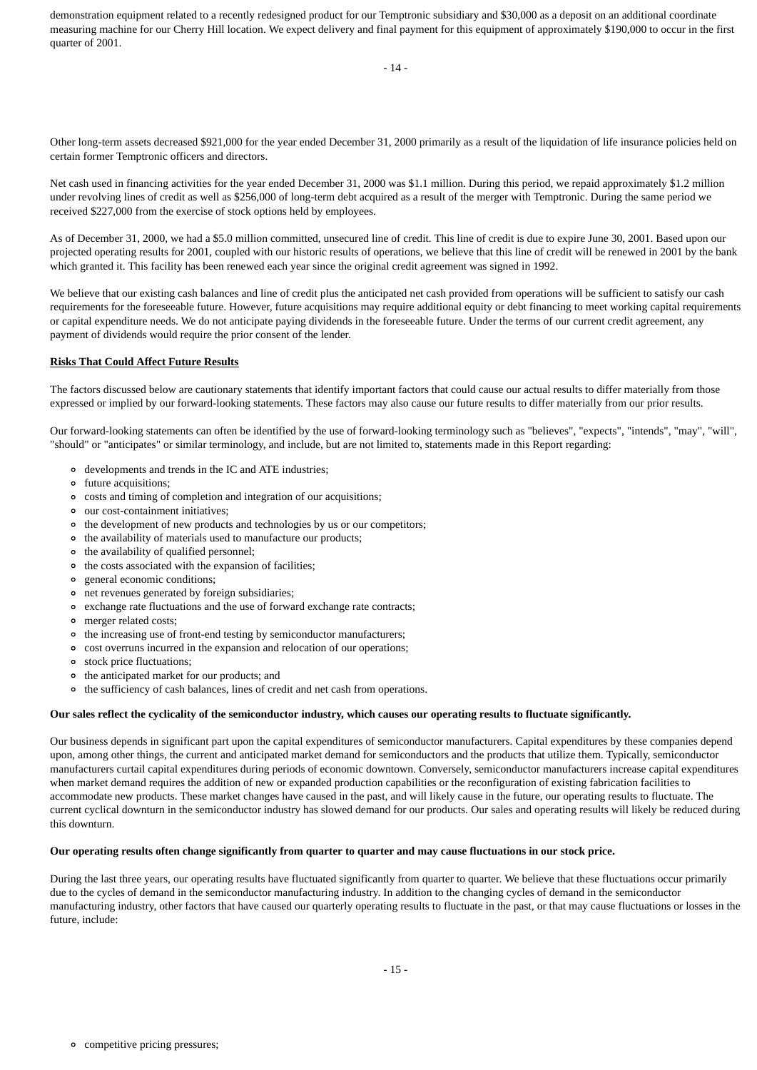demonstration equipment related to a recently redesigned product for our Temptronic subsidiary and $30,000 as a deposit on an additional coordinate measuring machine for our Cherry Hill location. We expect delivery and final payment for this equipment of approximately $190,000 to occur in the first quarter of 2001.

Other long-term assets decreased $921,000 for the year ended December 31, 2000 primarily as a result of the liquidation of life insurance policies held on certain former Temptronic officers and directors.

Net cash used in financing activities for the year ended December 31, 2000 was $1.1 million. During this period, we repaid approximately $1.2 million under revolving lines of credit as well as $256,000 of long-term debt acquired as a result of the merger with Temptronic. During the same period we received $227,000 from the exercise of stock options held by employees.

As of December 31, 2000, we had a $5.0 million committed, unsecured line of credit. This line of credit is due to expire June 30, 2001. Based upon our projected operating results for 2001, coupled with our historic results of operations, we believe that this line of credit will be renewed in 2001 by the bank which granted it. This facility has been renewed each year since the original credit agreement was signed in 1992.

We believe that our existing cash balances and line of credit plus the anticipated net cash provided from operations will be sufficient to satisfy our cash requirements for the foreseeable future. However, future acquisitions may require additional equity or debt financing to meet working capital requirements or capital expenditure needs. We do not anticipate paying dividends in the foreseeable future. Under the terms of our current credit agreement, any payment of dividends would require the prior consent of the lender.

**Risks That Could Affect Future Results**

The factors discussed below are cautionary statements that identify important factors that could cause our actual results to differ materially from those expressed or implied by our forward-looking statements. These factors may also cause our future results to differ materially from our prior results.

Our forward-looking statements can often be identified by the use of forward-looking terminology such as "believes", "expects", "intends", "may", "will", "should" or "anticipates" or similar terminology, and include, but are not limited to, statements made in this Report regarding:

- developments and trends in the IC and ATE industries;
- future acquisitions;
- costs and timing of completion and integration of our acquisitions;
- our cost-containment initiatives;
- the development of new products and technologies by us or our competitors;
- the availability of materials used to manufacture our products;
- the availability of qualified personnel;
- the costs associated with the expansion of facilities;
- general economic conditions;
- net revenues generated by foreign subsidiaries;
- exchange rate fluctuations and the use of forward exchange rate contracts;
- merger related costs;
- the increasing use of front-end testing by semiconductor manufacturers;
- cost overruns incurred in the expansion and relocation of our operations;
- stock price fluctuations;
- the anticipated market for our products; and
- the sufficiency of cash balances, lines of credit and net cash from operations.

**Our sales reflect the cyclicality of the semiconductor industry, which causes our operating results to fluctuate significantly.**

Our business depends in significant part upon the capital expenditures of semiconductor manufacturers. Capital expenditures by these companies depend upon, among other things, the current and anticipated market demand for semiconductors and the products that utilize them. Typically, semiconductor manufacturers curtail capital expenditures during periods of economic downtown. Conversely, semiconductor manufacturers increase capital expenditures when market demand requires the addition of new or expanded production capabilities or the reconfiguration of existing fabrication facilities to accommodate new products. These market changes have caused in the past, and will likely cause in the future, our operating results to fluctuate. The current cyclical downturn in the semiconductor industry has slowed demand for our products. Our sales and operating results will likely be reduced during this downturn.

**Our operating results often change significantly from quarter to quarter and may cause fluctuations in our stock price.**

During the last three years, our operating results have fluctuated significantly from quarter to quarter. We believe that these fluctuations occur primarily due to the cycles of demand in the semiconductor manufacturing industry. In addition to the changing cycles of demand in the semiconductor manufacturing industry, other factors that have caused our quarterly operating results to fluctuate in the past, or that may cause fluctuations or losses in the future, include:

- competitive pricing pressures;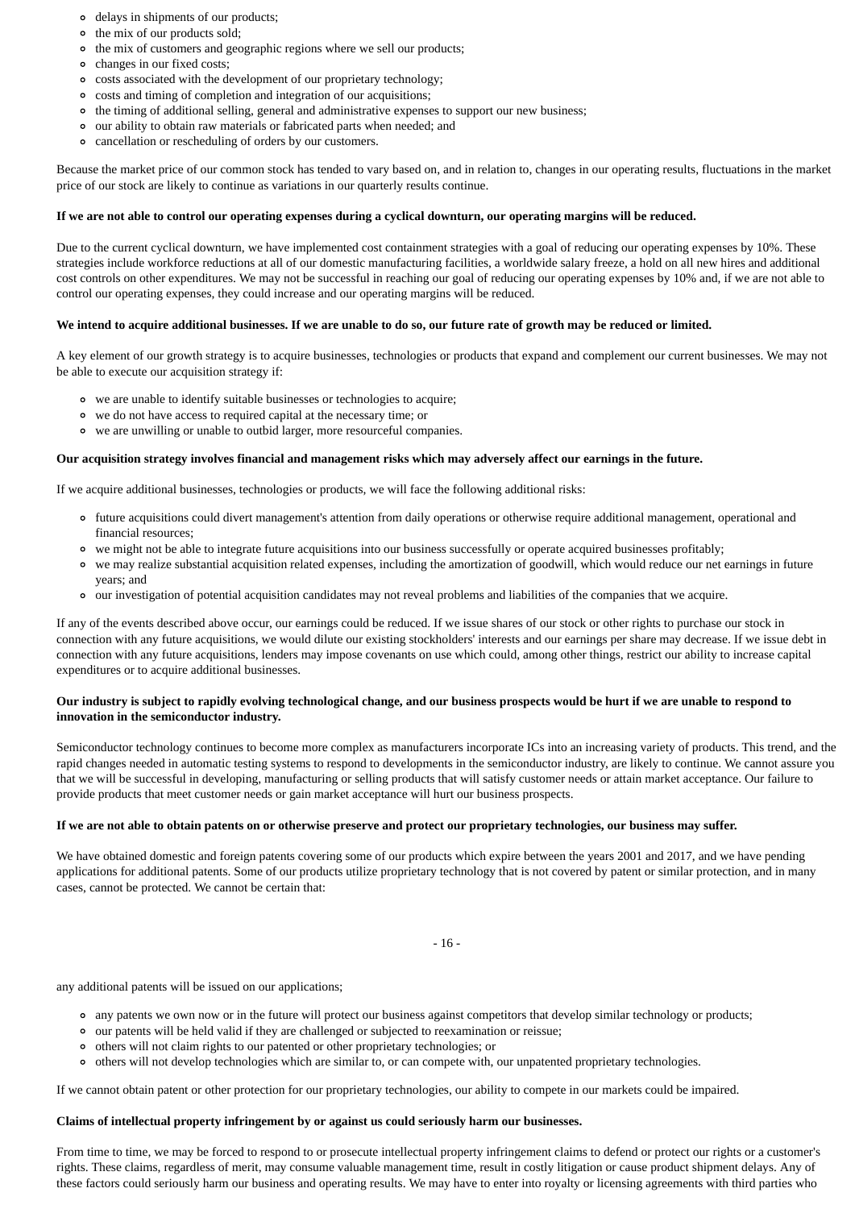- delays in shipments of our products;
- the mix of our products sold;
- the mix of customers and geographic regions where we sell our products;
- changes in our fixed costs;
- costs associated with the development of our proprietary technology;
- costs and timing of completion and integration of our acquisitions;
- the timing of additional selling, general and administrative expenses to support our new business;
- our ability to obtain raw materials or fabricated parts when needed; and
- cancellation or rescheduling of orders by our customers.

Because the market price of our common stock has tended to vary based on, and in relation to, changes in our operating results, fluctuations in the market price of our stock are likely to continue as variations in our quarterly results continue.

**If we are not able to control our operating expenses during a cyclical downturn, our operating margins will be reduced.**

Due to the current cyclical downturn, we have implemented cost containment strategies with a goal of reducing our operating expenses by 10%. These strategies include workforce reductions at all of our domestic manufacturing facilities, a worldwide salary freeze, a hold on all new hires and additional cost controls on other expenditures. We may not be successful in reaching our goal of reducing our operating expenses by 10% and, if we are not able to control our operating expenses, they could increase and our operating margins will be reduced.

**We intend to acquire additional businesses. If we are unable to do so, our future rate of growth may be reduced or limited.**

A key element of our growth strategy is to acquire businesses, technologies or products that expand and complement our current businesses. We may not be able to execute our acquisition strategy if:

- we are unable to identify suitable businesses or technologies to acquire;
- we do not have access to required capital at the necessary time; or
- we are unwilling or unable to outbid larger, more resourceful companies.

**Our acquisition strategy involves financial and management risks which may adversely affect our earnings in the future.**

If we acquire additional businesses, technologies or products, we will face the following additional risks:

- future acquisitions could divert management's attention from daily operations or otherwise require additional management, operational and financial resources;
- we might not be able to integrate future acquisitions into our business successfully or operate acquired businesses profitably;
- we may realize substantial acquisition related expenses, including the amortization of goodwill, which would reduce our net earnings in future years; and
- our investigation of potential acquisition candidates may not reveal problems and liabilities of the companies that we acquire.

If any of the events described above occur, our earnings could be reduced. If we issue shares of our stock or other rights to purchase our stock in connection with any future acquisitions, we would dilute our existing stockholders' interests and our earnings per share may decrease. If we issue debt in connection with any future acquisitions, lenders may impose covenants on use which could, among other things, restrict our ability to increase capital expenditures or to acquire additional businesses.

**Our industry is subject to rapidly evolving technological change, and our business prospects would be hurt if we are unable to respond to innovation in the semiconductor industry.**

Semiconductor technology continues to become more complex as manufacturers incorporate ICs into an increasing variety of products. This trend, and the rapid changes needed in automatic testing systems to respond to developments in the semiconductor industry, are likely to continue. We cannot assure you that we will be successful in developing, manufacturing or selling products that will satisfy customer needs or attain market acceptance. Our failure to provide products that meet customer needs or gain market acceptance will hurt our business prospects.

**If we are not able to obtain patents on or otherwise preserve and protect our proprietary technologies, our business may suffer.**

We have obtained domestic and foreign patents covering some of our products which expire between the years 2001 and 2017, and we have pending applications for additional patents. Some of our products utilize proprietary technology that is not covered by patent or similar protection, and in many cases, cannot be protected. We cannot be certain that:

- any additional patents will be issued on our applications;
- any patents we own now or in the future will protect our business against competitors that develop similar technology or products;
- our patents will be held valid if they are challenged or subjected to reexamination or reissue;
- others will not claim rights to our patented or other proprietary technologies; or
- others will not develop technologies which are similar to, or can compete with, our unpatented proprietary technologies.

If we cannot obtain patent or other protection for our proprietary technologies, our ability to compete in our markets could be impaired.

**Claims of intellectual property infringement by or against us could seriously harm our businesses.**

From time to time, we may be forced to respond to or prosecute intellectual property infringement claims to defend or protect our rights or a customer's rights. These claims, regardless of merit, may consume valuable management time, result in costly litigation or cause product shipment delays. Any of these factors could seriously harm our business and operating results. We may have to enter into royalty or licensing agreements with third parties who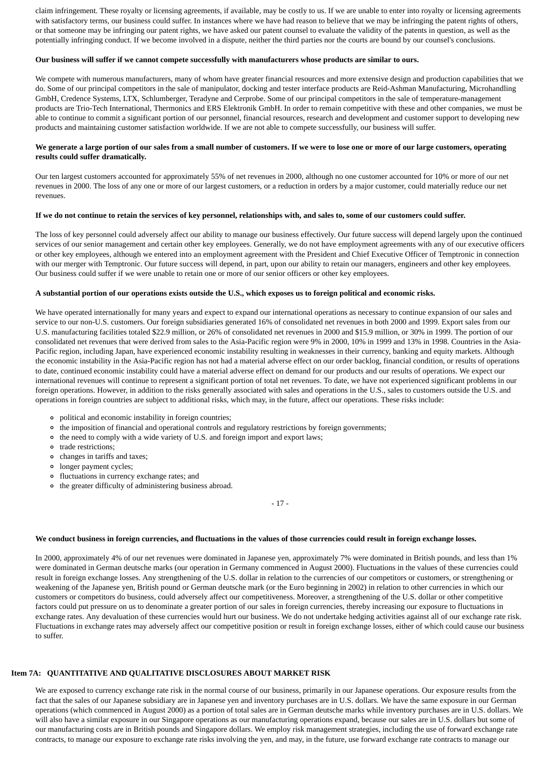claim infringement. These royalty or licensing agreements, if available, may be costly to us. If we are unable to enter into royalty or licensing agreements with satisfactory terms, our business could suffer. In instances where we have had reason to believe that we may be infringing the patent rights of others, or that someone may be infringing our patent rights, we have asked our patent counsel to evaluate the validity of the patents in question, as well as the potentially infringing conduct. If we become involved in a dispute, neither the third parties nor the courts are bound by our counsel's conclusions.

**Our business will suffer if we cannot compete successfully with manufacturers whose products are similar to ours.**

We compete with numerous manufacturers, many of whom have greater financial resources and more extensive design and production capabilities that we do. Some of our principal competitors in the sale of manipulator, docking and tester interface products are Reid-Ashman Manufacturing, Microhandling GmbH, Credence Systems, LTX, Schlumberger, Teradyne and Cerprobe. Some of our principal competitors in the sale of temperature-management products are Trio-Tech International, Thermonics and ERS Elektronik GmbH. In order to remain competitive with these and other companies, we must be able to continue to commit a significant portion of our personnel, financial resources, research and development and customer support to developing new products and maintaining customer satisfaction worldwide. If we are not able to compete successfully, our business will suffer.

**We generate a large portion of our sales from a small number of customers. If we were to lose one or more of our large customers, operating results could suffer dramatically.**

Our ten largest customers accounted for approximately 55% of net revenues in 2000, although no one customer accounted for 10% or more of our net revenues in 2000. The loss of any one or more of our largest customers, or a reduction in orders by a major customer, could materially reduce our net revenues.

**If we do not continue to retain the services of key personnel, relationships with, and sales to, some of our customers could suffer.**

The loss of key personnel could adversely affect our ability to manage our business effectively. Our future success will depend largely upon the continued services of our senior management and certain other key employees. Generally, we do not have employment agreements with any of our executive officers or other key employees, although we entered into an employment agreement with the President and Chief Executive Officer of Temptronic in connection with our merger with Temptronic. Our future success will depend, in part, upon our ability to retain our managers, engineers and other key employees. Our business could suffer if we were unable to retain one or more of our senior officers or other key employees.

**A substantial portion of our operations exists outside the U.S., which exposes us to foreign political and economic risks.**

We have operated internationally for many years and expect to expand our international operations as necessary to continue expansion of our sales and service to our non-U.S. customers. Our foreign subsidiaries generated 16% of consolidated net revenues in both 2000 and 1999. Export sales from our U.S. manufacturing facilities totaled $22.9 million, or 26% of consolidated net revenues in 2000 and $15.9 million, or 30% in 1999. The portion of our consolidated net revenues that were derived from sales to the Asia-Pacific region were 9% in 2000, 10% in 1999 and 13% in 1998. Countries in the Asia-Pacific region, including Japan, have experienced economic instability resulting in weaknesses in their currency, banking and equity markets. Although the economic instability in the Asia-Pacific region has not had a material adverse effect on our order backlog, financial condition, or results of operations to date, continued economic instability could have a material adverse effect on demand for our products and our results of operations. We expect our international revenues will continue to represent a significant portion of total net revenues. To date, we have not experienced significant problems in our foreign operations. However, in addition to the risks generally associated with sales and operations in the U.S., sales to customers outside the U.S. and operations in foreign countries are subject to additional risks, which may, in the future, affect our operations. These risks include:

- political and economic instability in foreign countries;
- the imposition of financial and operational controls and regulatory restrictions by foreign governments;
- the need to comply with a wide variety of U.S. and foreign import and export laws;
- trade restrictions;
- changes in tariffs and taxes;
- longer payment cycles;
- fluctuations in currency exchange rates; and
- the greater difficulty of administering business abroad.

**We conduct business in foreign currencies, and fluctuations in the values of those currencies could result in foreign exchange losses.**

In 2000, approximately 4% of our net revenues were dominated in Japanese yen, approximately 7% were dominated in British pounds, and less than 1% were dominated in German deutsche marks (our operation in Germany commenced in August 2000). Fluctuations in the values of these currencies could result in foreign exchange losses. Any strengthening of the U.S. dollar in relation to the currencies of our competitors or customers, or strengthening or weakening of the Japanese yen, British pound or German deutsche mark (or the Euro beginning in 2002) in relation to other currencies in which our customers or competitors do business, could adversely affect our competitiveness. Moreover, a strengthening of the U.S. dollar or other competitive factors could put pressure on us to denominate a greater portion of our sales in foreign currencies, thereby increasing our exposure to fluctuations in exchange rates. Any devaluation of these currencies would hurt our business. We do not undertake hedging activities against all of our exchange rate risk. Fluctuations in exchange rates may adversely affect our competitive position or result in foreign exchange losses, either of which could cause our business to suffer.

## Item 7A: QUANTITATIVE AND QUALITATIVE DISCLOSURES ABOUT MARKET RISK

We are exposed to currency exchange rate risk in the normal course of our business, primarily in our Japanese operations. Our exposure results from the fact that the sales of our Japanese subsidiary are in Japanese yen and inventory purchases are in U.S. dollars. We have the same exposure in our German operations (which commenced in August 2000) as a portion of total sales are in German deutsche marks while inventory purchases are in U.S. dollars. We will also have a similar exposure in our Singapore operations as our manufacturing operations expand, because our sales are in U.S. dollars but some of our manufacturing costs are in British pounds and Singapore dollars. We employ risk management strategies, including the use of forward exchange rate contracts, to manage our exposure to exchange rate risks involving the yen, and may, in the future, use forward exchange rate contracts to manage our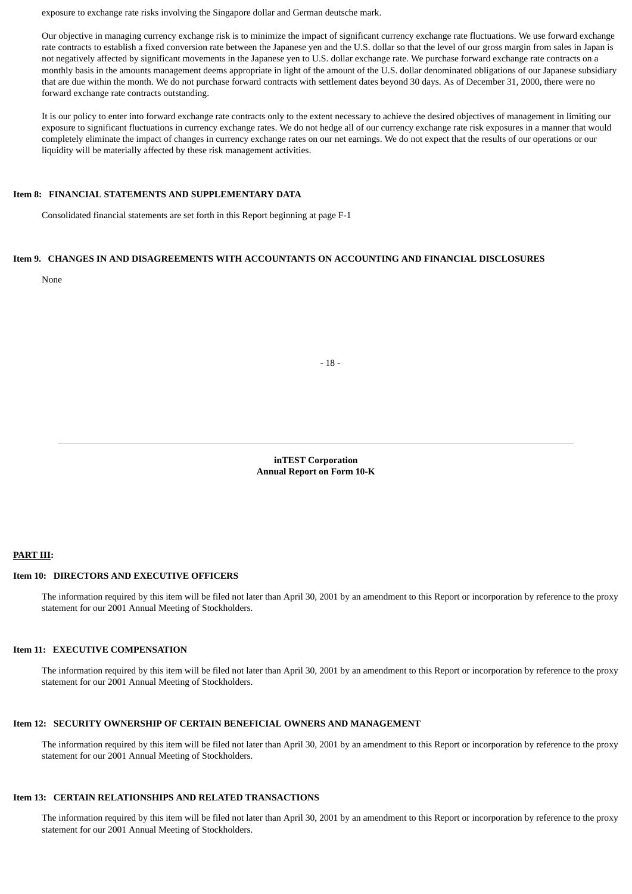exposure to exchange rate risks involving the Singapore dollar and German deutsche mark.

Our objective in managing currency exchange risk is to minimize the impact of significant currency exchange rate fluctuations. We use forward exchange rate contracts to establish a fixed conversion rate between the Japanese yen and the U.S. dollar so that the level of our gross margin from sales in Japan is not negatively affected by significant movements in the Japanese yen to U.S. dollar exchange rate. We purchase forward exchange rate contracts on a monthly basis in the amounts management deems appropriate in light of the amount of the U.S. dollar denominated obligations of our Japanese subsidiary that are due within the month. We do not purchase forward contracts with settlement dates beyond 30 days. As of December 31, 2000, there were no forward exchange rate contracts outstanding.

It is our policy to enter into forward exchange rate contracts only to the extent necessary to achieve the desired objectives of management in limiting our exposure to significant fluctuations in currency exchange rates. We do not hedge all of our currency exchange rate risk exposures in a manner that would completely eliminate the impact of changes in currency exchange rates on our net earnings. We do not expect that the results of our operations or our liquidity will be materially affected by these risk management activities.

### Item 8: FINANCIAL STATEMENTS AND SUPPLEMENTARY DATA

Consolidated financial statements are set forth in this Report beginning at page F-1

### Item 9. CHANGES IN AND DISAGREEMENTS WITH ACCOUNTANTS ON ACCOUNTING AND FINANCIAL DISCLOSURES

None

## PART III:

### Item 10: DIRECTORS AND EXECUTIVE OFFICERS

The information required by this item will be filed not later than April 30, 2001 by an amendment to this Report or incorporation by reference to the proxy statement for our 2001 Annual Meeting of Stockholders.

### Item 11: EXECUTIVE COMPENSATION

The information required by this item will be filed not later than April 30, 2001 by an amendment to this Report or incorporation by reference to the proxy statement for our 2001 Annual Meeting of Stockholders.

### Item 12: SECURITY OWNERSHIP OF CERTAIN BENEFICIAL OWNERS AND MANAGEMENT

The information required by this item will be filed not later than April 30, 2001 by an amendment to this Report or incorporation by reference to the proxy statement for our 2001 Annual Meeting of Stockholders.

### Item 13: CERTAIN RELATIONSHIPS AND RELATED TRANSACTIONS

The information required by this item will be filed not later than April 30, 2001 by an amendment to this Report or incorporation by reference to the proxy statement for our 2001 Annual Meeting of Stockholders.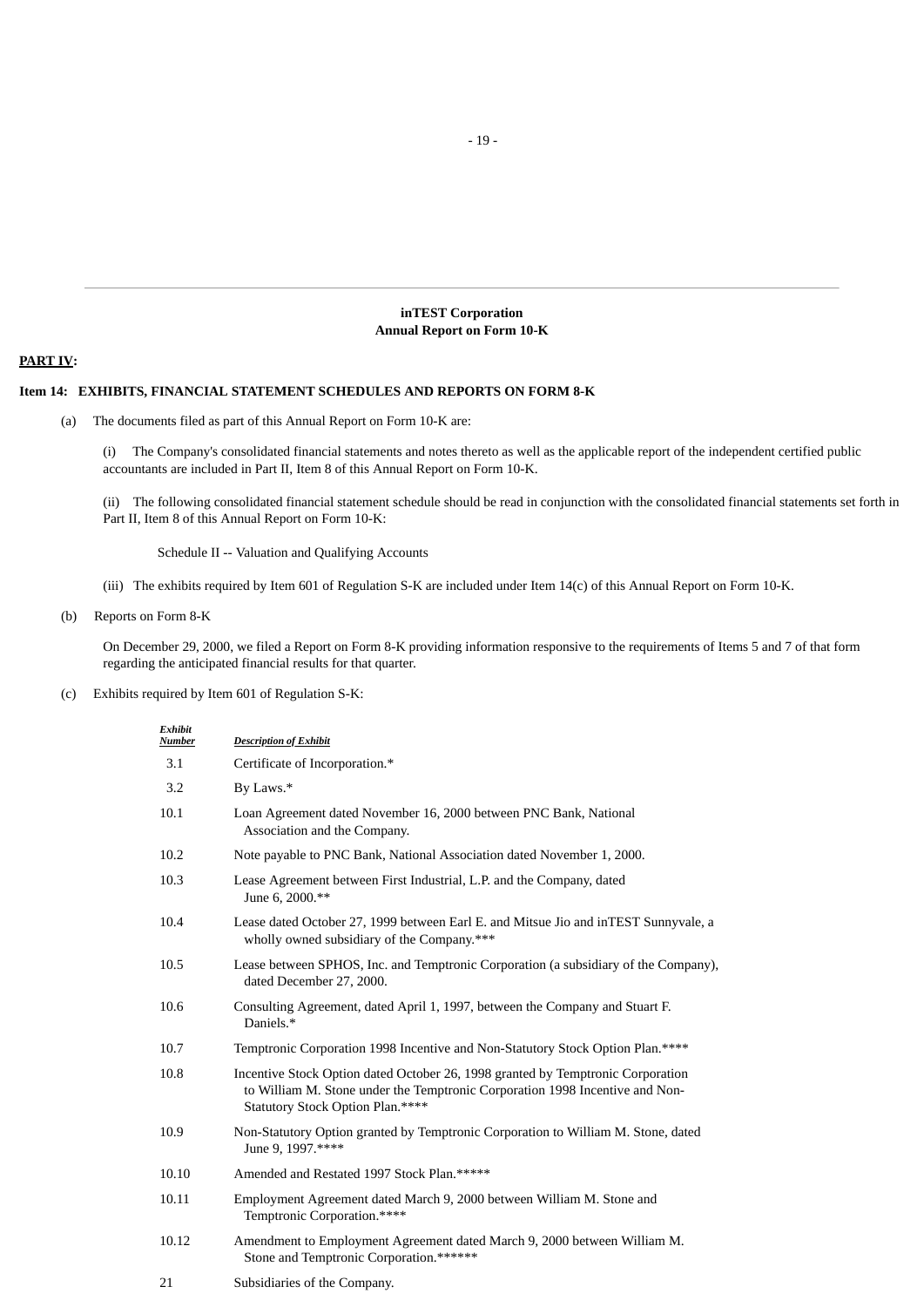inTEST Corporation
Annual Report on Form 10-K

**PART IV:**

**Item 14: EXHIBITS, FINANCIAL STATEMENT SCHEDULES AND REPORTS ON FORM 8-K**

(a) The documents filed as part of this Annual Report on Form 10-K are:

(i) The Company's consolidated financial statements and notes thereto as well as the applicable report of the independent certified public accountants are included in Part II, Item 8 of this Annual Report on Form 10-K.

(ii) The following consolidated financial statement schedule should be read in conjunction with the consolidated financial statements set forth in Part II, Item 8 of this Annual Report on Form 10-K:

Schedule II -- Valuation and Qualifying Accounts

(iii) The exhibits required by Item 601 of Regulation S-K are included under Item 14(c) of this Annual Report on Form 10-K.

(b) Reports on Form 8-K

On December 29, 2000, we filed a Report on Form 8-K providing information responsive to the requirements of Items 5 and 7 of that form regarding the anticipated financial results for that quarter.

(c) Exhibits required by Item 601 of Regulation S-K:

| *Exhibit Number* | *Description of Exhibit* |
|---|---|
| 3.1 | Certificate of Incorporation.* |
| 3.2 | By Laws.* |
| 10.1 | Loan Agreement dated November 16, 2000 between PNC Bank, National Association and the Company. |
| 10.2 | Note payable to PNC Bank, National Association dated November 1, 2000. |
| 10.3 | Lease Agreement between First Industrial, L.P. and the Company, dated June 6, 2000.** |
| 10.4 | Lease dated October 27, 1999 between Earl E. and Mitsue Jio and inTEST Sunnyvale, a wholly owned subsidiary of the Company.*** |
| 10.5 | Lease between SPHOS, Inc. and Temptronic Corporation (a subsidiary of the Company), dated December 27, 2000. |
| 10.6 | Consulting Agreement, dated April 1, 1997, between the Company and Stuart F. Daniels.* |
| 10.7 | Temptronic Corporation 1998 Incentive and Non-Statutory Stock Option Plan.**** |
| 10.8 | Incentive Stock Option dated October 26, 1998 granted by Temptronic Corporation to William M. Stone under the Temptronic Corporation 1998 Incentive and Non-Statutory Stock Option Plan.**** |
| 10.9 | Non-Statutory Option granted by Temptronic Corporation to William M. Stone, dated June 9, 1997.**** |
| 10.10 | Amended and Restated 1997 Stock Plan.***** |
| 10.11 | Employment Agreement dated March 9, 2000 between William M. Stone and Temptronic Corporation.**** |
| 10.12 | Amendment to Employment Agreement dated March 9, 2000 between William M. Stone and Temptronic Corporation.****** |
| 21 | Subsidiaries of the Company. |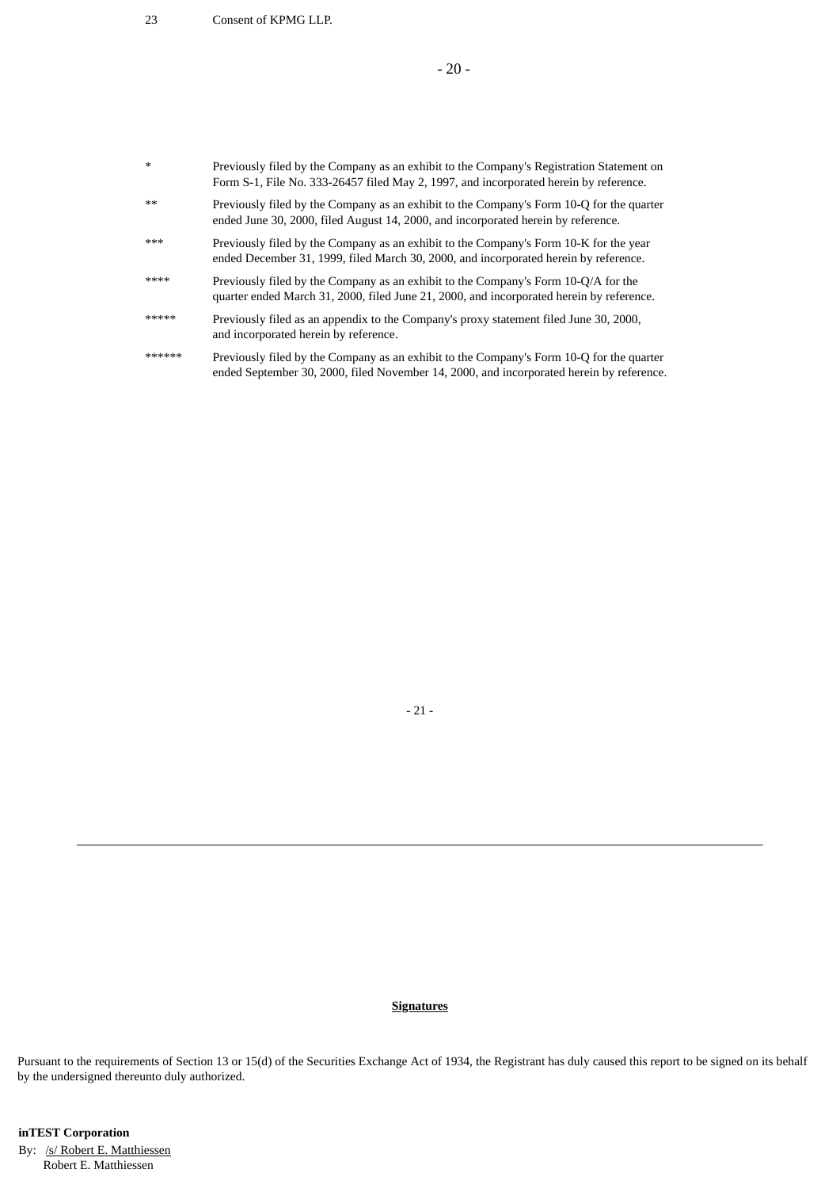| | |
|---|---|
| 23 | Consent of KPMG LLP. |

| | |
|---|---|
| * | Previously filed by the Company as an exhibit to the Company's Registration Statement on Form S-1, File No. 333-26457 filed May 2, 1997, and incorporated herein by reference. |
| ** | Previously filed by the Company as an exhibit to the Company's Form 10-Q for the quarter ended June 30, 2000, filed August 14, 2000, and incorporated herein by reference. |
| *** | Previously filed by the Company as an exhibit to the Company's Form 10-K for the year ended December 31, 1999, filed March 30, 2000, and incorporated herein by reference. |
| **** | Previously filed by the Company as an exhibit to the Company's Form 10-Q/A for the quarter ended March 31, 2000, filed June 21, 2000, and incorporated herein by reference. |
| ***** | Previously filed as an appendix to the Company's proxy statement filed June 30, 2000, and incorporated herein by reference. |
| ****** | Previously filed by the Company as an exhibit to the Company's Form 10-Q for the quarter ended September 30, 2000, filed November 14, 2000, and incorporated herein by reference. |

---

**Signatures**

Pursuant to the requirements of Section 13 or 15(d) of the Securities Exchange Act of 1934, the Registrant has duly caused this report to be signed on its behalf by the undersigned thereunto duly authorized.

**inTEST Corporation**

By: /s/ Robert E. Matthiessen
Robert E. Matthiessen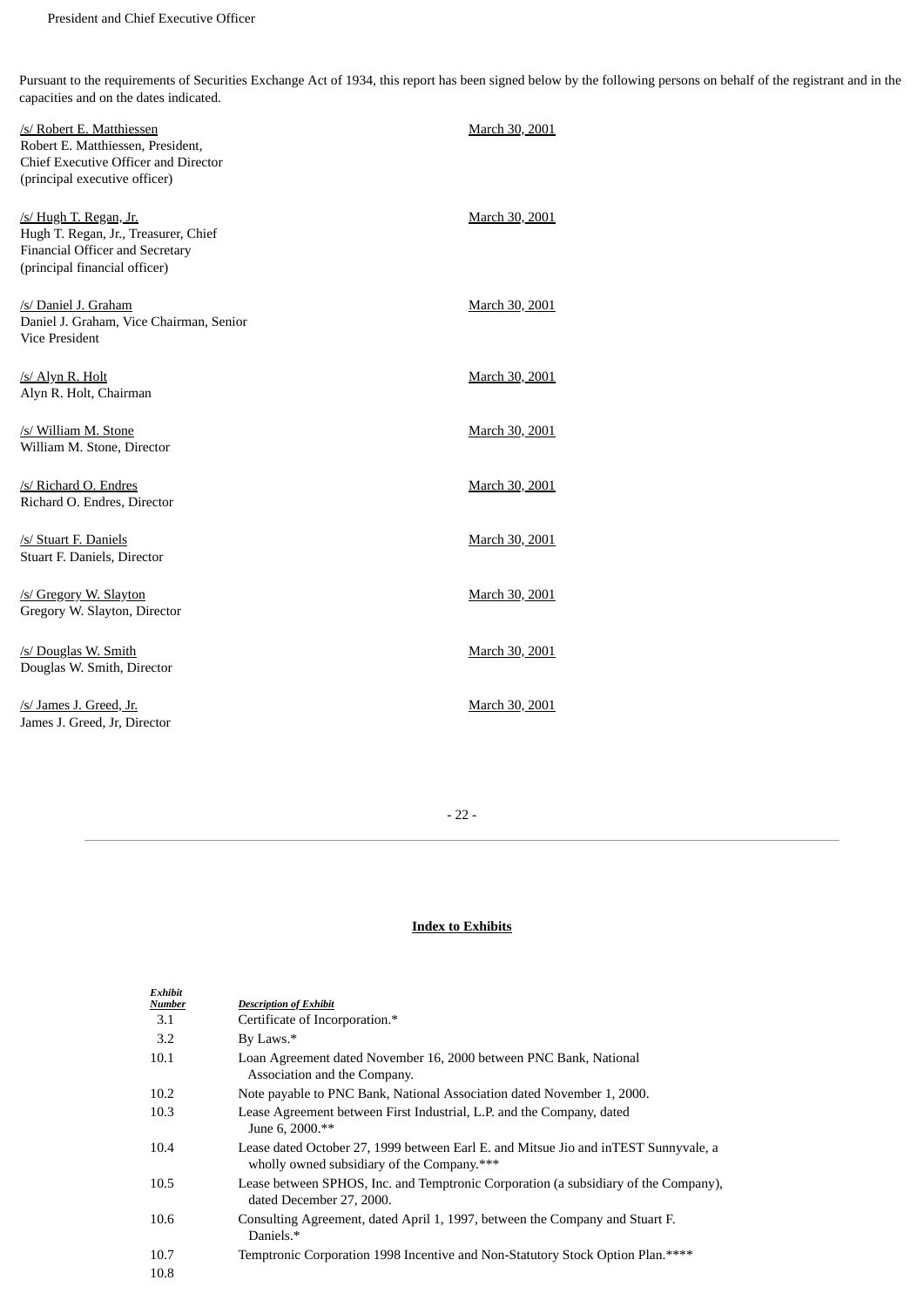President and Chief Executive Officer

Pursuant to the requirements of Securities Exchange Act of 1934, this report has been signed below by the following persons on behalf of the registrant and in the capacities and on the dates indicated.

| | |
|---|---|
| /s/ Robert E. Matthiessen<br>Robert E. Matthiessen, President, Chief Executive Officer and Director (principal executive officer) | March 30, 2001 |
| /s/ Hugh T. Regan, Jr.<br>Hugh T. Regan, Jr., Treasurer, Chief Financial Officer and Secretary (principal financial officer) | March 30, 2001 |
| /s/ Daniel J. Graham<br>Daniel J. Graham, Vice Chairman, Senior Vice President | March 30, 2001 |
| /s/ Alyn R. Holt<br>Alyn R. Holt, Chairman | March 30, 2001 |
| /s/ William M. Stone<br>William M. Stone, Director | March 30, 2001 |
| /s/ Richard O. Endres<br>Richard O. Endres, Director | March 30, 2001 |
| /s/ Stuart F. Daniels<br>Stuart F. Daniels, Director | March 30, 2001 |
| /s/ Gregory W. Slayton<br>Gregory W. Slayton, Director | March 30, 2001 |
| /s/ Douglas W. Smith<br>Douglas W. Smith, Director | March 30, 2001 |
| /s/ James J. Greed, Jr.<br>James J. Greed, Jr, Director | March 30, 2001 |

## Index to Exhibits

| ***Exhibit Number*** | ***Description of Exhibit*** |
|---|---|
| 3.1 | Certificate of Incorporation.* |
| 3.2 | By Laws.* |
| 10.1 | Loan Agreement dated November 16, 2000 between PNC Bank, National Association and the Company. |
| 10.2 | Note payable to PNC Bank, National Association dated November 1, 2000. |
| 10.3 | Lease Agreement between First Industrial, L.P. and the Company, dated June 6, 2000.** |
| 10.4 | Lease dated October 27, 1999 between Earl E. and Mitsue Jio and inTEST Sunnyvale, a wholly owned subsidiary of the Company.*** |
| 10.5 | Lease between SPHOS, Inc. and Temptronic Corporation (a subsidiary of the Company), dated December 27, 2000. |
| 10.6 | Consulting Agreement, dated April 1, 1997, between the Company and Stuart F. Daniels.* |
| 10.7 | Temptronic Corporation 1998 Incentive and Non-Statutory Stock Option Plan.**** |
| 10.8 | |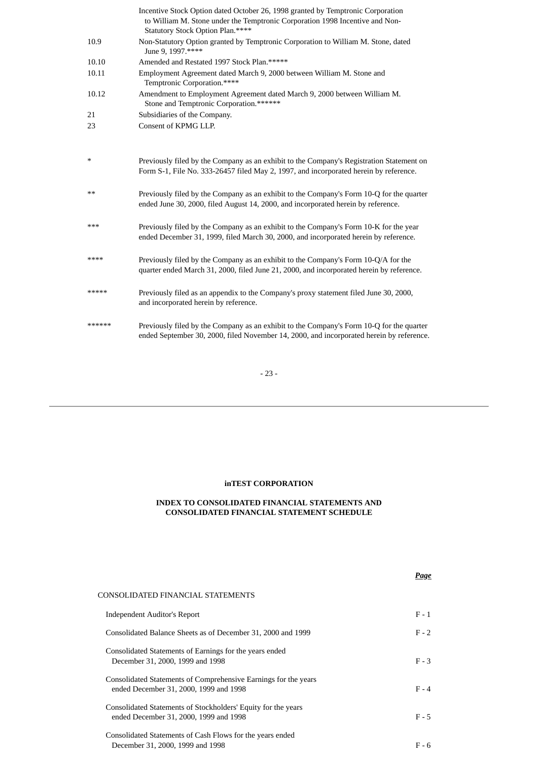| | |
|---|---|
| | Incentive Stock Option dated October 26, 1998 granted by Temptronic Corporation to William M. Stone under the Temptronic Corporation 1998 Incentive and Non-Statutory Stock Option Plan.**** |
| 10.9 | Non-Statutory Option granted by Temptronic Corporation to William M. Stone, dated June 9, 1997.**** |
| 10.10 | Amended and Restated 1997 Stock Plan.***** |
| 10.11 | Employment Agreement dated March 9, 2000 between William M. Stone and Temptronic Corporation.**** |
| 10.12 | Amendment to Employment Agreement dated March 9, 2000 between William M. Stone and Temptronic Corporation.****** |
| 21 | Subsidiaries of the Company. |
| 23 | Consent of KPMG LLP. |

| | |
|---|---|
| * | Previously filed by the Company as an exhibit to the Company's Registration Statement on Form S-1, File No. 333-26457 filed May 2, 1997, and incorporated herein by reference. |
| ** | Previously filed by the Company as an exhibit to the Company's Form 10-Q for the quarter ended June 30, 2000, filed August 14, 2000, and incorporated herein by reference. |
| *** | Previously filed by the Company as an exhibit to the Company's Form 10-K for the year ended December 31, 1999, filed March 30, 2000, and incorporated herein by reference. |
| **** | Previously filed by the Company as an exhibit to the Company's Form 10-Q/A for the quarter ended March 31, 2000, filed June 21, 2000, and incorporated herein by reference. |
| ***** | Previously filed as an appendix to the Company's proxy statement filed June 30, 2000, and incorporated herein by reference. |
| ****** | Previously filed by the Company as an exhibit to the Company's Form 10-Q for the quarter ended September 30, 2000, filed November 14, 2000, and incorporated herein by reference. |

**inTEST CORPORATION**

**INDEX TO CONSOLIDATED FINANCIAL STATEMENTS AND CONSOLIDATED FINANCIAL STATEMENT SCHEDULE**

| | ***Page*** |
|---|---|
| CONSOLIDATED FINANCIAL STATEMENTS | |
| Independent Auditor's Report | F - 1 |
| Consolidated Balance Sheets as of December 31, 2000 and 1999 | F - 2 |
| Consolidated Statements of Earnings for the years ended December 31, 2000, 1999 and 1998 | F - 3 |
| Consolidated Statements of Comprehensive Earnings for the years ended December 31, 2000, 1999 and 1998 | F - 4 |
| Consolidated Statements of Stockholders' Equity for the years ended December 31, 2000, 1999 and 1998 | F - 5 |
| Consolidated Statements of Cash Flows for the years ended December 31, 2000, 1999 and 1998 | F - 6 |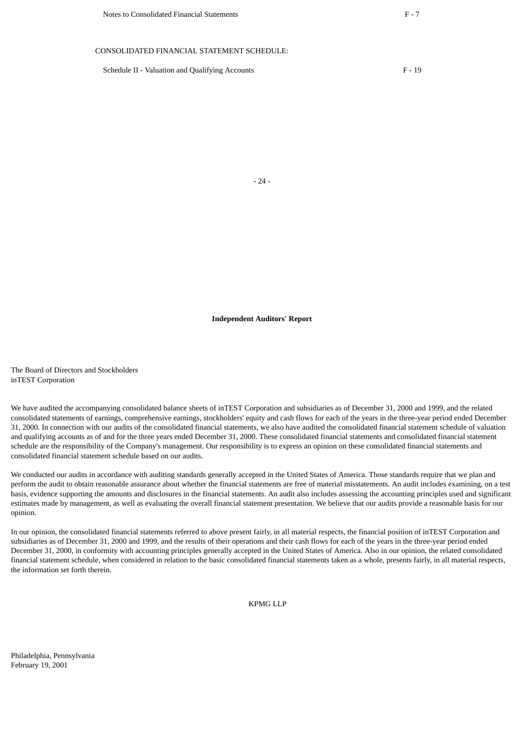| | |
|---|---|
| Notes to Consolidated Financial Statements | F - 7 |

CONSOLIDATED FINANCIAL STATEMENT SCHEDULE:

| | |
|---|---|
| Schedule II - Valuation and Qualifying Accounts | F - 19 |

**Independent Auditors' Report**

The Board of Directors and Stockholders
inTEST Corporation

We have audited the accompanying consolidated balance sheets of inTEST Corporation and subsidiaries as of December 31, 2000 and 1999, and the related consolidated statements of earnings, comprehensive earnings, stockholders' equity and cash flows for each of the years in the three-year period ended December 31, 2000. In connection with our audits of the consolidated financial statements, we also have audited the consolidated financial statement schedule of valuation and qualifying accounts as of and for the three years ended December 31, 2000. These consolidated financial statements and consolidated financial statement schedule are the responsibility of the Company's management. Our responsibility is to express an opinion on these consolidated financial statements and consolidated financial statement schedule based on our audits.

We conducted our audits in accordance with auditing standards generally accepted in the United States of America. Those standards require that we plan and perform the audit to obtain reasonable assurance about whether the financial statements are free of material misstatements. An audit includes examining, on a test basis, evidence supporting the amounts and disclosures in the financial statements. An audit also includes assessing the accounting principles used and significant estimates made by management, as well as evaluating the overall financial statement presentation. We believe that our audits provide a reasonable basis for our opinion.

In our opinion, the consolidated financial statements referred to above present fairly, in all material respects, the financial position of inTEST Corporation and subsidiaries as of December 31, 2000 and 1999, and the results of their operations and their cash flows for each of the years in the three-year period ended December 31, 2000, in conformity with accounting principles generally accepted in the United States of America. Also in our opinion, the related consolidated financial statement schedule, when considered in relation to the basic consolidated financial statements taken as a whole, presents fairly, in all material respects, the information set forth therein.

KPMG LLP

Philadelphia, Pennsylvania
February 19, 2001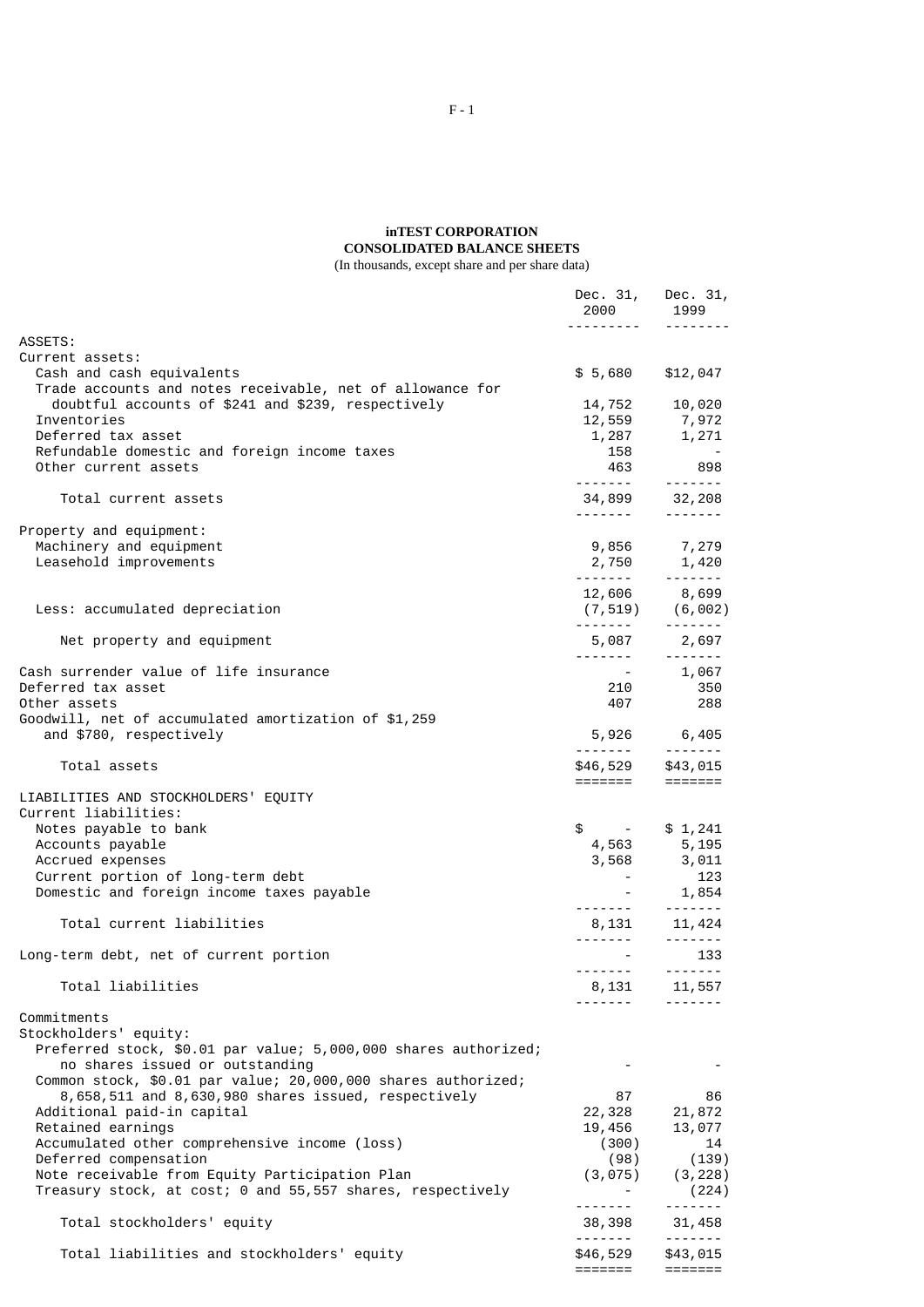**inTEST CORPORATION**
**CONSOLIDATED BALANCE SHEETS**
(In thousands, except share and per share data)

| | Dec. 31, 2000 | Dec. 31, 1999 |
|---|---|---|
| ASSETS: | | |
| Current assets: | | |
| Cash and cash equivalents | $ 5,680 | $12,047 |
| Trade accounts and notes receivable, net of allowance for doubtful accounts of $241 and $239, respectively | 14,752 | 10,020 |
| Inventories | 12,559 | 7,972 |
| Deferred tax asset | 1,287 | 1,271 |
| Refundable domestic and foreign income taxes | 158 | - |
| Other current assets | 463 | 898 |
| Total current assets | 34,899 | 32,208 |
| Property and equipment: | | |
| Machinery and equipment | 9,856 | 7,279 |
| Leasehold improvements | 2,750 | 1,420 |
| | 12,606 | 8,699 |
| Less: accumulated depreciation | (7,519) | (6,002) |
| Net property and equipment | 5,087 | 2,697 |
| Cash surrender value of life insurance | - | 1,067 |
| Deferred tax asset | 210 | 350 |
| Other assets | 407 | 288 |
| Goodwill, net of accumulated amortization of $1,259 and $780, respectively | 5,926 | 6,405 |
| Total assets | $46,529 | $43,015 |
| LIABILITIES AND STOCKHOLDERS' EQUITY | | |
| Current liabilities: | | |
| Notes payable to bank | $ - | $ 1,241 |
| Accounts payable | 4,563 | 5,195 |
| Accrued expenses | 3,568 | 3,011 |
| Current portion of long-term debt | - | 123 |
| Domestic and foreign income taxes payable | - | 1,854 |
| Total current liabilities | 8,131 | 11,424 |
| Long-term debt, net of current portion | - | 133 |
| Total liabilities | 8,131 | 11,557 |
| Commitments | | |
| Stockholders' equity: | | |
| Preferred stock, $0.01 par value; 5,000,000 shares authorized; no shares issued or outstanding | - | - |
| Common stock, $0.01 par value; 20,000,000 shares authorized; 8,658,511 and 8,630,980 shares issued, respectively | 87 | 86 |
| Additional paid-in capital | 22,328 | 21,872 |
| Retained earnings | 19,456 | 13,077 |
| Accumulated other comprehensive income (loss) | (300) | 14 |
| Deferred compensation | (98) | (139) |
| Note receivable from Equity Participation Plan | (3,075) | (3,228) |
| Treasury stock, at cost; 0 and 55,557 shares, respectively | - | (224) |
| Total stockholders' equity | 38,398 | 31,458 |
| Total liabilities and stockholders' equity | $46,529 | $43,015 |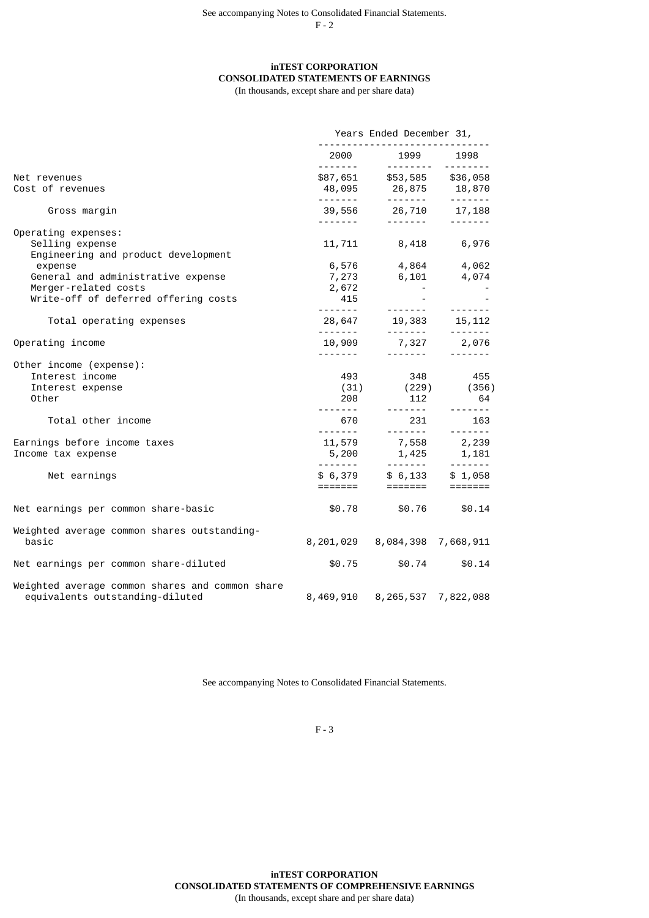See accompanying Notes to Consolidated Financial Statements.

## inTEST CORPORATION
## CONSOLIDATED STATEMENTS OF EARNINGS
(In thousands, except share and per share data)

| | Years Ended December 31, | | |
|---|---|---|---|
| | 2000 | 1999 | 1998 |
| Net revenues | $87,651 | $53,585 | $36,058 |
| Cost of revenues | 48,095 | 26,875 | 18,870 |
| Gross margin | 39,556 | 26,710 | 17,188 |
| Operating expenses: | | | |
| Selling expense | 11,711 | 8,418 | 6,976 |
| Engineering and product development expense | 6,576 | 4,864 | 4,062 |
| General and administrative expense | 7,273 | 6,101 | 4,074 |
| Merger-related costs | 2,672 | - | - |
| Write-off of deferred offering costs | 415 | - | - |
| Total operating expenses | 28,647 | 19,383 | 15,112 |
| Operating income | 10,909 | 7,327 | 2,076 |
| Other income (expense): | | | |
| Interest income | 493 | 348 | 455 |
| Interest expense | (31) | (229) | (356) |
| Other | 208 | 112 | 64 |
| Total other income | 670 | 231 | 163 |
| Earnings before income taxes | 11,579 | 7,558 | 2,239 |
| Income tax expense | 5,200 | 1,425 | 1,181 |
| Net earnings | $ 6,379 | $ 6,133 | $ 1,058 |
| Net earnings per common share-basic | $0.78 | $0.76 | $0.14 |
| Weighted average common shares outstanding-basic | 8,201,029 | 8,084,398 | 7,668,911 |
| Net earnings per common share-diluted | $0.75 | $0.74 | $0.14 |
| Weighted average common shares and common share equivalents outstanding-diluted | 8,469,910 | 8,265,537 | 7,822,088 |

See accompanying Notes to Consolidated Financial Statements.

## inTEST CORPORATION
## CONSOLIDATED STATEMENTS OF COMPREHENSIVE EARNINGS
(In thousands, except share and per share data)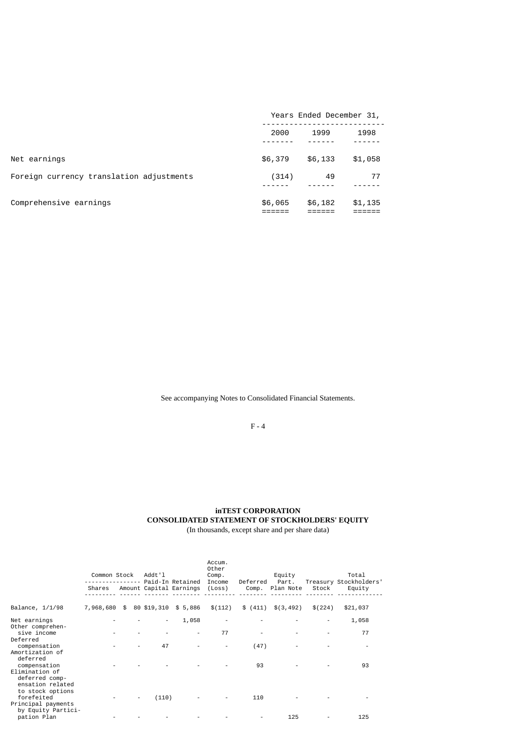| | Years Ended December 31, | | |
|---|---|---|---|
| | 2000 | 1999 | 1998 |
| Net earnings | $6,379 | $6,133 | $1,058 |
| Foreign currency translation adjustments | (314) | 49 | 77 |
| Comprehensive earnings | $6,065 | $6,182 | $1,135 |

See accompanying Notes to Consolidated Financial Statements.

**inTEST CORPORATION**
**CONSOLIDATED STATEMENT OF STOCKHOLDERS' EQUITY**
(In thousands, except share and per share data)

| | Common Stock | | Addt'l Paid-In Capital | Retained Earnings | Accum. Other Comp. Income (Loss) | Deferred Comp. | Equity Part. Plan Note | Treasury Stock | Total Stockholders' Equity |
|---|---|---|---|---|---|---|---|---|---|
| | Shares | Amount | | | | | | | |
| Balance, 1/1/98 | 7,968,680 | $ 80 | $19,310 | $ 5,886 | $(112) | $ (411) | $(3,492) | $(224) | $21,037 |
| Net earnings | - | - | - | 1,058 | - | - | - | - | 1,058 |
| Other comprehensive income | - | - | - | - | 77 | - | - | - | 77 |
| Deferred compensation | - | - | 47 | - | - | (47) | - | - | - |
| Amortization of deferred compensation | - | - | - | - | - | 93 | - | - | 93 |
| Elimination of deferred compensation related to stock options forefeited | - | - | (110) | - | - | 110 | - | - | - |
| Principal payments by Equity Participation Plan | - | - | - | - | - | - | 125 | - | 125 |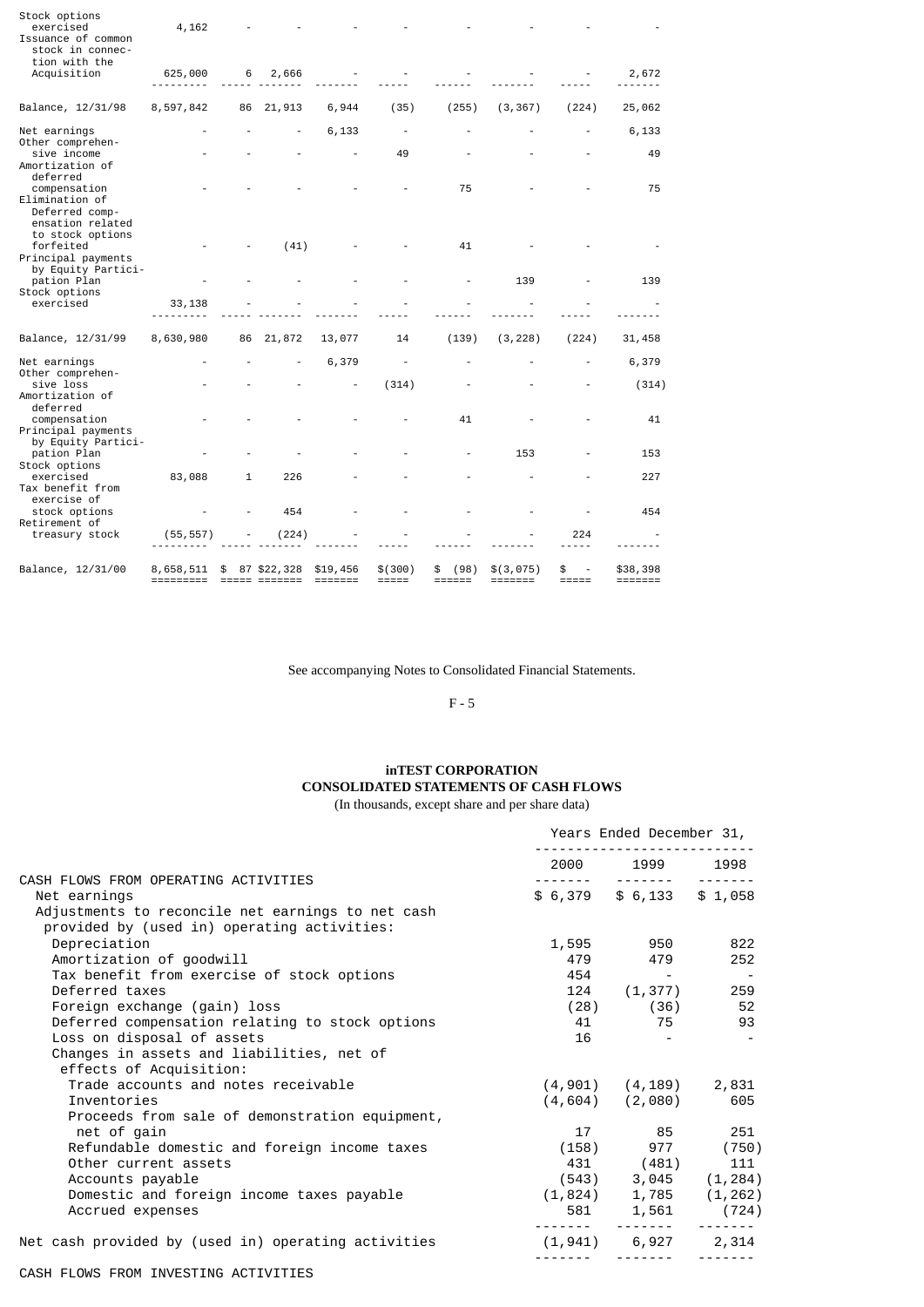| | Shares | Amount | APIC | Retained Earnings | AOCI | Deferred Comp | EPP | Treasury | Total |
|---|---|---|---|---|---|---|---|---|---|
| Stock options exercised | 4,162 | - | - | - | - | - | - | - | - |
| Issuance of common stock in connection with the Acquisition | 625,000 | 6 | 2,666 | - | - | - | - | - | 2,672 |
| Balance, 12/31/98 | 8,597,842 | 86 | 21,913 | 6,944 | (35) | (255) | (3,367) | (224) | 25,062 |
| Net earnings | - | - | - | 6,133 | - | - | - | - | 6,133 |
| Other comprehensive income | - | - | - | - | 49 | - | - | - | 49 |
| Amortization of deferred compensation | - | - | - | - | - | 75 | - | - | 75 |
| Elimination of Deferred compensation related to stock options forfeited | - | - | (41) | - | - | 41 | - | - | - |
| Principal payments by Equity Participation Plan | - | - | - | - | - | - | 139 | - | 139 |
| Stock options exercised | 33,138 | - | - | - | - | - | - | - | - |
| Balance, 12/31/99 | 8,630,980 | 86 | 21,872 | 13,077 | 14 | (139) | (3,228) | (224) | 31,458 |
| Net earnings | - | - | - | 6,379 | - | - | - | - | 6,379 |
| Other comprehensive loss | - | - | - | - | (314) | - | - | - | (314) |
| Amortization of deferred compensation | - | - | - | - | - | 41 | - | - | 41 |
| Principal payments by Equity Participation Plan | - | - | - | - | - | - | 153 | - | 153 |
| Stock options exercised | 83,088 | 1 | 226 | - | - | - | - | - | 227 |
| Tax benefit from exercise of stock options | - | - | 454 | - | - | - | - | - | 454 |
| Retirement of treasury stock | (55,557) | - | (224) | - | - | - | - | 224 | - |
| Balance, 12/31/00 | 8,658,511 | $ 87 | $22,328 | $19,456 | $(300) | $ (98) | $(3,075) | $ - | $38,398 |

See accompanying Notes to Consolidated Financial Statements.

**inTEST CORPORATION**
**CONSOLIDATED STATEMENTS OF CASH FLOWS**
(In thousands, except share and per share data)

| | Years Ended December 31, | | |
|---|---|---|---|
| | 2000 | 1999 | 1998 |
| CASH FLOWS FROM OPERATING ACTIVITIES | | | |
| Net earnings | $ 6,379 | $ 6,133 | $ 1,058 |
| Adjustments to reconcile net earnings to net cash provided by (used in) operating activities: | | | |
| Depreciation | 1,595 | 950 | 822 |
| Amortization of goodwill | 479 | 479 | 252 |
| Tax benefit from exercise of stock options | 454 | - | - |
| Deferred taxes | 124 | (1,377) | 259 |
| Foreign exchange (gain) loss | (28) | (36) | 52 |
| Deferred compensation relating to stock options | 41 | 75 | 93 |
| Loss on disposal of assets | 16 | - | - |
| Changes in assets and liabilities, net of effects of Acquisition: | | | |
| Trade accounts and notes receivable | (4,901) | (4,189) | 2,831 |
| Inventories | (4,604) | (2,080) | 605 |
| Proceeds from sale of demonstration equipment, net of gain | 17 | 85 | 251 |
| Refundable domestic and foreign income taxes | (158) | 977 | (750) |
| Other current assets | 431 | (481) | 111 |
| Accounts payable | (543) | 3,045 | (1,284) |
| Domestic and foreign income taxes payable | (1,824) | 1,785 | (1,262) |
| Accrued expenses | 581 | 1,561 | (724) |
| Net cash provided by (used in) operating activities | (1,941) | 6,927 | 2,314 |

CASH FLOWS FROM INVESTING ACTIVITIES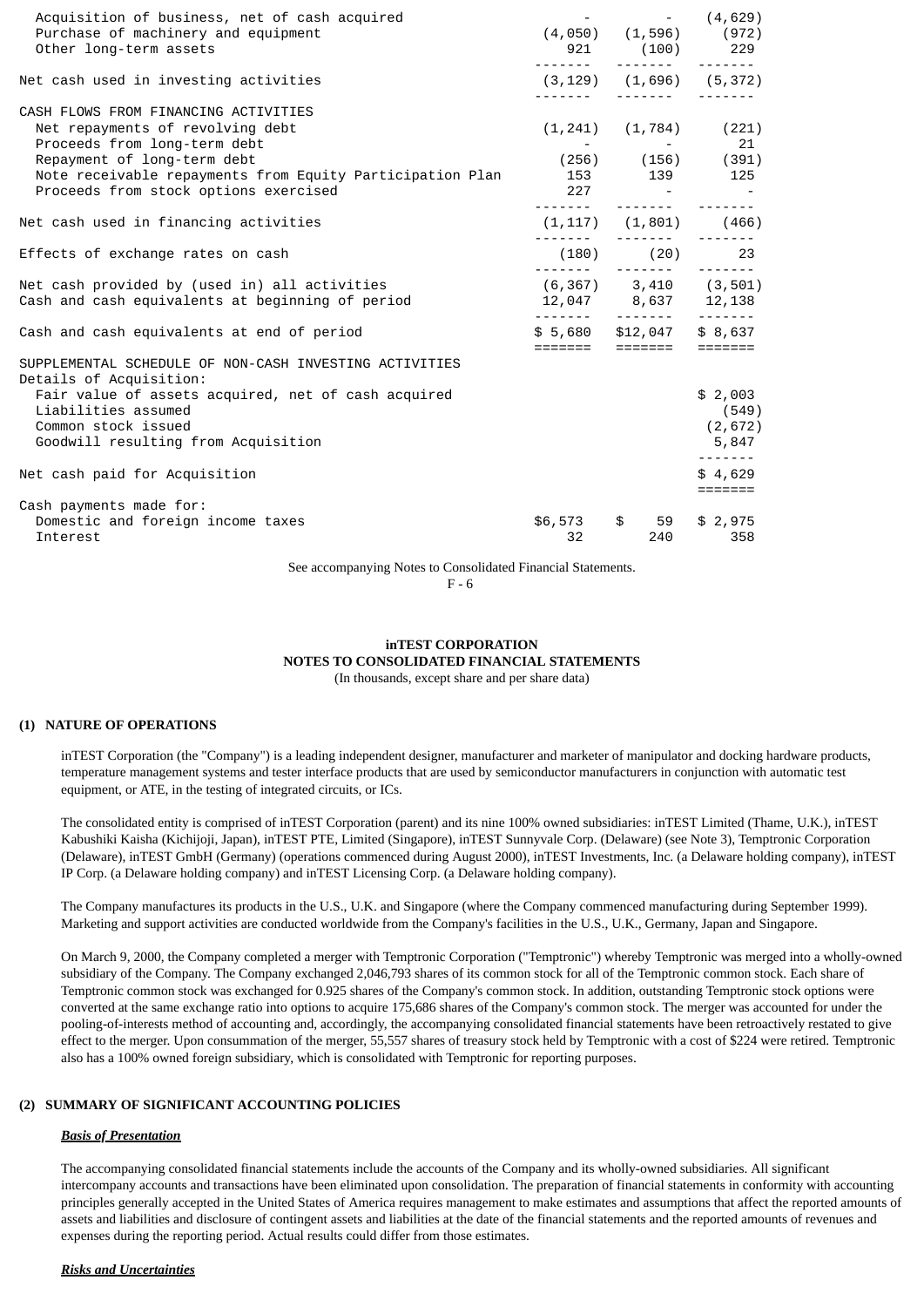| | | | |
|---|---|---|---|
| Acquisition of business, net of cash acquired | - | - | (4,629) |
| Purchase of machinery and equipment | (4,050) | (1,596) | (972) |
| Other long-term assets | 921 | (100) | 229 |
| Net cash used in investing activities | (3,129) | (1,696) | (5,372) |
| CASH FLOWS FROM FINANCING ACTIVITIES | | | |
| Net repayments of revolving debt | (1,241) | (1,784) | (221) |
| Proceeds from long-term debt | - | - | 21 |
| Repayment of long-term debt | (256) | (156) | (391) |
| Note receivable repayments from Equity Participation Plan | 153 | 139 | 125 |
| Proceeds from stock options exercised | 227 | - | - |
| Net cash used in financing activities | (1,117) | (1,801) | (466) |
| Effects of exchange rates on cash | (180) | (20) | 23 |
| Net cash provided by (used in) all activities | (6,367) | 3,410 | (3,501) |
| Cash and cash equivalents at beginning of period | 12,047 | 8,637 | 12,138 |
| Cash and cash equivalents at end of period | $ 5,680 | $12,047 | $ 8,637 |
| SUPPLEMENTAL SCHEDULE OF NON-CASH INVESTING ACTIVITIES | | | |
| Details of Acquisition: | | | |
| Fair value of assets acquired, net of cash acquired | | | $ 2,003 |
| Liabilities assumed | | | (549) |
| Common stock issued | | | (2,672) |
| Goodwill resulting from Acquisition | | | 5,847 |
| Net cash paid for Acquisition | | | $ 4,629 |
| Cash payments made for: | | | |
| Domestic and foreign income taxes | $6,573 | $ 59 | $ 2,975 |
| Interest | 32 | 240 | 358 |

See accompanying Notes to Consolidated Financial Statements.

F - 6

# inTEST CORPORATION
## NOTES TO CONSOLIDATED FINANCIAL STATEMENTS
(In thousands, except share and per share data)

### (1) NATURE OF OPERATIONS

inTEST Corporation (the "Company") is a leading independent designer, manufacturer and marketer of manipulator and docking hardware products, temperature management systems and tester interface products that are used by semiconductor manufacturers in conjunction with automatic test equipment, or ATE, in the testing of integrated circuits, or ICs.

The consolidated entity is comprised of inTEST Corporation (parent) and its nine 100% owned subsidiaries: inTEST Limited (Thame, U.K.), inTEST Kabushiki Kaisha (Kichijoji, Japan), inTEST PTE, Limited (Singapore), inTEST Sunnyvale Corp. (Delaware) (see Note 3), Temptronic Corporation (Delaware), inTEST GmbH (Germany) (operations commenced during August 2000), inTEST Investments, Inc. (a Delaware holding company), inTEST IP Corp. (a Delaware holding company) and inTEST Licensing Corp. (a Delaware holding company).

The Company manufactures its products in the U.S., U.K. and Singapore (where the Company commenced manufacturing during September 1999). Marketing and support activities are conducted worldwide from the Company's facilities in the U.S., U.K., Germany, Japan and Singapore.

On March 9, 2000, the Company completed a merger with Temptronic Corporation ("Temptronic") whereby Temptronic was merged into a wholly-owned subsidiary of the Company. The Company exchanged 2,046,793 shares of its common stock for all of the Temptronic common stock. Each share of Temptronic common stock was exchanged for 0.925 shares of the Company's common stock. In addition, outstanding Temptronic stock options were converted at the same exchange ratio into options to acquire 175,686 shares of the Company's common stock. The merger was accounted for under the pooling-of-interests method of accounting and, accordingly, the accompanying consolidated financial statements have been retroactively restated to give effect to the merger. Upon consummation of the merger, 55,557 shares of treasury stock held by Temptronic with a cost of $224 were retired. Temptronic also has a 100% owned foreign subsidiary, which is consolidated with Temptronic for reporting purposes.

### (2) SUMMARY OF SIGNIFICANT ACCOUNTING POLICIES

***Basis of Presentation***

The accompanying consolidated financial statements include the accounts of the Company and its wholly-owned subsidiaries. All significant intercompany accounts and transactions have been eliminated upon consolidation. The preparation of financial statements in conformity with accounting principles generally accepted in the United States of America requires management to make estimates and assumptions that affect the reported amounts of assets and liabilities and disclosure of contingent assets and liabilities at the date of the financial statements and the reported amounts of revenues and expenses during the reporting period. Actual results could differ from those estimates.

***Risks and Uncertainties***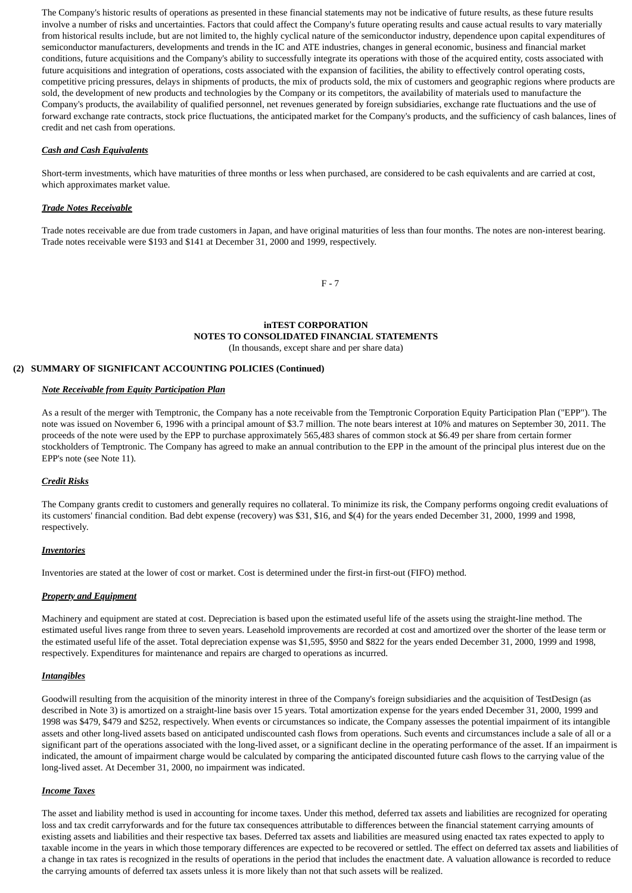The Company's historic results of operations as presented in these financial statements may not be indicative of future results, as these future results involve a number of risks and uncertainties. Factors that could affect the Company's future operating results and cause actual results to vary materially from historical results include, but are not limited to, the highly cyclical nature of the semiconductor industry, dependence upon capital expenditures of semiconductor manufacturers, developments and trends in the IC and ATE industries, changes in general economic, business and financial market conditions, future acquisitions and the Company's ability to successfully integrate its operations with those of the acquired entity, costs associated with future acquisitions and integration of operations, costs associated with the expansion of facilities, the ability to effectively control operating costs, competitive pricing pressures, delays in shipments of products, the mix of products sold, the mix of customers and geographic regions where products are sold, the development of new products and technologies by the Company or its competitors, the availability of materials used to manufacture the Company's products, the availability of qualified personnel, net revenues generated by foreign subsidiaries, exchange rate fluctuations and the use of forward exchange rate contracts, stock price fluctuations, the anticipated market for the Company's products, and the sufficiency of cash balances, lines of credit and net cash from operations.

***Cash and Cash Equivalents***

Short-term investments, which have maturities of three months or less when purchased, are considered to be cash equivalents and are carried at cost, which approximates market value.

***Trade Notes Receivable***

Trade notes receivable are due from trade customers in Japan, and have original maturities of less than four months. The notes are non-interest bearing. Trade notes receivable were $193 and $141 at December 31, 2000 and 1999, respectively.

**inTEST CORPORATION**
**NOTES TO CONSOLIDATED FINANCIAL STATEMENTS**
(In thousands, except share and per share data)

**(2) SUMMARY OF SIGNIFICANT ACCOUNTING POLICIES (Continued)**

***Note Receivable from Equity Participation Plan***

As a result of the merger with Temptronic, the Company has a note receivable from the Temptronic Corporation Equity Participation Plan ("EPP"). The note was issued on November 6, 1996 with a principal amount of $3.7 million. The note bears interest at 10% and matures on September 30, 2011. The proceeds of the note were used by the EPP to purchase approximately 565,483 shares of common stock at $6.49 per share from certain former stockholders of Temptronic. The Company has agreed to make an annual contribution to the EPP in the amount of the principal plus interest due on the EPP's note (see Note 11).

***Credit Risks***

The Company grants credit to customers and generally requires no collateral. To minimize its risk, the Company performs ongoing credit evaluations of its customers' financial condition. Bad debt expense (recovery) was $31, $16, and $(4) for the years ended December 31, 2000, 1999 and 1998, respectively.

***Inventories***

Inventories are stated at the lower of cost or market. Cost is determined under the first-in first-out (FIFO) method.

***Property and Equipment***

Machinery and equipment are stated at cost. Depreciation is based upon the estimated useful life of the assets using the straight-line method. The estimated useful lives range from three to seven years. Leasehold improvements are recorded at cost and amortized over the shorter of the lease term or the estimated useful life of the asset. Total depreciation expense was $1,595, $950 and $822 for the years ended December 31, 2000, 1999 and 1998, respectively. Expenditures for maintenance and repairs are charged to operations as incurred.

***Intangibles***

Goodwill resulting from the acquisition of the minority interest in three of the Company's foreign subsidiaries and the acquisition of TestDesign (as described in Note 3) is amortized on a straight-line basis over 15 years. Total amortization expense for the years ended December 31, 2000, 1999 and 1998 was $479, $479 and $252, respectively. When events or circumstances so indicate, the Company assesses the potential impairment of its intangible assets and other long-lived assets based on anticipated undiscounted cash flows from operations. Such events and circumstances include a sale of all or a significant part of the operations associated with the long-lived asset, or a significant decline in the operating performance of the asset. If an impairment is indicated, the amount of impairment charge would be calculated by comparing the anticipated discounted future cash flows to the carrying value of the long-lived asset. At December 31, 2000, no impairment was indicated.

***Income Taxes***

The asset and liability method is used in accounting for income taxes. Under this method, deferred tax assets and liabilities are recognized for operating loss and tax credit carryforwards and for the future tax consequences attributable to differences between the financial statement carrying amounts of existing assets and liabilities and their respective tax bases. Deferred tax assets and liabilities are measured using enacted tax rates expected to apply to taxable income in the years in which those temporary differences are expected to be recovered or settled. The effect on deferred tax assets and liabilities of a change in tax rates is recognized in the results of operations in the period that includes the enactment date. A valuation allowance is recorded to reduce the carrying amounts of deferred tax assets unless it is more likely than not that such assets will be realized.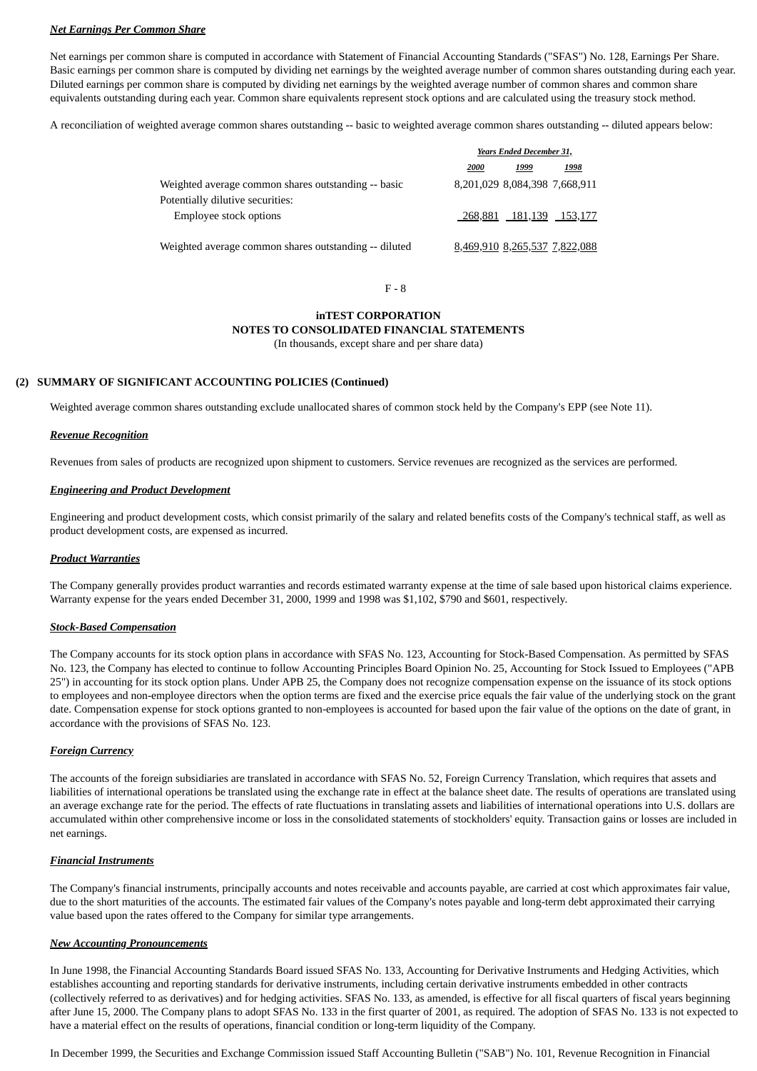***Net Earnings Per Common Share***

Net earnings per common share is computed in accordance with Statement of Financial Accounting Standards ("SFAS") No. 128, Earnings Per Share. Basic earnings per common share is computed by dividing net earnings by the weighted average number of common shares outstanding during each year. Diluted earnings per common share is computed by dividing net earnings by the weighted average number of common shares and common share equivalents outstanding during each year. Common share equivalents represent stock options and are calculated using the treasury stock method.

A reconciliation of weighted average common shares outstanding -- basic to weighted average common shares outstanding -- diluted appears below:

| | Years Ended December 31, | | |
|---|---|---|---|
| | 2000 | 1999 | 1998 |
| Weighted average common shares outstanding -- basic | 8,201,029 | 8,084,398 | 7,668,911 |
| Potentially dilutive securities: | | | |
| Employee stock options | 268,881 | 181,139 | 153,177 |
| Weighted average common shares outstanding -- diluted | 8,469,910 | 8,265,537 | 7,822,088 |

**inTEST CORPORATION**
**NOTES TO CONSOLIDATED FINANCIAL STATEMENTS**
(In thousands, except share and per share data)

**(2) SUMMARY OF SIGNIFICANT ACCOUNTING POLICIES (Continued)**

Weighted average common shares outstanding exclude unallocated shares of common stock held by the Company's EPP (see Note 11).

***Revenue Recognition***

Revenues from sales of products are recognized upon shipment to customers. Service revenues are recognized as the services are performed.

***Engineering and Product Development***

Engineering and product development costs, which consist primarily of the salary and related benefits costs of the Company's technical staff, as well as product development costs, are expensed as incurred.

***Product Warranties***

The Company generally provides product warranties and records estimated warranty expense at the time of sale based upon historical claims experience. Warranty expense for the years ended December 31, 2000, 1999 and 1998 was $1,102, $790 and $601, respectively.

***Stock-Based Compensation***

The Company accounts for its stock option plans in accordance with SFAS No. 123, Accounting for Stock-Based Compensation. As permitted by SFAS No. 123, the Company has elected to continue to follow Accounting Principles Board Opinion No. 25, Accounting for Stock Issued to Employees ("APB 25") in accounting for its stock option plans. Under APB 25, the Company does not recognize compensation expense on the issuance of its stock options to employees and non-employee directors when the option terms are fixed and the exercise price equals the fair value of the underlying stock on the grant date. Compensation expense for stock options granted to non-employees is accounted for based upon the fair value of the options on the date of grant, in accordance with the provisions of SFAS No. 123.

***Foreign Currency***

The accounts of the foreign subsidiaries are translated in accordance with SFAS No. 52, Foreign Currency Translation, which requires that assets and liabilities of international operations be translated using the exchange rate in effect at the balance sheet date. The results of operations are translated using an average exchange rate for the period. The effects of rate fluctuations in translating assets and liabilities of international operations into U.S. dollars are accumulated within other comprehensive income or loss in the consolidated statements of stockholders' equity. Transaction gains or losses are included in net earnings.

***Financial Instruments***

The Company's financial instruments, principally accounts and notes receivable and accounts payable, are carried at cost which approximates fair value, due to the short maturities of the accounts. The estimated fair values of the Company's notes payable and long-term debt approximated their carrying value based upon the rates offered to the Company for similar type arrangements.

***New Accounting Pronouncements***

In June 1998, the Financial Accounting Standards Board issued SFAS No. 133, Accounting for Derivative Instruments and Hedging Activities, which establishes accounting and reporting standards for derivative instruments, including certain derivative instruments embedded in other contracts (collectively referred to as derivatives) and for hedging activities. SFAS No. 133, as amended, is effective for all fiscal quarters of fiscal years beginning after June 15, 2000. The Company plans to adopt SFAS No. 133 in the first quarter of 2001, as required. The adoption of SFAS No. 133 is not expected to have a material effect on the results of operations, financial condition or long-term liquidity of the Company.

In December 1999, the Securities and Exchange Commission issued Staff Accounting Bulletin ("SAB") No. 101, Revenue Recognition in Financial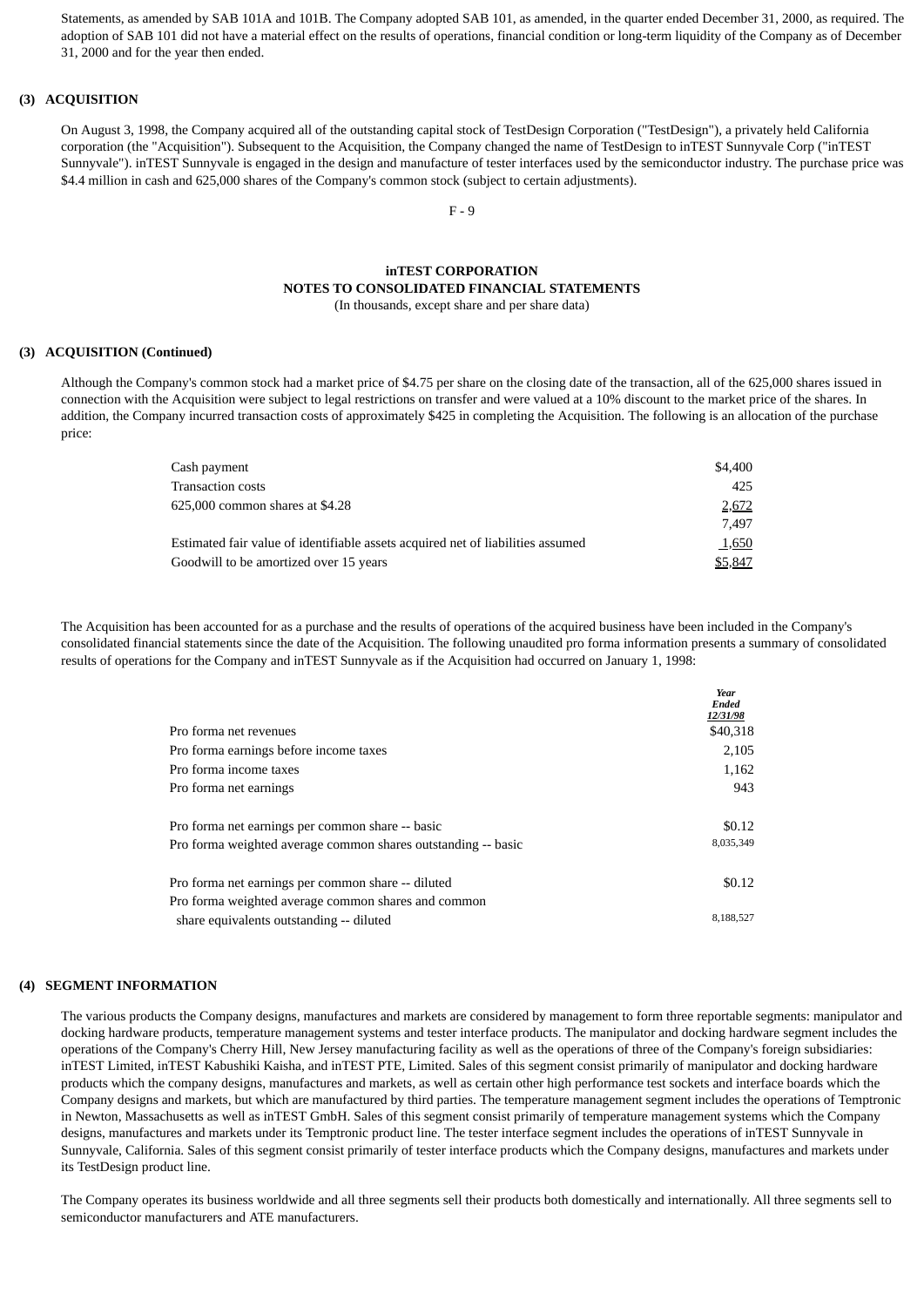Statements, as amended by SAB 101A and 101B. The Company adopted SAB 101, as amended, in the quarter ended December 31, 2000, as required. The adoption of SAB 101 did not have a material effect on the results of operations, financial condition or long-term liquidity of the Company as of December 31, 2000 and for the year then ended.

**(3) ACQUISITION**

On August 3, 1998, the Company acquired all of the outstanding capital stock of TestDesign Corporation ("TestDesign"), a privately held California corporation (the "Acquisition"). Subsequent to the Acquisition, the Company changed the name of TestDesign to inTEST Sunnyvale Corp ("inTEST Sunnyvale"). inTEST Sunnyvale is engaged in the design and manufacture of tester interfaces used by the semiconductor industry. The purchase price was $4.4 million in cash and 625,000 shares of the Company's common stock (subject to certain adjustments).

**inTEST CORPORATION**
**NOTES TO CONSOLIDATED FINANCIAL STATEMENTS**
(In thousands, except share and per share data)

**(3) ACQUISITION (Continued)**

Although the Company's common stock had a market price of $4.75 per share on the closing date of the transaction, all of the 625,000 shares issued in connection with the Acquisition were subject to legal restrictions on transfer and were valued at a 10% discount to the market price of the shares. In addition, the Company incurred transaction costs of approximately $425 in completing the Acquisition. The following is an allocation of the purchase price:

| | |
|---|---|
| Cash payment | $4,400 |
| Transaction costs | 425 |
| 625,000 common shares at $4.28 | 2,672 |
| | 7,497 |
| Estimated fair value of identifiable assets acquired net of liabilities assumed | 1,650 |
| Goodwill to be amortized over 15 years | $5,847 |

The Acquisition has been accounted for as a purchase and the results of operations of the acquired business have been included in the Company's consolidated financial statements since the date of the Acquisition. The following unaudited pro forma information presents a summary of consolidated results of operations for the Company and inTEST Sunnyvale as if the Acquisition had occurred on January 1, 1998:

| | *Year Ended 12/31/98* |
|---|---|
| Pro forma net revenues | $40,318 |
| Pro forma earnings before income taxes | 2,105 |
| Pro forma income taxes | 1,162 |
| Pro forma net earnings | 943 |
| | |
| Pro forma net earnings per common share -- basic | $0.12 |
| Pro forma weighted average common shares outstanding -- basic | 8,035,349 |
| | |
| Pro forma net earnings per common share -- diluted | $0.12 |
| Pro forma weighted average common shares and common share equivalents outstanding -- diluted | 8,188,527 |

**(4) SEGMENT INFORMATION**

The various products the Company designs, manufactures and markets are considered by management to form three reportable segments: manipulator and docking hardware products, temperature management systems and tester interface products. The manipulator and docking hardware segment includes the operations of the Company's Cherry Hill, New Jersey manufacturing facility as well as the operations of three of the Company's foreign subsidiaries: inTEST Limited, inTEST Kabushiki Kaisha, and inTEST PTE, Limited. Sales of this segment consist primarily of manipulator and docking hardware products which the company designs, manufactures and markets, as well as certain other high performance test sockets and interface boards which the Company designs and markets, but which are manufactured by third parties. The temperature management segment includes the operations of Temptronic in Newton, Massachusetts as well as inTEST GmbH. Sales of this segment consist primarily of temperature management systems which the Company designs, manufactures and markets under its Temptronic product line. The tester interface segment includes the operations of inTEST Sunnyvale in Sunnyvale, California. Sales of this segment consist primarily of tester interface products which the Company designs, manufactures and markets under its TestDesign product line.

The Company operates its business worldwide and all three segments sell their products both domestically and internationally. All three segments sell to semiconductor manufacturers and ATE manufacturers.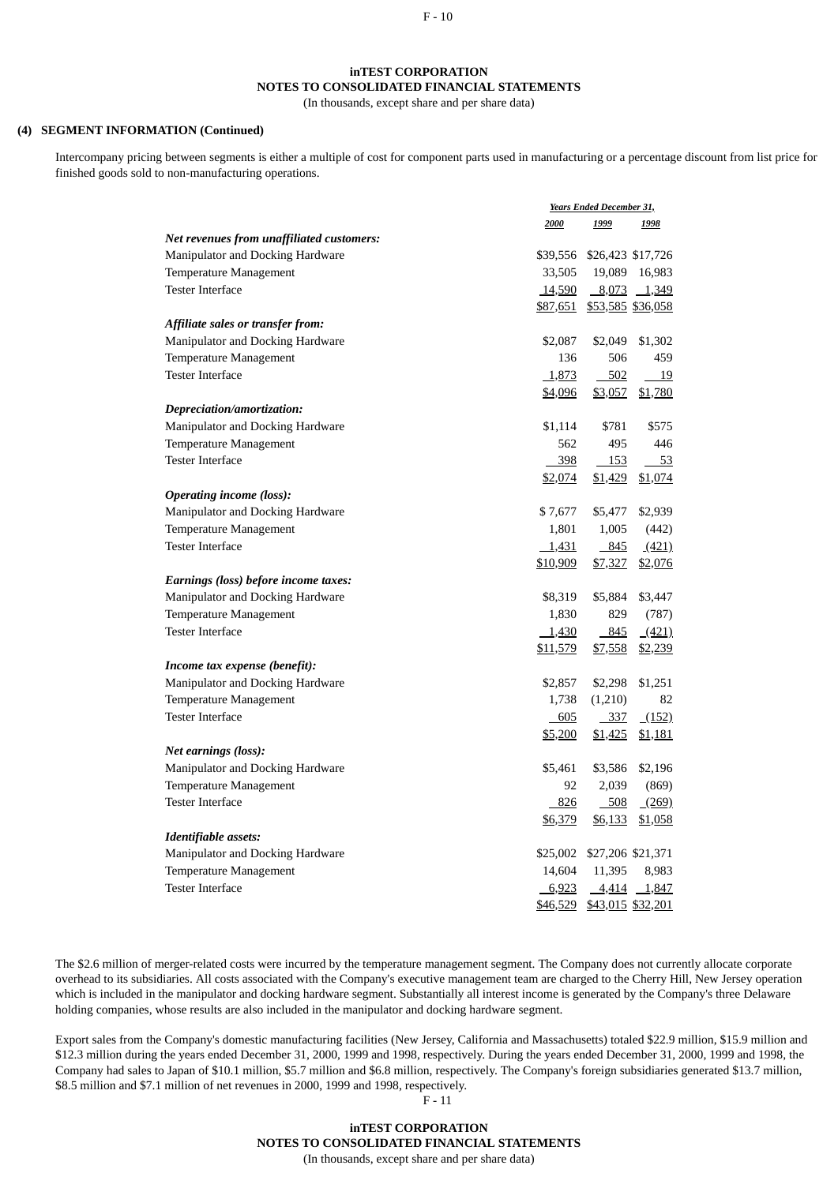**inTEST CORPORATION**
**NOTES TO CONSOLIDATED FINANCIAL STATEMENTS**
(In thousands, except share and per share data)

**(4) SEGMENT INFORMATION (Continued)**

Intercompany pricing between segments is either a multiple of cost for component parts used in manufacturing or a percentage discount from list price for finished goods sold to non-manufacturing operations.

| | *Years Ended December 31,* | | |
|---|---|---|---|
| | *2000* | *1999* | *1998* |
| ***Net revenues from unaffiliated customers:*** | | | |
| Manipulator and Docking Hardware | $39,556 | $26,423 | $17,726 |
| Temperature Management | 33,505 | 19,089 | 16,983 |
| Tester Interface | 14,590 | 8,073 | 1,349 |
| | $87,651 | $53,585 | $36,058 |
| ***Affiliate sales or transfer from:*** | | | |
| Manipulator and Docking Hardware | $2,087 | $2,049 | $1,302 |
| Temperature Management | 136 | 506 | 459 |
| Tester Interface | 1,873 | 502 | 19 |
| | $4,096 | $3,057 | $1,780 |
| ***Depreciation/amortization:*** | | | |
| Manipulator and Docking Hardware | $1,114 | $781 | $575 |
| Temperature Management | 562 | 495 | 446 |
| Tester Interface | 398 | 153 | 53 |
| | $2,074 | $1,429 | $1,074 |
| ***Operating income (loss):*** | | | |
| Manipulator and Docking Hardware | $ 7,677 | $5,477 | $2,939 |
| Temperature Management | 1,801 | 1,005 | (442) |
| Tester Interface | 1,431 | 845 | (421) |
| | $10,909 | $7,327 | $2,076 |
| ***Earnings (loss) before income taxes:*** | | | |
| Manipulator and Docking Hardware | $8,319 | $5,884 | $3,447 |
| Temperature Management | 1,830 | 829 | (787) |
| Tester Interface | 1,430 | 845 | (421) |
| | $11,579 | $7,558 | $2,239 |
| ***Income tax expense (benefit):*** | | | |
| Manipulator and Docking Hardware | $2,857 | $2,298 | $1,251 |
| Temperature Management | 1,738 | (1,210) | 82 |
| Tester Interface | 605 | 337 | (152) |
| | $5,200 | $1,425 | $1,181 |
| ***Net earnings (loss):*** | | | |
| Manipulator and Docking Hardware | $5,461 | $3,586 | $2,196 |
| Temperature Management | 92 | 2,039 | (869) |
| Tester Interface | 826 | 508 | (269) |
| | $6,379 | $6,133 | $1,058 |
| ***Identifiable assets:*** | | | |
| Manipulator and Docking Hardware | $25,002 | $27,206 | $21,371 |
| Temperature Management | 14,604 | 11,395 | 8,983 |
| Tester Interface | 6,923 | 4,414 | 1,847 |
| | $46,529 | $43,015 | $32,201 |

The $2.6 million of merger-related costs were incurred by the temperature management segment. The Company does not currently allocate corporate overhead to its subsidiaries. All costs associated with the Company's executive management team are charged to the Cherry Hill, New Jersey operation which is included in the manipulator and docking hardware segment. Substantially all interest income is generated by the Company's three Delaware holding companies, whose results are also included in the manipulator and docking hardware segment.

Export sales from the Company's domestic manufacturing facilities (New Jersey, California and Massachusetts) totaled $22.9 million, $15.9 million and $12.3 million during the years ended December 31, 2000, 1999 and 1998, respectively. During the years ended December 31, 2000, 1999 and 1998, the Company had sales to Japan of $10.1 million, $5.7 million and $6.8 million, respectively. The Company's foreign subsidiaries generated $13.7 million, $8.5 million and $7.1 million of net revenues in 2000, 1999 and 1998, respectively.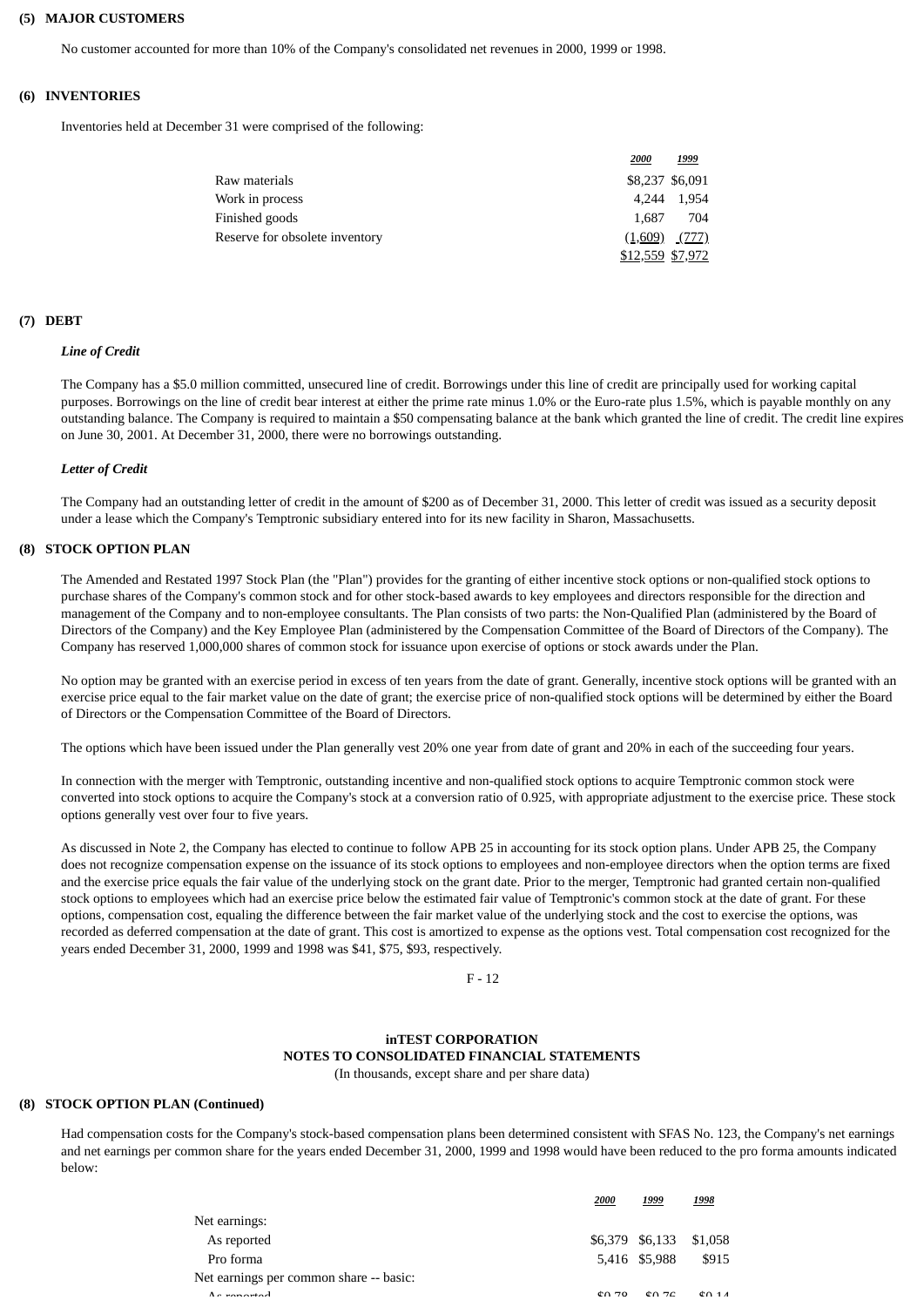## (5) MAJOR CUSTOMERS

No customer accounted for more than 10% of the Company's consolidated net revenues in 2000, 1999 or 1998.

## (6) INVENTORIES

Inventories held at December 31 were comprised of the following:

| | 2000 | 1999 |
|---|---|---|
| Raw materials | $8,237 | $6,091 |
| Work in process | 4,244 | 1,954 |
| Finished goods | 1,687 | 704 |
| Reserve for obsolete inventory | (1,609) | (777) |
| | $12,559 | $7,972 |

## (7) DEBT

***Line of Credit***

The Company has a $5.0 million committed, unsecured line of credit. Borrowings under this line of credit are principally used for working capital purposes. Borrowings on the line of credit bear interest at either the prime rate minus 1.0% or the Euro-rate plus 1.5%, which is payable monthly on any outstanding balance. The Company is required to maintain a $50 compensating balance at the bank which granted the line of credit. The credit line expires on June 30, 2001. At December 31, 2000, there were no borrowings outstanding.

***Letter of Credit***

The Company had an outstanding letter of credit in the amount of $200 as of December 31, 2000. This letter of credit was issued as a security deposit under a lease which the Company's Temptronic subsidiary entered into for its new facility in Sharon, Massachusetts.

## (8) STOCK OPTION PLAN

The Amended and Restated 1997 Stock Plan (the "Plan") provides for the granting of either incentive stock options or non-qualified stock options to purchase shares of the Company's common stock and for other stock-based awards to key employees and directors responsible for the direction and management of the Company and to non-employee consultants. The Plan consists of two parts: the Non-Qualified Plan (administered by the Board of Directors of the Company) and the Key Employee Plan (administered by the Compensation Committee of the Board of Directors of the Company). The Company has reserved 1,000,000 shares of common stock for issuance upon exercise of options or stock awards under the Plan.

No option may be granted with an exercise period in excess of ten years from the date of grant. Generally, incentive stock options will be granted with an exercise price equal to the fair market value on the date of grant; the exercise price of non-qualified stock options will be determined by either the Board of Directors or the Compensation Committee of the Board of Directors.

The options which have been issued under the Plan generally vest 20% one year from date of grant and 20% in each of the succeeding four years.

In connection with the merger with Temptronic, outstanding incentive and non-qualified stock options to acquire Temptronic common stock were converted into stock options to acquire the Company's stock at a conversion ratio of 0.925, with appropriate adjustment to the exercise price. These stock options generally vest over four to five years.

As discussed in Note 2, the Company has elected to continue to follow APB 25 in accounting for its stock option plans. Under APB 25, the Company does not recognize compensation expense on the issuance of its stock options to employees and non-employee directors when the option terms are fixed and the exercise price equals the fair value of the underlying stock on the grant date. Prior to the merger, Temptronic had granted certain non-qualified stock options to employees which had an exercise price below the estimated fair value of Temptronic's common stock at the date of grant. For these options, compensation cost, equaling the difference between the fair market value of the underlying stock and the cost to exercise the options, was recorded as deferred compensation at the date of grant. This cost is amortized to expense as the options vest. Total compensation cost recognized for the years ended December 31, 2000, 1999 and 1998 was $41, $75, $93, respectively.

# inTEST CORPORATION
## NOTES TO CONSOLIDATED FINANCIAL STATEMENTS
(In thousands, except share and per share data)

## (8) STOCK OPTION PLAN (Continued)

Had compensation costs for the Company's stock-based compensation plans been determined consistent with SFAS No. 123, the Company's net earnings and net earnings per common share for the years ended December 31, 2000, 1999 and 1998 would have been reduced to the pro forma amounts indicated below:

| | 2000 | 1999 | 1998 |
|---|---|---|---|
| Net earnings: | | | |
| As reported | $6,379 | $6,133 | $1,058 |
| Pro forma | 5,416 | $5,988 | $915 |
| Net earnings per common share -- basic: | | | |
| As reported | $0.78 | $0.76 | $0.14 |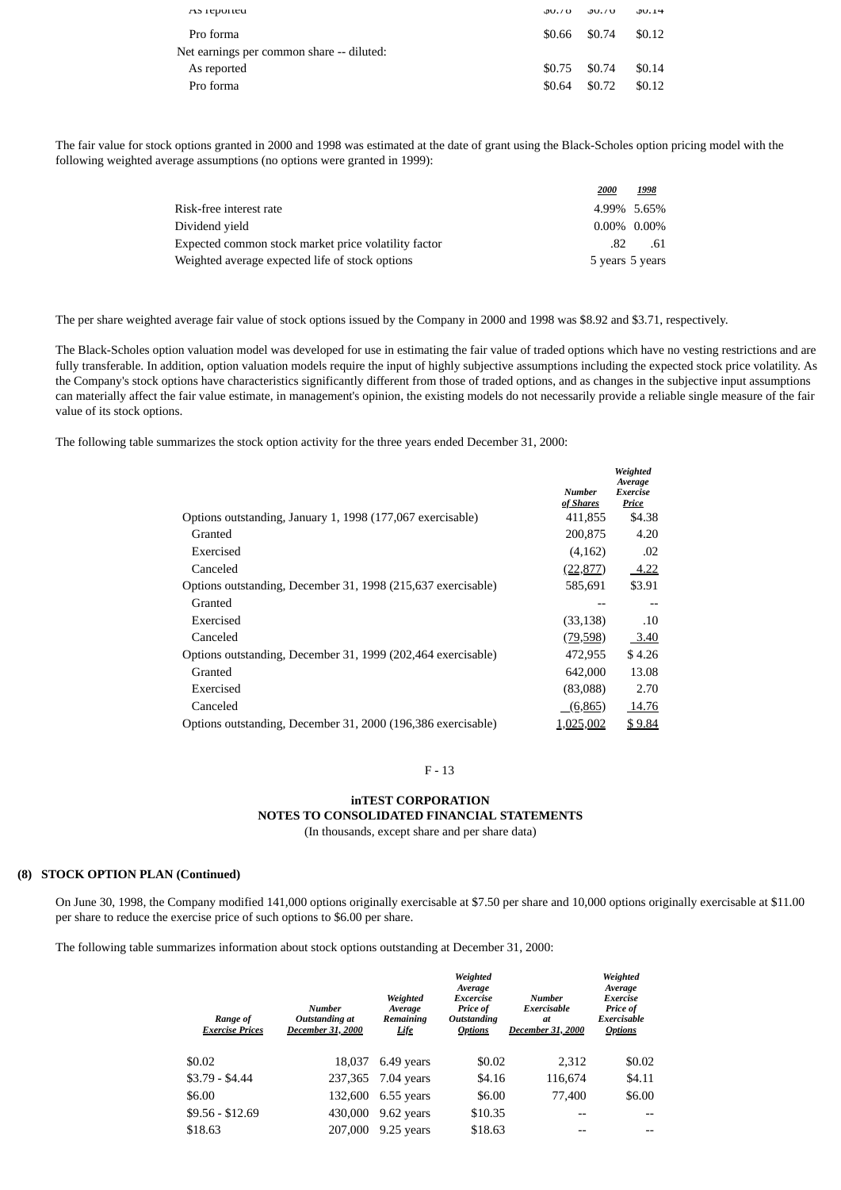| | | | |
|---|---|---|---|
| As reported | $0.78 | $0.76 | $0.14 |
| Pro forma | $0.66 | $0.74 | $0.12 |
| Net earnings per common share -- diluted: | | | |
| As reported | $0.75 | $0.74 | $0.14 |
| Pro forma | $0.64 | $0.72 | $0.12 |

The fair value for stock options granted in 2000 and 1998 was estimated at the date of grant using the Black-Scholes option pricing model with the following weighted average assumptions (no options were granted in 1999):

| | *2000* | *1998* |
|---|---|---|
| Risk-free interest rate | 4.99% | 5.65% |
| Dividend yield | 0.00% | 0.00% |
| Expected common stock market price volatility factor | .82 | .61 |
| Weighted average expected life of stock options | 5 years | 5 years |

The per share weighted average fair value of stock options issued by the Company in 2000 and 1998 was $8.92 and $3.71, respectively.

The Black-Scholes option valuation model was developed for use in estimating the fair value of traded options which have no vesting restrictions and are fully transferable. In addition, option valuation models require the input of highly subjective assumptions including the expected stock price volatility. As the Company's stock options have characteristics significantly different from those of traded options, and as changes in the subjective input assumptions can materially affect the fair value estimate, in management's opinion, the existing models do not necessarily provide a reliable single measure of the fair value of its stock options.

The following table summarizes the stock option activity for the three years ended December 31, 2000:

| | *Number of Shares* | *Weighted Average Exercise Price* |
|---|---|---|
| Options outstanding, January 1, 1998 (177,067 exercisable) | 411,855 | $4.38 |
| Granted | 200,875 | 4.20 |
| Exercised | (4,162) | .02 |
| Canceled | (22,877) | 4.22 |
| Options outstanding, December 31, 1998 (215,637 exercisable) | 585,691 | $3.91 |
| Granted | -- | -- |
| Exercised | (33,138) | .10 |
| Canceled | (79,598) | 3.40 |
| Options outstanding, December 31, 1999 (202,464 exercisable) | 472,955 | $ 4.26 |
| Granted | 642,000 | 13.08 |
| Exercised | (83,088) | 2.70 |
| Canceled | (6,865) | 14.76 |
| Options outstanding, December 31, 2000 (196,386 exercisable) | 1,025,002 | $ 9.84 |

**inTEST CORPORATION**
**NOTES TO CONSOLIDATED FINANCIAL STATEMENTS**
(In thousands, except share and per share data)

**(8) STOCK OPTION PLAN (Continued)**

On June 30, 1998, the Company modified 141,000 options originally exercisable at $7.50 per share and 10,000 options originally exercisable at $11.00 per share to reduce the exercise price of such options to $6.00 per share.

The following table summarizes information about stock options outstanding at December 31, 2000:

| *Range of Exercise Prices* | *Number Outstanding at December 31, 2000* | *Weighted Average Remaining Life* | *Weighted Average Excercise Price of Outstanding Options* | *Number Exercisable at December 31, 2000* | *Weighted Average Exercise Price of Exercisable Options* |
|---|---|---|---|---|---|
| $0.02 | 18,037 | 6.49 years | $0.02 | 2,312 | $0.02 |
| $3.79 - $4.44 | 237,365 | 7.04 years | $4.16 | 116,674 | $4.11 |
| $6.00 | 132,600 | 6.55 years | $6.00 | 77,400 | $6.00 |
| $9.56 - $12.69 | 430,000 | 9.62 years | $10.35 | -- | -- |
| $18.63 | 207,000 | 9.25 years | $18.63 | -- | -- |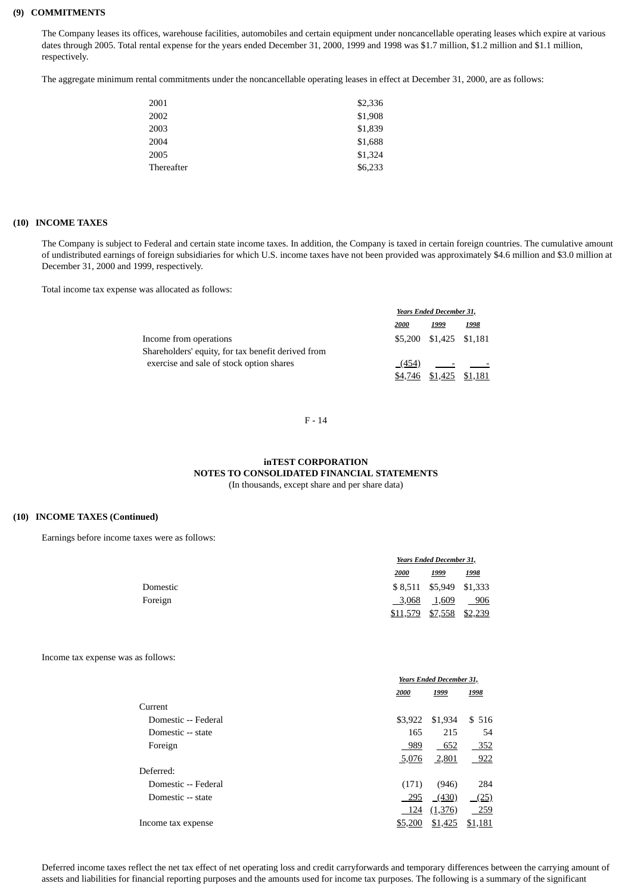**(9) COMMITMENTS**

The Company leases its offices, warehouse facilities, automobiles and certain equipment under noncancellable operating leases which expire at various dates through 2005. Total rental expense for the years ended December 31, 2000, 1999 and 1998 was $1.7 million, $1.2 million and $1.1 million, respectively.

The aggregate minimum rental commitments under the noncancellable operating leases in effect at December 31, 2000, are as follows:

| | |
|---|---|
| 2001 | $2,336 |
| 2002 | $1,908 |
| 2003 | $1,839 |
| 2004 | $1,688 |
| 2005 | $1,324 |
| Thereafter | $6,233 |

**(10) INCOME TAXES**

The Company is subject to Federal and certain state income taxes. In addition, the Company is taxed in certain foreign countries. The cumulative amount of undistributed earnings of foreign subsidiaries for which U.S. income taxes have not been provided was approximately $4.6 million and $3.0 million at December 31, 2000 and 1999, respectively.

Total income tax expense was allocated as follows:

| | Years Ended December 31, | | |
|---|---|---|---|
| | 2000 | 1999 | 1998 |
| Income from operations | $5,200 | $1,425 | $1,181 |
| Shareholders' equity, for tax benefit derived from exercise and sale of stock option shares | (454) | - | - |
| | $4,746 | $1,425 | $1,181 |

**inTEST CORPORATION**
**NOTES TO CONSOLIDATED FINANCIAL STATEMENTS**
(In thousands, except share and per share data)

**(10) INCOME TAXES (Continued)**

Earnings before income taxes were as follows:

| | Years Ended December 31, | | |
|---|---|---|---|
| | 2000 | 1999 | 1998 |
| Domestic | $ 8,511 | $5,949 | $1,333 |
| Foreign | 3,068 | 1,609 | 906 |
| | $11,579 | $7,558 | $2,239 |

Income tax expense was as follows:

| | Years Ended December 31, | | |
|---|---|---|---|
| | 2000 | 1999 | 1998 |
| Current | | | |
| Domestic -- Federal | $3,922 | $1,934 | $ 516 |
| Domestic -- state | 165 | 215 | 54 |
| Foreign | 989 | 652 | 352 |
| | 5,076 | 2,801 | 922 |
| Deferred: | | | |
| Domestic -- Federal | (171) | (946) | 284 |
| Domestic -- state | 295 | (430) | (25) |
| | 124 | (1,376) | 259 |
| Income tax expense | $5,200 | $1,425 | $1,181 |

Deferred income taxes reflect the net tax effect of net operating loss and credit carryforwards and temporary differences between the carrying amount of assets and liabilities for financial reporting purposes and the amounts used for income tax purposes. The following is a summary of the significant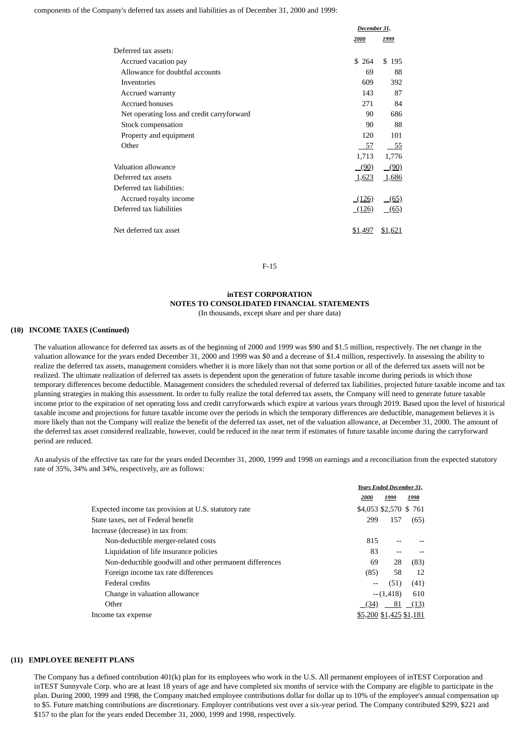components of the Company's deferred tax assets and liabilities as of December 31, 2000 and 1999:

| | December 31, 2000 | December 31, 1999 |
|---|---|---|
| Deferred tax assets: | | |
| Accrued vacation pay | $ 264 | $ 195 |
| Allowance for doubtful accounts | 69 | 88 |
| Inventories | 609 | 392 |
| Accrued warranty | 143 | 87 |
| Accrued bonuses | 271 | 84 |
| Net operating loss and credit carryforward | 90 | 686 |
| Stock compensation | 90 | 88 |
| Property and equipment | 120 | 101 |
| Other | 57 | 55 |
| | 1,713 | 1,776 |
| Valuation allowance | (90) | (90) |
| Deferred tax assets | 1,623 | 1,686 |
| Deferred tax liabilities: | | |
| Accrued royalty income | (126) | (65) |
| Deferred tax liabilities | (126) | (65) |
| Net deferred tax asset | $1,497 | $1,621 |

**inTEST CORPORATION**
**NOTES TO CONSOLIDATED FINANCIAL STATEMENTS**
(In thousands, except share and per share data)

## (10) INCOME TAXES (Continued)

The valuation allowance for deferred tax assets as of the beginning of 2000 and 1999 was $90 and $1.5 million, respectively. The net change in the valuation allowance for the years ended December 31, 2000 and 1999 was $0 and a decrease of $1.4 million, respectively. In assessing the ability to realize the deferred tax assets, management considers whether it is more likely than not that some portion or all of the deferred tax assets will not be realized. The ultimate realization of deferred tax assets is dependent upon the generation of future taxable income during periods in which those temporary differences become deductible. Management considers the scheduled reversal of deferred tax liabilities, projected future taxable income and tax planning strategies in making this assessment. In order to fully realize the total deferred tax assets, the Company will need to generate future taxable income prior to the expiration of net operating loss and credit carryforwards which expire at various years through 2019. Based upon the level of historical taxable income and projections for future taxable income over the periods in which the temporary differences are deductible, management believes it is more likely than not the Company will realize the benefit of the deferred tax asset, net of the valuation allowance, at December 31, 2000. The amount of the deferred tax asset considered realizable, however, could be reduced in the near term if estimates of future taxable income during the carryforward period are reduced.

An analysis of the effective tax rate for the years ended December 31, 2000, 1999 and 1998 on earnings and a reconciliation from the expected statutory rate of 35%, 34% and 34%, respectively, are as follows:

| | Years Ended December 31, 2000 | 1999 | 1998 |
|---|---|---|---|
| Expected income tax provision at U.S. statutory rate | $4,053 | $2,570 | $ 761 |
| State taxes, net of Federal benefit | 299 | 157 | (65) |
| Increase (decrease) in tax from: | | | |
| Non-deductible merger-related costs | 815 | -- | -- |
| Liquidation of life insurance policies | 83 | -- | -- |
| Non-deductible goodwill and other permanent differences | 69 | 28 | (83) |
| Foreign income tax rate differences | (85) | 58 | 12 |
| Federal credits | -- | (51) | (41) |
| Change in valuation allowance | -- | (1,418) | 610 |
| Other | (34) | 81 | (13) |
| Income tax expense | $5,200 | $1,425 | $1,181 |

## (11) EMPLOYEE BENEFIT PLANS

The Company has a defined contribution 401(k) plan for its employees who work in the U.S. All permanent employees of inTEST Corporation and inTEST Sunnyvale Corp. who are at least 18 years of age and have completed six months of service with the Company are eligible to participate in the plan. During 2000, 1999 and 1998, the Company matched employee contributions dollar for dollar up to 10% of the employee's annual compensation up to $5. Future matching contributions are discretionary. Employer contributions vest over a six-year period. The Company contributed $299, $221 and $157 to the plan for the years ended December 31, 2000, 1999 and 1998, respectively.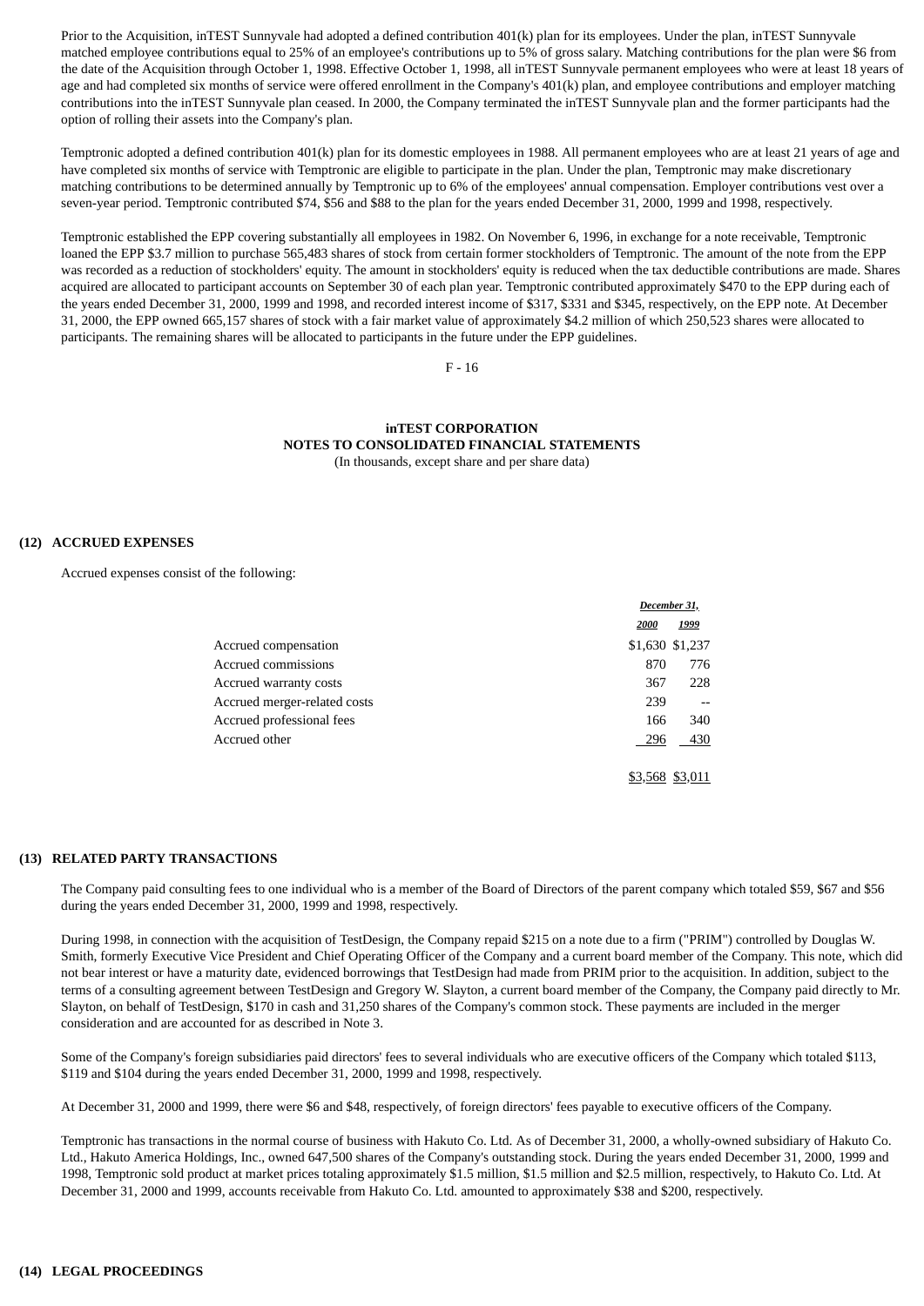Prior to the Acquisition, inTEST Sunnyvale had adopted a defined contribution 401(k) plan for its employees. Under the plan, inTEST Sunnyvale matched employee contributions equal to 25% of an employee's contributions up to 5% of gross salary. Matching contributions for the plan were $6 from the date of the Acquisition through October 1, 1998. Effective October 1, 1998, all inTEST Sunnyvale permanent employees who were at least 18 years of age and had completed six months of service were offered enrollment in the Company's 401(k) plan, and employee contributions and employer matching contributions into the inTEST Sunnyvale plan ceased. In 2000, the Company terminated the inTEST Sunnyvale plan and the former participants had the option of rolling their assets into the Company's plan.

Temptronic adopted a defined contribution 401(k) plan for its domestic employees in 1988. All permanent employees who are at least 21 years of age and have completed six months of service with Temptronic are eligible to participate in the plan. Under the plan, Temptronic may make discretionary matching contributions to be determined annually by Temptronic up to 6% of the employees' annual compensation. Employer contributions vest over a seven-year period. Temptronic contributed $74, $56 and $88 to the plan for the years ended December 31, 2000, 1999 and 1998, respectively.

Temptronic established the EPP covering substantially all employees in 1982. On November 6, 1996, in exchange for a note receivable, Temptronic loaned the EPP $3.7 million to purchase 565,483 shares of stock from certain former stockholders of Temptronic. The amount of the note from the EPP was recorded as a reduction of stockholders' equity. The amount in stockholders' equity is reduced when the tax deductible contributions are made. Shares acquired are allocated to participant accounts on September 30 of each plan year. Temptronic contributed approximately $470 to the EPP during each of the years ended December 31, 2000, 1999 and 1998, and recorded interest income of $317, $331 and $345, respectively, on the EPP note. At December 31, 2000, the EPP owned 665,157 shares of stock with a fair market value of approximately $4.2 million of which 250,523 shares were allocated to participants. The remaining shares will be allocated to participants in the future under the EPP guidelines.

**inTEST CORPORATION**
**NOTES TO CONSOLIDATED FINANCIAL STATEMENTS**
(In thousands, except share and per share data)

### (12) ACCRUED EXPENSES

Accrued expenses consist of the following:

| | *December 31,* | |
|---|---|---|
| | *2000* | *1999* |
| Accrued compensation | $1,630 | $1,237 |
| Accrued commissions | 870 | 776 |
| Accrued warranty costs | 367 | 228 |
| Accrued merger-related costs | 239 | -- |
| Accrued professional fees | 166 | 340 |
| Accrued other | 296 | 430 |
| | $3,568 | $3,011 |

### (13) RELATED PARTY TRANSACTIONS

The Company paid consulting fees to one individual who is a member of the Board of Directors of the parent company which totaled $59, $67 and $56 during the years ended December 31, 2000, 1999 and 1998, respectively.

During 1998, in connection with the acquisition of TestDesign, the Company repaid $215 on a note due to a firm ("PRIM") controlled by Douglas W. Smith, formerly Executive Vice President and Chief Operating Officer of the Company and a current board member of the Company. This note, which did not bear interest or have a maturity date, evidenced borrowings that TestDesign had made from PRIM prior to the acquisition. In addition, subject to the terms of a consulting agreement between TestDesign and Gregory W. Slayton, a current board member of the Company, the Company paid directly to Mr. Slayton, on behalf of TestDesign, $170 in cash and 31,250 shares of the Company's common stock. These payments are included in the merger consideration and are accounted for as described in Note 3.

Some of the Company's foreign subsidiaries paid directors' fees to several individuals who are executive officers of the Company which totaled $113, $119 and $104 during the years ended December 31, 2000, 1999 and 1998, respectively.

At December 31, 2000 and 1999, there were $6 and $48, respectively, of foreign directors' fees payable to executive officers of the Company.

Temptronic has transactions in the normal course of business with Hakuto Co. Ltd. As of December 31, 2000, a wholly-owned subsidiary of Hakuto Co. Ltd., Hakuto America Holdings, Inc., owned 647,500 shares of the Company's outstanding stock. During the years ended December 31, 2000, 1999 and 1998, Temptronic sold product at market prices totaling approximately $1.5 million, $1.5 million and $2.5 million, respectively, to Hakuto Co. Ltd. At December 31, 2000 and 1999, accounts receivable from Hakuto Co. Ltd. amounted to approximately $38 and $200, respectively.

### (14) LEGAL PROCEEDINGS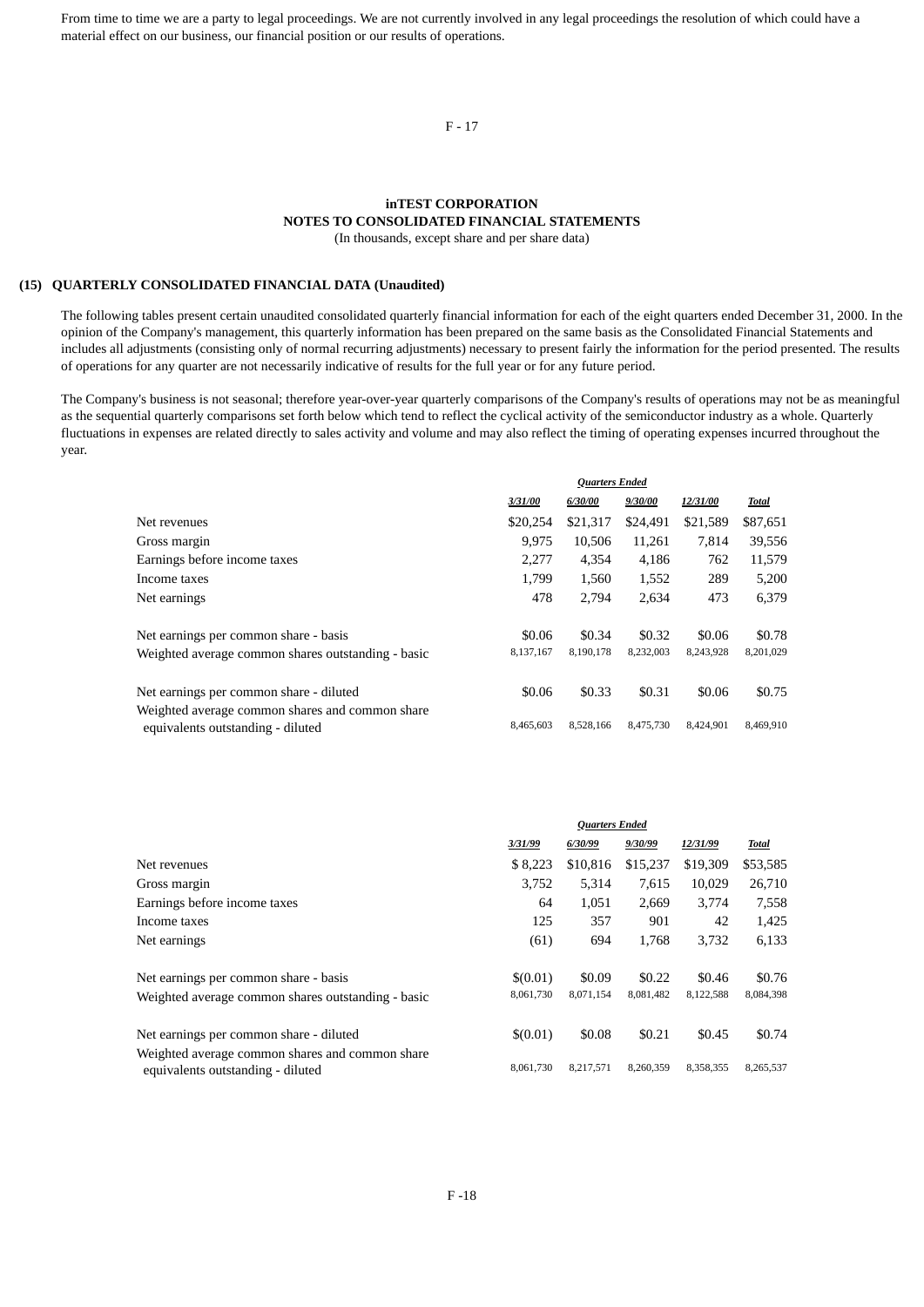From time to time we are a party to legal proceedings. We are not currently involved in any legal proceedings the resolution of which could have a material effect on our business, our financial position or our results of operations.

**inTEST CORPORATION**
**NOTES TO CONSOLIDATED FINANCIAL STATEMENTS**
(In thousands, except share and per share data)

### (15) QUARTERLY CONSOLIDATED FINANCIAL DATA (Unaudited)

The following tables present certain unaudited consolidated quarterly financial information for each of the eight quarters ended December 31, 2000. In the opinion of the Company's management, this quarterly information has been prepared on the same basis as the Consolidated Financial Statements and includes all adjustments (consisting only of normal recurring adjustments) necessary to present fairly the information for the period presented. The results of operations for any quarter are not necessarily indicative of results for the full year or for any future period.

The Company's business is not seasonal; therefore year-over-year quarterly comparisons of the Company's results of operations may not be as meaningful as the sequential quarterly comparisons set forth below which tend to reflect the cyclical activity of the semiconductor industry as a whole. Quarterly fluctuations in expenses are related directly to sales activity and volume and may also reflect the timing of operating expenses incurred throughout the year.

| | *Quarters Ended* | | | | |
|---|---|---|---|---|---|
| | *3/31/00* | *6/30/00* | *9/30/00* | *12/31/00* | *Total* |
| Net revenues | $20,254 | $21,317 | $24,491 | $21,589 | $87,651 |
| Gross margin | 9,975 | 10,506 | 11,261 | 7,814 | 39,556 |
| Earnings before income taxes | 2,277 | 4,354 | 4,186 | 762 | 11,579 |
| Income taxes | 1,799 | 1,560 | 1,552 | 289 | 5,200 |
| Net earnings | 478 | 2,794 | 2,634 | 473 | 6,379 |
| Net earnings per common share - basis | $0.06 | $0.34 | $0.32 | $0.06 | $0.78 |
| Weighted average common shares outstanding - basic | 8,137,167 | 8,190,178 | 8,232,003 | 8,243,928 | 8,201,029 |
| Net earnings per common share - diluted | $0.06 | $0.33 | $0.31 | $0.06 | $0.75 |
| Weighted average common shares and common share equivalents outstanding - diluted | 8,465,603 | 8,528,166 | 8,475,730 | 8,424,901 | 8,469,910 |

| | *Quarters Ended* | | | | |
|---|---|---|---|---|---|
| | *3/31/99* | *6/30/99* | *9/30/99* | *12/31/99* | *Total* |
| Net revenues | $ 8,223 | $10,816 | $15,237 | $19,309 | $53,585 |
| Gross margin | 3,752 | 5,314 | 7,615 | 10,029 | 26,710 |
| Earnings before income taxes | 64 | 1,051 | 2,669 | 3,774 | 7,558 |
| Income taxes | 125 | 357 | 901 | 42 | 1,425 |
| Net earnings | (61) | 694 | 1,768 | 3,732 | 6,133 |
| Net earnings per common share - basis | $(0.01) | $0.09 | $0.22 | $0.46 | $0.76 |
| Weighted average common shares outstanding - basic | 8,061,730 | 8,071,154 | 8,081,482 | 8,122,588 | 8,084,398 |
| Net earnings per common share - diluted | $(0.01) | $0.08 | $0.21 | $0.45 | $0.74 |
| Weighted average common shares and common share equivalents outstanding - diluted | 8,061,730 | 8,217,571 | 8,260,359 | 8,358,355 | 8,265,537 |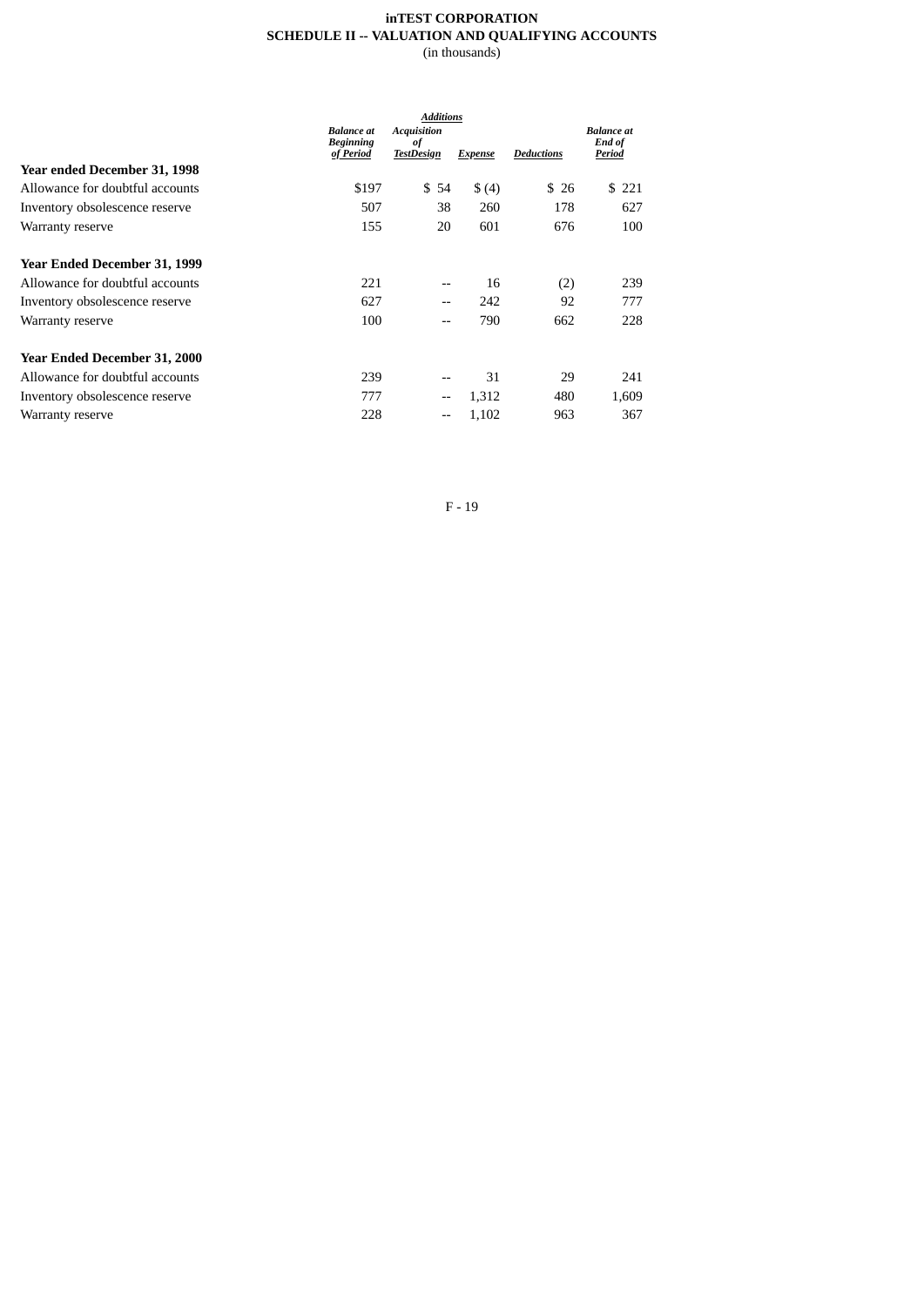**inTEST CORPORATION**
**SCHEDULE II -- VALUATION AND QUALIFYING ACCOUNTS**
(in thousands)

| | | *Additions* | | | |
|---|---|---|---|---|---|
| | *Balance at Beginning of Period* | *Acquisition of TestDesign* | *Expense* | *Deductions* | *Balance at End of Period* |
| **Year ended December 31, 1998** | | | | | |
| Allowance for doubtful accounts | $197 | $ 54 | $ (4) | $ 26 | $ 221 |
| Inventory obsolescence reserve | 507 | 38 | 260 | 178 | 627 |
| Warranty reserve | 155 | 20 | 601 | 676 | 100 |
| **Year Ended December 31, 1999** | | | | | |
| Allowance for doubtful accounts | 221 | -- | 16 | (2) | 239 |
| Inventory obsolescence reserve | 627 | -- | 242 | 92 | 777 |
| Warranty reserve | 100 | -- | 790 | 662 | 228 |
| **Year Ended December 31, 2000** | | | | | |
| Allowance for doubtful accounts | 239 | -- | 31 | 29 | 241 |
| Inventory obsolescence reserve | 777 | -- | 1,312 | 480 | 1,609 |
| Warranty reserve | 228 | -- | 1,102 | 963 | 367 |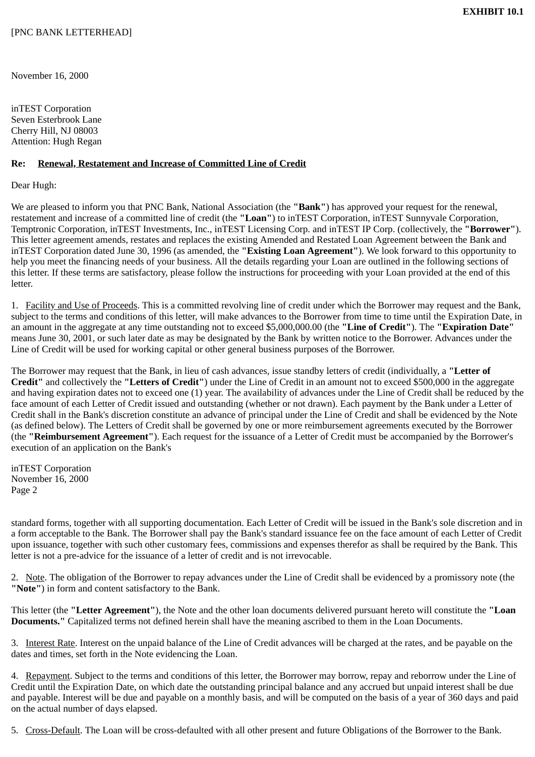**EXHIBIT 10.1**

[PNC BANK LETTERHEAD]

November 16, 2000

inTEST Corporation
Seven Esterbrook Lane
Cherry Hill, NJ 08003
Attention: Hugh Regan

**Re: Renewal, Restatement and Increase of Committed Line of Credit**

Dear Hugh:

We are pleased to inform you that PNC Bank, National Association (the **"Bank"**) has approved your request for the renewal, restatement and increase of a committed line of credit (the **"Loan"**) to inTEST Corporation, inTEST Sunnyvale Corporation, Temptronic Corporation, inTEST Investments, Inc., inTEST Licensing Corp. and inTEST IP Corp. (collectively, the **"Borrower"**). This letter agreement amends, restates and replaces the existing Amended and Restated Loan Agreement between the Bank and inTEST Corporation dated June 30, 1996 (as amended, the **"Existing Loan Agreement"**). We look forward to this opportunity to help you meet the financing needs of your business. All the details regarding your Loan are outlined in the following sections of this letter. If these terms are satisfactory, please follow the instructions for proceeding with your Loan provided at the end of this letter.

1. Facility and Use of Proceeds. This is a committed revolving line of credit under which the Borrower may request and the Bank, subject to the terms and conditions of this letter, will make advances to the Borrower from time to time until the Expiration Date, in an amount in the aggregate at any time outstanding not to exceed $5,000,000.00 (the **"Line of Credit"**). The **"Expiration Date"** means June 30, 2001, or such later date as may be designated by the Bank by written notice to the Borrower. Advances under the Line of Credit will be used for working capital or other general business purposes of the Borrower.

The Borrower may request that the Bank, in lieu of cash advances, issue standby letters of credit (individually, a **"Letter of Credit"** and collectively the **"Letters of Credit"**) under the Line of Credit in an amount not to exceed $500,000 in the aggregate and having expiration dates not to exceed one (1) year. The availability of advances under the Line of Credit shall be reduced by the face amount of each Letter of Credit issued and outstanding (whether or not drawn). Each payment by the Bank under a Letter of Credit shall in the Bank's discretion constitute an advance of principal under the Line of Credit and shall be evidenced by the Note (as defined below). The Letters of Credit shall be governed by one or more reimbursement agreements executed by the Borrower (the **"Reimbursement Agreement"**). Each request for the issuance of a Letter of Credit must be accompanied by the Borrower's execution of an application on the Bank's standard forms, together with all supporting documentation. Each Letter of Credit will be issued in the Bank's sole discretion and in a form acceptable to the Bank. The Borrower shall pay the Bank's standard issuance fee on the face amount of each Letter of Credit upon issuance, together with such other customary fees, commissions and expenses therefor as shall be required by the Bank. This letter is not a pre-advice for the issuance of a letter of credit and is not irrevocable.

2. Note. The obligation of the Borrower to repay advances under the Line of Credit shall be evidenced by a promissory note (the **"Note"**) in form and content satisfactory to the Bank.

This letter (the **"Letter Agreement"**), the Note and the other loan documents delivered pursuant hereto will constitute the **"Loan Documents."** Capitalized terms not defined herein shall have the meaning ascribed to them in the Loan Documents.

3. Interest Rate. Interest on the unpaid balance of the Line of Credit advances will be charged at the rates, and be payable on the dates and times, set forth in the Note evidencing the Loan.

4. Repayment. Subject to the terms and conditions of this letter, the Borrower may borrow, repay and reborrow under the Line of Credit until the Expiration Date, on which date the outstanding principal balance and any accrued but unpaid interest shall be due and payable. Interest will be due and payable on a monthly basis, and will be computed on the basis of a year of 360 days and paid on the actual number of days elapsed.

5. Cross-Default. The Loan will be cross-defaulted with all other present and future Obligations of the Borrower to the Bank.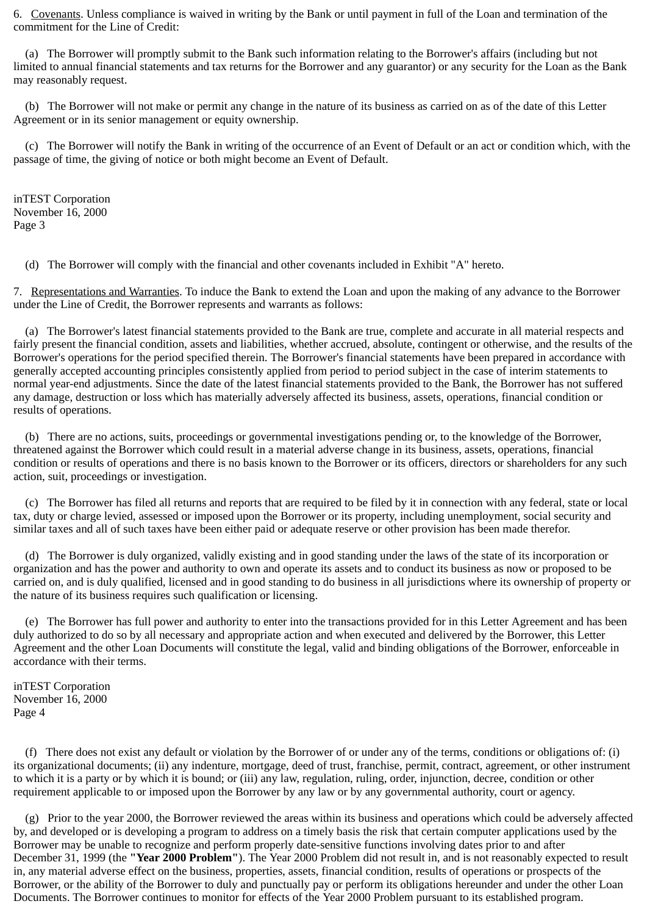6. <u>Covenants</u>. Unless compliance is waived in writing by the Bank or until payment in full of the Loan and termination of the commitment for the Line of Credit:

(a) The Borrower will promptly submit to the Bank such information relating to the Borrower's affairs (including but not limited to annual financial statements and tax returns for the Borrower and any guarantor) or any security for the Loan as the Bank may reasonably request.

(b) The Borrower will not make or permit any change in the nature of its business as carried on as of the date of this Letter Agreement or in its senior management or equity ownership.

(c) The Borrower will notify the Bank in writing of the occurrence of an Event of Default or an act or condition which, with the passage of time, the giving of notice or both might become an Event of Default.

(d) The Borrower will comply with the financial and other covenants included in Exhibit "A" hereto.

7. <u>Representations and Warranties</u>. To induce the Bank to extend the Loan and upon the making of any advance to the Borrower under the Line of Credit, the Borrower represents and warrants as follows:

(a) The Borrower's latest financial statements provided to the Bank are true, complete and accurate in all material respects and fairly present the financial condition, assets and liabilities, whether accrued, absolute, contingent or otherwise, and the results of the Borrower's operations for the period specified therein. The Borrower's financial statements have been prepared in accordance with generally accepted accounting principles consistently applied from period to period subject in the case of interim statements to normal year-end adjustments. Since the date of the latest financial statements provided to the Bank, the Borrower has not suffered any damage, destruction or loss which has materially adversely affected its business, assets, operations, financial condition or results of operations.

(b) There are no actions, suits, proceedings or governmental investigations pending or, to the knowledge of the Borrower, threatened against the Borrower which could result in a material adverse change in its business, assets, operations, financial condition or results of operations and there is no basis known to the Borrower or its officers, directors or shareholders for any such action, suit, proceedings or investigation.

(c) The Borrower has filed all returns and reports that are required to be filed by it in connection with any federal, state or local tax, duty or charge levied, assessed or imposed upon the Borrower or its property, including unemployment, social security and similar taxes and all of such taxes have been either paid or adequate reserve or other provision has been made therefor.

(d) The Borrower is duly organized, validly existing and in good standing under the laws of the state of its incorporation or organization and has the power and authority to own and operate its assets and to conduct its business as now or proposed to be carried on, and is duly qualified, licensed and in good standing to do business in all jurisdictions where its ownership of property or the nature of its business requires such qualification or licensing.

(e) The Borrower has full power and authority to enter into the transactions provided for in this Letter Agreement and has been duly authorized to do so by all necessary and appropriate action and when executed and delivered by the Borrower, this Letter Agreement and the other Loan Documents will constitute the legal, valid and binding obligations of the Borrower, enforceable in accordance with their terms.

(f) There does not exist any default or violation by the Borrower of or under any of the terms, conditions or obligations of: (i) its organizational documents; (ii) any indenture, mortgage, deed of trust, franchise, permit, contract, agreement, or other instrument to which it is a party or by which it is bound; or (iii) any law, regulation, ruling, order, injunction, decree, condition or other requirement applicable to or imposed upon the Borrower by any law or by any governmental authority, court or agency.

(g) Prior to the year 2000, the Borrower reviewed the areas within its business and operations which could be adversely affected by, and developed or is developing a program to address on a timely basis the risk that certain computer applications used by the Borrower may be unable to recognize and perform properly date-sensitive functions involving dates prior to and after December 31, 1999 (the **"Year 2000 Problem"**). The Year 2000 Problem did not result in, and is not reasonably expected to result in, any material adverse effect on the business, properties, assets, financial condition, results of operations or prospects of the Borrower, or the ability of the Borrower to duly and punctually pay or perform its obligations hereunder and under the other Loan Documents. The Borrower continues to monitor for effects of the Year 2000 Problem pursuant to its established program.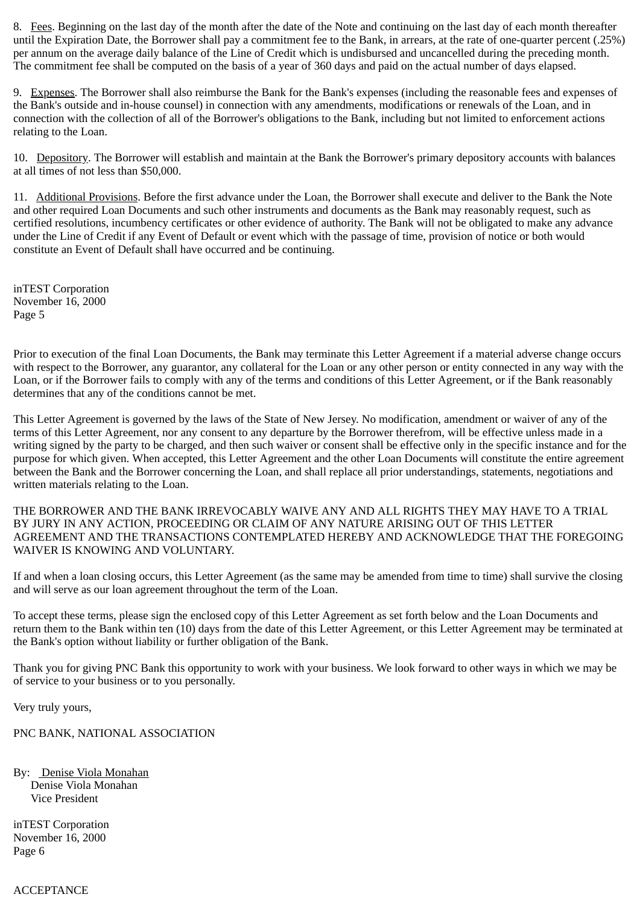8. Fees. Beginning on the last day of the month after the date of the Note and continuing on the last day of each month thereafter until the Expiration Date, the Borrower shall pay a commitment fee to the Bank, in arrears, at the rate of one-quarter percent (.25%) per annum on the average daily balance of the Line of Credit which is undisbursed and uncancelled during the preceding month. The commitment fee shall be computed on the basis of a year of 360 days and paid on the actual number of days elapsed.

9. Expenses. The Borrower shall also reimburse the Bank for the Bank's expenses (including the reasonable fees and expenses of the Bank's outside and in-house counsel) in connection with any amendments, modifications or renewals of the Loan, and in connection with the collection of all of the Borrower's obligations to the Bank, including but not limited to enforcement actions relating to the Loan.

10. Depository. The Borrower will establish and maintain at the Bank the Borrower's primary depository accounts with balances at all times of not less than $50,000.

11. Additional Provisions. Before the first advance under the Loan, the Borrower shall execute and deliver to the Bank the Note and other required Loan Documents and such other instruments and documents as the Bank may reasonably request, such as certified resolutions, incumbency certificates or other evidence of authority. The Bank will not be obligated to make any advance under the Line of Credit if any Event of Default or event which with the passage of time, provision of notice or both would constitute an Event of Default shall have occurred and be continuing.

inTEST Corporation
November 16, 2000
Page 5

Prior to execution of the final Loan Documents, the Bank may terminate this Letter Agreement if a material adverse change occurs with respect to the Borrower, any guarantor, any collateral for the Loan or any other person or entity connected in any way with the Loan, or if the Borrower fails to comply with any of the terms and conditions of this Letter Agreement, or if the Bank reasonably determines that any of the conditions cannot be met.

This Letter Agreement is governed by the laws of the State of New Jersey. No modification, amendment or waiver of any of the terms of this Letter Agreement, nor any consent to any departure by the Borrower therefrom, will be effective unless made in a writing signed by the party to be charged, and then such waiver or consent shall be effective only in the specific instance and for the purpose for which given. When accepted, this Letter Agreement and the other Loan Documents will constitute the entire agreement between the Bank and the Borrower concerning the Loan, and shall replace all prior understandings, statements, negotiations and written materials relating to the Loan.

THE BORROWER AND THE BANK IRREVOCABLY WAIVE ANY AND ALL RIGHTS THEY MAY HAVE TO A TRIAL BY JURY IN ANY ACTION, PROCEEDING OR CLAIM OF ANY NATURE ARISING OUT OF THIS LETTER AGREEMENT AND THE TRANSACTIONS CONTEMPLATED HEREBY AND ACKNOWLEDGE THAT THE FOREGOING WAIVER IS KNOWING AND VOLUNTARY.

If and when a loan closing occurs, this Letter Agreement (as the same may be amended from time to time) shall survive the closing and will serve as our loan agreement throughout the term of the Loan.

To accept these terms, please sign the enclosed copy of this Letter Agreement as set forth below and the Loan Documents and return them to the Bank within ten (10) days from the date of this Letter Agreement, or this Letter Agreement may be terminated at the Bank's option without liability or further obligation of the Bank.

Thank you for giving PNC Bank this opportunity to work with your business. We look forward to other ways in which we may be of service to your business or to you personally.

Very truly yours,

PNC BANK, NATIONAL ASSOCIATION

By: Denise Viola Monahan
Denise Viola Monahan
Vice President

inTEST Corporation
November 16, 2000
Page 6

ACCEPTANCE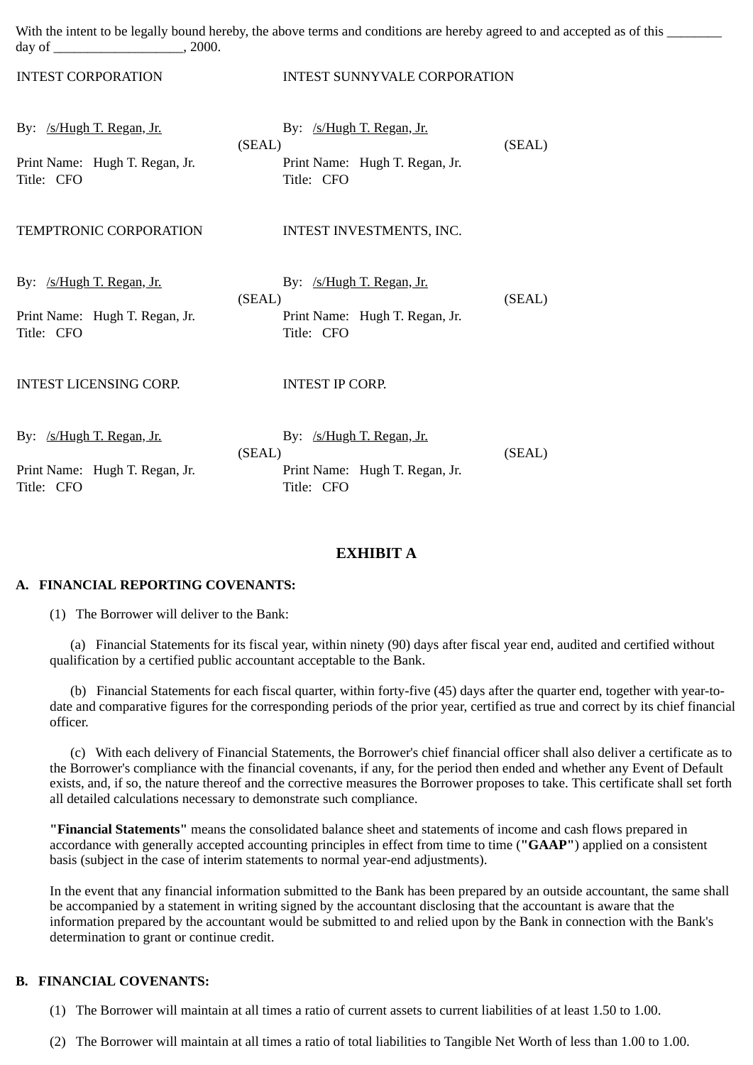With the intent to be legally bound hereby, the above terms and conditions are hereby agreed to and accepted as of this ________ day of ___________________, 2000.

| INTEST CORPORATION | INTEST SUNNYVALE CORPORATION |
|---|---|
| By: /s/Hugh T. Regan, Jr. (SEAL) | By: /s/Hugh T. Regan, Jr. (SEAL) |
| Print Name: Hugh T. Regan, Jr. | Print Name: Hugh T. Regan, Jr. |
| Title: CFO | Title: CFO |
| TEMPTRONIC CORPORATION | INTEST INVESTMENTS, INC. |
| By: /s/Hugh T. Regan, Jr. (SEAL) | By: /s/Hugh T. Regan, Jr. (SEAL) |
| Print Name: Hugh T. Regan, Jr. | Print Name: Hugh T. Regan, Jr. |
| Title: CFO | Title: CFO |
| INTEST LICENSING CORP. | INTEST IP CORP. |
| By: /s/Hugh T. Regan, Jr. (SEAL) | By: /s/Hugh T. Regan, Jr. (SEAL) |
| Print Name: Hugh T. Regan, Jr. | Print Name: Hugh T. Regan, Jr. |
| Title: CFO | Title: CFO |

## EXHIBIT A

### A. FINANCIAL REPORTING COVENANTS:

(1) The Borrower will deliver to the Bank:

(a) Financial Statements for its fiscal year, within ninety (90) days after fiscal year end, audited and certified without qualification by a certified public accountant acceptable to the Bank.

(b) Financial Statements for each fiscal quarter, within forty-five (45) days after the quarter end, together with year-to-date and comparative figures for the corresponding periods of the prior year, certified as true and correct by its chief financial officer.

(c) With each delivery of Financial Statements, the Borrower's chief financial officer shall also deliver a certificate as to the Borrower's compliance with the financial covenants, if any, for the period then ended and whether any Event of Default exists, and, if so, the nature thereof and the corrective measures the Borrower proposes to take. This certificate shall set forth all detailed calculations necessary to demonstrate such compliance.

**"Financial Statements"** means the consolidated balance sheet and statements of income and cash flows prepared in accordance with generally accepted accounting principles in effect from time to time (**"GAAP"**) applied on a consistent basis (subject in the case of interim statements to normal year-end adjustments).

In the event that any financial information submitted to the Bank has been prepared by an outside accountant, the same shall be accompanied by a statement in writing signed by the accountant disclosing that the accountant is aware that the information prepared by the accountant would be submitted to and relied upon by the Bank in connection with the Bank's determination to grant or continue credit.

### B. FINANCIAL COVENANTS:

(1) The Borrower will maintain at all times a ratio of current assets to current liabilities of at least 1.50 to 1.00.

(2) The Borrower will maintain at all times a ratio of total liabilities to Tangible Net Worth of less than 1.00 to 1.00.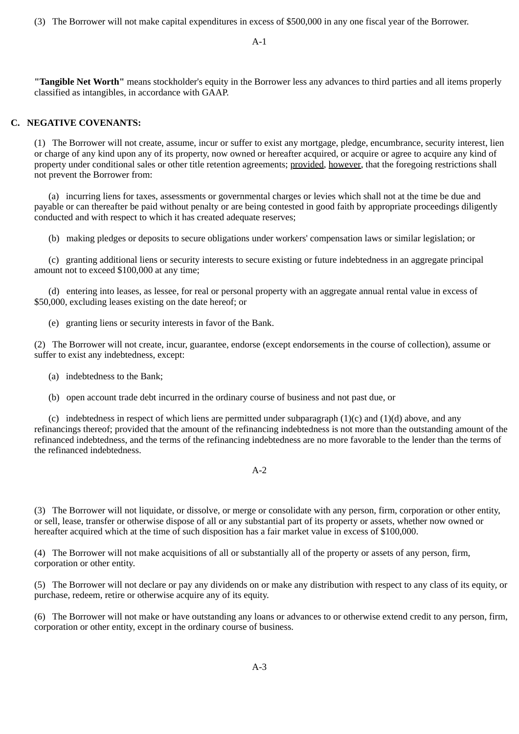(3) The Borrower will not make capital expenditures in excess of $500,000 in any one fiscal year of the Borrower.

**"Tangible Net Worth"** means stockholder's equity in the Borrower less any advances to third parties and all items properly classified as intangibles, in accordance with GAAP.

## C. NEGATIVE COVENANTS:

(1) The Borrower will not create, assume, incur or suffer to exist any mortgage, pledge, encumbrance, security interest, lien or charge of any kind upon any of its property, now owned or hereafter acquired, or acquire or agree to acquire any kind of property under conditional sales or other title retention agreements; provided, however, that the foregoing restrictions shall not prevent the Borrower from:

(a) incurring liens for taxes, assessments or governmental charges or levies which shall not at the time be due and payable or can thereafter be paid without penalty or are being contested in good faith by appropriate proceedings diligently conducted and with respect to which it has created adequate reserves;

(b) making pledges or deposits to secure obligations under workers' compensation laws or similar legislation; or

(c) granting additional liens or security interests to secure existing or future indebtedness in an aggregate principal amount not to exceed $100,000 at any time;

(d) entering into leases, as lessee, for real or personal property with an aggregate annual rental value in excess of $50,000, excluding leases existing on the date hereof; or

(e) granting liens or security interests in favor of the Bank.

(2) The Borrower will not create, incur, guarantee, endorse (except endorsements in the course of collection), assume or suffer to exist any indebtedness, except:

(a) indebtedness to the Bank;

(b) open account trade debt incurred in the ordinary course of business and not past due, or

(c) indebtedness in respect of which liens are permitted under subparagraph (1)(c) and (1)(d) above, and any refinancings thereof; provided that the amount of the refinancing indebtedness is not more than the outstanding amount of the refinanced indebtedness, and the terms of the refinancing indebtedness are no more favorable to the lender than the terms of the refinanced indebtedness.

(3) The Borrower will not liquidate, or dissolve, or merge or consolidate with any person, firm, corporation or other entity, or sell, lease, transfer or otherwise dispose of all or any substantial part of its property or assets, whether now owned or hereafter acquired which at the time of such disposition has a fair market value in excess of $100,000.

(4) The Borrower will not make acquisitions of all or substantially all of the property or assets of any person, firm, corporation or other entity.

(5) The Borrower will not declare or pay any dividends on or make any distribution with respect to any class of its equity, or purchase, redeem, retire or otherwise acquire any of its equity.

(6) The Borrower will not make or have outstanding any loans or advances to or otherwise extend credit to any person, firm, corporation or other entity, except in the ordinary course of business.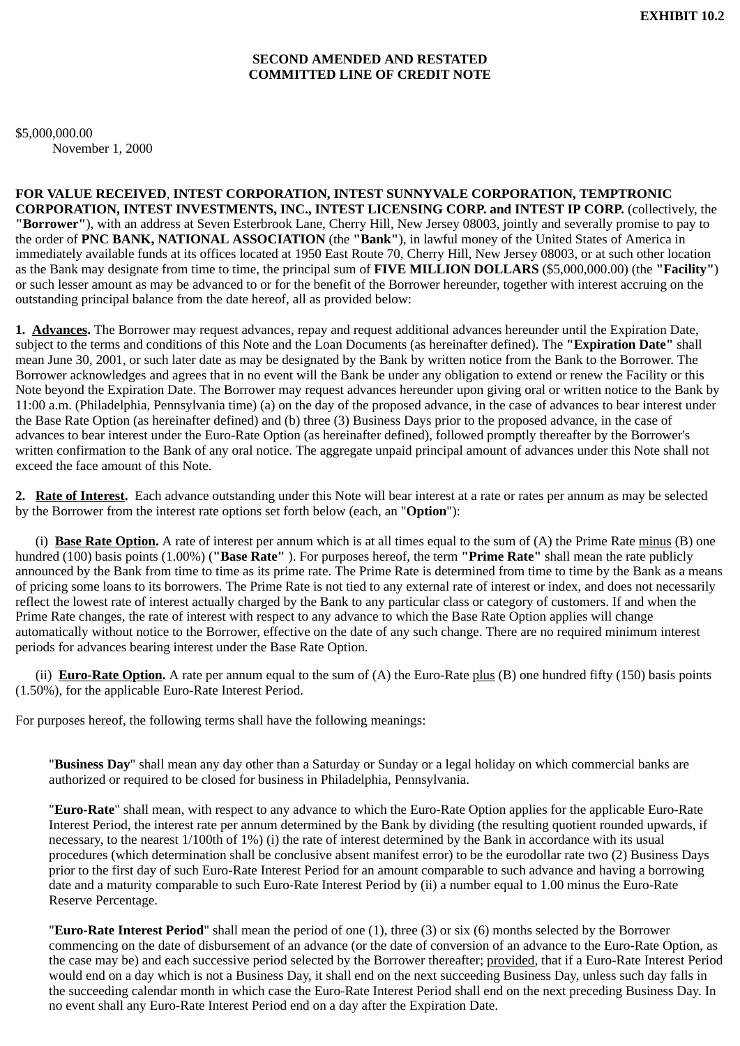**EXHIBIT 10.2**

**SECOND AMENDED AND RESTATED**
**COMMITTED LINE OF CREDIT NOTE**

$5,000,000.00
November 1, 2000

**FOR VALUE RECEIVED**, **INTEST CORPORATION, INTEST SUNNYVALE CORPORATION, TEMPTRONIC CORPORATION, INTEST INVESTMENTS, INC., INTEST LICENSING CORP. and INTEST IP CORP.** (collectively, the **"Borrower"**), with an address at Seven Esterbrook Lane, Cherry Hill, New Jersey 08003, jointly and severally promise to pay to the order of **PNC BANK, NATIONAL ASSOCIATION** (the **"Bank"**), in lawful money of the United States of America in immediately available funds at its offices located at 1950 East Route 70, Cherry Hill, New Jersey 08003, or at such other location as the Bank may designate from time to time, the principal sum of **FIVE MILLION DOLLARS** ($5,000,000.00) (the **"Facility"**) or such lesser amount as may be advanced to or for the benefit of the Borrower hereunder, together with interest accruing on the outstanding principal balance from the date hereof, all as provided below:

**1. Advances.** The Borrower may request advances, repay and request additional advances hereunder until the Expiration Date, subject to the terms and conditions of this Note and the Loan Documents (as hereinafter defined). The **"Expiration Date"** shall mean June 30, 2001, or such later date as may be designated by the Bank by written notice from the Bank to the Borrower. The Borrower acknowledges and agrees that in no event will the Bank be under any obligation to extend or renew the Facility or this Note beyond the Expiration Date. The Borrower may request advances hereunder upon giving oral or written notice to the Bank by 11:00 a.m. (Philadelphia, Pennsylvania time) (a) on the day of the proposed advance, in the case of advances to bear interest under the Base Rate Option (as hereinafter defined) and (b) three (3) Business Days prior to the proposed advance, in the case of advances to bear interest under the Euro-Rate Option (as hereinafter defined), followed promptly thereafter by the Borrower's written confirmation to the Bank of any oral notice. The aggregate unpaid principal amount of advances under this Note shall not exceed the face amount of this Note.

**2. Rate of Interest.** Each advance outstanding under this Note will bear interest at a rate or rates per annum as may be selected by the Borrower from the interest rate options set forth below (each, an "**Option**"):

(i) **Base Rate Option.** A rate of interest per annum which is at all times equal to the sum of (A) the Prime Rate minus (B) one hundred (100) basis points (1.00%) (**"Base Rate"** ). For purposes hereof, the term **"Prime Rate"** shall mean the rate publicly announced by the Bank from time to time as its prime rate. The Prime Rate is determined from time to time by the Bank as a means of pricing some loans to its borrowers. The Prime Rate is not tied to any external rate of interest or index, and does not necessarily reflect the lowest rate of interest actually charged by the Bank to any particular class or category of customers. If and when the Prime Rate changes, the rate of interest with respect to any advance to which the Base Rate Option applies will change automatically without notice to the Borrower, effective on the date of any such change. There are no required minimum interest periods for advances bearing interest under the Base Rate Option.

(ii) **Euro-Rate Option.** A rate per annum equal to the sum of (A) the Euro-Rate plus (B) one hundred fifty (150) basis points (1.50%), for the applicable Euro-Rate Interest Period.

For purposes hereof, the following terms shall have the following meanings:

"**Business Day**" shall mean any day other than a Saturday or Sunday or a legal holiday on which commercial banks are authorized or required to be closed for business in Philadelphia, Pennsylvania.

"**Euro-Rate**" shall mean, with respect to any advance to which the Euro-Rate Option applies for the applicable Euro-Rate Interest Period, the interest rate per annum determined by the Bank by dividing (the resulting quotient rounded upwards, if necessary, to the nearest 1/100th of 1%) (i) the rate of interest determined by the Bank in accordance with its usual procedures (which determination shall be conclusive absent manifest error) to be the eurodollar rate two (2) Business Days prior to the first day of such Euro-Rate Interest Period for an amount comparable to such advance and having a borrowing date and a maturity comparable to such Euro-Rate Interest Period by (ii) a number equal to 1.00 minus the Euro-Rate Reserve Percentage.

"**Euro-Rate Interest Period**" shall mean the period of one (1), three (3) or six (6) months selected by the Borrower commencing on the date of disbursement of an advance (or the date of conversion of an advance to the Euro-Rate Option, as the case may be) and each successive period selected by the Borrower thereafter; provided, that if a Euro-Rate Interest Period would end on a day which is not a Business Day, it shall end on the next succeeding Business Day, unless such day falls in the succeeding calendar month in which case the Euro-Rate Interest Period shall end on the next preceding Business Day. In no event shall any Euro-Rate Interest Period end on a day after the Expiration Date.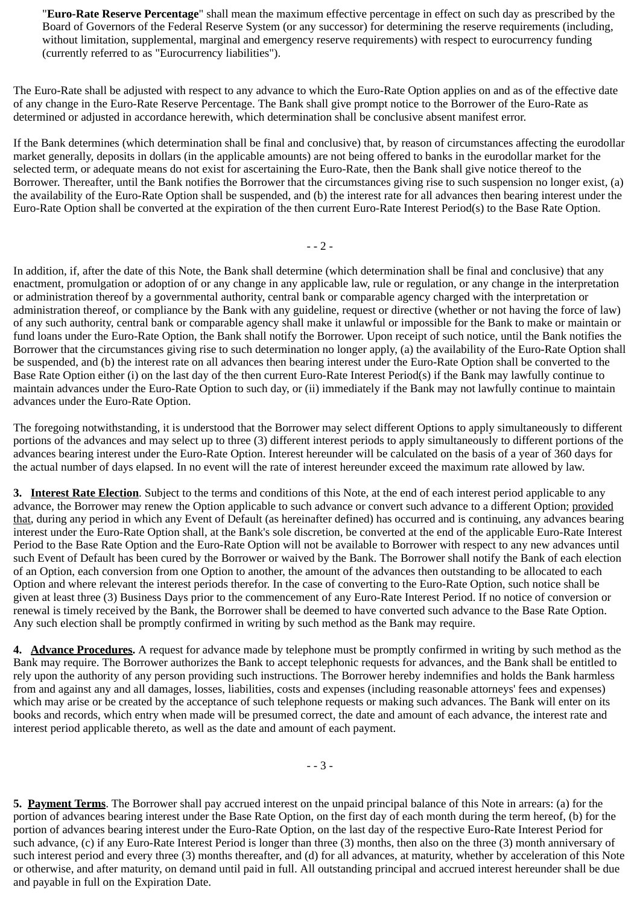"**Euro-Rate Reserve Percentage**" shall mean the maximum effective percentage in effect on such day as prescribed by the Board of Governors of the Federal Reserve System (or any successor) for determining the reserve requirements (including, without limitation, supplemental, marginal and emergency reserve requirements) with respect to eurocurrency funding (currently referred to as "Eurocurrency liabilities").

The Euro-Rate shall be adjusted with respect to any advance to which the Euro-Rate Option applies on and as of the effective date of any change in the Euro-Rate Reserve Percentage. The Bank shall give prompt notice to the Borrower of the Euro-Rate as determined or adjusted in accordance herewith, which determination shall be conclusive absent manifest error.

If the Bank determines (which determination shall be final and conclusive) that, by reason of circumstances affecting the eurodollar market generally, deposits in dollars (in the applicable amounts) are not being offered to banks in the eurodollar market for the selected term, or adequate means do not exist for ascertaining the Euro-Rate, then the Bank shall give notice thereof to the Borrower. Thereafter, until the Bank notifies the Borrower that the circumstances giving rise to such suspension no longer exist, (a) the availability of the Euro-Rate Option shall be suspended, and (b) the interest rate for all advances then bearing interest under the Euro-Rate Option shall be converted at the expiration of the then current Euro-Rate Interest Period(s) to the Base Rate Option.

In addition, if, after the date of this Note, the Bank shall determine (which determination shall be final and conclusive) that any enactment, promulgation or adoption of or any change in any applicable law, rule or regulation, or any change in the interpretation or administration thereof by a governmental authority, central bank or comparable agency charged with the interpretation or administration thereof, or compliance by the Bank with any guideline, request or directive (whether or not having the force of law) of any such authority, central bank or comparable agency shall make it unlawful or impossible for the Bank to make or maintain or fund loans under the Euro-Rate Option, the Bank shall notify the Borrower. Upon receipt of such notice, until the Bank notifies the Borrower that the circumstances giving rise to such determination no longer apply, (a) the availability of the Euro-Rate Option shall be suspended, and (b) the interest rate on all advances then bearing interest under the Euro-Rate Option shall be converted to the Base Rate Option either (i) on the last day of the then current Euro-Rate Interest Period(s) if the Bank may lawfully continue to maintain advances under the Euro-Rate Option to such day, or (ii) immediately if the Bank may not lawfully continue to maintain advances under the Euro-Rate Option.

The foregoing notwithstanding, it is understood that the Borrower may select different Options to apply simultaneously to different portions of the advances and may select up to three (3) different interest periods to apply simultaneously to different portions of the advances bearing interest under the Euro-Rate Option. Interest hereunder will be calculated on the basis of a year of 360 days for the actual number of days elapsed. In no event will the rate of interest hereunder exceed the maximum rate allowed by law.

**3. Interest Rate Election**. Subject to the terms and conditions of this Note, at the end of each interest period applicable to any advance, the Borrower may renew the Option applicable to such advance or convert such advance to a different Option; provided that, during any period in which any Event of Default (as hereinafter defined) has occurred and is continuing, any advances bearing interest under the Euro-Rate Option shall, at the Bank's sole discretion, be converted at the end of the applicable Euro-Rate Interest Period to the Base Rate Option and the Euro-Rate Option will not be available to Borrower with respect to any new advances until such Event of Default has been cured by the Borrower or waived by the Bank. The Borrower shall notify the Bank of each election of an Option, each conversion from one Option to another, the amount of the advances then outstanding to be allocated to each Option and where relevant the interest periods therefor. In the case of converting to the Euro-Rate Option, such notice shall be given at least three (3) Business Days prior to the commencement of any Euro-Rate Interest Period. If no notice of conversion or renewal is timely received by the Bank, the Borrower shall be deemed to have converted such advance to the Base Rate Option. Any such election shall be promptly confirmed in writing by such method as the Bank may require.

**4. Advance Procedures.** A request for advance made by telephone must be promptly confirmed in writing by such method as the Bank may require. The Borrower authorizes the Bank to accept telephonic requests for advances, and the Bank shall be entitled to rely upon the authority of any person providing such instructions. The Borrower hereby indemnifies and holds the Bank harmless from and against any and all damages, losses, liabilities, costs and expenses (including reasonable attorneys' fees and expenses) which may arise or be created by the acceptance of such telephone requests or making such advances. The Bank will enter on its books and records, which entry when made will be presumed correct, the date and amount of each advance, the interest rate and interest period applicable thereto, as well as the date and amount of each payment.

**5. Payment Terms**. The Borrower shall pay accrued interest on the unpaid principal balance of this Note in arrears: (a) for the portion of advances bearing interest under the Base Rate Option, on the first day of each month during the term hereof, (b) for the portion of advances bearing interest under the Euro-Rate Option, on the last day of the respective Euro-Rate Interest Period for such advance, (c) if any Euro-Rate Interest Period is longer than three (3) months, then also on the three (3) month anniversary of such interest period and every three (3) months thereafter, and (d) for all advances, at maturity, whether by acceleration of this Note or otherwise, and after maturity, on demand until paid in full. All outstanding principal and accrued interest hereunder shall be due and payable in full on the Expiration Date.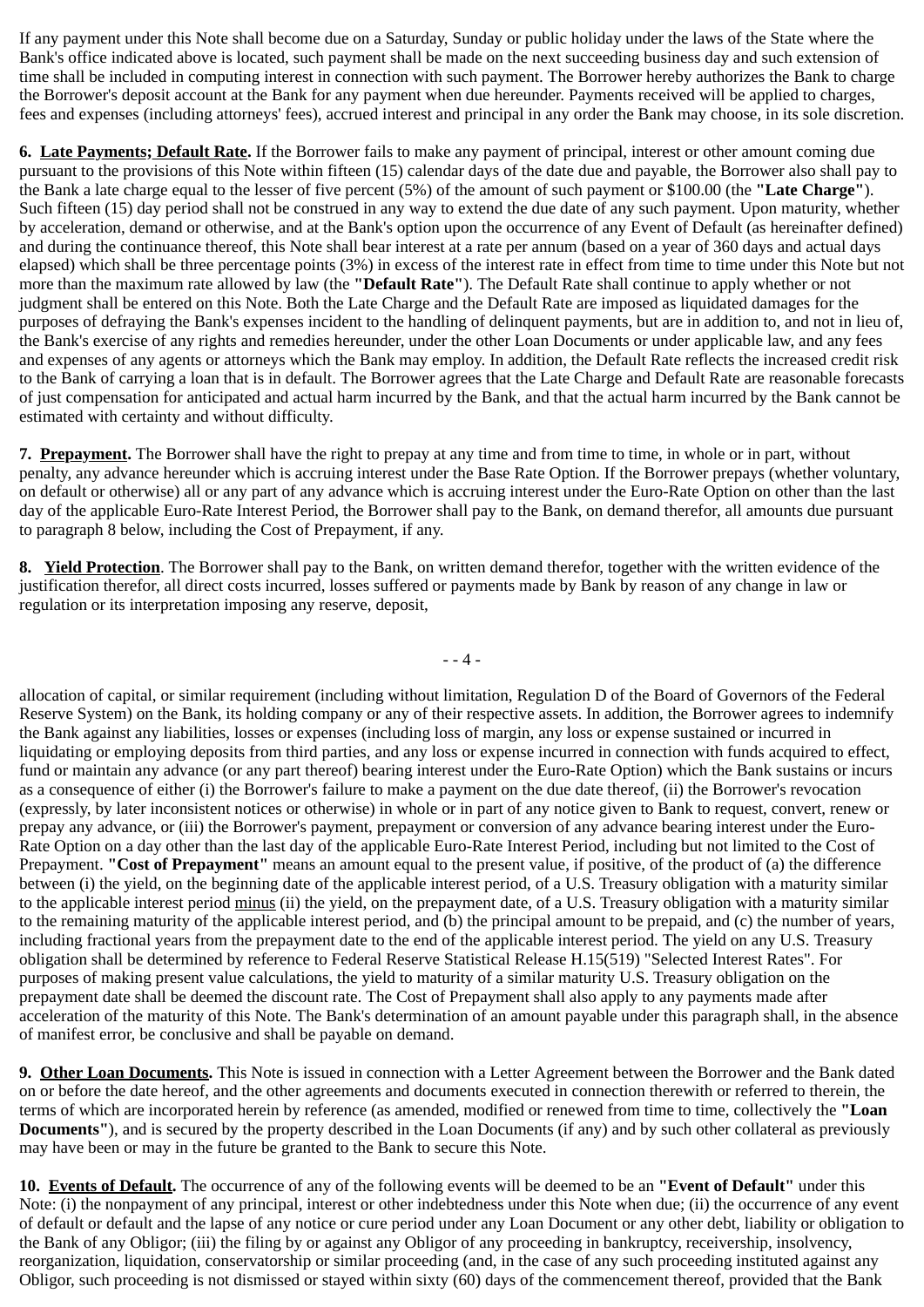If any payment under this Note shall become due on a Saturday, Sunday or public holiday under the laws of the State where the Bank's office indicated above is located, such payment shall be made on the next succeeding business day and such extension of time shall be included in computing interest in connection with such payment. The Borrower hereby authorizes the Bank to charge the Borrower's deposit account at the Bank for any payment when due hereunder. Payments received will be applied to charges, fees and expenses (including attorneys' fees), accrued interest and principal in any order the Bank may choose, in its sole discretion.

**6. Late Payments; Default Rate.** If the Borrower fails to make any payment of principal, interest or other amount coming due pursuant to the provisions of this Note within fifteen (15) calendar days of the date due and payable, the Borrower also shall pay to the Bank a late charge equal to the lesser of five percent (5%) of the amount of such payment or $100.00 (the **"Late Charge"**). Such fifteen (15) day period shall not be construed in any way to extend the due date of any such payment. Upon maturity, whether by acceleration, demand or otherwise, and at the Bank's option upon the occurrence of any Event of Default (as hereinafter defined) and during the continuance thereof, this Note shall bear interest at a rate per annum (based on a year of 360 days and actual days elapsed) which shall be three percentage points (3%) in excess of the interest rate in effect from time to time under this Note but not more than the maximum rate allowed by law (the **"Default Rate"**). The Default Rate shall continue to apply whether or not judgment shall be entered on this Note. Both the Late Charge and the Default Rate are imposed as liquidated damages for the purposes of defraying the Bank's expenses incident to the handling of delinquent payments, but are in addition to, and not in lieu of, the Bank's exercise of any rights and remedies hereunder, under the other Loan Documents or under applicable law, and any fees and expenses of any agents or attorneys which the Bank may employ. In addition, the Default Rate reflects the increased credit risk to the Bank of carrying a loan that is in default. The Borrower agrees that the Late Charge and Default Rate are reasonable forecasts of just compensation for anticipated and actual harm incurred by the Bank, and that the actual harm incurred by the Bank cannot be estimated with certainty and without difficulty.

**7. Prepayment.** The Borrower shall have the right to prepay at any time and from time to time, in whole or in part, without penalty, any advance hereunder which is accruing interest under the Base Rate Option. If the Borrower prepays (whether voluntary, on default or otherwise) all or any part of any advance which is accruing interest under the Euro-Rate Option on other than the last day of the applicable Euro-Rate Interest Period, the Borrower shall pay to the Bank, on demand therefor, all amounts due pursuant to paragraph 8 below, including the Cost of Prepayment, if any.

**8. Yield Protection**. The Borrower shall pay to the Bank, on written demand therefor, together with the written evidence of the justification therefor, all direct costs incurred, losses suffered or payments made by Bank by reason of any change in law or regulation or its interpretation imposing any reserve, deposit, allocation of capital, or similar requirement (including without limitation, Regulation D of the Board of Governors of the Federal Reserve System) on the Bank, its holding company or any of their respective assets. In addition, the Borrower agrees to indemnify the Bank against any liabilities, losses or expenses (including loss of margin, any loss or expense sustained or incurred in liquidating or employing deposits from third parties, and any loss or expense incurred in connection with funds acquired to effect, fund or maintain any advance (or any part thereof) bearing interest under the Euro-Rate Option) which the Bank sustains or incurs as a consequence of either (i) the Borrower's failure to make a payment on the due date thereof, (ii) the Borrower's revocation (expressly, by later inconsistent notices or otherwise) in whole or in part of any notice given to Bank to request, convert, renew or prepay any advance, or (iii) the Borrower's payment, prepayment or conversion of any advance bearing interest under the Euro-Rate Option on a day other than the last day of the applicable Euro-Rate Interest Period, including but not limited to the Cost of Prepayment. **"Cost of Prepayment"** means an amount equal to the present value, if positive, of the product of (a) the difference between (i) the yield, on the beginning date of the applicable interest period, of a U.S. Treasury obligation with a maturity similar to the applicable interest period minus (ii) the yield, on the prepayment date, of a U.S. Treasury obligation with a maturity similar to the remaining maturity of the applicable interest period, and (b) the principal amount to be prepaid, and (c) the number of years, including fractional years from the prepayment date to the end of the applicable interest period. The yield on any U.S. Treasury obligation shall be determined by reference to Federal Reserve Statistical Release H.15(519) "Selected Interest Rates". For purposes of making present value calculations, the yield to maturity of a similar maturity U.S. Treasury obligation on the prepayment date shall be deemed the discount rate. The Cost of Prepayment shall also apply to any payments made after acceleration of the maturity of this Note. The Bank's determination of an amount payable under this paragraph shall, in the absence of manifest error, be conclusive and shall be payable on demand.

**9. Other Loan Documents.** This Note is issued in connection with a Letter Agreement between the Borrower and the Bank dated on or before the date hereof, and the other agreements and documents executed in connection therewith or referred to therein, the terms of which are incorporated herein by reference (as amended, modified or renewed from time to time, collectively the **"Loan Documents"**), and is secured by the property described in the Loan Documents (if any) and by such other collateral as previously may have been or may in the future be granted to the Bank to secure this Note.

**10. Events of Default.** The occurrence of any of the following events will be deemed to be an **"Event of Default"** under this Note: (i) the nonpayment of any principal, interest or other indebtedness under this Note when due; (ii) the occurrence of any event of default or default and the lapse of any notice or cure period under any Loan Document or any other debt, liability or obligation to the Bank of any Obligor; (iii) the filing by or against any Obligor of any proceeding in bankruptcy, receivership, insolvency, reorganization, liquidation, conservatorship or similar proceeding (and, in the case of any such proceeding instituted against any Obligor, such proceeding is not dismissed or stayed within sixty (60) days of the commencement thereof, provided that the Bank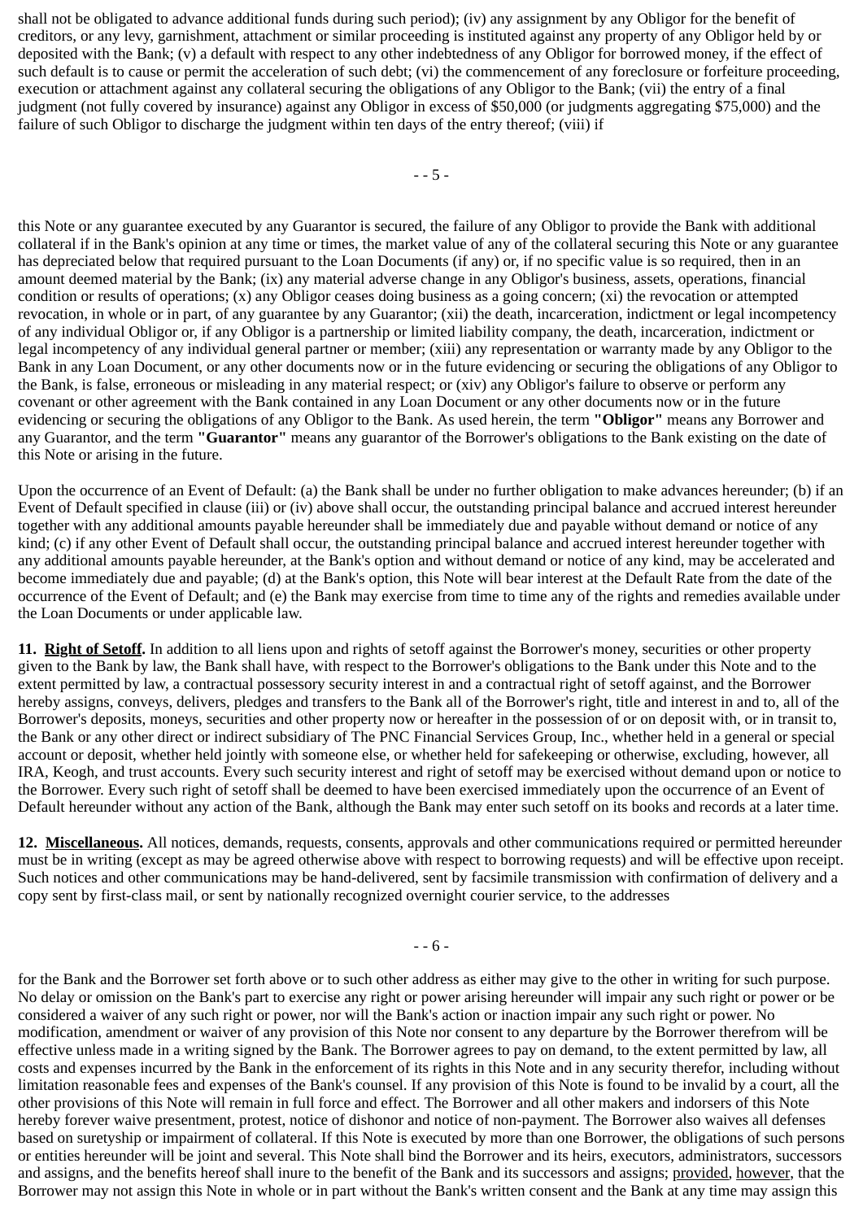shall not be obligated to advance additional funds during such period); (iv) any assignment by any Obligor for the benefit of creditors, or any levy, garnishment, attachment or similar proceeding is instituted against any property of any Obligor held by or deposited with the Bank; (v) a default with respect to any other indebtedness of any Obligor for borrowed money, if the effect of such default is to cause or permit the acceleration of such debt; (vi) the commencement of any foreclosure or forfeiture proceeding, execution or attachment against any collateral securing the obligations of any Obligor to the Bank; (vii) the entry of a final judgment (not fully covered by insurance) against any Obligor in excess of $50,000 (or judgments aggregating $75,000) and the failure of such Obligor to discharge the judgment within ten days of the entry thereof; (viii) if this Note or any guarantee executed by any Guarantor is secured, the failure of any Obligor to provide the Bank with additional collateral if in the Bank's opinion at any time or times, the market value of any of the collateral securing this Note or any guarantee has depreciated below that required pursuant to the Loan Documents (if any) or, if no specific value is so required, then in an amount deemed material by the Bank; (ix) any material adverse change in any Obligor's business, assets, operations, financial condition or results of operations; (x) any Obligor ceases doing business as a going concern; (xi) the revocation or attempted revocation, in whole or in part, of any guarantee by any Guarantor; (xii) the death, incarceration, indictment or legal incompetency of any individual Obligor or, if any Obligor is a partnership or limited liability company, the death, incarceration, indictment or legal incompetency of any individual general partner or member; (xiii) any representation or warranty made by any Obligor to the Bank in any Loan Document, or any other documents now or in the future evidencing or securing the obligations of any Obligor to the Bank, is false, erroneous or misleading in any material respect; or (xiv) any Obligor's failure to observe or perform any covenant or other agreement with the Bank contained in any Loan Document or any other documents now or in the future evidencing or securing the obligations of any Obligor to the Bank. As used herein, the term **"Obligor"** means any Borrower and any Guarantor, and the term **"Guarantor"** means any guarantor of the Borrower's obligations to the Bank existing on the date of this Note or arising in the future.

Upon the occurrence of an Event of Default: (a) the Bank shall be under no further obligation to make advances hereunder; (b) if an Event of Default specified in clause (iii) or (iv) above shall occur, the outstanding principal balance and accrued interest hereunder together with any additional amounts payable hereunder shall be immediately due and payable without demand or notice of any kind; (c) if any other Event of Default shall occur, the outstanding principal balance and accrued interest hereunder together with any additional amounts payable hereunder, at the Bank's option and without demand or notice of any kind, may be accelerated and become immediately due and payable; (d) at the Bank's option, this Note will bear interest at the Default Rate from the date of the occurrence of the Event of Default; and (e) the Bank may exercise from time to time any of the rights and remedies available under the Loan Documents or under applicable law.

**11. Right of Setoff.** In addition to all liens upon and rights of setoff against the Borrower's money, securities or other property given to the Bank by law, the Bank shall have, with respect to the Borrower's obligations to the Bank under this Note and to the extent permitted by law, a contractual possessory security interest in and a contractual right of setoff against, and the Borrower hereby assigns, conveys, delivers, pledges and transfers to the Bank all of the Borrower's right, title and interest in and to, all of the Borrower's deposits, moneys, securities and other property now or hereafter in the possession of or on deposit with, or in transit to, the Bank or any other direct or indirect subsidiary of The PNC Financial Services Group, Inc., whether held in a general or special account or deposit, whether held jointly with someone else, or whether held for safekeeping or otherwise, excluding, however, all IRA, Keogh, and trust accounts. Every such security interest and right of setoff may be exercised without demand upon or notice to the Borrower. Every such right of setoff shall be deemed to have been exercised immediately upon the occurrence of an Event of Default hereunder without any action of the Bank, although the Bank may enter such setoff on its books and records at a later time.

**12. Miscellaneous.** All notices, demands, requests, consents, approvals and other communications required or permitted hereunder must be in writing (except as may be agreed otherwise above with respect to borrowing requests) and will be effective upon receipt. Such notices and other communications may be hand-delivered, sent by facsimile transmission with confirmation of delivery and a copy sent by first-class mail, or sent by nationally recognized overnight courier service, to the addresses for the Bank and the Borrower set forth above or to such other address as either may give to the other in writing for such purpose. No delay or omission on the Bank's part to exercise any right or power arising hereunder will impair any such right or power or be considered a waiver of any such right or power, nor will the Bank's action or inaction impair any such right or power. No modification, amendment or waiver of any provision of this Note nor consent to any departure by the Borrower therefrom will be effective unless made in a writing signed by the Bank. The Borrower agrees to pay on demand, to the extent permitted by law, all costs and expenses incurred by the Bank in the enforcement of its rights in this Note and in any security therefor, including without limitation reasonable fees and expenses of the Bank's counsel. If any provision of this Note is found to be invalid by a court, all the other provisions of this Note will remain in full force and effect. The Borrower and all other makers and indorsers of this Note hereby forever waive presentment, protest, notice of dishonor and notice of non-payment. The Borrower also waives all defenses based on suretyship or impairment of collateral. If this Note is executed by more than one Borrower, the obligations of such persons or entities hereunder will be joint and several. This Note shall bind the Borrower and its heirs, executors, administrators, successors and assigns, and the benefits hereof shall inure to the benefit of the Bank and its successors and assigns; provided, however, that the Borrower may not assign this Note in whole or in part without the Bank's written consent and the Bank at any time may assign this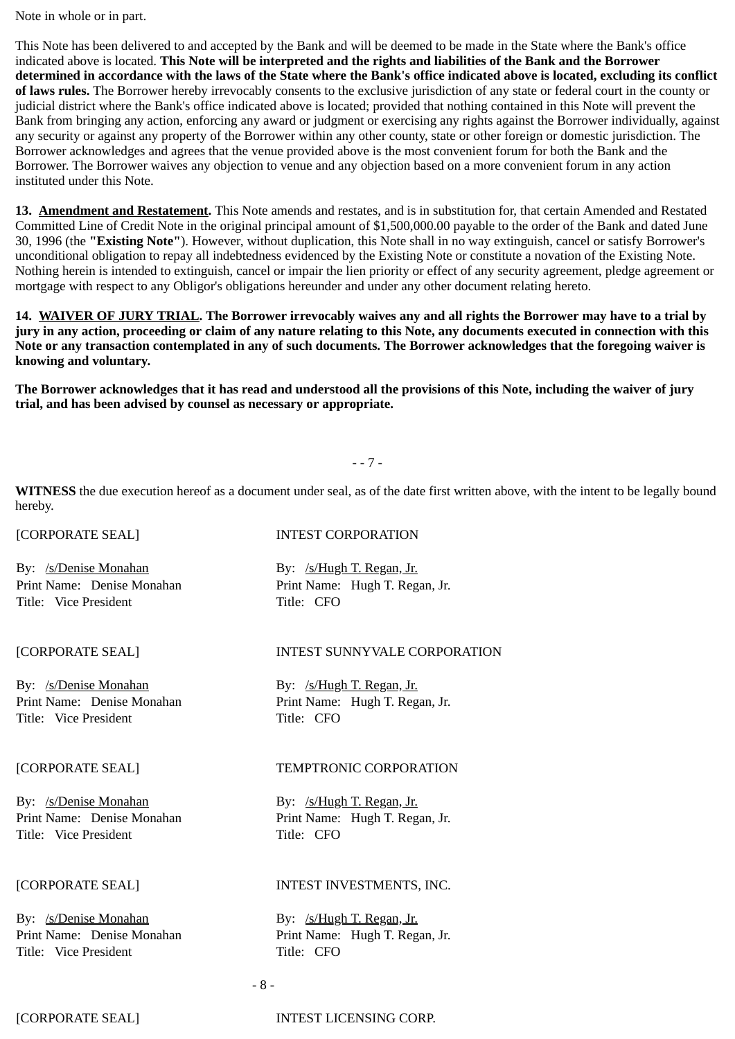Note in whole or in part.

This Note has been delivered to and accepted by the Bank and will be deemed to be made in the State where the Bank's office indicated above is located. **This Note will be interpreted and the rights and liabilities of the Bank and the Borrower determined in accordance with the laws of the State where the Bank's office indicated above is located, excluding its conflict of laws rules.** The Borrower hereby irrevocably consents to the exclusive jurisdiction of any state or federal court in the county or judicial district where the Bank's office indicated above is located; provided that nothing contained in this Note will prevent the Bank from bringing any action, enforcing any award or judgment or exercising any rights against the Borrower individually, against any security or against any property of the Borrower within any other county, state or other foreign or domestic jurisdiction. The Borrower acknowledges and agrees that the venue provided above is the most convenient forum for both the Bank and the Borrower. The Borrower waives any objection to venue and any objection based on a more convenient forum in any action instituted under this Note.

**13. Amendment and Restatement.** This Note amends and restates, and is in substitution for, that certain Amended and Restated Committed Line of Credit Note in the original principal amount of $1,500,000.00 payable to the order of the Bank and dated June 30, 1996 (the **"Existing Note"**). However, without duplication, this Note shall in no way extinguish, cancel or satisfy Borrower's unconditional obligation to repay all indebtedness evidenced by the Existing Note or constitute a novation of the Existing Note. Nothing herein is intended to extinguish, cancel or impair the lien priority or effect of any security agreement, pledge agreement or mortgage with respect to any Obligor's obligations hereunder and under any other document relating hereto.

**14. WAIVER OF JURY TRIAL. The Borrower irrevocably waives any and all rights the Borrower may have to a trial by jury in any action, proceeding or claim of any nature relating to this Note, any documents executed in connection with this Note or any transaction contemplated in any of such documents. The Borrower acknowledges that the foregoing waiver is knowing and voluntary.**

**The Borrower acknowledges that it has read and understood all the provisions of this Note, including the waiver of jury trial, and has been advised by counsel as necessary or appropriate.**

**WITNESS** the due execution hereof as a document under seal, as of the date first written above, with the intent to be legally bound hereby.

[CORPORATE SEAL] — INTEST CORPORATION

By: /s/Denise Monahan
Print Name: Denise Monahan
Title: Vice President

By: /s/Hugh T. Regan, Jr.
Print Name: Hugh T. Regan, Jr.
Title: CFO

[CORPORATE SEAL] — INTEST SUNNYVALE CORPORATION

By: /s/Denise Monahan
Print Name: Denise Monahan
Title: Vice President

By: /s/Hugh T. Regan, Jr.
Print Name: Hugh T. Regan, Jr.
Title: CFO

[CORPORATE SEAL] — TEMPTRONIC CORPORATION

By: /s/Denise Monahan
Print Name: Denise Monahan
Title: Vice President

By: /s/Hugh T. Regan, Jr.
Print Name: Hugh T. Regan, Jr.
Title: CFO

[CORPORATE SEAL] — INTEST INVESTMENTS, INC.

By: /s/Denise Monahan
Print Name: Denise Monahan
Title: Vice President

By: /s/Hugh T. Regan, Jr.
Print Name: Hugh T. Regan, Jr.
Title: CFO

[CORPORATE SEAL] — INTEST LICENSING CORP.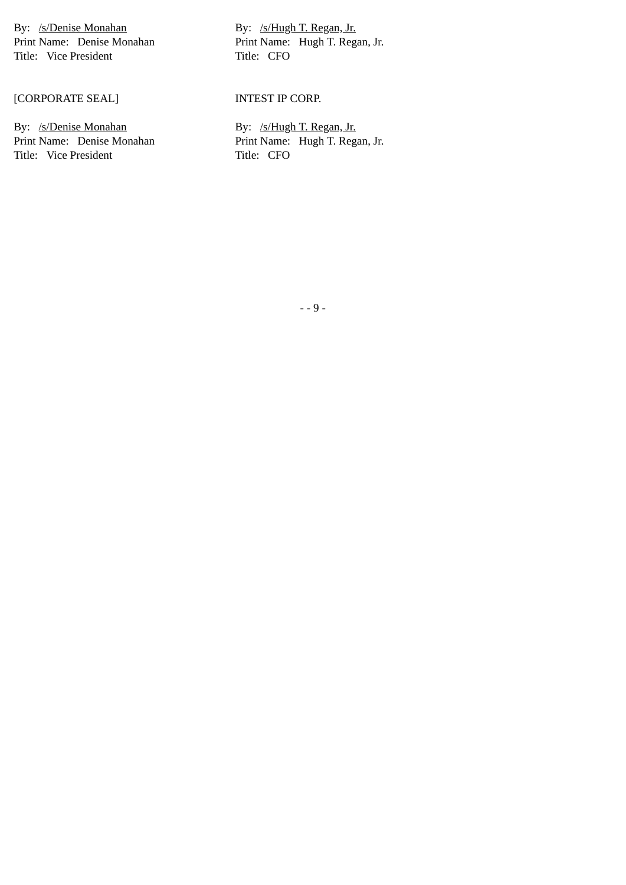| | |
|---|---|
| By: /s/Denise Monahan | By: /s/Hugh T. Regan, Jr. |
| Print Name: Denise Monahan | Print Name: Hugh T. Regan, Jr. |
| Title: Vice President | Title: CFO |
| | |
| [CORPORATE SEAL] | INTEST IP CORP. |
| | |
| By: /s/Denise Monahan | By: /s/Hugh T. Regan, Jr. |
| Print Name: Denise Monahan | Print Name: Hugh T. Regan, Jr. |
| Title: Vice President | Title: CFO |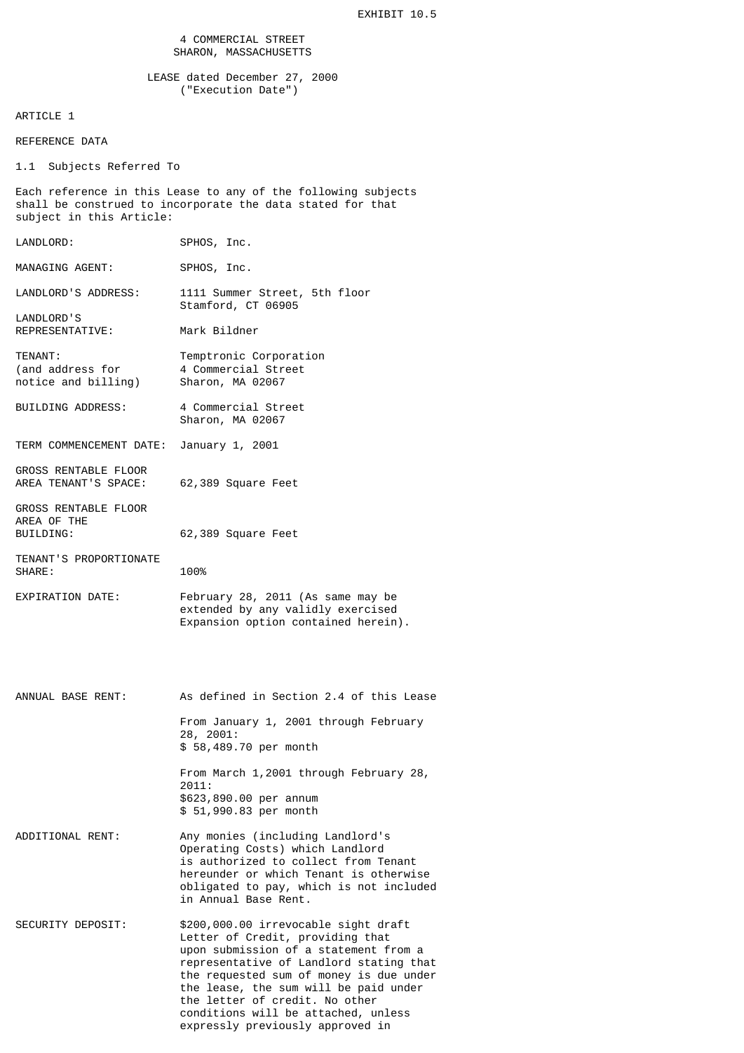EXHIBIT 10.5

4 COMMERCIAL STREET
SHARON, MASSACHUSETTS

LEASE dated December 27, 2000
("Execution Date")

ARTICLE 1

REFERENCE DATA

1.1 Subjects Referred To

Each reference in this Lease to any of the following subjects shall be construed to incorporate the data stated for that subject in this Article:

| | |
|---|---|
| LANDLORD: | SPHOS, Inc. |
| MANAGING AGENT: | SPHOS, Inc. |
| LANDLORD'S ADDRESS: | 1111 Summer Street, 5th floor<br>Stamford, CT 06905 |
| LANDLORD'S REPRESENTATIVE: | Mark Bildner |
| TENANT:<br>(and address for notice and billing) | Temptronic Corporation<br>4 Commercial Street<br>Sharon, MA 02067 |
| BUILDING ADDRESS: | 4 Commercial Street<br>Sharon, MA 02067 |
| TERM COMMENCEMENT DATE: | January 1, 2001 |
| GROSS RENTABLE FLOOR AREA TENANT'S SPACE: | 62,389 Square Feet |
| GROSS RENTABLE FLOOR AREA OF THE BUILDING: | 62,389 Square Feet |
| TENANT'S PROPORTIONATE SHARE: | 100% |
| EXPIRATION DATE: | February 28, 2011 (As same may be extended by any validly exercised Expansion option contained herein). |
| ANNUAL BASE RENT: | As defined in Section 2.4 of this Lease<br><br>From January 1, 2001 through February 28, 2001:<br>$ 58,489.70 per month<br><br>From March 1,2001 through February 28, 2011:<br>$623,890.00 per annum<br>$ 51,990.83 per month |
| ADDITIONAL RENT: | Any monies (including Landlord's Operating Costs) which Landlord is authorized to collect from Tenant hereunder or which Tenant is otherwise obligated to pay, which is not included in Annual Base Rent. |
| SECURITY DEPOSIT: | $200,000.00 irrevocable sight draft Letter of Credit, providing that upon submission of a statement from a representative of Landlord stating that the requested sum of money is due under the lease, the sum will be paid under the letter of credit. No other conditions will be attached, unless expressly previously approved in |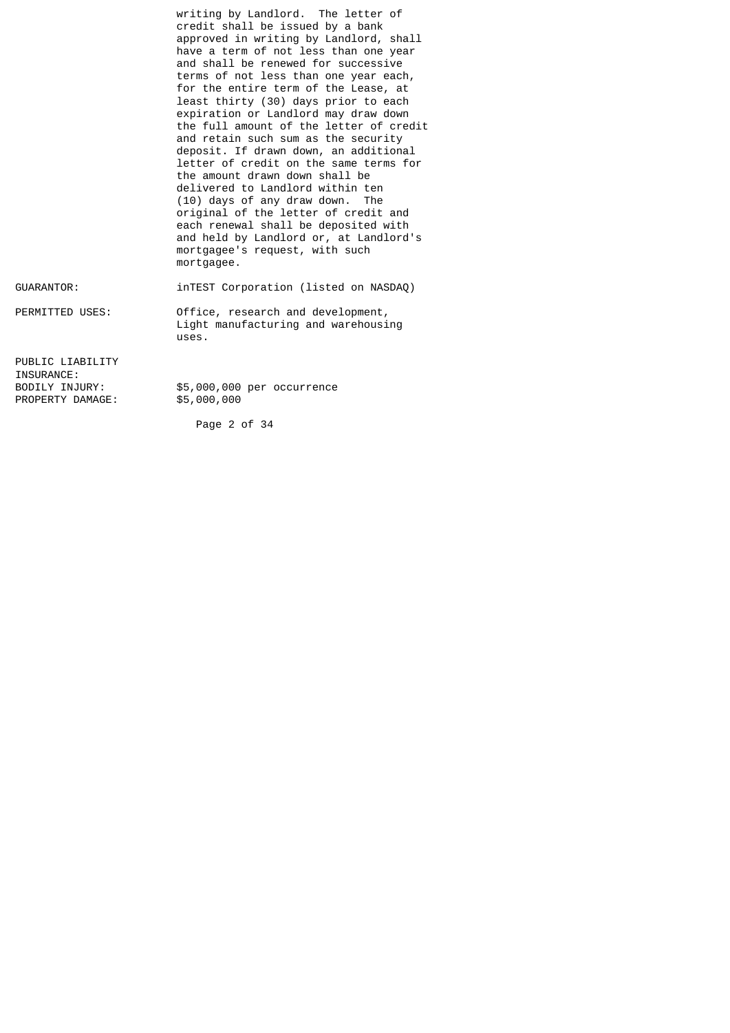| | |
|---|---|
| | writing by Landlord. The letter of credit shall be issued by a bank approved in writing by Landlord, shall have a term of not less than one year and shall be renewed for successive terms of not less than one year each, for the entire term of the Lease, at least thirty (30) days prior to each expiration or Landlord may draw down the full amount of the letter of credit and retain such sum as the security deposit. If drawn down, an additional letter of credit on the same terms for the amount drawn down shall be delivered to Landlord within ten (10) days of any draw down. The original of the letter of credit and each renewal shall be deposited with and held by Landlord or, at Landlord's mortgagee's request, with such mortgagee. |
| GUARANTOR: | inTEST Corporation (listed on NASDAQ) |
| PERMITTED USES: | Office, research and development, Light manufacturing and warehousing uses. |
| PUBLIC LIABILITY INSURANCE: | |
| BODILY INJURY: | $5,000,000 per occurrence |
| PROPERTY DAMAGE: | $5,000,000 |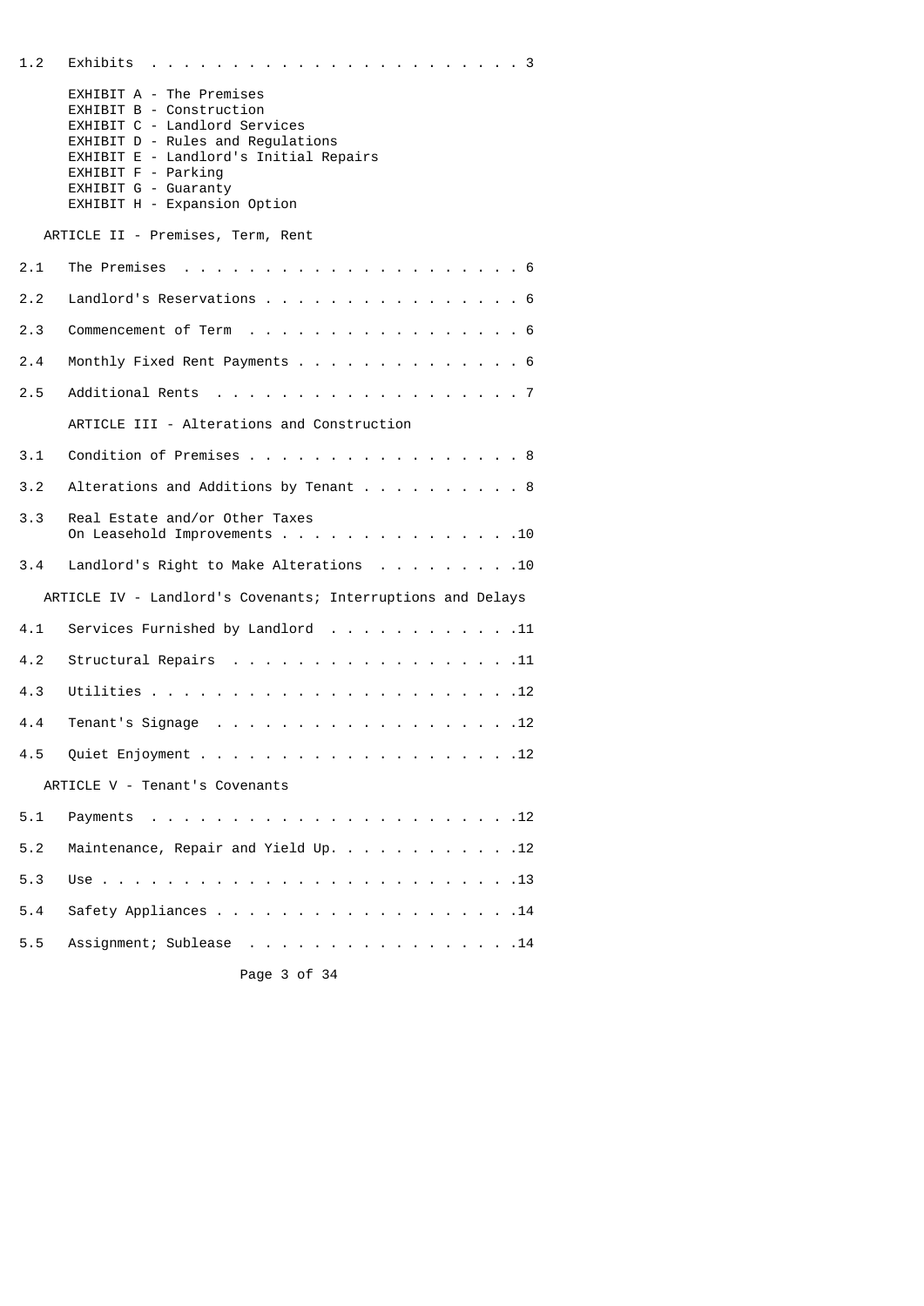| | | |
|---|---|---|
| 1.2 | Exhibits | 3 |
| | EXHIBIT A - The Premises<br>EXHIBIT B - Construction<br>EXHIBIT C - Landlord Services<br>EXHIBIT D - Rules and Regulations<br>EXHIBIT E - Landlord's Initial Repairs<br>EXHIBIT F - Parking<br>EXHIBIT G - Guaranty<br>EXHIBIT H - Expansion Option | |
| | **ARTICLE II - Premises, Term, Rent** | |
| 2.1 | The Premises | 6 |
| 2.2 | Landlord's Reservations | 6 |
| 2.3 | Commencement of Term | 6 |
| 2.4 | Monthly Fixed Rent Payments | 6 |
| 2.5 | Additional Rents | 7 |
| | **ARTICLE III - Alterations and Construction** | |
| 3.1 | Condition of Premises | 8 |
| 3.2 | Alterations and Additions by Tenant | 8 |
| 3.3 | Real Estate and/or Other Taxes On Leasehold Improvements | 10 |
| 3.4 | Landlord's Right to Make Alterations | 10 |
| | **ARTICLE IV - Landlord's Covenants; Interruptions and Delays** | |
| 4.1 | Services Furnished by Landlord | 11 |
| 4.2 | Structural Repairs | 11 |
| 4.3 | Utilities | 12 |
| 4.4 | Tenant's Signage | 12 |
| 4.5 | Quiet Enjoyment | 12 |
| | **ARTICLE V - Tenant's Covenants** | |
| 5.1 | Payments | 12 |
| 5.2 | Maintenance, Repair and Yield Up. | 12 |
| 5.3 | Use | 13 |
| 5.4 | Safety Appliances | 14 |
| 5.5 | Assignment; Sublease | 14 |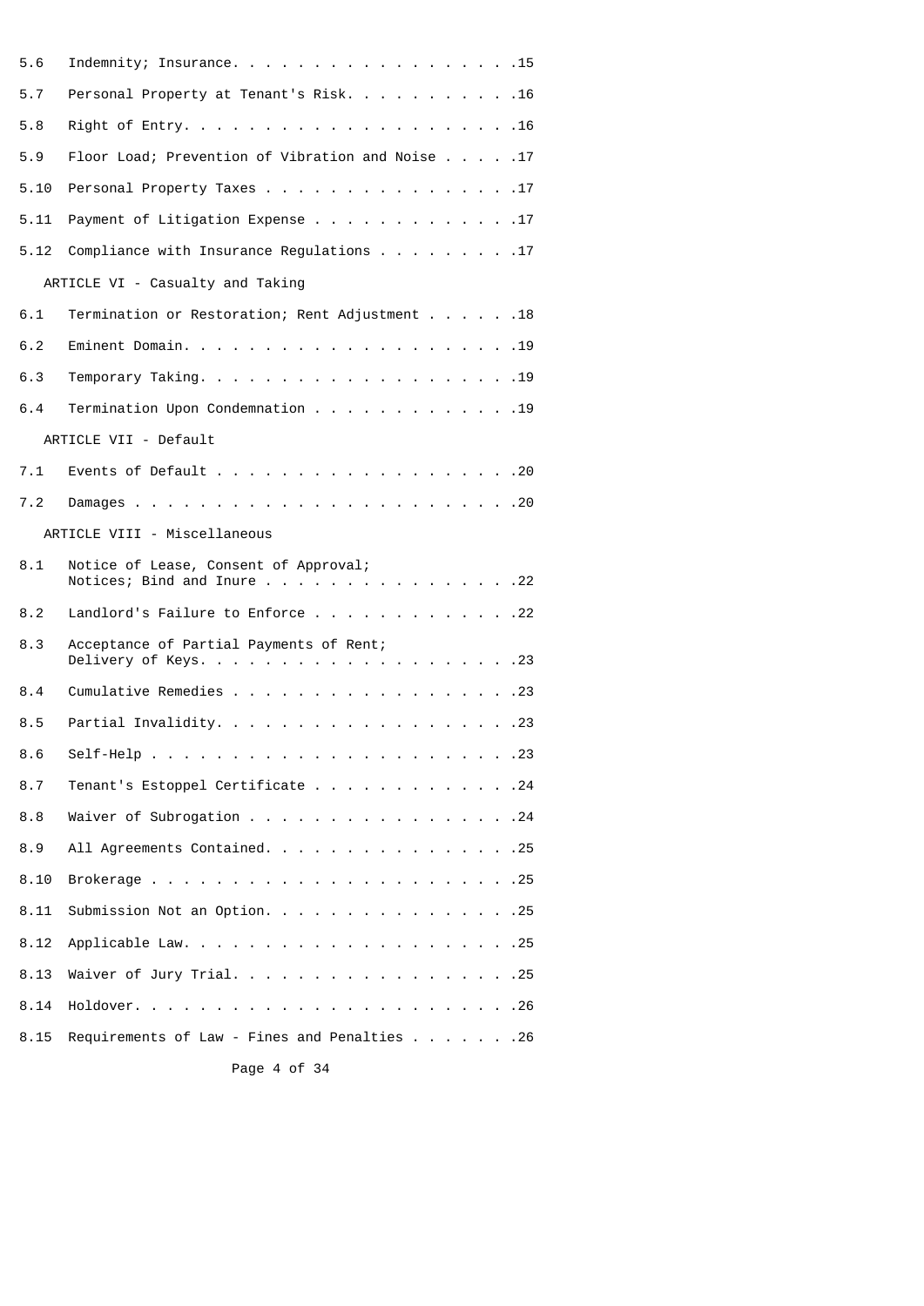| | | |
|---|---|---|
| 5.6 | Indemnity; Insurance | 15 |
| 5.7 | Personal Property at Tenant's Risk | 16 |
| 5.8 | Right of Entry | 16 |
| 5.9 | Floor Load; Prevention of Vibration and Noise | 17 |
| 5.10 | Personal Property Taxes | 17 |
| 5.11 | Payment of Litigation Expense | 17 |
| 5.12 | Compliance with Insurance Regulations | 17 |
| | **ARTICLE VI - Casualty and Taking** | |
| 6.1 | Termination or Restoration; Rent Adjustment | 18 |
| 6.2 | Eminent Domain | 19 |
| 6.3 | Temporary Taking | 19 |
| 6.4 | Termination Upon Condemnation | 19 |
| | **ARTICLE VII - Default** | |
| 7.1 | Events of Default | 20 |
| 7.2 | Damages | 20 |
| | **ARTICLE VIII - Miscellaneous** | |
| 8.1 | Notice of Lease, Consent of Approval; Notices; Bind and Inure | 22 |
| 8.2 | Landlord's Failure to Enforce | 22 |
| 8.3 | Acceptance of Partial Payments of Rent; Delivery of Keys | 23 |
| 8.4 | Cumulative Remedies | 23 |
| 8.5 | Partial Invalidity | 23 |
| 8.6 | Self-Help | 23 |
| 8.7 | Tenant's Estoppel Certificate | 24 |
| 8.8 | Waiver of Subrogation | 24 |
| 8.9 | All Agreements Contained | 25 |
| 8.10 | Brokerage | 25 |
| 8.11 | Submission Not an Option | 25 |
| 8.12 | Applicable Law | 25 |
| 8.13 | Waiver of Jury Trial | 25 |
| 8.14 | Holdover | 26 |
| 8.15 | Requirements of Law - Fines and Penalties | 26 |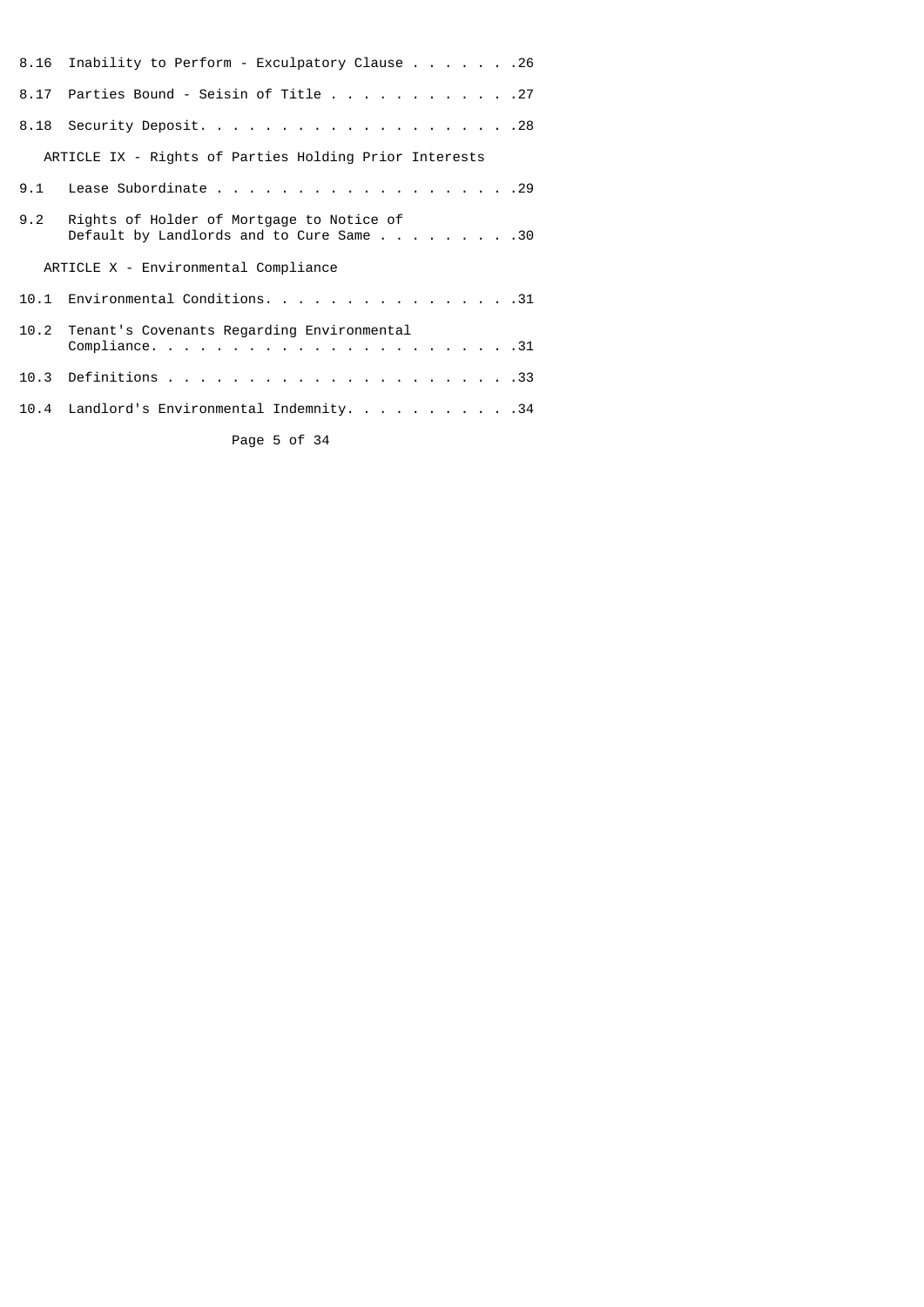| | | |
|---|---|---|
| 8.16 | Inability to Perform - Exculpatory Clause | 26 |
| 8.17 | Parties Bound - Seisin of Title | 27 |
| 8.18 | Security Deposit. | 28 |
| | ARTICLE IX - Rights of Parties Holding Prior Interests | |
| 9.1 | Lease Subordinate | 29 |
| 9.2 | Rights of Holder of Mortgage to Notice of Default by Landlords and to Cure Same | 30 |
| | ARTICLE X - Environmental Compliance | |
| 10.1 | Environmental Conditions. | 31 |
| 10.2 | Tenant's Covenants Regarding Environmental Compliance. | 31 |
| 10.3 | Definitions | 33 |
| 10.4 | Landlord's Environmental Indemnity. | 34 |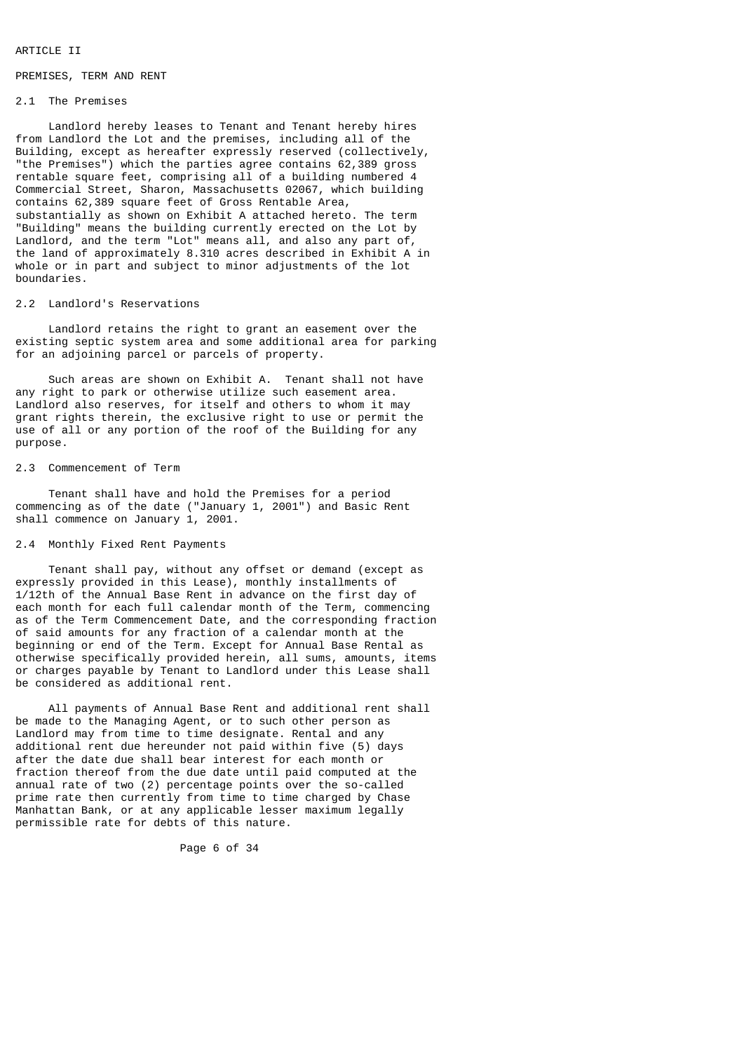# ARTICLE II

## PREMISES, TERM AND RENT

### 2.1 The Premises

Landlord hereby leases to Tenant and Tenant hereby hires from Landlord the Lot and the premises, including all of the Building, except as hereafter expressly reserved (collectively, "the Premises") which the parties agree contains 62,389 gross rentable square feet, comprising all of a building numbered 4 Commercial Street, Sharon, Massachusetts 02067, which building contains 62,389 square feet of Gross Rentable Area, substantially as shown on Exhibit A attached hereto. The term "Building" means the building currently erected on the Lot by Landlord, and the term "Lot" means all, and also any part of, the land of approximately 8.310 acres described in Exhibit A in whole or in part and subject to minor adjustments of the lot boundaries.

### 2.2 Landlord's Reservations

Landlord retains the right to grant an easement over the existing septic system area and some additional area for parking for an adjoining parcel or parcels of property.

Such areas are shown on Exhibit A. Tenant shall not have any right to park or otherwise utilize such easement area. Landlord also reserves, for itself and others to whom it may grant rights therein, the exclusive right to use or permit the use of all or any portion of the roof of the Building for any purpose.

### 2.3 Commencement of Term

Tenant shall have and hold the Premises for a period commencing as of the date ("January 1, 2001") and Basic Rent shall commence on January 1, 2001.

### 2.4 Monthly Fixed Rent Payments

Tenant shall pay, without any offset or demand (except as expressly provided in this Lease), monthly installments of 1/12th of the Annual Base Rent in advance on the first day of each month for each full calendar month of the Term, commencing as of the Term Commencement Date, and the corresponding fraction of said amounts for any fraction of a calendar month at the beginning or end of the Term. Except for Annual Base Rental as otherwise specifically provided herein, all sums, amounts, items or charges payable by Tenant to Landlord under this Lease shall be considered as additional rent.

All payments of Annual Base Rent and additional rent shall be made to the Managing Agent, or to such other person as Landlord may from time to time designate. Rental and any additional rent due hereunder not paid within five (5) days after the date due shall bear interest for each month or fraction thereof from the due date until paid computed at the annual rate of two (2) percentage points over the so-called prime rate then currently from time to time charged by Chase Manhattan Bank, or at any applicable lesser maximum legally permissible rate for debts of this nature.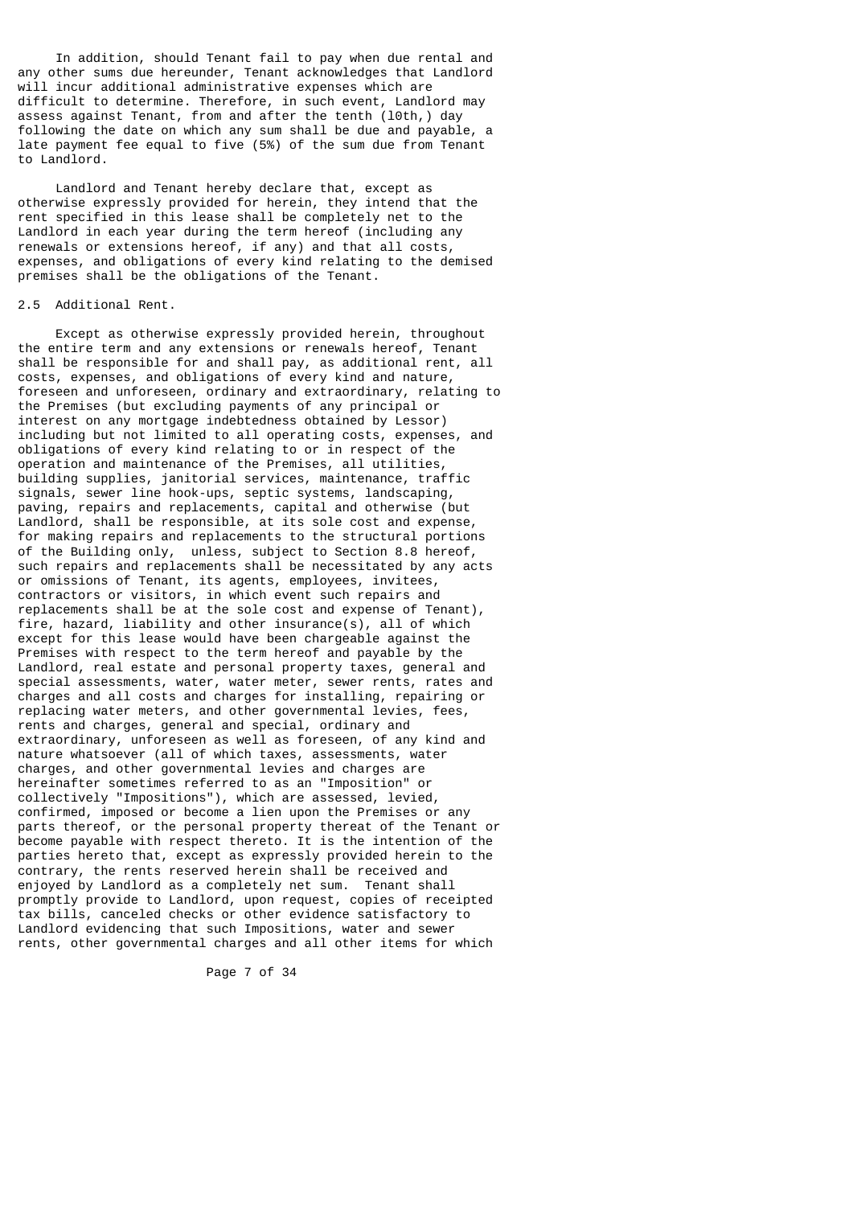In addition, should Tenant fail to pay when due rental and any other sums due hereunder, Tenant acknowledges that Landlord will incur additional administrative expenses which are difficult to determine. Therefore, in such event, Landlord may assess against Tenant, from and after the tenth (l0th,) day following the date on which any sum shall be due and payable, a late payment fee equal to five (5%) of the sum due from Tenant to Landlord.

Landlord and Tenant hereby declare that, except as otherwise expressly provided for herein, they intend that the rent specified in this lease shall be completely net to the Landlord in each year during the term hereof (including any renewals or extensions hereof, if any) and that all costs, expenses, and obligations of every kind relating to the demised premises shall be the obligations of the Tenant.

2.5 Additional Rent.

Except as otherwise expressly provided herein, throughout the entire term and any extensions or renewals hereof, Tenant shall be responsible for and shall pay, as additional rent, all costs, expenses, and obligations of every kind and nature, foreseen and unforeseen, ordinary and extraordinary, relating to the Premises (but excluding payments of any principal or interest on any mortgage indebtedness obtained by Lessor) including but not limited to all operating costs, expenses, and obligations of every kind relating to or in respect of the operation and maintenance of the Premises, all utilities, building supplies, janitorial services, maintenance, traffic signals, sewer line hook-ups, septic systems, landscaping, paving, repairs and replacements, capital and otherwise (but Landlord, shall be responsible, at its sole cost and expense, for making repairs and replacements to the structural portions of the Building only, unless, subject to Section 8.8 hereof, such repairs and replacements shall be necessitated by any acts or omissions of Tenant, its agents, employees, invitees, contractors or visitors, in which event such repairs and replacements shall be at the sole cost and expense of Tenant), fire, hazard, liability and other insurance(s), all of which except for this lease would have been chargeable against the Premises with respect to the term hereof and payable by the Landlord, real estate and personal property taxes, general and special assessments, water, water meter, sewer rents, rates and charges and all costs and charges for installing, repairing or replacing water meters, and other governmental levies, fees, rents and charges, general and special, ordinary and extraordinary, unforeseen as well as foreseen, of any kind and nature whatsoever (all of which taxes, assessments, water charges, and other governmental levies and charges are hereinafter sometimes referred to as an "Imposition" or collectively "Impositions"), which are assessed, levied, confirmed, imposed or become a lien upon the Premises or any parts thereof, or the personal property thereat of the Tenant or become payable with respect thereto. It is the intention of the parties hereto that, except as expressly provided herein to the contrary, the rents reserved herein shall be received and enjoyed by Landlord as a completely net sum. Tenant shall promptly provide to Landlord, upon request, copies of receipted tax bills, canceled checks or other evidence satisfactory to Landlord evidencing that such Impositions, water and sewer rents, other governmental charges and all other items for which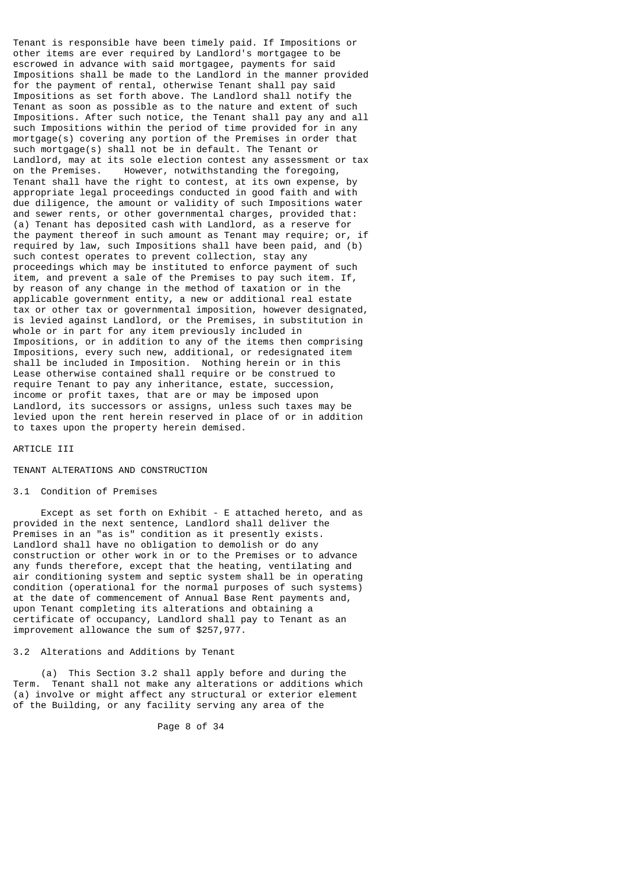Tenant is responsible have been timely paid. If Impositions or other items are ever required by Landlord's mortgagee to be escrowed in advance with said mortgagee, payments for said Impositions shall be made to the Landlord in the manner provided for the payment of rental, otherwise Tenant shall pay said Impositions as set forth above. The Landlord shall notify the Tenant as soon as possible as to the nature and extent of such Impositions. After such notice, the Tenant shall pay any and all such Impositions within the period of time provided for in any mortgage(s) covering any portion of the Premises in order that such mortgage(s) shall not be in default. The Tenant or Landlord, may at its sole election contest any assessment or tax on the Premises. However, notwithstanding the foregoing, Tenant shall have the right to contest, at its own expense, by appropriate legal proceedings conducted in good faith and with due diligence, the amount or validity of such Impositions water and sewer rents, or other governmental charges, provided that: (a) Tenant has deposited cash with Landlord, as a reserve for the payment thereof in such amount as Tenant may require; or, if required by law, such Impositions shall have been paid, and (b) such contest operates to prevent collection, stay any proceedings which may be instituted to enforce payment of such item, and prevent a sale of the Premises to pay such item. If, by reason of any change in the method of taxation or in the applicable government entity, a new or additional real estate tax or other tax or governmental imposition, however designated, is levied against Landlord, or the Premises, in substitution in whole or in part for any item previously included in Impositions, or in addition to any of the items then comprising Impositions, every such new, additional, or redesignated item shall be included in Imposition. Nothing herein or in this Lease otherwise contained shall require or be construed to require Tenant to pay any inheritance, estate, succession, income or profit taxes, that are or may be imposed upon Landlord, its successors or assigns, unless such taxes may be levied upon the rent herein reserved in place of or in addition to taxes upon the property herein demised.

## ARTICLE III

## TENANT ALTERATIONS AND CONSTRUCTION

### 3.1 Condition of Premises

Except as set forth on Exhibit - E attached hereto, and as provided in the next sentence, Landlord shall deliver the Premises in an "as is" condition as it presently exists. Landlord shall have no obligation to demolish or do any construction or other work in or to the Premises or to advance any funds therefore, except that the heating, ventilating and air conditioning system and septic system shall be in operating condition (operational for the normal purposes of such systems) at the date of commencement of Annual Base Rent payments and, upon Tenant completing its alterations and obtaining a certificate of occupancy, Landlord shall pay to Tenant as an improvement allowance the sum of $257,977.

### 3.2 Alterations and Additions by Tenant

(a) This Section 3.2 shall apply before and during the Term. Tenant shall not make any alterations or additions which (a) involve or might affect any structural or exterior element of the Building, or any facility serving any area of the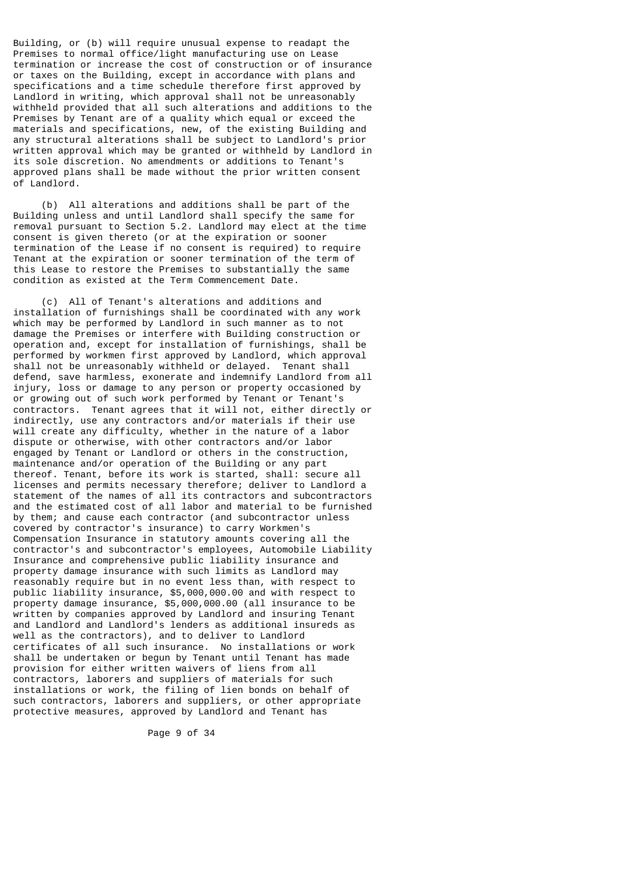Building, or (b) will require unusual expense to readapt the Premises to normal office/light manufacturing use on Lease termination or increase the cost of construction or of insurance or taxes on the Building, except in accordance with plans and specifications and a time schedule therefore first approved by Landlord in writing, which approval shall not be unreasonably withheld provided that all such alterations and additions to the Premises by Tenant are of a quality which equal or exceed the materials and specifications, new, of the existing Building and any structural alterations shall be subject to Landlord's prior written approval which may be granted or withheld by Landlord in its sole discretion. No amendments or additions to Tenant's approved plans shall be made without the prior written consent of Landlord.

(b) All alterations and additions shall be part of the Building unless and until Landlord shall specify the same for removal pursuant to Section 5.2. Landlord may elect at the time consent is given thereto (or at the expiration or sooner termination of the Lease if no consent is required) to require Tenant at the expiration or sooner termination of the term of this Lease to restore the Premises to substantially the same condition as existed at the Term Commencement Date.

(c) All of Tenant's alterations and additions and installation of furnishings shall be coordinated with any work which may be performed by Landlord in such manner as to not damage the Premises or interfere with Building construction or operation and, except for installation of furnishings, shall be performed by workmen first approved by Landlord, which approval shall not be unreasonably withheld or delayed. Tenant shall defend, save harmless, exonerate and indemnify Landlord from all injury, loss or damage to any person or property occasioned by or growing out of such work performed by Tenant or Tenant's contractors. Tenant agrees that it will not, either directly or indirectly, use any contractors and/or materials if their use will create any difficulty, whether in the nature of a labor dispute or otherwise, with other contractors and/or labor engaged by Tenant or Landlord or others in the construction, maintenance and/or operation of the Building or any part thereof. Tenant, before its work is started, shall: secure all licenses and permits necessary therefore; deliver to Landlord a statement of the names of all its contractors and subcontractors and the estimated cost of all labor and material to be furnished by them; and cause each contractor (and subcontractor unless covered by contractor's insurance) to carry Workmen's Compensation Insurance in statutory amounts covering all the contractor's and subcontractor's employees, Automobile Liability Insurance and comprehensive public liability insurance and property damage insurance with such limits as Landlord may reasonably require but in no event less than, with respect to public liability insurance, $5,000,000.00 and with respect to property damage insurance, $5,000,000.00 (all insurance to be written by companies approved by Landlord and insuring Tenant and Landlord and Landlord's lenders as additional insureds as well as the contractors), and to deliver to Landlord certificates of all such insurance. No installations or work shall be undertaken or begun by Tenant until Tenant has made provision for either written waivers of liens from all contractors, laborers and suppliers of materials for such installations or work, the filing of lien bonds on behalf of such contractors, laborers and suppliers, or other appropriate protective measures, approved by Landlord and Tenant has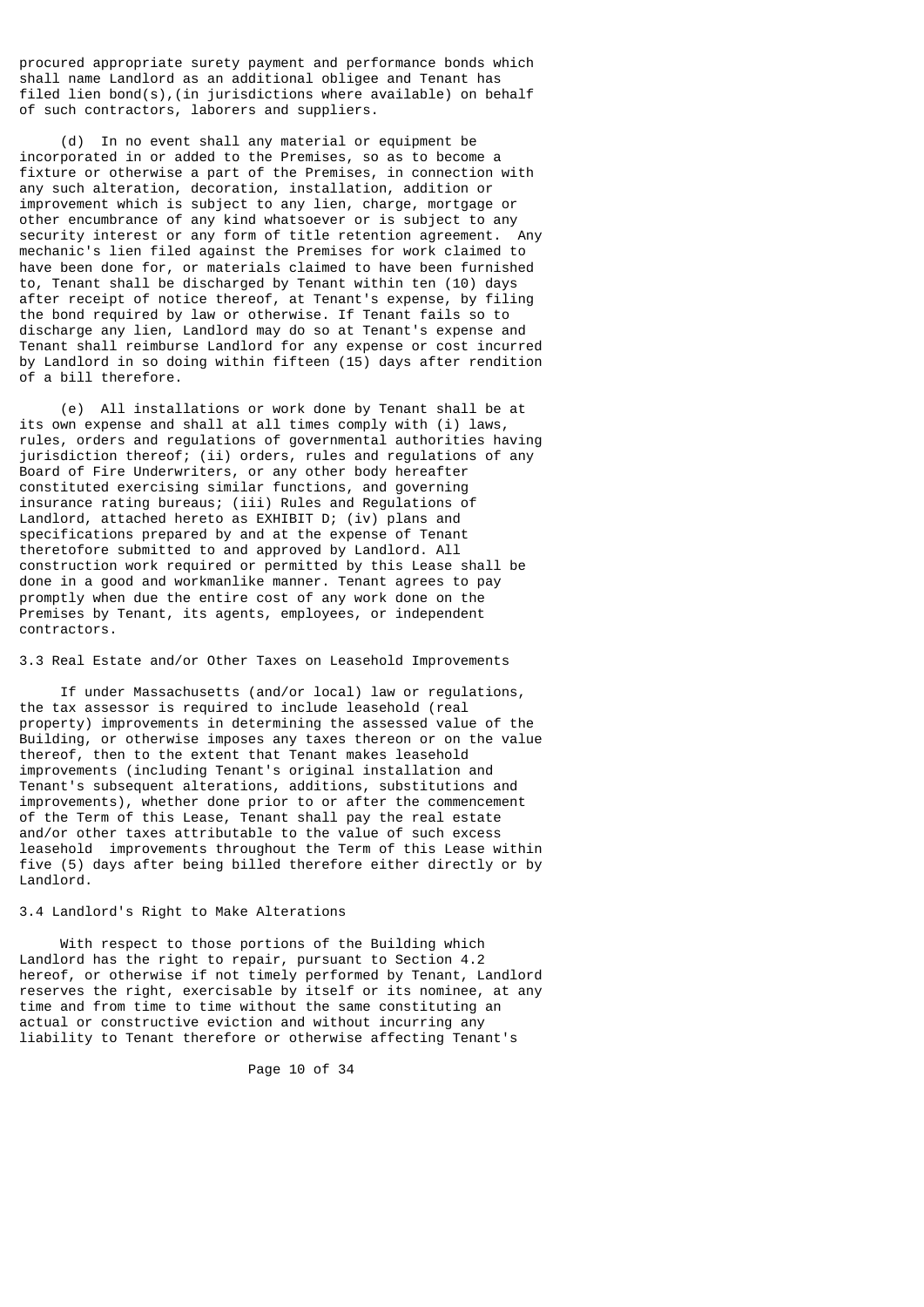procured appropriate surety payment and performance bonds which shall name Landlord as an additional obligee and Tenant has filed lien bond(s),(in jurisdictions where available) on behalf of such contractors, laborers and suppliers.

(d) In no event shall any material or equipment be incorporated in or added to the Premises, so as to become a fixture or otherwise a part of the Premises, in connection with any such alteration, decoration, installation, addition or improvement which is subject to any lien, charge, mortgage or other encumbrance of any kind whatsoever or is subject to any security interest or any form of title retention agreement. Any mechanic's lien filed against the Premises for work claimed to have been done for, or materials claimed to have been furnished to, Tenant shall be discharged by Tenant within ten (10) days after receipt of notice thereof, at Tenant's expense, by filing the bond required by law or otherwise. If Tenant fails so to discharge any lien, Landlord may do so at Tenant's expense and Tenant shall reimburse Landlord for any expense or cost incurred by Landlord in so doing within fifteen (15) days after rendition of a bill therefore.

(e) All installations or work done by Tenant shall be at its own expense and shall at all times comply with (i) laws, rules, orders and regulations of governmental authorities having jurisdiction thereof; (ii) orders, rules and regulations of any Board of Fire Underwriters, or any other body hereafter constituted exercising similar functions, and governing insurance rating bureaus; (iii) Rules and Regulations of Landlord, attached hereto as EXHIBIT D; (iv) plans and specifications prepared by and at the expense of Tenant theretofore submitted to and approved by Landlord. All construction work required or permitted by this Lease shall be done in a good and workmanlike manner. Tenant agrees to pay promptly when due the entire cost of any work done on the Premises by Tenant, its agents, employees, or independent contractors.

3.3 Real Estate and/or Other Taxes on Leasehold Improvements

If under Massachusetts (and/or local) law or regulations, the tax assessor is required to include leasehold (real property) improvements in determining the assessed value of the Building, or otherwise imposes any taxes thereon or on the value thereof, then to the extent that Tenant makes leasehold improvements (including Tenant's original installation and Tenant's subsequent alterations, additions, substitutions and improvements), whether done prior to or after the commencement of the Term of this Lease, Tenant shall pay the real estate and/or other taxes attributable to the value of such excess leasehold improvements throughout the Term of this Lease within five (5) days after being billed therefore either directly or by Landlord.

3.4 Landlord's Right to Make Alterations

With respect to those portions of the Building which Landlord has the right to repair, pursuant to Section 4.2 hereof, or otherwise if not timely performed by Tenant, Landlord reserves the right, exercisable by itself or its nominee, at any time and from time to time without the same constituting an actual or constructive eviction and without incurring any liability to Tenant therefore or otherwise affecting Tenant's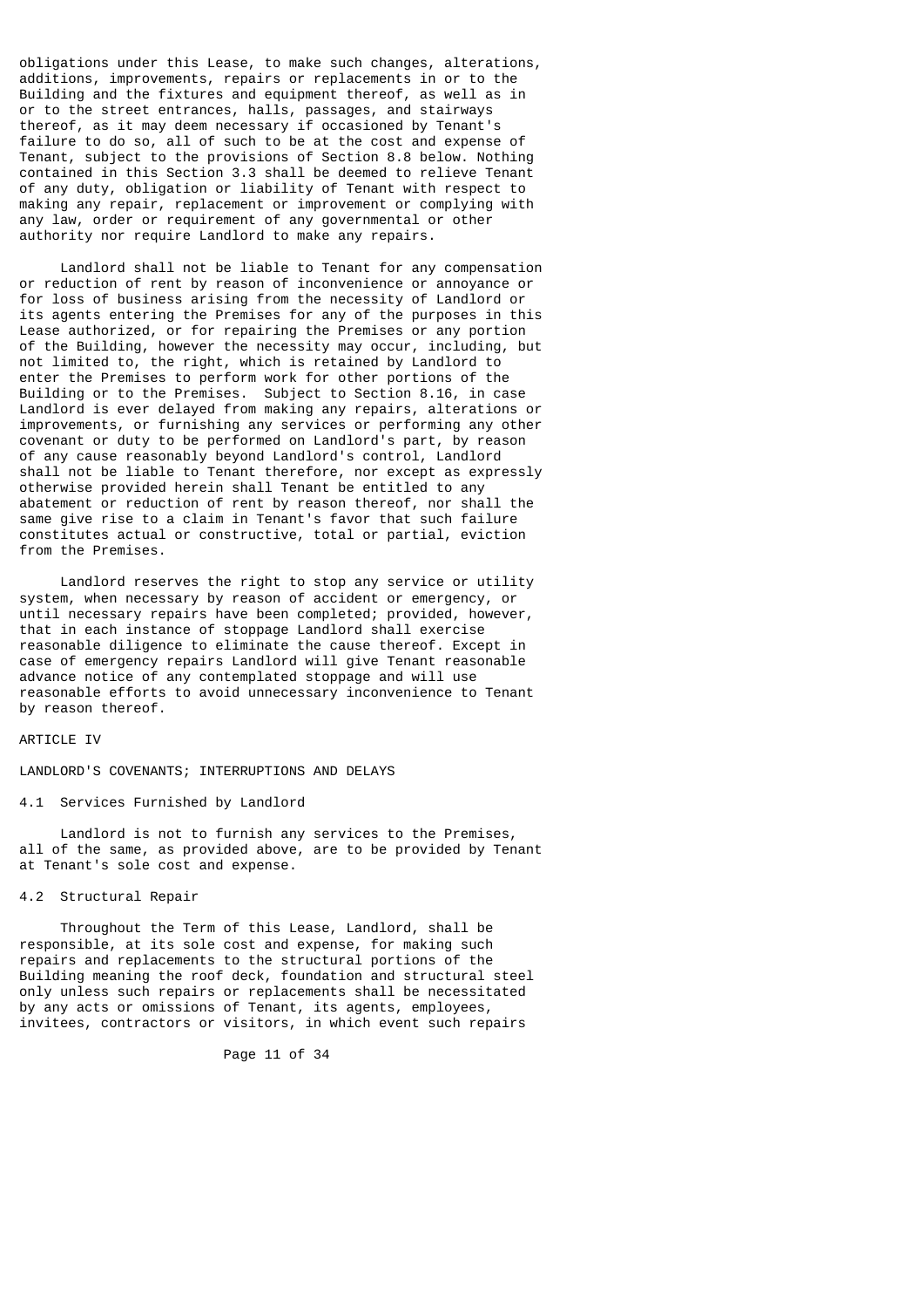obligations under this Lease, to make such changes, alterations, additions, improvements, repairs or replacements in or to the Building and the fixtures and equipment thereof, as well as in or to the street entrances, halls, passages, and stairways thereof, as it may deem necessary if occasioned by Tenant's failure to do so, all of such to be at the cost and expense of Tenant, subject to the provisions of Section 8.8 below. Nothing contained in this Section 3.3 shall be deemed to relieve Tenant of any duty, obligation or liability of Tenant with respect to making any repair, replacement or improvement or complying with any law, order or requirement of any governmental or other authority nor require Landlord to make any repairs.

Landlord shall not be liable to Tenant for any compensation or reduction of rent by reason of inconvenience or annoyance or for loss of business arising from the necessity of Landlord or its agents entering the Premises for any of the purposes in this Lease authorized, or for repairing the Premises or any portion of the Building, however the necessity may occur, including, but not limited to, the right, which is retained by Landlord to enter the Premises to perform work for other portions of the Building or to the Premises. Subject to Section 8.16, in case Landlord is ever delayed from making any repairs, alterations or improvements, or furnishing any services or performing any other covenant or duty to be performed on Landlord's part, by reason of any cause reasonably beyond Landlord's control, Landlord shall not be liable to Tenant therefore, nor except as expressly otherwise provided herein shall Tenant be entitled to any abatement or reduction of rent by reason thereof, nor shall the same give rise to a claim in Tenant's favor that such failure constitutes actual or constructive, total or partial, eviction from the Premises.

Landlord reserves the right to stop any service or utility system, when necessary by reason of accident or emergency, or until necessary repairs have been completed; provided, however, that in each instance of stoppage Landlord shall exercise reasonable diligence to eliminate the cause thereof. Except in case of emergency repairs Landlord will give Tenant reasonable advance notice of any contemplated stoppage and will use reasonable efforts to avoid unnecessary inconvenience to Tenant by reason thereof.

# ARTICLE IV

## LANDLORD'S COVENANTS; INTERRUPTIONS AND DELAYS

### 4.1 Services Furnished by Landlord

Landlord is not to furnish any services to the Premises, all of the same, as provided above, are to be provided by Tenant at Tenant's sole cost and expense.

### 4.2 Structural Repair

Throughout the Term of this Lease, Landlord, shall be responsible, at its sole cost and expense, for making such repairs and replacements to the structural portions of the Building meaning the roof deck, foundation and structural steel only unless such repairs or replacements shall be necessitated by any acts or omissions of Tenant, its agents, employees, invitees, contractors or visitors, in which event such repairs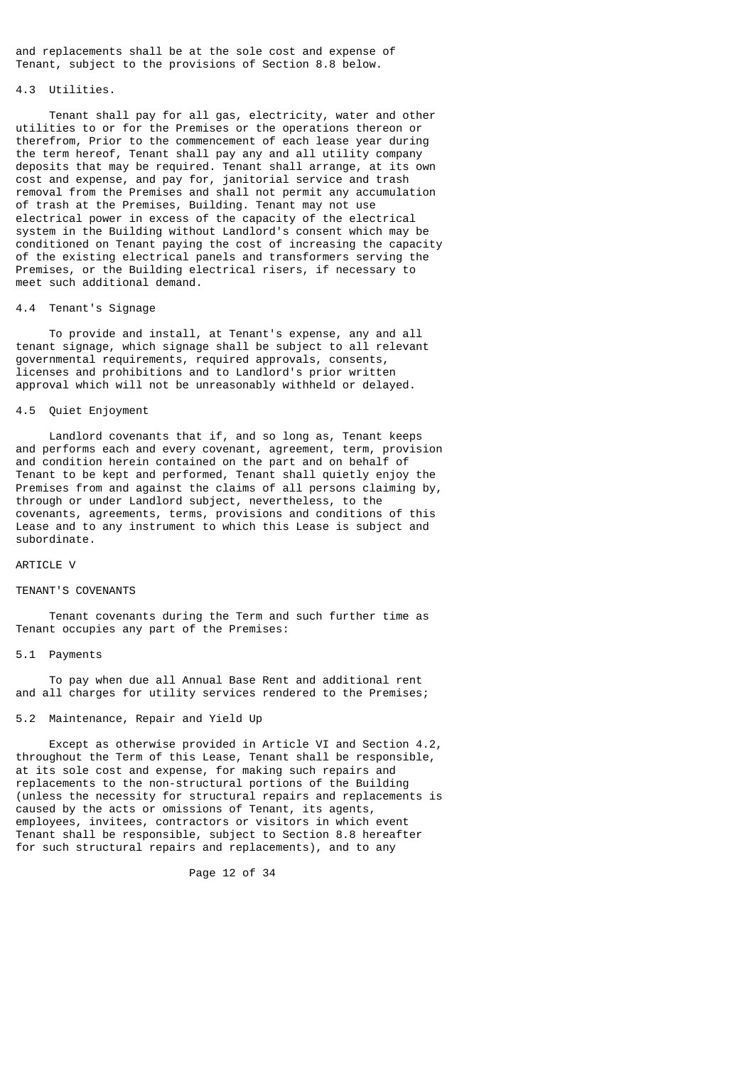and replacements shall be at the sole cost and expense of Tenant, subject to the provisions of Section 8.8 below.

### 4.3 Utilities.

Tenant shall pay for all gas, electricity, water and other utilities to or for the Premises or the operations thereon or therefrom, Prior to the commencement of each lease year during the term hereof, Tenant shall pay any and all utility company deposits that may be required. Tenant shall arrange, at its own cost and expense, and pay for, janitorial service and trash removal from the Premises and shall not permit any accumulation of trash at the Premises, Building. Tenant may not use electrical power in excess of the capacity of the electrical system in the Building without Landlord's consent which may be conditioned on Tenant paying the cost of increasing the capacity of the existing electrical panels and transformers serving the Premises, or the Building electrical risers, if necessary to meet such additional demand.

### 4.4 Tenant's Signage

To provide and install, at Tenant's expense, any and all tenant signage, which signage shall be subject to all relevant governmental requirements, required approvals, consents, licenses and prohibitions and to Landlord's prior written approval which will not be unreasonably withheld or delayed.

### 4.5 Quiet Enjoyment

Landlord covenants that if, and so long as, Tenant keeps and performs each and every covenant, agreement, term, provision and condition herein contained on the part and on behalf of Tenant to be kept and performed, Tenant shall quietly enjoy the Premises from and against the claims of all persons claiming by, through or under Landlord subject, nevertheless, to the covenants, agreements, terms, provisions and conditions of this Lease and to any instrument to which this Lease is subject and subordinate.

## ARTICLE V

## TENANT'S COVENANTS

Tenant covenants during the Term and such further time as Tenant occupies any part of the Premises:

### 5.1 Payments

To pay when due all Annual Base Rent and additional rent and all charges for utility services rendered to the Premises;

### 5.2 Maintenance, Repair and Yield Up

Except as otherwise provided in Article VI and Section 4.2, throughout the Term of this Lease, Tenant shall be responsible, at its sole cost and expense, for making such repairs and replacements to the non-structural portions of the Building (unless the necessity for structural repairs and replacements is caused by the acts or omissions of Tenant, its agents, employees, invitees, contractors or visitors in which event Tenant shall be responsible, subject to Section 8.8 hereafter for such structural repairs and replacements), and to any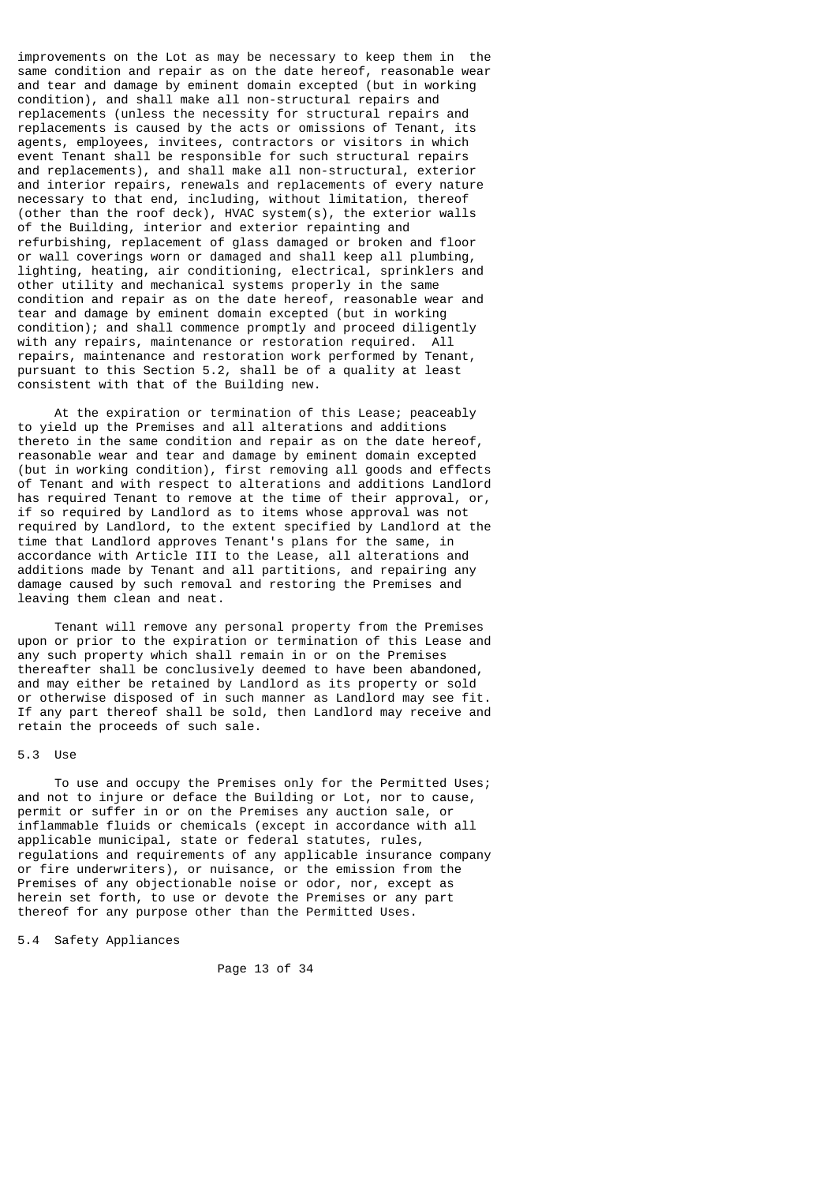improvements on the Lot as may be necessary to keep them in the same condition and repair as on the date hereof, reasonable wear and tear and damage by eminent domain excepted (but in working condition), and shall make all non-structural repairs and replacements (unless the necessity for structural repairs and replacements is caused by the acts or omissions of Tenant, its agents, employees, invitees, contractors or visitors in which event Tenant shall be responsible for such structural repairs and replacements), and shall make all non-structural, exterior and interior repairs, renewals and replacements of every nature necessary to that end, including, without limitation, thereof (other than the roof deck), HVAC system(s), the exterior walls of the Building, interior and exterior repainting and refurbishing, replacement of glass damaged or broken and floor or wall coverings worn or damaged and shall keep all plumbing, lighting, heating, air conditioning, electrical, sprinklers and other utility and mechanical systems properly in the same condition and repair as on the date hereof, reasonable wear and tear and damage by eminent domain excepted (but in working condition); and shall commence promptly and proceed diligently with any repairs, maintenance or restoration required. All repairs, maintenance and restoration work performed by Tenant, pursuant to this Section 5.2, shall be of a quality at least consistent with that of the Building new.

At the expiration or termination of this Lease; peaceably to yield up the Premises and all alterations and additions thereto in the same condition and repair as on the date hereof, reasonable wear and tear and damage by eminent domain excepted (but in working condition), first removing all goods and effects of Tenant and with respect to alterations and additions Landlord has required Tenant to remove at the time of their approval, or, if so required by Landlord as to items whose approval was not required by Landlord, to the extent specified by Landlord at the time that Landlord approves Tenant's plans for the same, in accordance with Article III to the Lease, all alterations and additions made by Tenant and all partitions, and repairing any damage caused by such removal and restoring the Premises and leaving them clean and neat.

Tenant will remove any personal property from the Premises upon or prior to the expiration or termination of this Lease and any such property which shall remain in or on the Premises thereafter shall be conclusively deemed to have been abandoned, and may either be retained by Landlord as its property or sold or otherwise disposed of in such manner as Landlord may see fit. If any part thereof shall be sold, then Landlord may receive and retain the proceeds of such sale.

5.3 Use

To use and occupy the Premises only for the Permitted Uses; and not to injure or deface the Building or Lot, nor to cause, permit or suffer in or on the Premises any auction sale, or inflammable fluids or chemicals (except in accordance with all applicable municipal, state or federal statutes, rules, regulations and requirements of any applicable insurance company or fire underwriters), or nuisance, or the emission from the Premises of any objectionable noise or odor, nor, except as herein set forth, to use or devote the Premises or any part thereof for any purpose other than the Permitted Uses.

5.4 Safety Appliances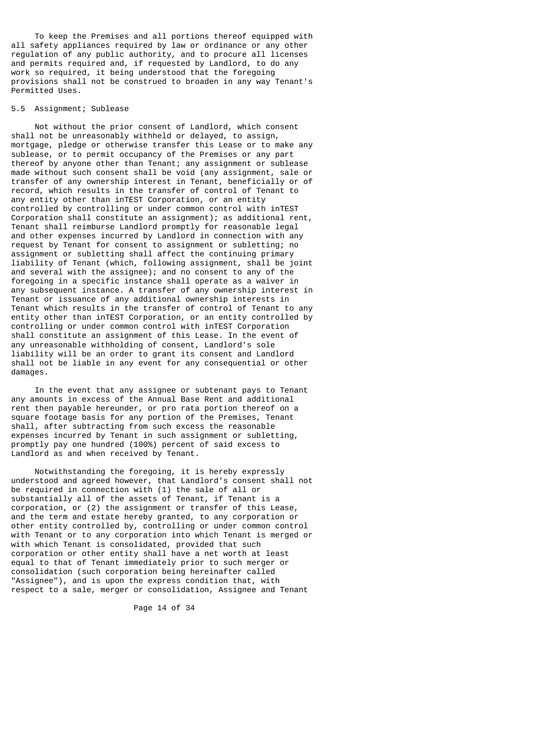To keep the Premises and all portions thereof equipped with all safety appliances required by law or ordinance or any other regulation of any public authority, and to procure all licenses and permits required and, if requested by Landlord, to do any work so required, it being understood that the foregoing provisions shall not be construed to broaden in any way Tenant's Permitted Uses.

## 5.5 Assignment; Sublease

Not without the prior consent of Landlord, which consent shall not be unreasonably withheld or delayed, to assign, mortgage, pledge or otherwise transfer this Lease or to make any sublease, or to permit occupancy of the Premises or any part thereof by anyone other than Tenant; any assignment or sublease made without such consent shall be void (any assignment, sale or transfer of any ownership interest in Tenant, beneficially or of record, which results in the transfer of control of Tenant to any entity other than inTEST Corporation, or an entity controlled by controlling or under common control with inTEST Corporation shall constitute an assignment); as additional rent, Tenant shall reimburse Landlord promptly for reasonable legal and other expenses incurred by Landlord in connection with any request by Tenant for consent to assignment or subletting; no assignment or subletting shall affect the continuing primary liability of Tenant (which, following assignment, shall be joint and several with the assignee); and no consent to any of the foregoing in a specific instance shall operate as a waiver in any subsequent instance. A transfer of any ownership interest in Tenant or issuance of any additional ownership interests in Tenant which results in the transfer of control of Tenant to any entity other than inTEST Corporation, or an entity controlled by controlling or under common control with inTEST Corporation shall constitute an assignment of this Lease. In the event of any unreasonable withholding of consent, Landlord's sole liability will be an order to grant its consent and Landlord shall not be liable in any event for any consequential or other damages.

In the event that any assignee or subtenant pays to Tenant any amounts in excess of the Annual Base Rent and additional rent then payable hereunder, or pro rata portion thereof on a square footage basis for any portion of the Premises, Tenant shall, after subtracting from such excess the reasonable expenses incurred by Tenant in such assignment or subletting, promptly pay one hundred (100%) percent of said excess to Landlord as and when received by Tenant.

Notwithstanding the foregoing, it is hereby expressly understood and agreed however, that Landlord's consent shall not be required in connection with (1) the sale of all or substantially all of the assets of Tenant, if Tenant is a corporation, or (2) the assignment or transfer of this Lease, and the term and estate hereby granted, to any corporation or other entity controlled by, controlling or under common control with Tenant or to any corporation into which Tenant is merged or with which Tenant is consolidated, provided that such corporation or other entity shall have a net worth at least equal to that of Tenant immediately prior to such merger or consolidation (such corporation being hereinafter called "Assignee"), and is upon the express condition that, with respect to a sale, merger or consolidation, Assignee and Tenant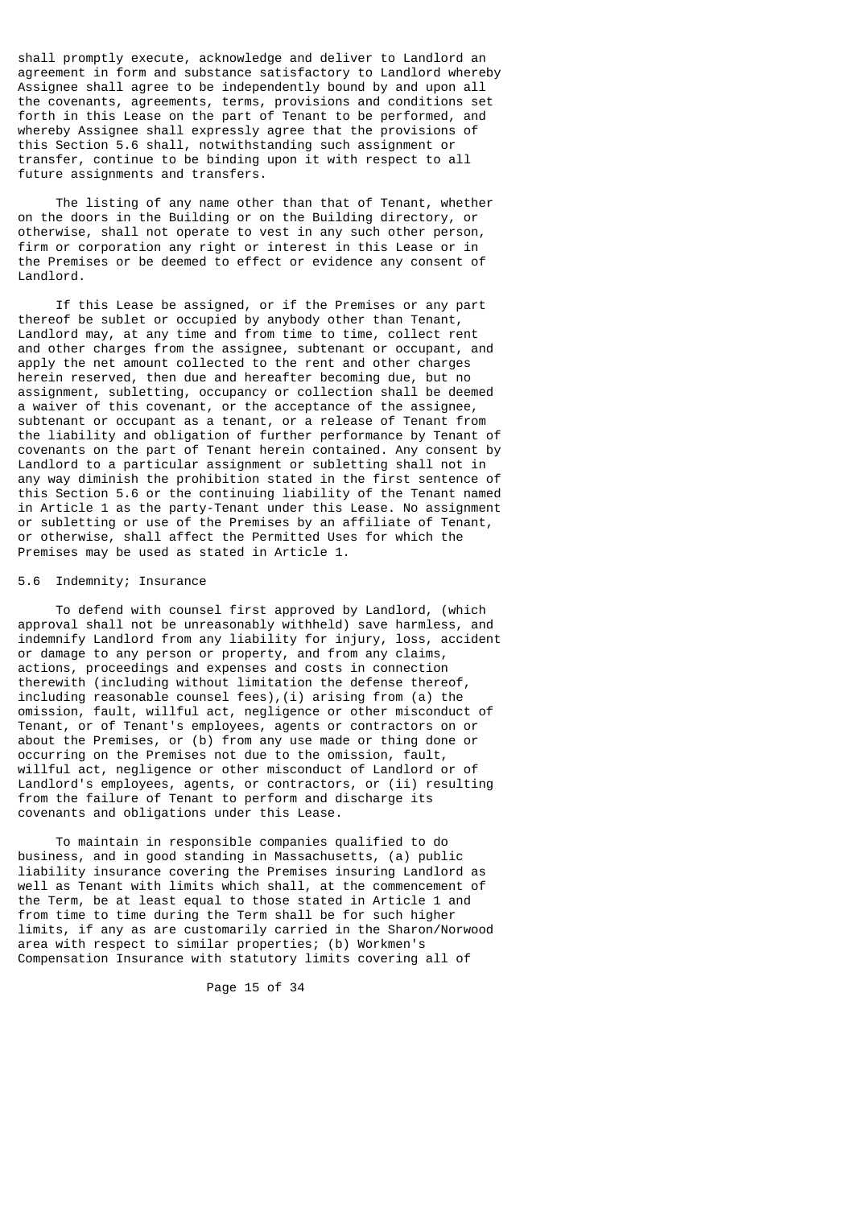shall promptly execute, acknowledge and deliver to Landlord an agreement in form and substance satisfactory to Landlord whereby Assignee shall agree to be independently bound by and upon all the covenants, agreements, terms, provisions and conditions set forth in this Lease on the part of Tenant to be performed, and whereby Assignee shall expressly agree that the provisions of this Section 5.6 shall, notwithstanding such assignment or transfer, continue to be binding upon it with respect to all future assignments and transfers.

The listing of any name other than that of Tenant, whether on the doors in the Building or on the Building directory, or otherwise, shall not operate to vest in any such other person, firm or corporation any right or interest in this Lease or in the Premises or be deemed to effect or evidence any consent of Landlord.

If this Lease be assigned, or if the Premises or any part thereof be sublet or occupied by anybody other than Tenant, Landlord may, at any time and from time to time, collect rent and other charges from the assignee, subtenant or occupant, and apply the net amount collected to the rent and other charges herein reserved, then due and hereafter becoming due, but no assignment, subletting, occupancy or collection shall be deemed a waiver of this covenant, or the acceptance of the assignee, subtenant or occupant as a tenant, or a release of Tenant from the liability and obligation of further performance by Tenant of covenants on the part of Tenant herein contained. Any consent by Landlord to a particular assignment or subletting shall not in any way diminish the prohibition stated in the first sentence of this Section 5.6 or the continuing liability of the Tenant named in Article 1 as the party-Tenant under this Lease. No assignment or subletting or use of the Premises by an affiliate of Tenant, or otherwise, shall affect the Permitted Uses for which the Premises may be used as stated in Article 1.

5.6 Indemnity; Insurance

To defend with counsel first approved by Landlord, (which approval shall not be unreasonably withheld) save harmless, and indemnify Landlord from any liability for injury, loss, accident or damage to any person or property, and from any claims, actions, proceedings and expenses and costs in connection therewith (including without limitation the defense thereof, including reasonable counsel fees),(i) arising from (a) the omission, fault, willful act, negligence or other misconduct of Tenant, or of Tenant's employees, agents or contractors on or about the Premises, or (b) from any use made or thing done or occurring on the Premises not due to the omission, fault, willful act, negligence or other misconduct of Landlord or of Landlord's employees, agents, or contractors, or (ii) resulting from the failure of Tenant to perform and discharge its covenants and obligations under this Lease.

To maintain in responsible companies qualified to do business, and in good standing in Massachusetts, (a) public liability insurance covering the Premises insuring Landlord as well as Tenant with limits which shall, at the commencement of the Term, be at least equal to those stated in Article 1 and from time to time during the Term shall be for such higher limits, if any as are customarily carried in the Sharon/Norwood area with respect to similar properties; (b) Workmen's Compensation Insurance with statutory limits covering all of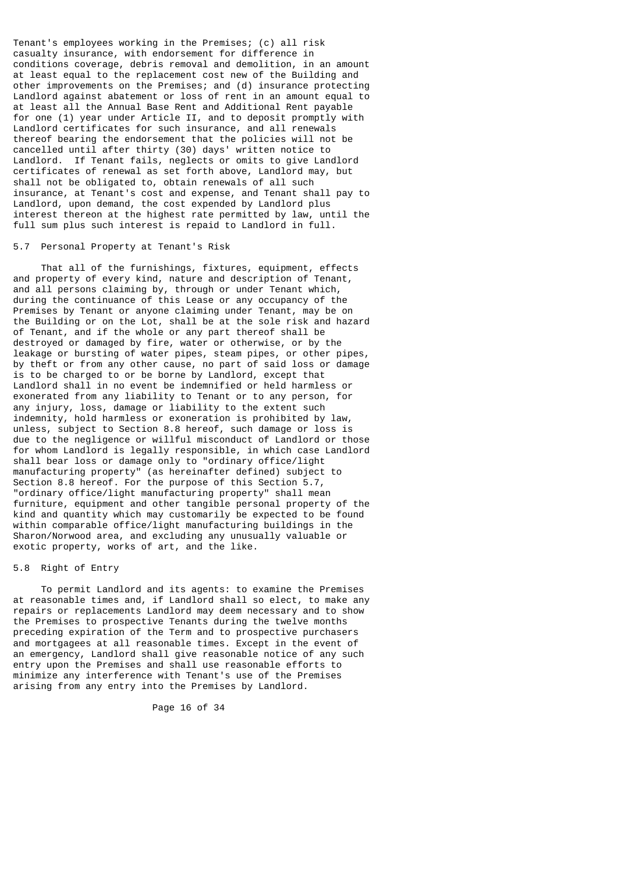Tenant's employees working in the Premises; (c) all risk casualty insurance, with endorsement for difference in conditions coverage, debris removal and demolition, in an amount at least equal to the replacement cost new of the Building and other improvements on the Premises; and (d) insurance protecting Landlord against abatement or loss of rent in an amount equal to at least all the Annual Base Rent and Additional Rent payable for one (1) year under Article II, and to deposit promptly with Landlord certificates for such insurance, and all renewals thereof bearing the endorsement that the policies will not be cancelled until after thirty (30) days' written notice to Landlord. If Tenant fails, neglects or omits to give Landlord certificates of renewal as set forth above, Landlord may, but shall not be obligated to, obtain renewals of all such insurance, at Tenant's cost and expense, and Tenant shall pay to Landlord, upon demand, the cost expended by Landlord plus interest thereon at the highest rate permitted by law, until the full sum plus such interest is repaid to Landlord in full.

### 5.7 Personal Property at Tenant's Risk

That all of the furnishings, fixtures, equipment, effects and property of every kind, nature and description of Tenant, and all persons claiming by, through or under Tenant which, during the continuance of this Lease or any occupancy of the Premises by Tenant or anyone claiming under Tenant, may be on the Building or on the Lot, shall be at the sole risk and hazard of Tenant, and if the whole or any part thereof shall be destroyed or damaged by fire, water or otherwise, or by the leakage or bursting of water pipes, steam pipes, or other pipes, by theft or from any other cause, no part of said loss or damage is to be charged to or be borne by Landlord, except that Landlord shall in no event be indemnified or held harmless or exonerated from any liability to Tenant or to any person, for any injury, loss, damage or liability to the extent such indemnity, hold harmless or exoneration is prohibited by law, unless, subject to Section 8.8 hereof, such damage or loss is due to the negligence or willful misconduct of Landlord or those for whom Landlord is legally responsible, in which case Landlord shall bear loss or damage only to "ordinary office/light manufacturing property" (as hereinafter defined) subject to Section 8.8 hereof. For the purpose of this Section 5.7, "ordinary office/light manufacturing property" shall mean furniture, equipment and other tangible personal property of the kind and quantity which may customarily be expected to be found within comparable office/light manufacturing buildings in the Sharon/Norwood area, and excluding any unusually valuable or exotic property, works of art, and the like.

### 5.8 Right of Entry

To permit Landlord and its agents: to examine the Premises at reasonable times and, if Landlord shall so elect, to make any repairs or replacements Landlord may deem necessary and to show the Premises to prospective Tenants during the twelve months preceding expiration of the Term and to prospective purchasers and mortgagees at all reasonable times. Except in the event of an emergency, Landlord shall give reasonable notice of any such entry upon the Premises and shall use reasonable efforts to minimize any interference with Tenant's use of the Premises arising from any entry into the Premises by Landlord.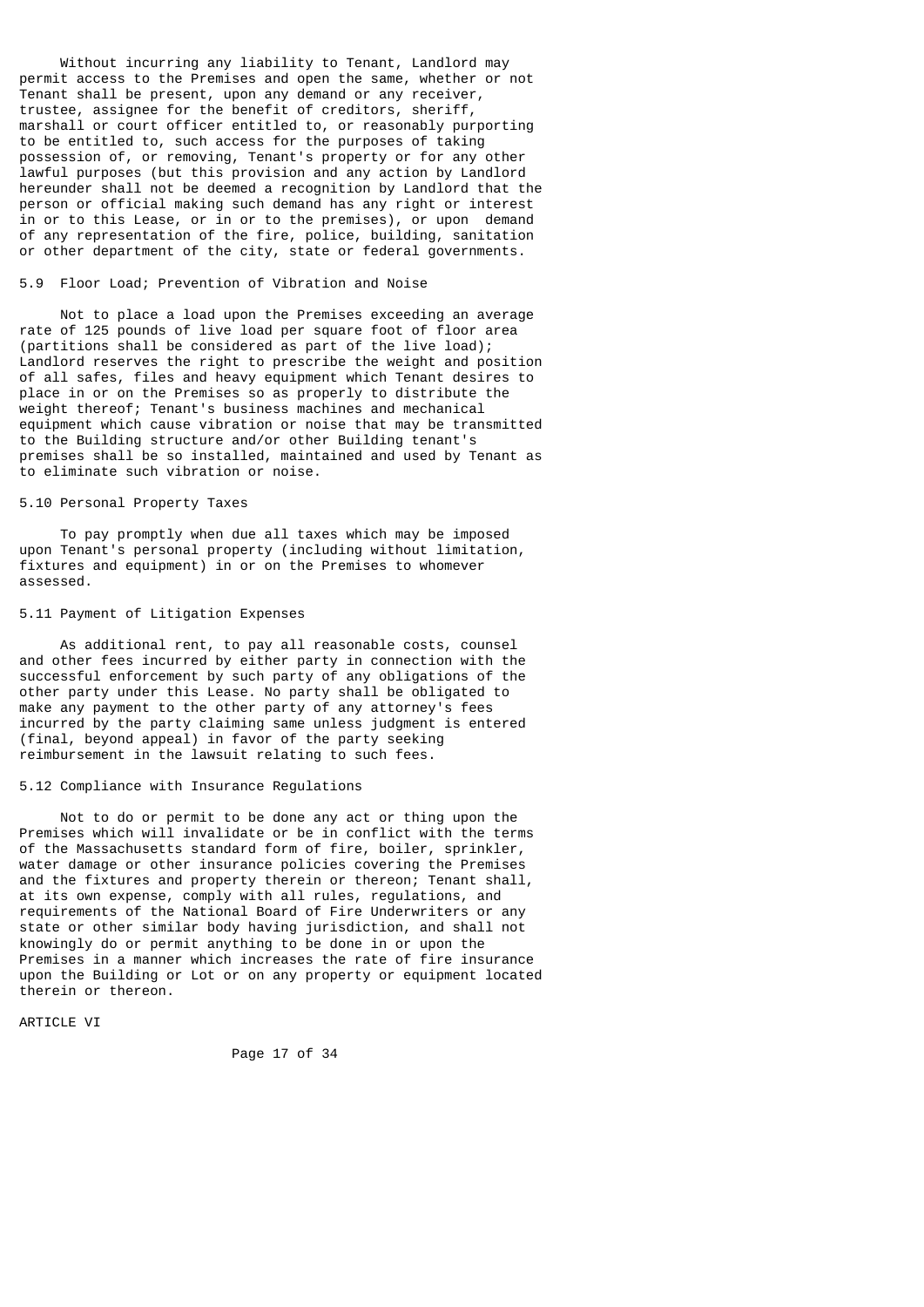Without incurring any liability to Tenant, Landlord may permit access to the Premises and open the same, whether or not Tenant shall be present, upon any demand or any receiver, trustee, assignee for the benefit of creditors, sheriff, marshall or court officer entitled to, or reasonably purporting to be entitled to, such access for the purposes of taking possession of, or removing, Tenant's property or for any other lawful purposes (but this provision and any action by Landlord hereunder shall not be deemed a recognition by Landlord that the person or official making such demand has any right or interest in or to this Lease, or in or to the premises), or upon demand of any representation of the fire, police, building, sanitation or other department of the city, state or federal governments.

### 5.9 Floor Load; Prevention of Vibration and Noise

Not to place a load upon the Premises exceeding an average rate of 125 pounds of live load per square foot of floor area (partitions shall be considered as part of the live load); Landlord reserves the right to prescribe the weight and position of all safes, files and heavy equipment which Tenant desires to place in or on the Premises so as properly to distribute the weight thereof; Tenant's business machines and mechanical equipment which cause vibration or noise that may be transmitted to the Building structure and/or other Building tenant's premises shall be so installed, maintained and used by Tenant as to eliminate such vibration or noise.

### 5.10 Personal Property Taxes

To pay promptly when due all taxes which may be imposed upon Tenant's personal property (including without limitation, fixtures and equipment) in or on the Premises to whomever assessed.

### 5.11 Payment of Litigation Expenses

As additional rent, to pay all reasonable costs, counsel and other fees incurred by either party in connection with the successful enforcement by such party of any obligations of the other party under this Lease. No party shall be obligated to make any payment to the other party of any attorney's fees incurred by the party claiming same unless judgment is entered (final, beyond appeal) in favor of the party seeking reimbursement in the lawsuit relating to such fees.

### 5.12 Compliance with Insurance Regulations

Not to do or permit to be done any act or thing upon the Premises which will invalidate or be in conflict with the terms of the Massachusetts standard form of fire, boiler, sprinkler, water damage or other insurance policies covering the Premises and the fixtures and property therein or thereon; Tenant shall, at its own expense, comply with all rules, regulations, and requirements of the National Board of Fire Underwriters or any state or other similar body having jurisdiction, and shall not knowingly do or permit anything to be done in or upon the Premises in a manner which increases the rate of fire insurance upon the Building or Lot or on any property or equipment located therein or thereon.

## ARTICLE VI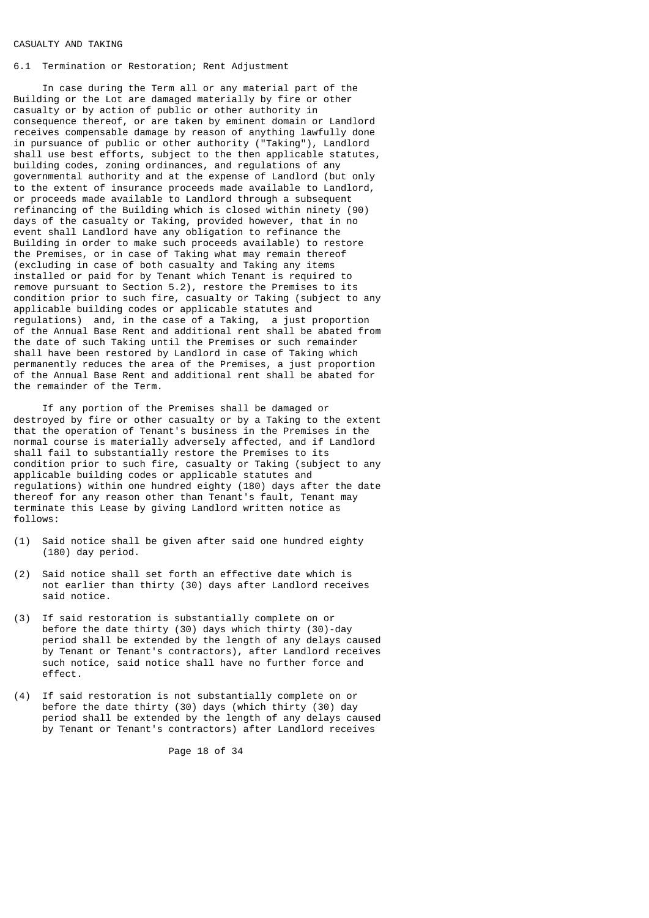CASUALTY AND TAKING

6.1 Termination or Restoration; Rent Adjustment

In case during the Term all or any material part of the Building or the Lot are damaged materially by fire or other casualty or by action of public or other authority in consequence thereof, or are taken by eminent domain or Landlord receives compensable damage by reason of anything lawfully done in pursuance of public or other authority ("Taking"), Landlord shall use best efforts, subject to the then applicable statutes, building codes, zoning ordinances, and regulations of any governmental authority and at the expense of Landlord (but only to the extent of insurance proceeds made available to Landlord, or proceeds made available to Landlord through a subsequent refinancing of the Building which is closed within ninety (90) days of the casualty or Taking, provided however, that in no event shall Landlord have any obligation to refinance the Building in order to make such proceeds available) to restore the Premises, or in case of Taking what may remain thereof (excluding in case of both casualty and Taking any items installed or paid for by Tenant which Tenant is required to remove pursuant to Section 5.2), restore the Premises to its condition prior to such fire, casualty or Taking (subject to any applicable building codes or applicable statutes and regulations) and, in the case of a Taking, a just proportion of the Annual Base Rent and additional rent shall be abated from the date of such Taking until the Premises or such remainder shall have been restored by Landlord in case of Taking which permanently reduces the area of the Premises, a just proportion of the Annual Base Rent and additional rent shall be abated for the remainder of the Term.

If any portion of the Premises shall be damaged or destroyed by fire or other casualty or by a Taking to the extent that the operation of Tenant's business in the Premises in the normal course is materially adversely affected, and if Landlord shall fail to substantially restore the Premises to its condition prior to such fire, casualty or Taking (subject to any applicable building codes or applicable statutes and regulations) within one hundred eighty (180) days after the date thereof for any reason other than Tenant's fault, Tenant may terminate this Lease by giving Landlord written notice as follows:

(1) Said notice shall be given after said one hundred eighty (180) day period.

(2) Said notice shall set forth an effective date which is not earlier than thirty (30) days after Landlord receives said notice.

(3) If said restoration is substantially complete on or before the date thirty (30) days which thirty (30)-day period shall be extended by the length of any delays caused by Tenant or Tenant's contractors), after Landlord receives such notice, said notice shall have no further force and effect.

(4) If said restoration is not substantially complete on or before the date thirty (30) days (which thirty (30) day period shall be extended by the length of any delays caused by Tenant or Tenant's contractors) after Landlord receives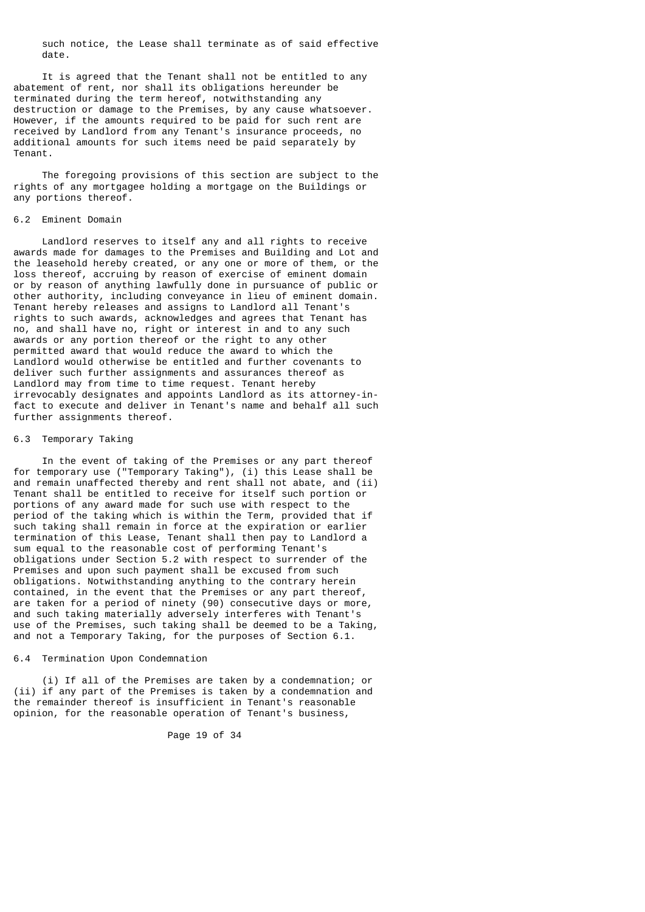such notice, the Lease shall terminate as of said effective date.

It is agreed that the Tenant shall not be entitled to any abatement of rent, nor shall its obligations hereunder be terminated during the term hereof, notwithstanding any destruction or damage to the Premises, by any cause whatsoever. However, if the amounts required to be paid for such rent are received by Landlord from any Tenant's insurance proceeds, no additional amounts for such items need be paid separately by Tenant.

The foregoing provisions of this section are subject to the rights of any mortgagee holding a mortgage on the Buildings or any portions thereof.

### 6.2 Eminent Domain

Landlord reserves to itself any and all rights to receive awards made for damages to the Premises and Building and Lot and the leasehold hereby created, or any one or more of them, or the loss thereof, accruing by reason of exercise of eminent domain or by reason of anything lawfully done in pursuance of public or other authority, including conveyance in lieu of eminent domain. Tenant hereby releases and assigns to Landlord all Tenant's rights to such awards, acknowledges and agrees that Tenant has no, and shall have no, right or interest in and to any such awards or any portion thereof or the right to any other permitted award that would reduce the award to which the Landlord would otherwise be entitled and further covenants to deliver such further assignments and assurances thereof as Landlord may from time to time request. Tenant hereby irrevocably designates and appoints Landlord as its attorney-in-fact to execute and deliver in Tenant's name and behalf all such further assignments thereof.

### 6.3 Temporary Taking

In the event of taking of the Premises or any part thereof for temporary use ("Temporary Taking"), (i) this Lease shall be and remain unaffected thereby and rent shall not abate, and (ii) Tenant shall be entitled to receive for itself such portion or portions of any award made for such use with respect to the period of the taking which is within the Term, provided that if such taking shall remain in force at the expiration or earlier termination of this Lease, Tenant shall then pay to Landlord a sum equal to the reasonable cost of performing Tenant's obligations under Section 5.2 with respect to surrender of the Premises and upon such payment shall be excused from such obligations. Notwithstanding anything to the contrary herein contained, in the event that the Premises or any part thereof, are taken for a period of ninety (90) consecutive days or more, and such taking materially adversely interferes with Tenant's use of the Premises, such taking shall be deemed to be a Taking, and not a Temporary Taking, for the purposes of Section 6.1.

### 6.4 Termination Upon Condemnation

(i) If all of the Premises are taken by a condemnation; or (ii) if any part of the Premises is taken by a condemnation and the remainder thereof is insufficient in Tenant's reasonable opinion, for the reasonable operation of Tenant's business,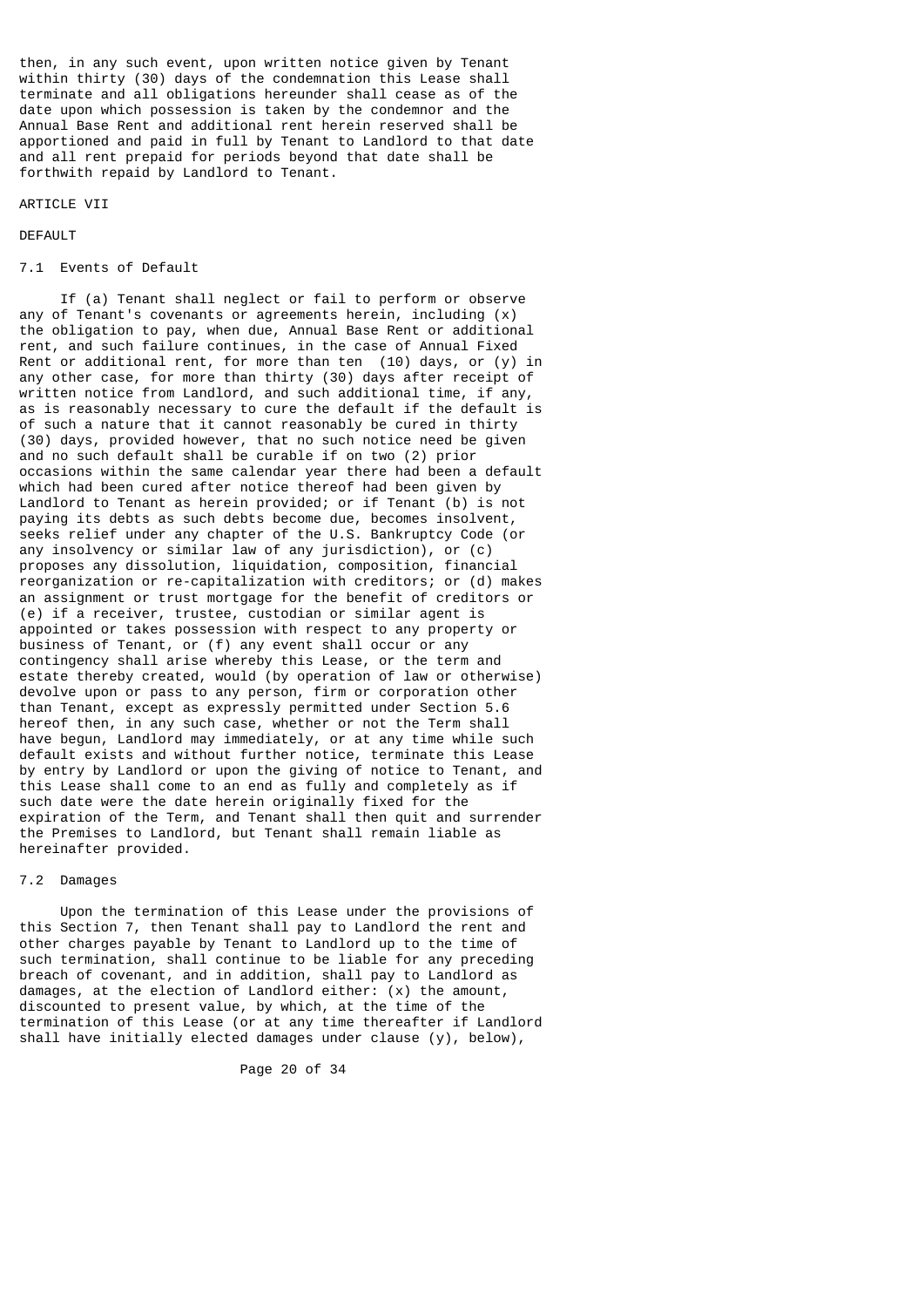then, in any such event, upon written notice given by Tenant within thirty (30) days of the condemnation this Lease shall terminate and all obligations hereunder shall cease as of the date upon which possession is taken by the condemnor and the Annual Base Rent and additional rent herein reserved shall be apportioned and paid in full by Tenant to Landlord to that date and all rent prepaid for periods beyond that date shall be forthwith repaid by Landlord to Tenant.

# ARTICLE VII

# DEFAULT

## 7.1 Events of Default

If (a) Tenant shall neglect or fail to perform or observe any of Tenant's covenants or agreements herein, including (x) the obligation to pay, when due, Annual Base Rent or additional rent, and such failure continues, in the case of Annual Fixed Rent or additional rent, for more than ten (10) days, or (y) in any other case, for more than thirty (30) days after receipt of written notice from Landlord, and such additional time, if any, as is reasonably necessary to cure the default if the default is of such a nature that it cannot reasonably be cured in thirty (30) days, provided however, that no such notice need be given and no such default shall be curable if on two (2) prior occasions within the same calendar year there had been a default which had been cured after notice thereof had been given by Landlord to Tenant as herein provided; or if Tenant (b) is not paying its debts as such debts become due, becomes insolvent, seeks relief under any chapter of the U.S. Bankruptcy Code (or any insolvency or similar law of any jurisdiction), or (c) proposes any dissolution, liquidation, composition, financial reorganization or re-capitalization with creditors; or (d) makes an assignment or trust mortgage for the benefit of creditors or (e) if a receiver, trustee, custodian or similar agent is appointed or takes possession with respect to any property or business of Tenant, or (f) any event shall occur or any contingency shall arise whereby this Lease, or the term and estate thereby created, would (by operation of law or otherwise) devolve upon or pass to any person, firm or corporation other than Tenant, except as expressly permitted under Section 5.6 hereof then, in any such case, whether or not the Term shall have begun, Landlord may immediately, or at any time while such default exists and without further notice, terminate this Lease by entry by Landlord or upon the giving of notice to Tenant, and this Lease shall come to an end as fully and completely as if such date were the date herein originally fixed for the expiration of the Term, and Tenant shall then quit and surrender the Premises to Landlord, but Tenant shall remain liable as hereinafter provided.

## 7.2 Damages

Upon the termination of this Lease under the provisions of this Section 7, then Tenant shall pay to Landlord the rent and other charges payable by Tenant to Landlord up to the time of such termination, shall continue to be liable for any preceding breach of covenant, and in addition, shall pay to Landlord as damages, at the election of Landlord either: (x) the amount, discounted to present value, by which, at the time of the termination of this Lease (or at any time thereafter if Landlord shall have initially elected damages under clause (y), below),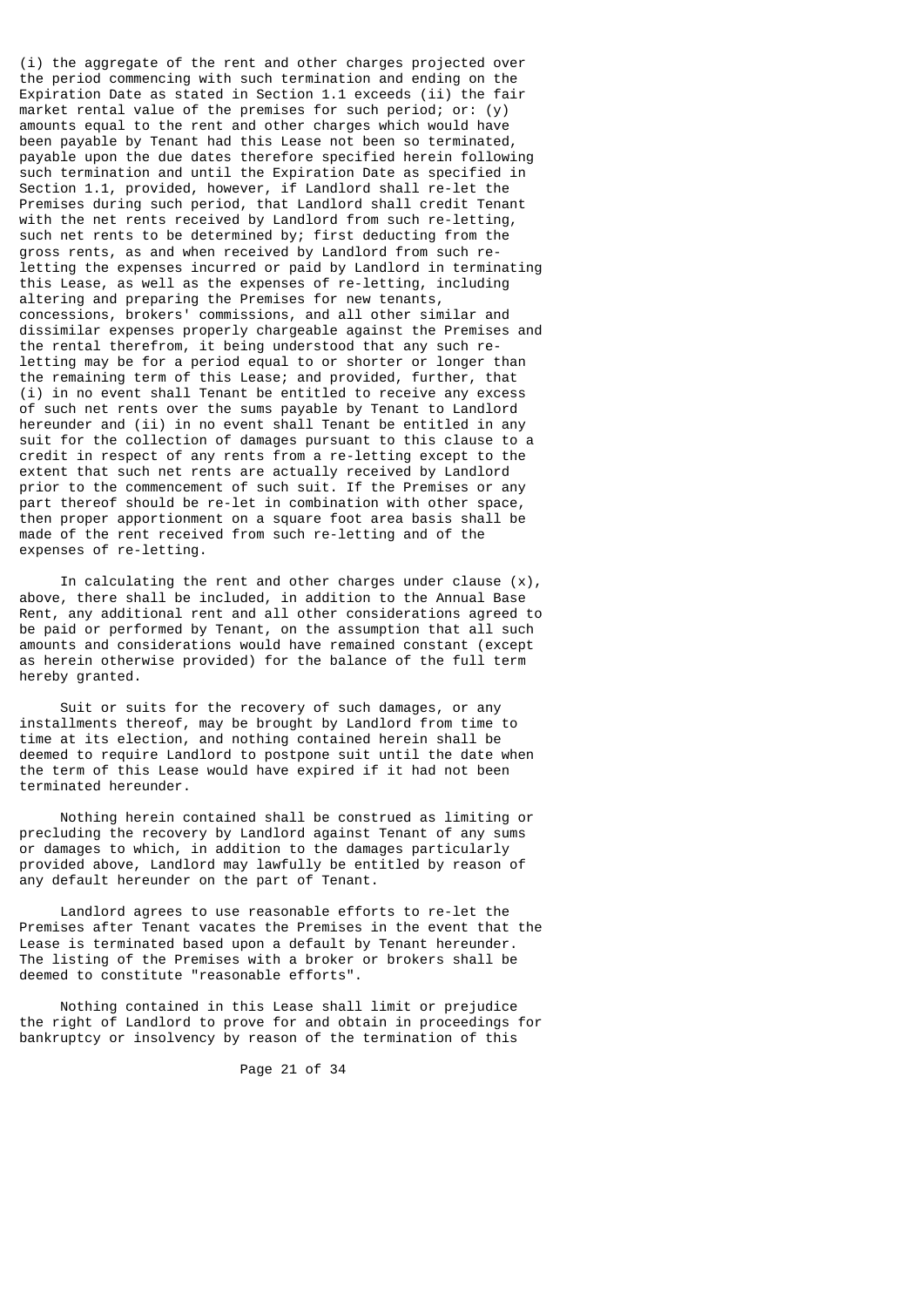(i) the aggregate of the rent and other charges projected over the period commencing with such termination and ending on the Expiration Date as stated in Section 1.1 exceeds (ii) the fair market rental value of the premises for such period; or: (y) amounts equal to the rent and other charges which would have been payable by Tenant had this Lease not been so terminated, payable upon the due dates therefore specified herein following such termination and until the Expiration Date as specified in Section 1.1, provided, however, if Landlord shall re-let the Premises during such period, that Landlord shall credit Tenant with the net rents received by Landlord from such re-letting, such net rents to be determined by; first deducting from the gross rents, as and when received by Landlord from such re-letting the expenses incurred or paid by Landlord in terminating this Lease, as well as the expenses of re-letting, including altering and preparing the Premises for new tenants, concessions, brokers' commissions, and all other similar and dissimilar expenses properly chargeable against the Premises and the rental therefrom, it being understood that any such re-letting may be for a period equal to or shorter or longer than the remaining term of this Lease; and provided, further, that (i) in no event shall Tenant be entitled to receive any excess of such net rents over the sums payable by Tenant to Landlord hereunder and (ii) in no event shall Tenant be entitled in any suit for the collection of damages pursuant to this clause to a credit in respect of any rents from a re-letting except to the extent that such net rents are actually received by Landlord prior to the commencement of such suit. If the Premises or any part thereof should be re-let in combination with other space, then proper apportionment on a square foot area basis shall be made of the rent received from such re-letting and of the expenses of re-letting.

In calculating the rent and other charges under clause (x), above, there shall be included, in addition to the Annual Base Rent, any additional rent and all other considerations agreed to be paid or performed by Tenant, on the assumption that all such amounts and considerations would have remained constant (except as herein otherwise provided) for the balance of the full term hereby granted.

Suit or suits for the recovery of such damages, or any installments thereof, may be brought by Landlord from time to time at its election, and nothing contained herein shall be deemed to require Landlord to postpone suit until the date when the term of this Lease would have expired if it had not been terminated hereunder.

Nothing herein contained shall be construed as limiting or precluding the recovery by Landlord against Tenant of any sums or damages to which, in addition to the damages particularly provided above, Landlord may lawfully be entitled by reason of any default hereunder on the part of Tenant.

Landlord agrees to use reasonable efforts to re-let the Premises after Tenant vacates the Premises in the event that the Lease is terminated based upon a default by Tenant hereunder. The listing of the Premises with a broker or brokers shall be deemed to constitute "reasonable efforts".

Nothing contained in this Lease shall limit or prejudice the right of Landlord to prove for and obtain in proceedings for bankruptcy or insolvency by reason of the termination of this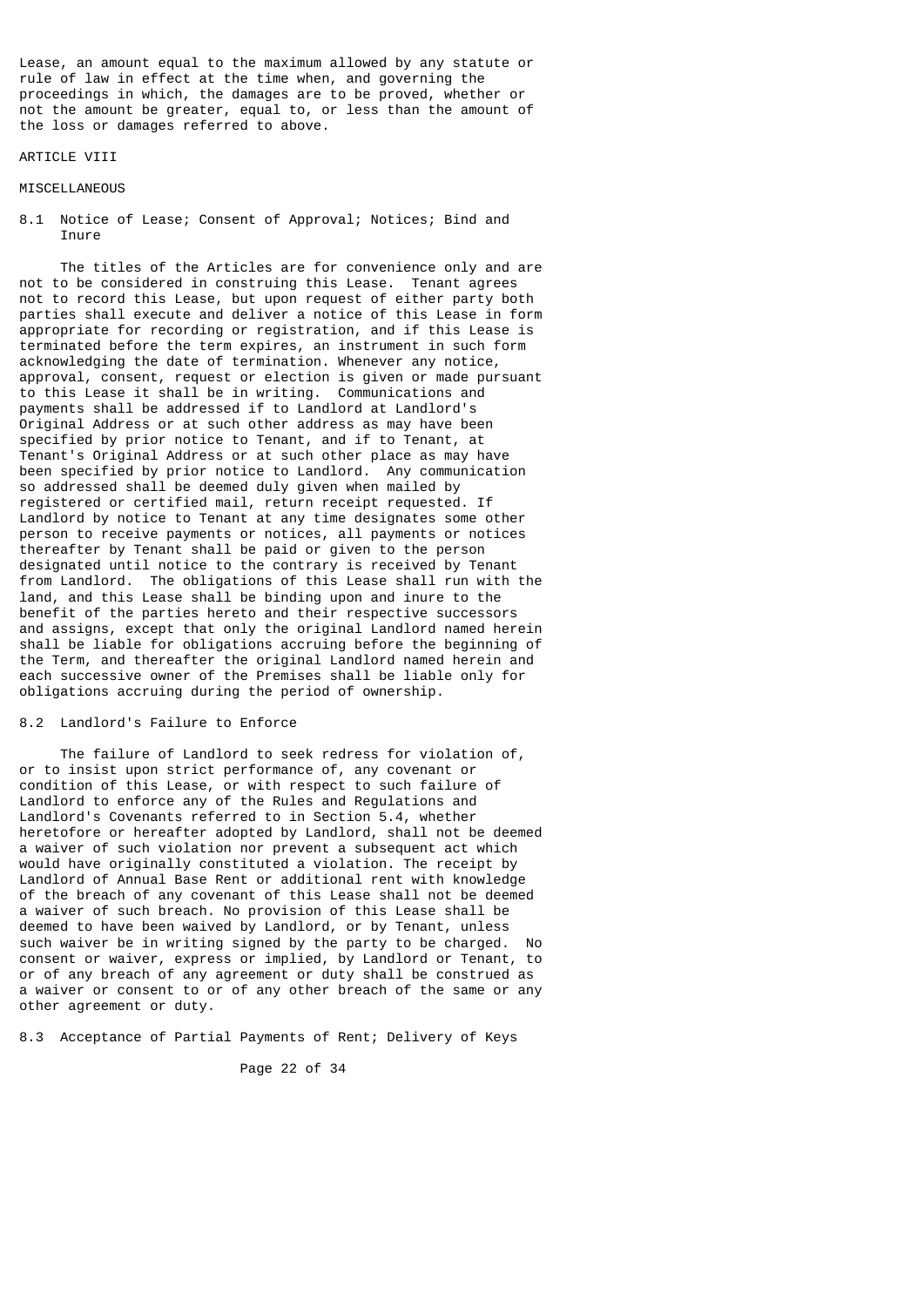Lease, an amount equal to the maximum allowed by any statute or rule of law in effect at the time when, and governing the proceedings in which, the damages are to be proved, whether or not the amount be greater, equal to, or less than the amount of the loss or damages referred to above.

## ARTICLE VIII

## MISCELLANEOUS

### 8.1 Notice of Lease; Consent of Approval; Notices; Bind and Inure

The titles of the Articles are for convenience only and are not to be considered in construing this Lease. Tenant agrees not to record this Lease, but upon request of either party both parties shall execute and deliver a notice of this Lease in form appropriate for recording or registration, and if this Lease is terminated before the term expires, an instrument in such form acknowledging the date of termination. Whenever any notice, approval, consent, request or election is given or made pursuant to this Lease it shall be in writing. Communications and payments shall be addressed if to Landlord at Landlord's Original Address or at such other address as may have been specified by prior notice to Tenant, and if to Tenant, at Tenant's Original Address or at such other place as may have been specified by prior notice to Landlord. Any communication so addressed shall be deemed duly given when mailed by registered or certified mail, return receipt requested. If Landlord by notice to Tenant at any time designates some other person to receive payments or notices, all payments or notices thereafter by Tenant shall be paid or given to the person designated until notice to the contrary is received by Tenant from Landlord. The obligations of this Lease shall run with the land, and this Lease shall be binding upon and inure to the benefit of the parties hereto and their respective successors and assigns, except that only the original Landlord named herein shall be liable for obligations accruing before the beginning of the Term, and thereafter the original Landlord named herein and each successive owner of the Premises shall be liable only for obligations accruing during the period of ownership.

### 8.2 Landlord's Failure to Enforce

The failure of Landlord to seek redress for violation of, or to insist upon strict performance of, any covenant or condition of this Lease, or with respect to such failure of Landlord to enforce any of the Rules and Regulations and Landlord's Covenants referred to in Section 5.4, whether heretofore or hereafter adopted by Landlord, shall not be deemed a waiver of such violation nor prevent a subsequent act which would have originally constituted a violation. The receipt by Landlord of Annual Base Rent or additional rent with knowledge of the breach of any covenant of this Lease shall not be deemed a waiver of such breach. No provision of this Lease shall be deemed to have been waived by Landlord, or by Tenant, unless such waiver be in writing signed by the party to be charged. No consent or waiver, express or implied, by Landlord or Tenant, to or of any breach of any agreement or duty shall be construed as a waiver or consent to or of any other breach of the same or any other agreement or duty.

### 8.3 Acceptance of Partial Payments of Rent; Delivery of Keys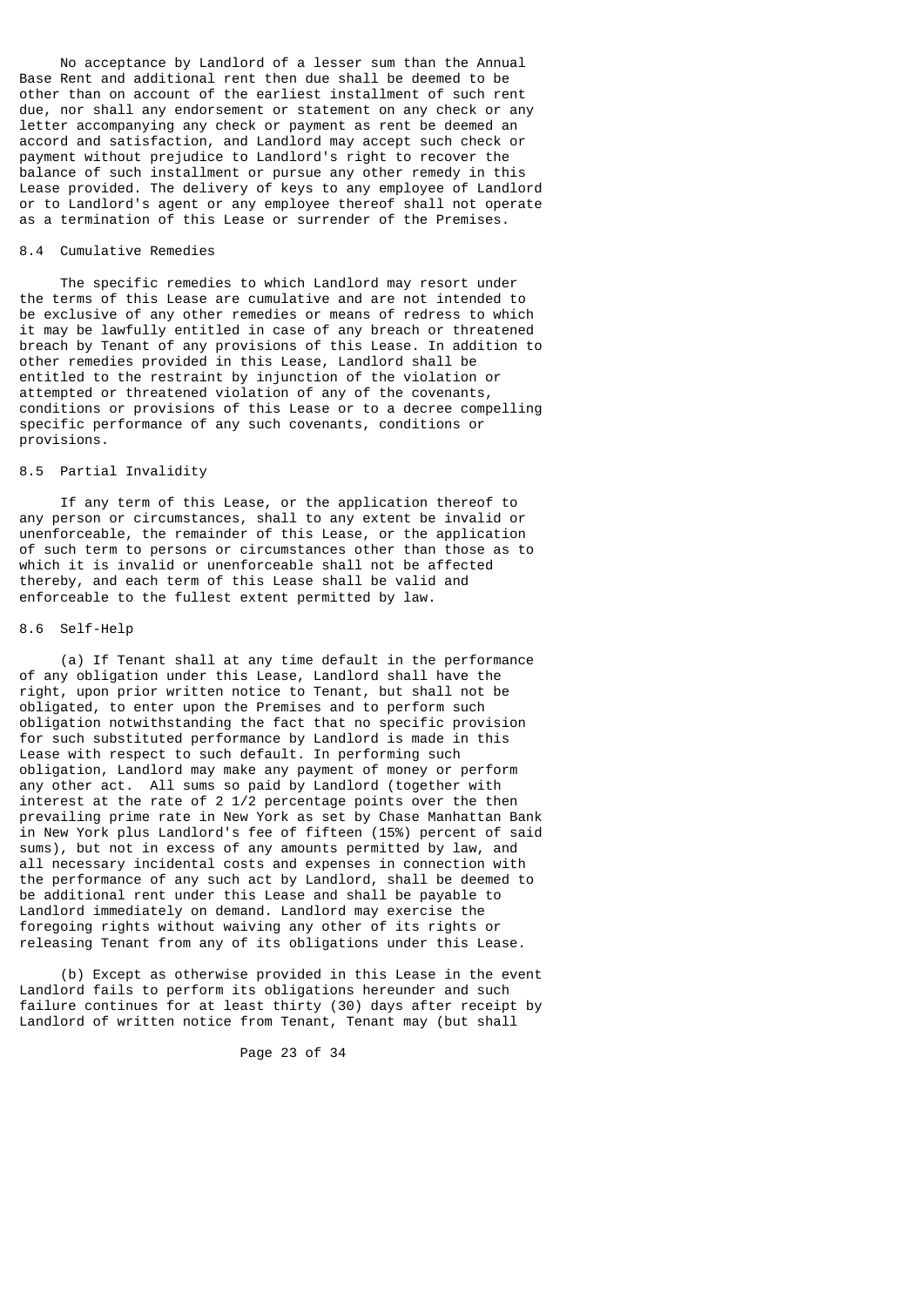No acceptance by Landlord of a lesser sum than the Annual Base Rent and additional rent then due shall be deemed to be other than on account of the earliest installment of such rent due, nor shall any endorsement or statement on any check or any letter accompanying any check or payment as rent be deemed an accord and satisfaction, and Landlord may accept such check or payment without prejudice to Landlord's right to recover the balance of such installment or pursue any other remedy in this Lease provided. The delivery of keys to any employee of Landlord or to Landlord's agent or any employee thereof shall not operate as a termination of this Lease or surrender of the Premises.

### 8.4 Cumulative Remedies

The specific remedies to which Landlord may resort under the terms of this Lease are cumulative and are not intended to be exclusive of any other remedies or means of redress to which it may be lawfully entitled in case of any breach or threatened breach by Tenant of any provisions of this Lease. In addition to other remedies provided in this Lease, Landlord shall be entitled to the restraint by injunction of the violation or attempted or threatened violation of any of the covenants, conditions or provisions of this Lease or to a decree compelling specific performance of any such covenants, conditions or provisions.

### 8.5 Partial Invalidity

If any term of this Lease, or the application thereof to any person or circumstances, shall to any extent be invalid or unenforceable, the remainder of this Lease, or the application of such term to persons or circumstances other than those as to which it is invalid or unenforceable shall not be affected thereby, and each term of this Lease shall be valid and enforceable to the fullest extent permitted by law.

### 8.6 Self-Help

(a) If Tenant shall at any time default in the performance of any obligation under this Lease, Landlord shall have the right, upon prior written notice to Tenant, but shall not be obligated, to enter upon the Premises and to perform such obligation notwithstanding the fact that no specific provision for such substituted performance by Landlord is made in this Lease with respect to such default. In performing such obligation, Landlord may make any payment of money or perform any other act. All sums so paid by Landlord (together with interest at the rate of 2 1/2 percentage points over the then prevailing prime rate in New York as set by Chase Manhattan Bank in New York plus Landlord's fee of fifteen (15%) percent of said sums), but not in excess of any amounts permitted by law, and all necessary incidental costs and expenses in connection with the performance of any such act by Landlord, shall be deemed to be additional rent under this Lease and shall be payable to Landlord immediately on demand. Landlord may exercise the foregoing rights without waiving any other of its rights or releasing Tenant from any of its obligations under this Lease.

(b) Except as otherwise provided in this Lease in the event Landlord fails to perform its obligations hereunder and such failure continues for at least thirty (30) days after receipt by Landlord of written notice from Tenant, Tenant may (but shall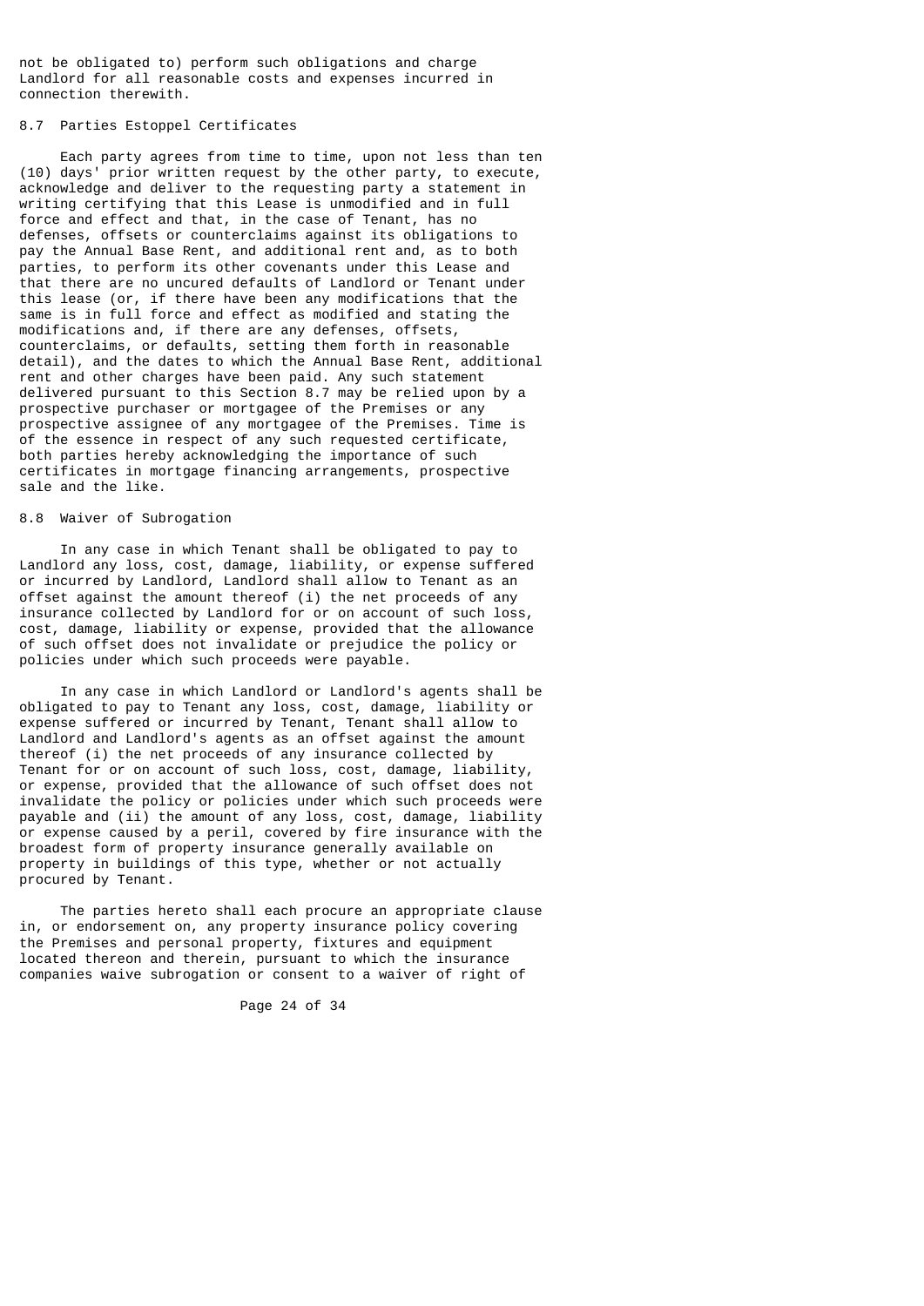not be obligated to) perform such obligations and charge Landlord for all reasonable costs and expenses incurred in connection therewith.

### 8.7 Parties Estoppel Certificates

Each party agrees from time to time, upon not less than ten (10) days' prior written request by the other party, to execute, acknowledge and deliver to the requesting party a statement in writing certifying that this Lease is unmodified and in full force and effect and that, in the case of Tenant, has no defenses, offsets or counterclaims against its obligations to pay the Annual Base Rent, and additional rent and, as to both parties, to perform its other covenants under this Lease and that there are no uncured defaults of Landlord or Tenant under this lease (or, if there have been any modifications that the same is in full force and effect as modified and stating the modifications and, if there are any defenses, offsets, counterclaims, or defaults, setting them forth in reasonable detail), and the dates to which the Annual Base Rent, additional rent and other charges have been paid. Any such statement delivered pursuant to this Section 8.7 may be relied upon by a prospective purchaser or mortgagee of the Premises or any prospective assignee of any mortgagee of the Premises. Time is of the essence in respect of any such requested certificate, both parties hereby acknowledging the importance of such certificates in mortgage financing arrangements, prospective sale and the like.

### 8.8 Waiver of Subrogation

In any case in which Tenant shall be obligated to pay to Landlord any loss, cost, damage, liability, or expense suffered or incurred by Landlord, Landlord shall allow to Tenant as an offset against the amount thereof (i) the net proceeds of any insurance collected by Landlord for or on account of such loss, cost, damage, liability or expense, provided that the allowance of such offset does not invalidate or prejudice the policy or policies under which such proceeds were payable.

In any case in which Landlord or Landlord's agents shall be obligated to pay to Tenant any loss, cost, damage, liability or expense suffered or incurred by Tenant, Tenant shall allow to Landlord and Landlord's agents as an offset against the amount thereof (i) the net proceeds of any insurance collected by Tenant for or on account of such loss, cost, damage, liability, or expense, provided that the allowance of such offset does not invalidate the policy or policies under which such proceeds were payable and (ii) the amount of any loss, cost, damage, liability or expense caused by a peril, covered by fire insurance with the broadest form of property insurance generally available on property in buildings of this type, whether or not actually procured by Tenant.

The parties hereto shall each procure an appropriate clause in, or endorsement on, any property insurance policy covering the Premises and personal property, fixtures and equipment located thereon and therein, pursuant to which the insurance companies waive subrogation or consent to a waiver of right of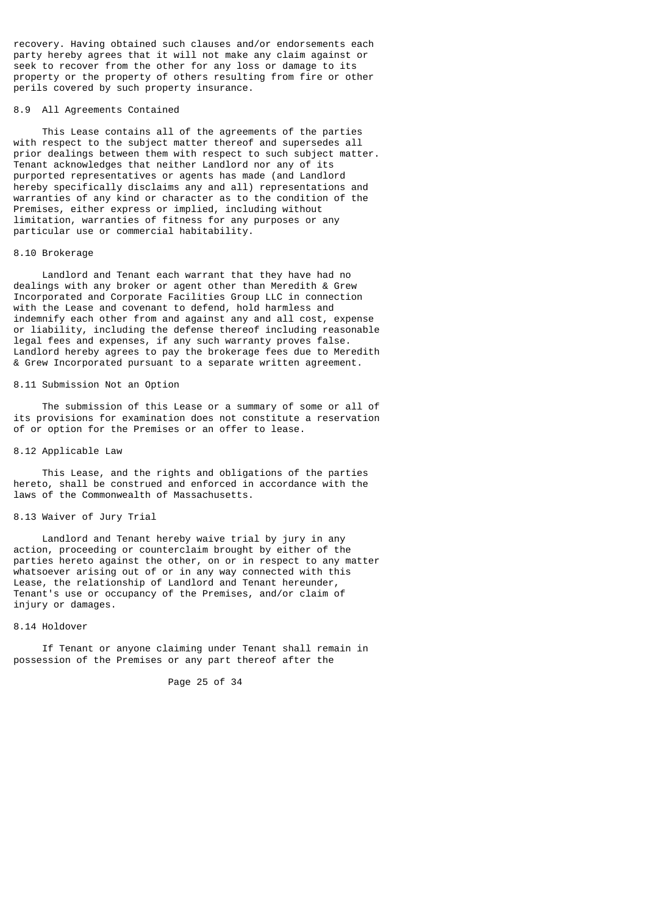recovery. Having obtained such clauses and/or endorsements each party hereby agrees that it will not make any claim against or seek to recover from the other for any loss or damage to its property or the property of others resulting from fire or other perils covered by such property insurance.

### 8.9 All Agreements Contained

This Lease contains all of the agreements of the parties with respect to the subject matter thereof and supersedes all prior dealings between them with respect to such subject matter. Tenant acknowledges that neither Landlord nor any of its purported representatives or agents has made (and Landlord hereby specifically disclaims any and all) representations and warranties of any kind or character as to the condition of the Premises, either express or implied, including without limitation, warranties of fitness for any purposes or any particular use or commercial habitability.

### 8.10 Brokerage

Landlord and Tenant each warrant that they have had no dealings with any broker or agent other than Meredith & Grew Incorporated and Corporate Facilities Group LLC in connection with the Lease and covenant to defend, hold harmless and indemnify each other from and against any and all cost, expense or liability, including the defense thereof including reasonable legal fees and expenses, if any such warranty proves false. Landlord hereby agrees to pay the brokerage fees due to Meredith & Grew Incorporated pursuant to a separate written agreement.

### 8.11 Submission Not an Option

The submission of this Lease or a summary of some or all of its provisions for examination does not constitute a reservation of or option for the Premises or an offer to lease.

### 8.12 Applicable Law

This Lease, and the rights and obligations of the parties hereto, shall be construed and enforced in accordance with the laws of the Commonwealth of Massachusetts.

### 8.13 Waiver of Jury Trial

Landlord and Tenant hereby waive trial by jury in any action, proceeding or counterclaim brought by either of the parties hereto against the other, on or in respect to any matter whatsoever arising out of or in any way connected with this Lease, the relationship of Landlord and Tenant hereunder, Tenant's use or occupancy of the Premises, and/or claim of injury or damages.

### 8.14 Holdover

If Tenant or anyone claiming under Tenant shall remain in possession of the Premises or any part thereof after the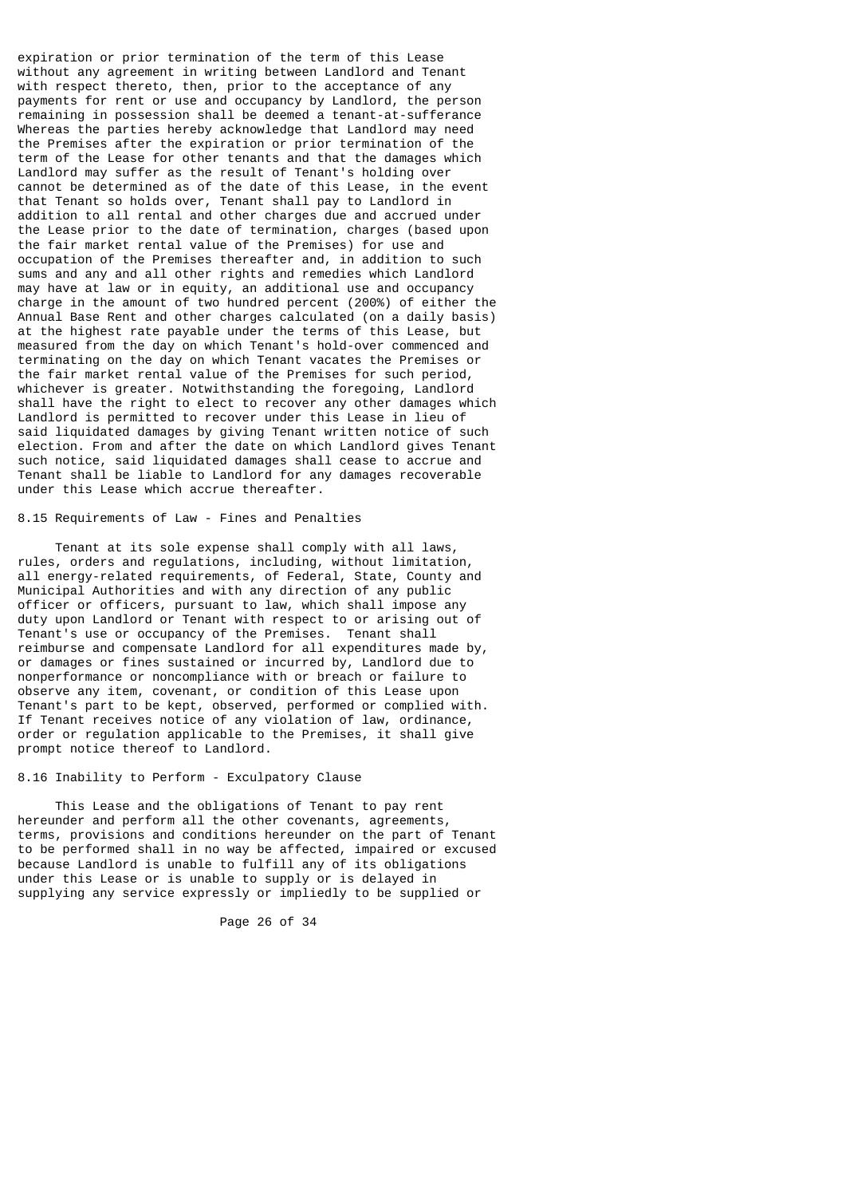expiration or prior termination of the term of this Lease without any agreement in writing between Landlord and Tenant with respect thereto, then, prior to the acceptance of any payments for rent or use and occupancy by Landlord, the person remaining in possession shall be deemed a tenant-at-sufferance Whereas the parties hereby acknowledge that Landlord may need the Premises after the expiration or prior termination of the term of the Lease for other tenants and that the damages which Landlord may suffer as the result of Tenant's holding over cannot be determined as of the date of this Lease, in the event that Tenant so holds over, Tenant shall pay to Landlord in addition to all rental and other charges due and accrued under the Lease prior to the date of termination, charges (based upon the fair market rental value of the Premises) for use and occupation of the Premises thereafter and, in addition to such sums and any and all other rights and remedies which Landlord may have at law or in equity, an additional use and occupancy charge in the amount of two hundred percent (200%) of either the Annual Base Rent and other charges calculated (on a daily basis) at the highest rate payable under the terms of this Lease, but measured from the day on which Tenant's hold-over commenced and terminating on the day on which Tenant vacates the Premises or the fair market rental value of the Premises for such period, whichever is greater. Notwithstanding the foregoing, Landlord shall have the right to elect to recover any other damages which Landlord is permitted to recover under this Lease in lieu of said liquidated damages by giving Tenant written notice of such election. From and after the date on which Landlord gives Tenant such notice, said liquidated damages shall cease to accrue and Tenant shall be liable to Landlord for any damages recoverable under this Lease which accrue thereafter.

8.15 Requirements of Law - Fines and Penalties

Tenant at its sole expense shall comply with all laws, rules, orders and regulations, including, without limitation, all energy-related requirements, of Federal, State, County and Municipal Authorities and with any direction of any public officer or officers, pursuant to law, which shall impose any duty upon Landlord or Tenant with respect to or arising out of Tenant's use or occupancy of the Premises. Tenant shall reimburse and compensate Landlord for all expenditures made by, or damages or fines sustained or incurred by, Landlord due to nonperformance or noncompliance with or breach or failure to observe any item, covenant, or condition of this Lease upon Tenant's part to be kept, observed, performed or complied with. If Tenant receives notice of any violation of law, ordinance, order or regulation applicable to the Premises, it shall give prompt notice thereof to Landlord.

8.16 Inability to Perform - Exculpatory Clause

This Lease and the obligations of Tenant to pay rent hereunder and perform all the other covenants, agreements, terms, provisions and conditions hereunder on the part of Tenant to be performed shall in no way be affected, impaired or excused because Landlord is unable to fulfill any of its obligations under this Lease or is unable to supply or is delayed in supplying any service expressly or impliedly to be supplied or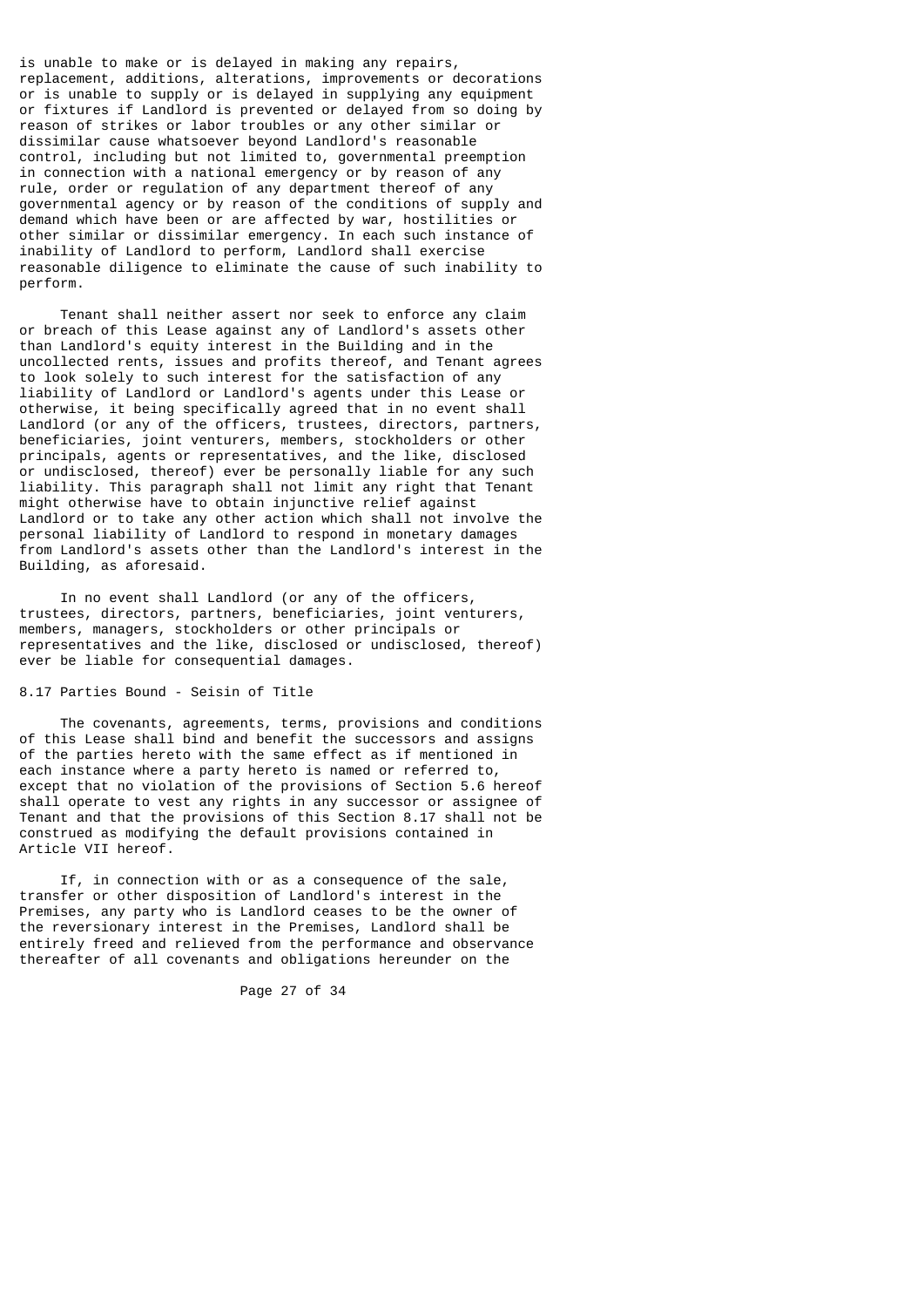is unable to make or is delayed in making any repairs, replacement, additions, alterations, improvements or decorations or is unable to supply or is delayed in supplying any equipment or fixtures if Landlord is prevented or delayed from so doing by reason of strikes or labor troubles or any other similar or dissimilar cause whatsoever beyond Landlord's reasonable control, including but not limited to, governmental preemption in connection with a national emergency or by reason of any rule, order or regulation of any department thereof of any governmental agency or by reason of the conditions of supply and demand which have been or are affected by war, hostilities or other similar or dissimilar emergency. In each such instance of inability of Landlord to perform, Landlord shall exercise reasonable diligence to eliminate the cause of such inability to perform.

Tenant shall neither assert nor seek to enforce any claim or breach of this Lease against any of Landlord's assets other than Landlord's equity interest in the Building and in the uncollected rents, issues and profits thereof, and Tenant agrees to look solely to such interest for the satisfaction of any liability of Landlord or Landlord's agents under this Lease or otherwise, it being specifically agreed that in no event shall Landlord (or any of the officers, trustees, directors, partners, beneficiaries, joint venturers, members, stockholders or other principals, agents or representatives, and the like, disclosed or undisclosed, thereof) ever be personally liable for any such liability. This paragraph shall not limit any right that Tenant might otherwise have to obtain injunctive relief against Landlord or to take any other action which shall not involve the personal liability of Landlord to respond in monetary damages from Landlord's assets other than the Landlord's interest in the Building, as aforesaid.

In no event shall Landlord (or any of the officers, trustees, directors, partners, beneficiaries, joint venturers, members, managers, stockholders or other principals or representatives and the like, disclosed or undisclosed, thereof) ever be liable for consequential damages.

### 8.17 Parties Bound - Seisin of Title

The covenants, agreements, terms, provisions and conditions of this Lease shall bind and benefit the successors and assigns of the parties hereto with the same effect as if mentioned in each instance where a party hereto is named or referred to, except that no violation of the provisions of Section 5.6 hereof shall operate to vest any rights in any successor or assignee of Tenant and that the provisions of this Section 8.17 shall not be construed as modifying the default provisions contained in Article VII hereof.

If, in connection with or as a consequence of the sale, transfer or other disposition of Landlord's interest in the Premises, any party who is Landlord ceases to be the owner of the reversionary interest in the Premises, Landlord shall be entirely freed and relieved from the performance and observance thereafter of all covenants and obligations hereunder on the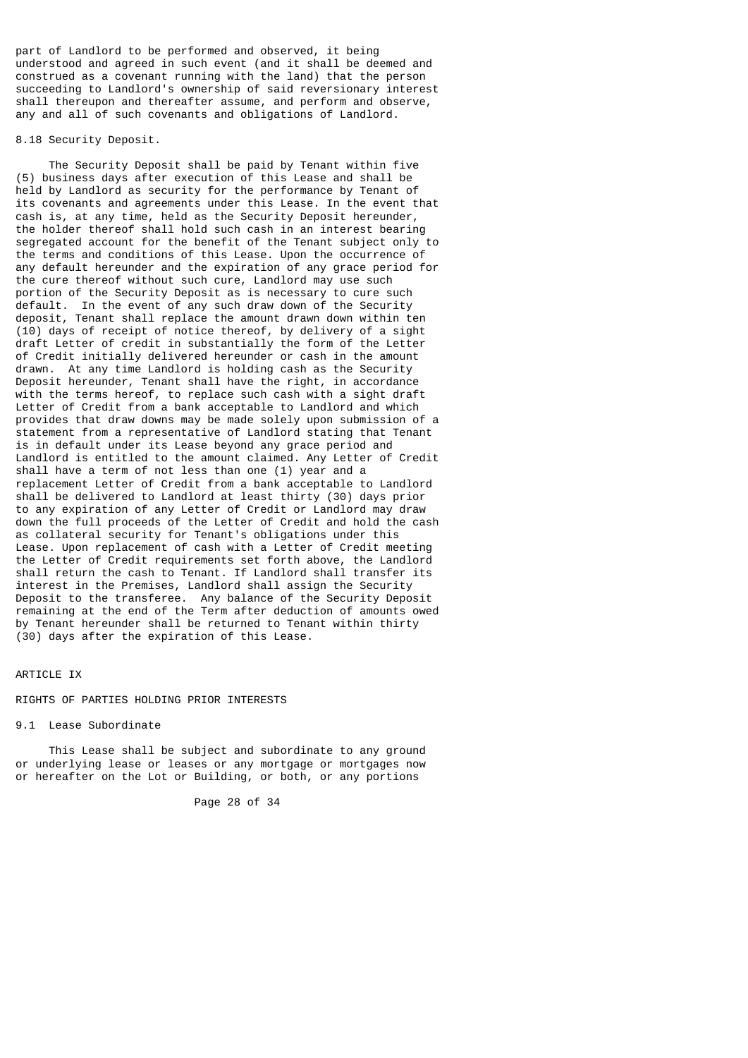part of Landlord to be performed and observed, it being understood and agreed in such event (and it shall be deemed and construed as a covenant running with the land) that the person succeeding to Landlord's ownership of said reversionary interest shall thereupon and thereafter assume, and perform and observe, any and all of such covenants and obligations of Landlord.

8.18 Security Deposit.

The Security Deposit shall be paid by Tenant within five (5) business days after execution of this Lease and shall be held by Landlord as security for the performance by Tenant of its covenants and agreements under this Lease. In the event that cash is, at any time, held as the Security Deposit hereunder, the holder thereof shall hold such cash in an interest bearing segregated account for the benefit of the Tenant subject only to the terms and conditions of this Lease. Upon the occurrence of any default hereunder and the expiration of any grace period for the cure thereof without such cure, Landlord may use such portion of the Security Deposit as is necessary to cure such default. In the event of any such draw down of the Security deposit, Tenant shall replace the amount drawn down within ten (10) days of receipt of notice thereof, by delivery of a sight draft Letter of credit in substantially the form of the Letter of Credit initially delivered hereunder or cash in the amount drawn. At any time Landlord is holding cash as the Security Deposit hereunder, Tenant shall have the right, in accordance with the terms hereof, to replace such cash with a sight draft Letter of Credit from a bank acceptable to Landlord and which provides that draw downs may be made solely upon submission of a statement from a representative of Landlord stating that Tenant is in default under its Lease beyond any grace period and Landlord is entitled to the amount claimed. Any Letter of Credit shall have a term of not less than one (1) year and a replacement Letter of Credit from a bank acceptable to Landlord shall be delivered to Landlord at least thirty (30) days prior to any expiration of any Letter of Credit or Landlord may draw down the full proceeds of the Letter of Credit and hold the cash as collateral security for Tenant's obligations under this Lease. Upon replacement of cash with a Letter of Credit meeting the Letter of Credit requirements set forth above, the Landlord shall return the cash to Tenant. If Landlord shall transfer its interest in the Premises, Landlord shall assign the Security Deposit to the transferee. Any balance of the Security Deposit remaining at the end of the Term after deduction of amounts owed by Tenant hereunder shall be returned to Tenant within thirty (30) days after the expiration of this Lease.

ARTICLE IX

RIGHTS OF PARTIES HOLDING PRIOR INTERESTS

9.1 Lease Subordinate

This Lease shall be subject and subordinate to any ground or underlying lease or leases or any mortgage or mortgages now or hereafter on the Lot or Building, or both, or any portions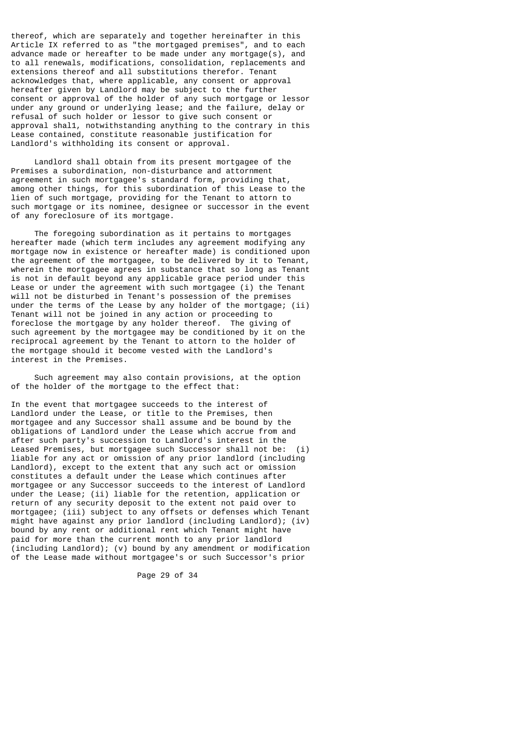thereof, which are separately and together hereinafter in this Article IX referred to as "the mortgaged premises", and to each advance made or hereafter to be made under any mortgage(s), and to all renewals, modifications, consolidation, replacements and extensions thereof and all substitutions therefor. Tenant acknowledges that, where applicable, any consent or approval hereafter given by Landlord may be subject to the further consent or approval of the holder of any such mortgage or lessor under any ground or underlying lease; and the failure, delay or refusal of such holder or lessor to give such consent or approval shal1, notwithstanding anything to the contrary in this Lease contained, constitute reasonable justification for Landlord's withholding its consent or approval.

Landlord shall obtain from its present mortgagee of the Premises a subordination, non-disturbance and attornment agreement in such mortgagee's standard form, providing that, among other things, for this subordination of this Lease to the lien of such mortgage, providing for the Tenant to attorn to such mortgage or its nominee, designee or successor in the event of any foreclosure of its mortgage.

The foregoing subordination as it pertains to mortgages hereafter made (which term includes any agreement modifying any mortgage now in existence or hereafter made) is conditioned upon the agreement of the mortgagee, to be delivered by it to Tenant, wherein the mortgagee agrees in substance that so long as Tenant is not in default beyond any applicable grace period under this Lease or under the agreement with such mortgagee (i) the Tenant will not be disturbed in Tenant's possession of the premises under the terms of the Lease by any holder of the mortgage; (ii) Tenant will not be joined in any action or proceeding to foreclose the mortgage by any holder thereof. The giving of such agreement by the mortgagee may be conditioned by it on the reciprocal agreement by the Tenant to attorn to the holder of the mortgage should it become vested with the Landlord's interest in the Premises.

Such agreement may also contain provisions, at the option of the holder of the mortgage to the effect that:

In the event that mortgagee succeeds to the interest of Landlord under the Lease, or title to the Premises, then mortgagee and any Successor shall assume and be bound by the obligations of Landlord under the Lease which accrue from and after such party's succession to Landlord's interest in the Leased Premises, but mortgagee such Successor shall not be: (i) liable for any act or omission of any prior landlord (including Landlord), except to the extent that any such act or omission constitutes a default under the Lease which continues after mortgagee or any Successor succeeds to the interest of Landlord under the Lease; (ii) liable for the retention, application or return of any security deposit to the extent not paid over to mortgagee; (iii) subject to any offsets or defenses which Tenant might have against any prior landlord (including Landlord); (iv) bound by any rent or additional rent which Tenant might have paid for more than the current month to any prior landlord (including Landlord); (v) bound by any amendment or modification of the Lease made without mortgagee's or such Successor's prior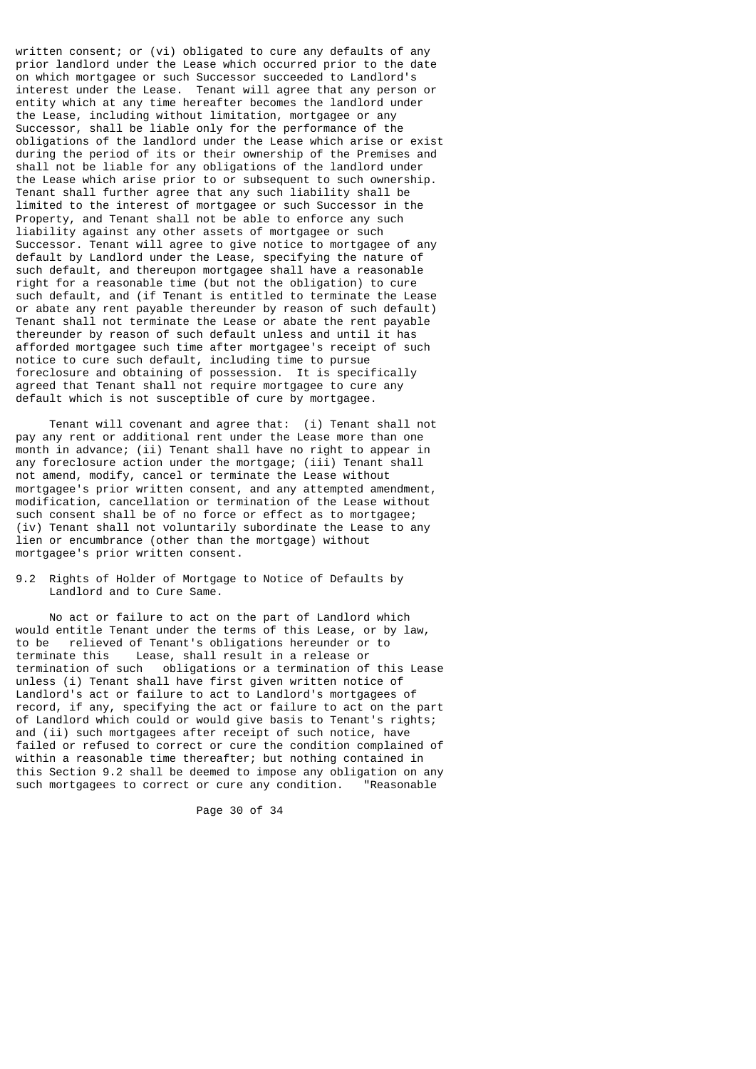written consent; or (vi) obligated to cure any defaults of any prior landlord under the Lease which occurred prior to the date on which mortgagee or such Successor succeeded to Landlord's interest under the Lease. Tenant will agree that any person or entity which at any time hereafter becomes the landlord under the Lease, including without limitation, mortgagee or any Successor, shall be liable only for the performance of the obligations of the landlord under the Lease which arise or exist during the period of its or their ownership of the Premises and shall not be liable for any obligations of the landlord under the Lease which arise prior to or subsequent to such ownership. Tenant shall further agree that any such liability shall be limited to the interest of mortgagee or such Successor in the Property, and Tenant shall not be able to enforce any such liability against any other assets of mortgagee or such Successor. Tenant will agree to give notice to mortgagee of any default by Landlord under the Lease, specifying the nature of such default, and thereupon mortgagee shall have a reasonable right for a reasonable time (but not the obligation) to cure such default, and (if Tenant is entitled to terminate the Lease or abate any rent payable thereunder by reason of such default) Tenant shall not terminate the Lease or abate the rent payable thereunder by reason of such default unless and until it has afforded mortgagee such time after mortgagee's receipt of such notice to cure such default, including time to pursue foreclosure and obtaining of possession. It is specifically agreed that Tenant shall not require mortgagee to cure any default which is not susceptible of cure by mortgagee.

Tenant will covenant and agree that: (i) Tenant shall not pay any rent or additional rent under the Lease more than one month in advance; (ii) Tenant shall have no right to appear in any foreclosure action under the mortgage; (iii) Tenant shall not amend, modify, cancel or terminate the Lease without mortgagee's prior written consent, and any attempted amendment, modification, cancellation or termination of the Lease without such consent shall be of no force or effect as to mortgagee; (iv) Tenant shall not voluntarily subordinate the Lease to any lien or encumbrance (other than the mortgage) without mortgagee's prior written consent.

## 9.2 Rights of Holder of Mortgage to Notice of Defaults by Landlord and to Cure Same.

No act or failure to act on the part of Landlord which would entitle Tenant under the terms of this Lease, or by law, to be relieved of Tenant's obligations hereunder or to terminate this Lease, shall result in a release or termination of such obligations or a termination of this Lease unless (i) Tenant shall have first given written notice of Landlord's act or failure to act to Landlord's mortgagees of record, if any, specifying the act or failure to act on the part of Landlord which could or would give basis to Tenant's rights; and (ii) such mortgagees after receipt of such notice, have failed or refused to correct or cure the condition complained of within a reasonable time thereafter; but nothing contained in this Section 9.2 shall be deemed to impose any obligation on any such mortgagees to correct or cure any condition. "Reasonable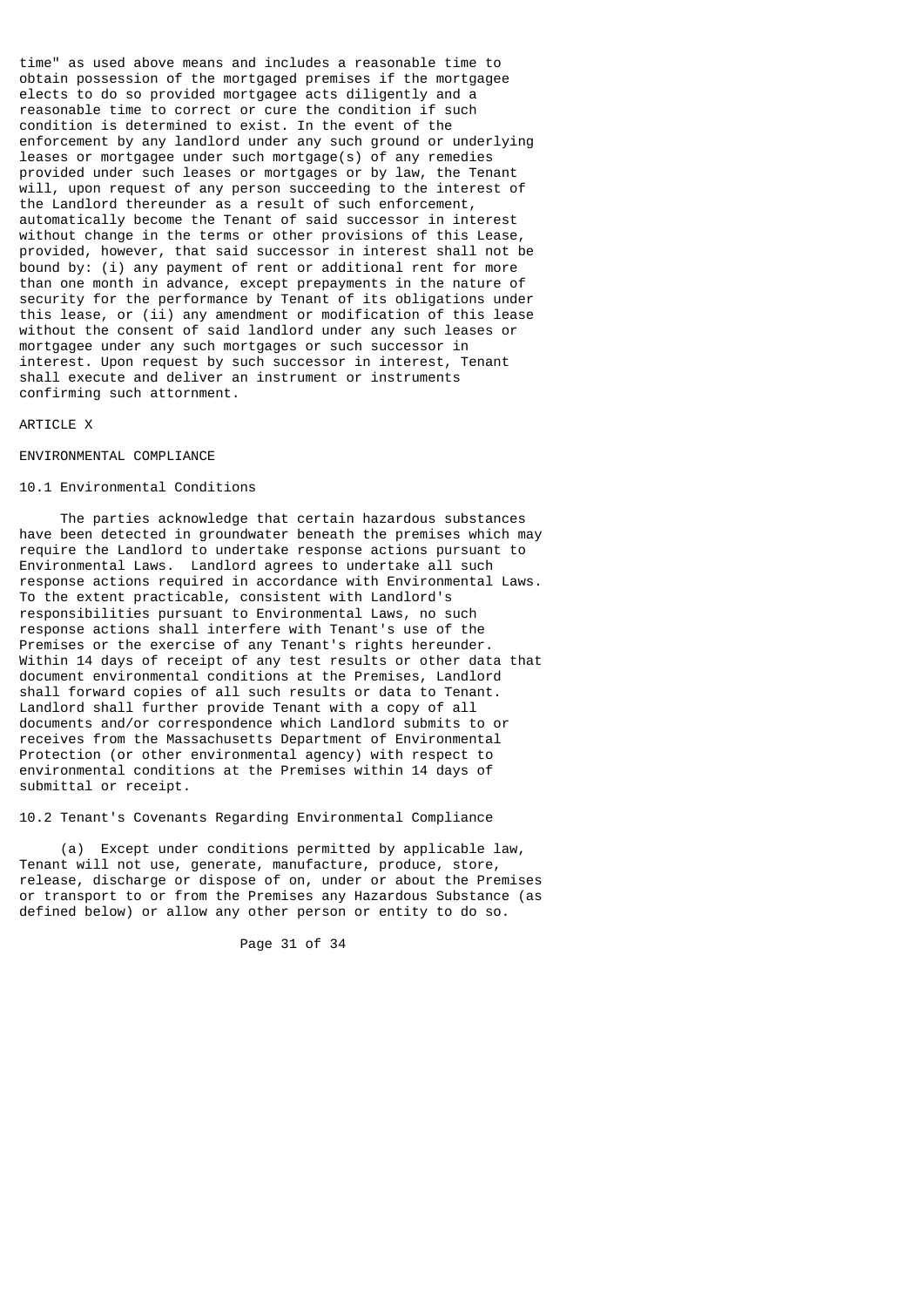time" as used above means and includes a reasonable time to obtain possession of the mortgaged premises if the mortgagee elects to do so provided mortgagee acts diligently and a reasonable time to correct or cure the condition if such condition is determined to exist. In the event of the enforcement by any landlord under any such ground or underlying leases or mortgagee under such mortgage(s) of any remedies provided under such leases or mortgages or by law, the Tenant will, upon request of any person succeeding to the interest of the Landlord thereunder as a result of such enforcement, automatically become the Tenant of said successor in interest without change in the terms or other provisions of this Lease, provided, however, that said successor in interest shall not be bound by: (i) any payment of rent or additional rent for more than one month in advance, except prepayments in the nature of security for the performance by Tenant of its obligations under this lease, or (ii) any amendment or modification of this lease without the consent of said landlord under any such leases or mortgagee under any such mortgages or such successor in interest. Upon request by such successor in interest, Tenant shall execute and deliver an instrument or instruments confirming such attornment.

# ARTICLE X

## ENVIRONMENTAL COMPLIANCE

### 10.1 Environmental Conditions

The parties acknowledge that certain hazardous substances have been detected in groundwater beneath the premises which may require the Landlord to undertake response actions pursuant to Environmental Laws. Landlord agrees to undertake all such response actions required in accordance with Environmental Laws. To the extent practicable, consistent with Landlord's responsibilities pursuant to Environmental Laws, no such response actions shall interfere with Tenant's use of the Premises or the exercise of any Tenant's rights hereunder. Within 14 days of receipt of any test results or other data that document environmental conditions at the Premises, Landlord shall forward copies of all such results or data to Tenant. Landlord shall further provide Tenant with a copy of all documents and/or correspondence which Landlord submits to or receives from the Massachusetts Department of Environmental Protection (or other environmental agency) with respect to environmental conditions at the Premises within 14 days of submittal or receipt.

### 10.2 Tenant's Covenants Regarding Environmental Compliance

(a) Except under conditions permitted by applicable law, Tenant will not use, generate, manufacture, produce, store, release, discharge or dispose of on, under or about the Premises or transport to or from the Premises any Hazardous Substance (as defined below) or allow any other person or entity to do so.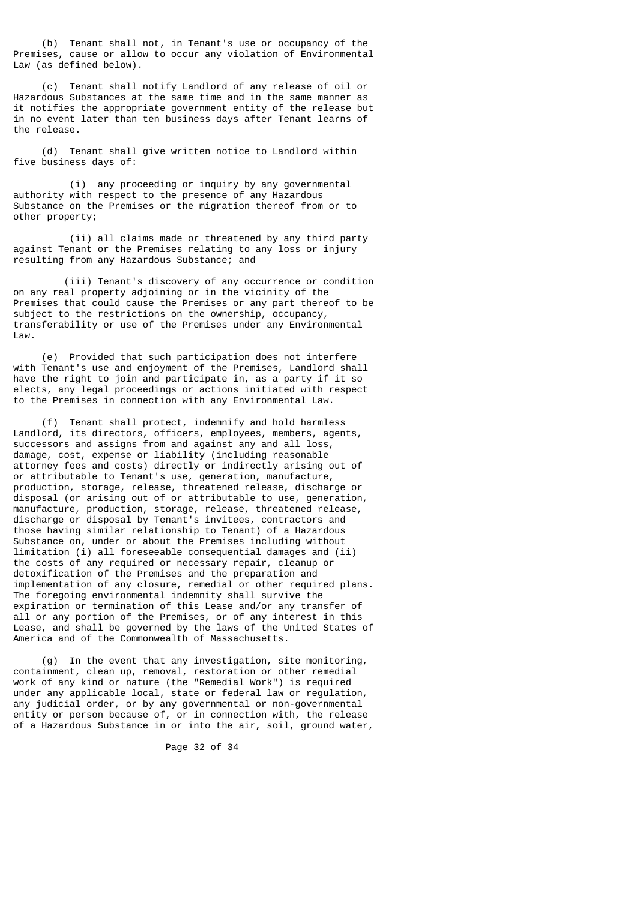(b) Tenant shall not, in Tenant's use or occupancy of the Premises, cause or allow to occur any violation of Environmental Law (as defined below).

(c) Tenant shall notify Landlord of any release of oil or Hazardous Substances at the same time and in the same manner as it notifies the appropriate government entity of the release but in no event later than ten business days after Tenant learns of the release.

(d) Tenant shall give written notice to Landlord within five business days of:

(i) any proceeding or inquiry by any governmental authority with respect to the presence of any Hazardous Substance on the Premises or the migration thereof from or to other property;

(ii) all claims made or threatened by any third party against Tenant or the Premises relating to any loss or injury resulting from any Hazardous Substance; and

(iii) Tenant's discovery of any occurrence or condition on any real property adjoining or in the vicinity of the Premises that could cause the Premises or any part thereof to be subject to the restrictions on the ownership, occupancy, transferability or use of the Premises under any Environmental Law.

(e) Provided that such participation does not interfere with Tenant's use and enjoyment of the Premises, Landlord shall have the right to join and participate in, as a party if it so elects, any legal proceedings or actions initiated with respect to the Premises in connection with any Environmental Law.

(f) Tenant shall protect, indemnify and hold harmless Landlord, its directors, officers, employees, members, agents, successors and assigns from and against any and all loss, damage, cost, expense or liability (including reasonable attorney fees and costs) directly or indirectly arising out of or attributable to Tenant's use, generation, manufacture, production, storage, release, threatened release, discharge or disposal (or arising out of or attributable to use, generation, manufacture, production, storage, release, threatened release, discharge or disposal by Tenant's invitees, contractors and those having similar relationship to Tenant) of a Hazardous Substance on, under or about the Premises including without limitation (i) all foreseeable consequential damages and (ii) the costs of any required or necessary repair, cleanup or detoxification of the Premises and the preparation and implementation of any closure, remedial or other required plans. The foregoing environmental indemnity shall survive the expiration or termination of this Lease and/or any transfer of all or any portion of the Premises, or of any interest in this Lease, and shall be governed by the laws of the United States of America and of the Commonwealth of Massachusetts.

(g) In the event that any investigation, site monitoring, containment, clean up, removal, restoration or other remedial work of any kind or nature (the "Remedial Work") is required under any applicable local, state or federal law or regulation, any judicial order, or by any governmental or non-governmental entity or person because of, or in connection with, the release of a Hazardous Substance in or into the air, soil, ground water,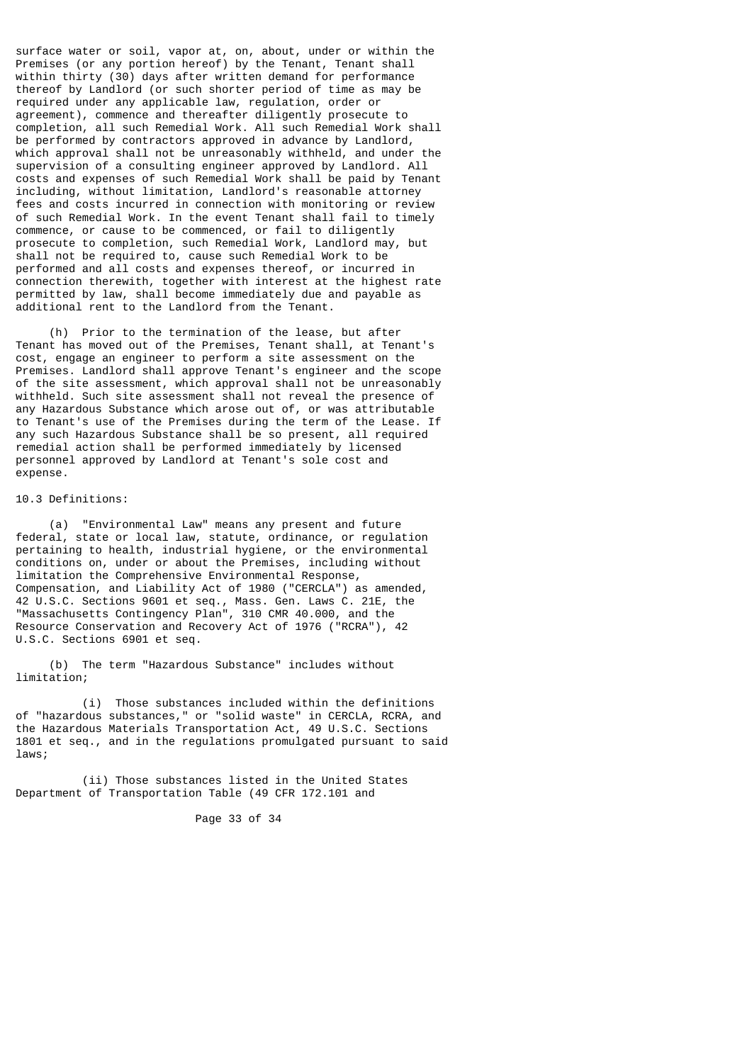surface water or soil, vapor at, on, about, under or within the Premises (or any portion hereof) by the Tenant, Tenant shall within thirty (30) days after written demand for performance thereof by Landlord (or such shorter period of time as may be required under any applicable law, regulation, order or agreement), commence and thereafter diligently prosecute to completion, all such Remedial Work. All such Remedial Work shall be performed by contractors approved in advance by Landlord, which approval shall not be unreasonably withheld, and under the supervision of a consulting engineer approved by Landlord. All costs and expenses of such Remedial Work shall be paid by Tenant including, without limitation, Landlord's reasonable attorney fees and costs incurred in connection with monitoring or review of such Remedial Work. In the event Tenant shall fail to timely commence, or cause to be commenced, or fail to diligently prosecute to completion, such Remedial Work, Landlord may, but shall not be required to, cause such Remedial Work to be performed and all costs and expenses thereof, or incurred in connection therewith, together with interest at the highest rate permitted by law, shall become immediately due and payable as additional rent to the Landlord from the Tenant.

(h) Prior to the termination of the lease, but after Tenant has moved out of the Premises, Tenant shall, at Tenant's cost, engage an engineer to perform a site assessment on the Premises. Landlord shall approve Tenant's engineer and the scope of the site assessment, which approval shall not be unreasonably withheld. Such site assessment shall not reveal the presence of any Hazardous Substance which arose out of, or was attributable to Tenant's use of the Premises during the term of the Lease. If any such Hazardous Substance shall be so present, all required remedial action shall be performed immediately by licensed personnel approved by Landlord at Tenant's sole cost and expense.

10.3 Definitions:

(a) "Environmental Law" means any present and future federal, state or local law, statute, ordinance, or regulation pertaining to health, industrial hygiene, or the environmental conditions on, under or about the Premises, including without limitation the Comprehensive Environmental Response, Compensation, and Liability Act of 1980 ("CERCLA") as amended, 42 U.S.C. Sections 9601 et seq., Mass. Gen. Laws C. 21E, the "Massachusetts Contingency Plan", 310 CMR 40.000, and the Resource Conservation and Recovery Act of 1976 ("RCRA"), 42 U.S.C. Sections 6901 et seq.

(b) The term "Hazardous Substance" includes without limitation;

(i) Those substances included within the definitions of "hazardous substances," or "solid waste" in CERCLA, RCRA, and the Hazardous Materials Transportation Act, 49 U.S.C. Sections 1801 et seq., and in the regulations promulgated pursuant to said laws;

(ii) Those substances listed in the United States Department of Transportation Table (49 CFR 172.101 and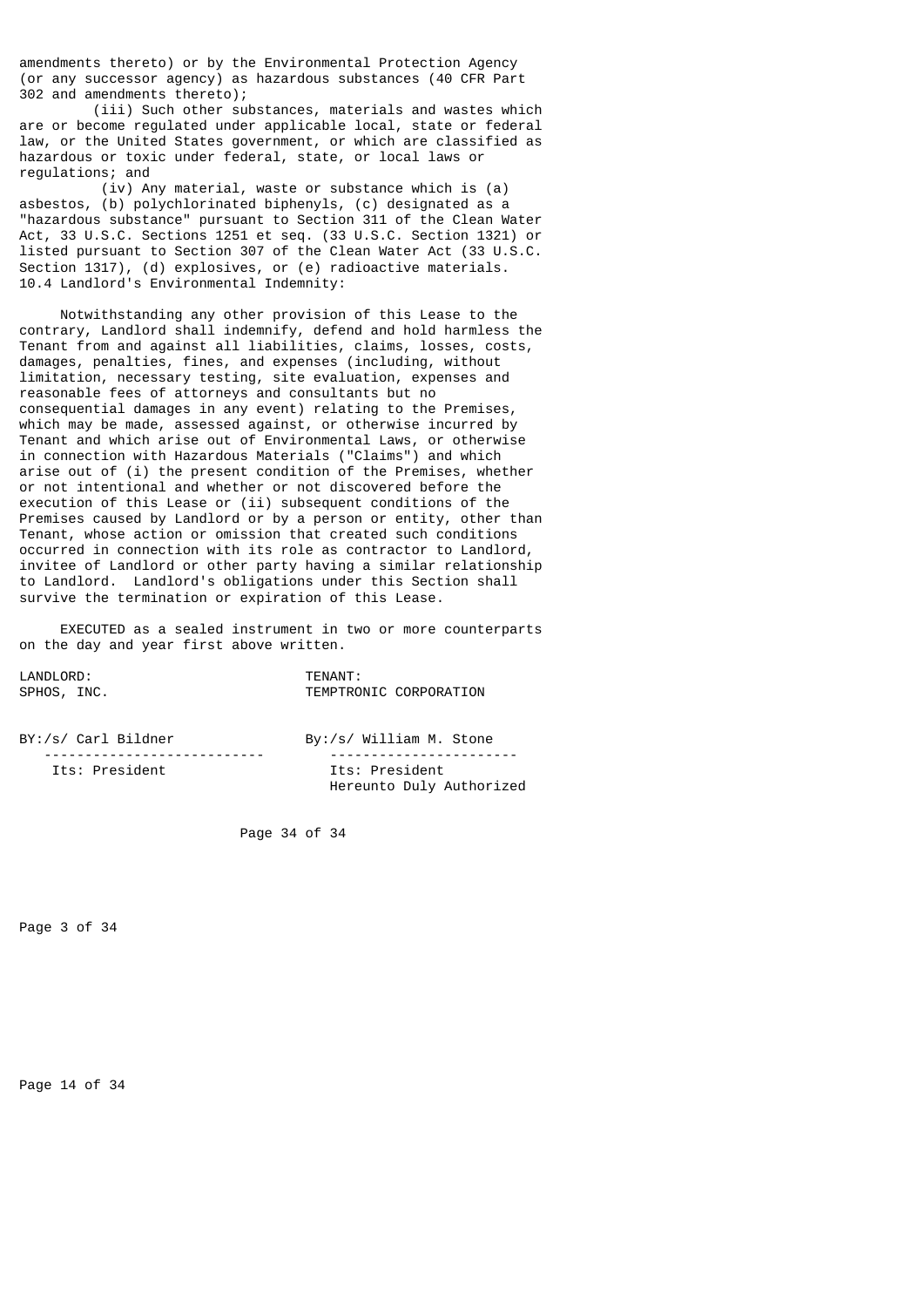amendments thereto) or by the Environmental Protection Agency (or any successor agency) as hazardous substances (40 CFR Part 302 and amendments thereto);

(iii) Such other substances, materials and wastes which are or become regulated under applicable local, state or federal law, or the United States government, or which are classified as hazardous or toxic under federal, state, or local laws or regulations; and

(iv) Any material, waste or substance which is (a) asbestos, (b) polychlorinated biphenyls, (c) designated as a "hazardous substance" pursuant to Section 311 of the Clean Water Act, 33 U.S.C. Sections 1251 et seq. (33 U.S.C. Section 1321) or listed pursuant to Section 307 of the Clean Water Act (33 U.S.C. Section 1317), (d) explosives, or (e) radioactive materials.

10.4 Landlord's Environmental Indemnity:

Notwithstanding any other provision of this Lease to the contrary, Landlord shall indemnify, defend and hold harmless the Tenant from and against all liabilities, claims, losses, costs, damages, penalties, fines, and expenses (including, without limitation, necessary testing, site evaluation, expenses and reasonable fees of attorneys and consultants but no consequential damages in any event) relating to the Premises, which may be made, assessed against, or otherwise incurred by Tenant and which arise out of Environmental Laws, or otherwise in connection with Hazardous Materials ("Claims") and which arise out of (i) the present condition of the Premises, whether or not intentional and whether or not discovered before the execution of this Lease or (ii) subsequent conditions of the Premises caused by Landlord or by a person or entity, other than Tenant, whose action or omission that created such conditions occurred in connection with its role as contractor to Landlord, invitee of Landlord or other party having a similar relationship to Landlord. Landlord's obligations under this Section shall survive the termination or expiration of this Lease.

EXECUTED as a sealed instrument in two or more counterparts on the day and year first above written.

| LANDLORD: | TENANT: |
|---|---|
| SPHOS, INC. | TEMPTRONIC CORPORATION |
| BY:/s/ Carl Bildner | By:/s/ William M. Stone |
| Its: President | Its: President<br>Hereunto Duly Authorized |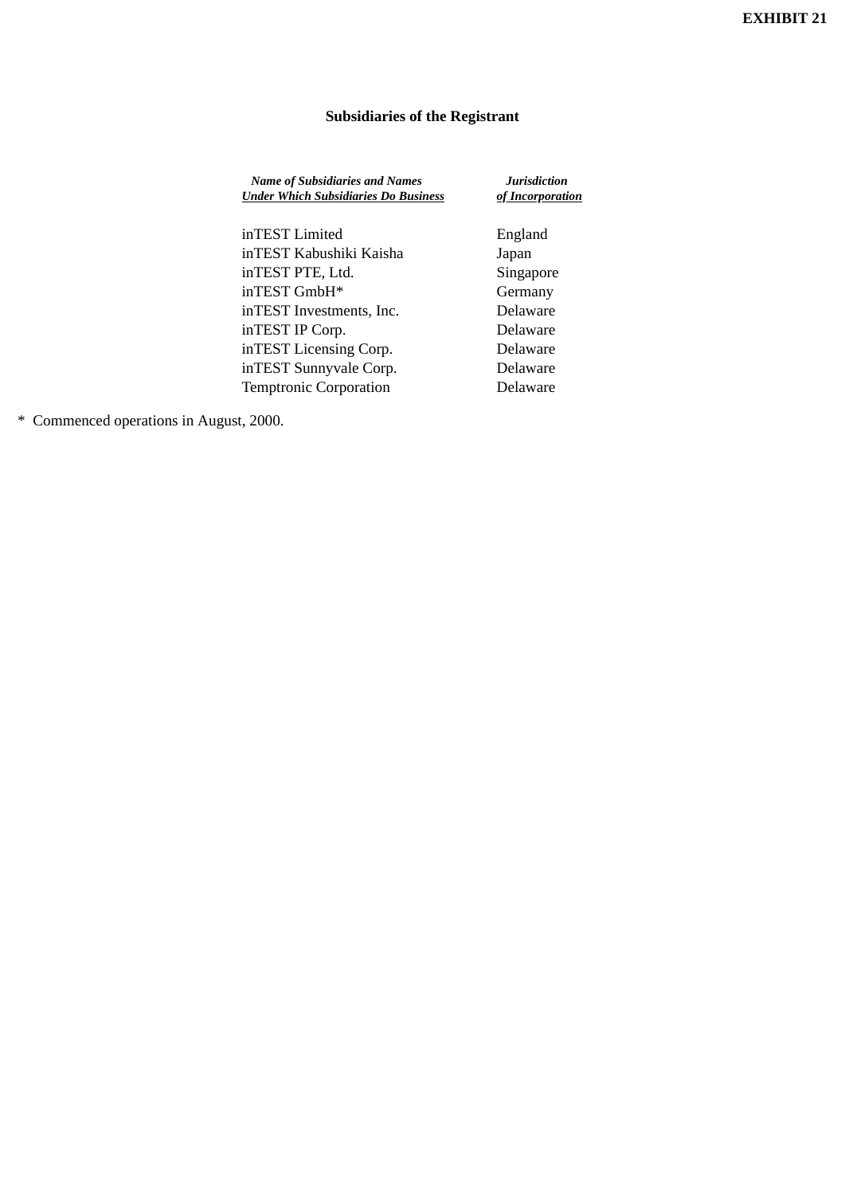**EXHIBIT 21**

## Subsidiaries of the Registrant

| ***Name of Subsidiaries and Names Under Which Subsidiaries Do Business*** | ***Jurisdiction of Incorporation*** |
|---|---|
| inTEST Limited | England |
| inTEST Kabushiki Kaisha | Japan |
| inTEST PTE, Ltd. | Singapore |
| inTEST GmbH* | Germany |
| inTEST Investments, Inc. | Delaware |
| inTEST IP Corp. | Delaware |
| inTEST Licensing Corp. | Delaware |
| inTEST Sunnyvale Corp. | Delaware |
| Temptronic Corporation | Delaware |

* Commenced operations in August, 2000.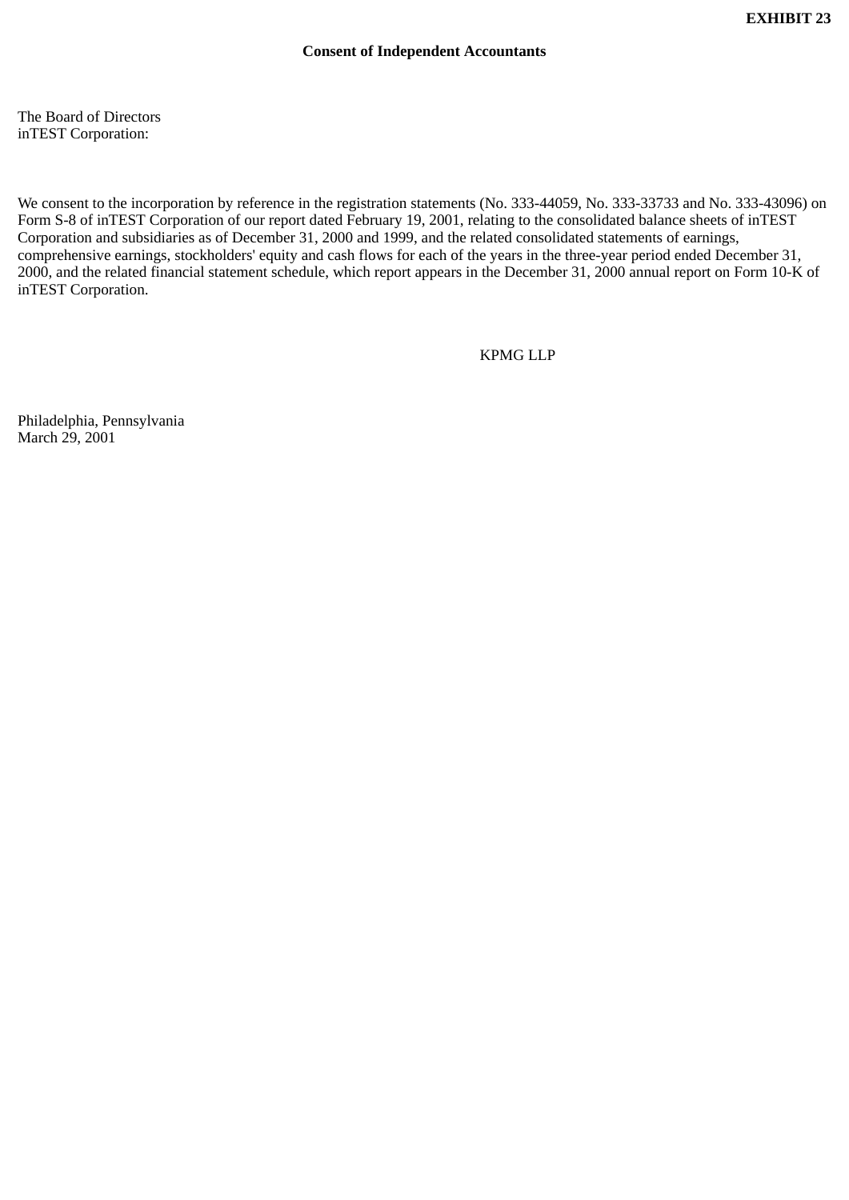**EXHIBIT 23**

**Consent of Independent Accountants**

The Board of Directors
inTEST Corporation:

We consent to the incorporation by reference in the registration statements (No. 333-44059, No. 333-33733 and No. 333-43096) on Form S-8 of inTEST Corporation of our report dated February 19, 2001, relating to the consolidated balance sheets of inTEST Corporation and subsidiaries as of December 31, 2000 and 1999, and the related consolidated statements of earnings, comprehensive earnings, stockholders' equity and cash flows for each of the years in the three-year period ended December 31, 2000, and the related financial statement schedule, which report appears in the December 31, 2000 annual report on Form 10-K of inTEST Corporation.

KPMG LLP

Philadelphia, Pennsylvania
March 29, 2001